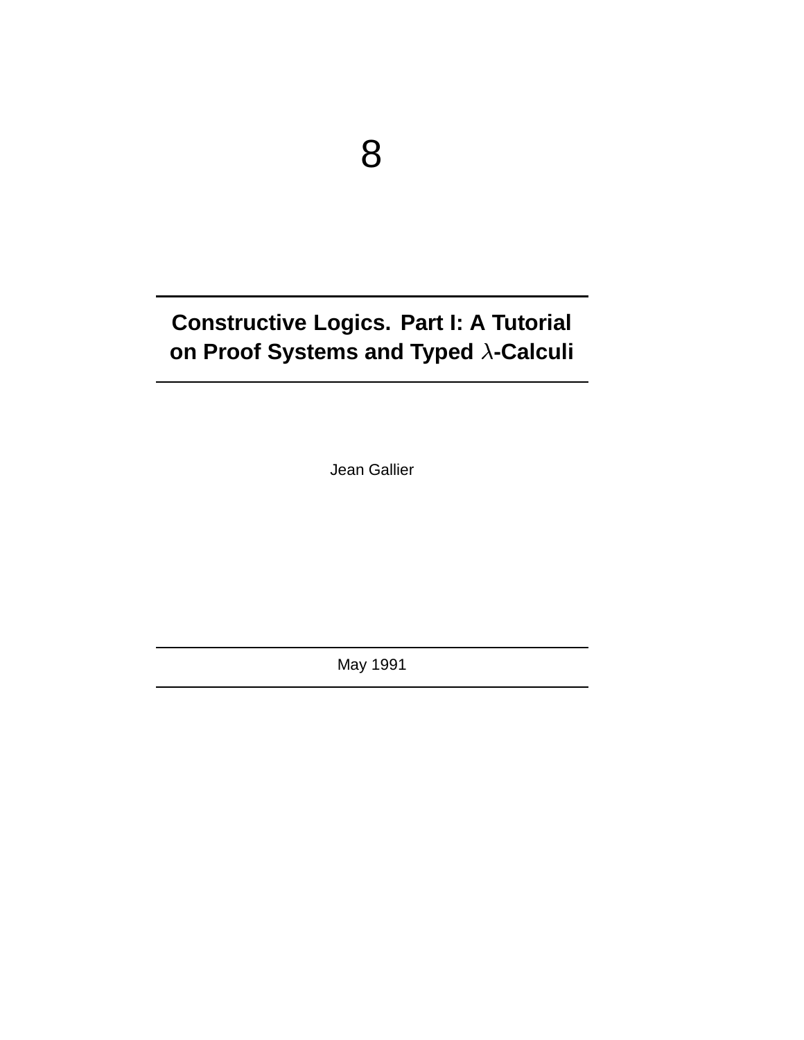8

# Constructive Logics. Part I: A Tutorial on Proof Systems and Typed $\lambda$-Calculi

Jean Gallier

May 1991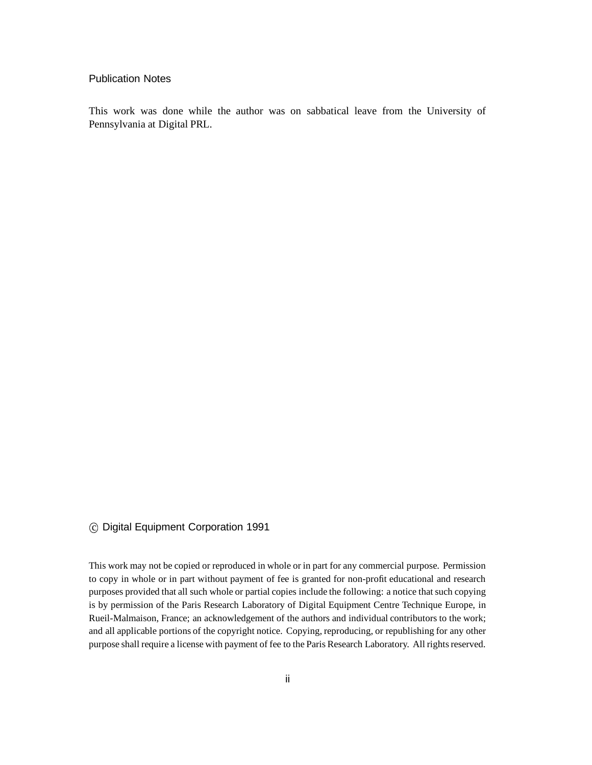## Publication Notes

This work was done while the author was on sabbatical leave from the University of Pennsylvania at Digital PRL.

© Digital Equipment Corporation 1991

This work may not be copied or reproduced in whole or in part for any commercial purpose. Permission to copy in whole or in part without payment of fee is granted for non-profit educational and research purposes provided that all such whole or partial copies include the following: a notice that such copying is by permission of the Paris Research Laboratory of Digital Equipment Centre Technique Europe, in Rueil-Malmaison, France; an acknowledgement of the authors and individual contributors to the work; and all applicable portions of the copyright notice. Copying, reproducing, or republishing for any other purpose shall require a license with payment of fee to the Paris Research Laboratory. All rights reserved.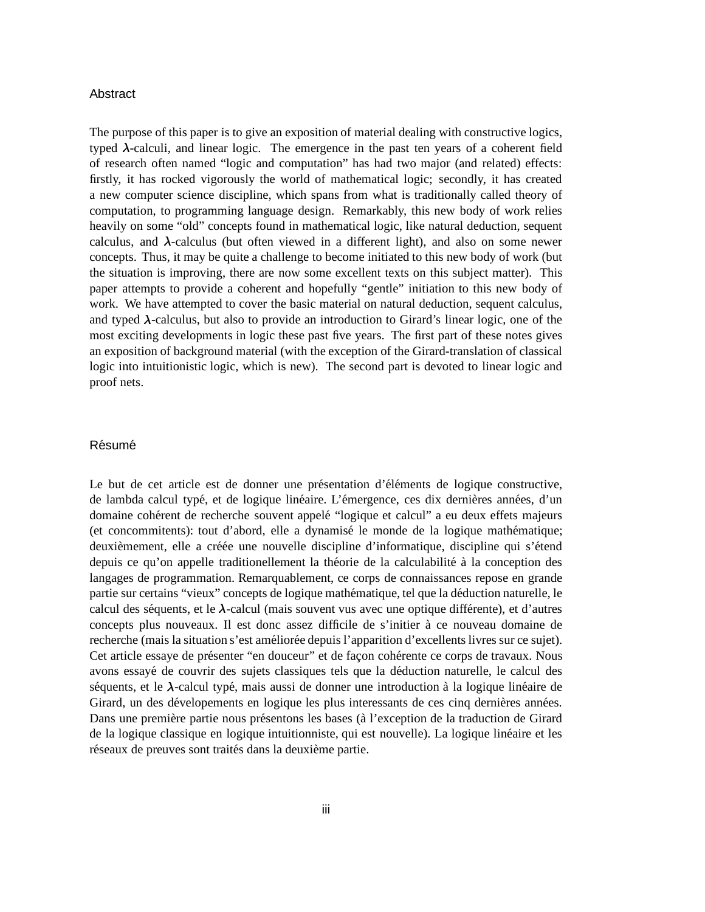## Abstract

The purpose of this paper is to give an exposition of material dealing with constructive logics, typed $\lambda$-calculi, and linear logic. The emergence in the past ten years of a coherent field of research often named "logic and computation" has had two major (and related) effects: firstly, it has rocked vigorously the world of mathematical logic; secondly, it has created a new computer science discipline, which spans from what is traditionally called theory of computation, to programming language design. Remarkably, this new body of work relies heavily on some "old" concepts found in mathematical logic, like natural deduction, sequent calculus, and $\lambda$-calculus (but often viewed in a different light), and also on some newer concepts. Thus, it may be quite a challenge to become initiated to this new body of work (but the situation is improving, there are now some excellent texts on this subject matter). This paper attempts to provide a coherent and hopefully "gentle" initiation to this new body of work. We have attempted to cover the basic material on natural deduction, sequent calculus, and typed $\lambda$-calculus, but also to provide an introduction to Girard's linear logic, one of the most exciting developments in logic these past five years. The first part of these notes gives an exposition of background material (with the exception of the Girard-translation of classical logic into intuitionistic logic, which is new). The second part is devoted to linear logic and proof nets.

## Résumé

Le but de cet article est de donner une présentation d'éléments de logique constructive, de lambda calcul typé, et de logique linéaire. L'émergence, ces dix dernières années, d'un domaine cohérent de recherche souvent appelé "logique et calcul" a eu deux effets majeurs (et concommitents): tout d'abord, elle a dynamisé le monde de la logique mathématique; deuxièmement, elle a créée une nouvelle discipline d'informatique, discipline qui s'étend depuis ce qu'on appelle traditionellement la théorie de la calculabilité à la conception des langages de programmation. Remarquablement, ce corps de connaissances repose en grande partie sur certains "vieux" concepts de logique mathématique, tel que la déduction naturelle, le calcul des séquents, et le $\lambda$-calcul (mais souvent vus avec une optique différente), et d'autres concepts plus nouveaux. Il est donc assez difficile de s'initier à ce nouveau domaine de recherche (mais la situation s'est améliorée depuis l'apparition d'excellents livres sur ce sujet). Cet article essaye de présenter "en douceur" et de façon cohérente ce corps de travaux. Nous avons essayé de couvrir des sujets classiques tels que la déduction naturelle, le calcul des séquents, et le $\lambda$-calcul typé, mais aussi de donner une introduction à la logique linéaire de Girard, un des dévelopements en logique les plus interessants de ces cinq dernières années. Dans une première partie nous présentons les bases (à l'exception de la traduction de Girard de la logique classique en logique intuitionniste, qui est nouvelle). La logique linéaire et les réseaux de preuves sont traités dans la deuxième partie.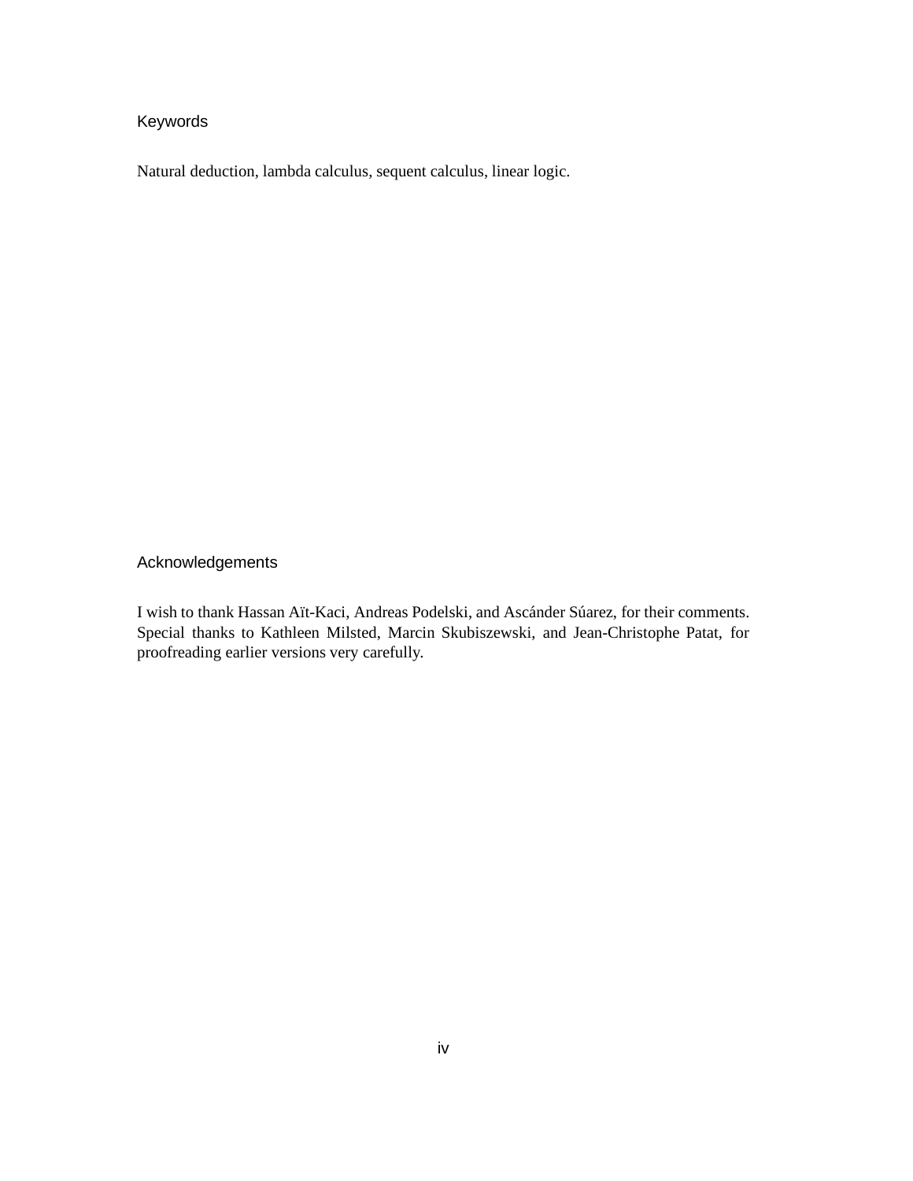## Keywords

Natural deduction, lambda calculus, sequent calculus, linear logic.

## Acknowledgements

I wish to thank Hassan Aït-Kaci, Andreas Podelski, and Ascánder Súarez, for their comments. Special thanks to Kathleen Milsted, Marcin Skubiszewski, and Jean-Christophe Patat, for proofreading earlier versions very carefully.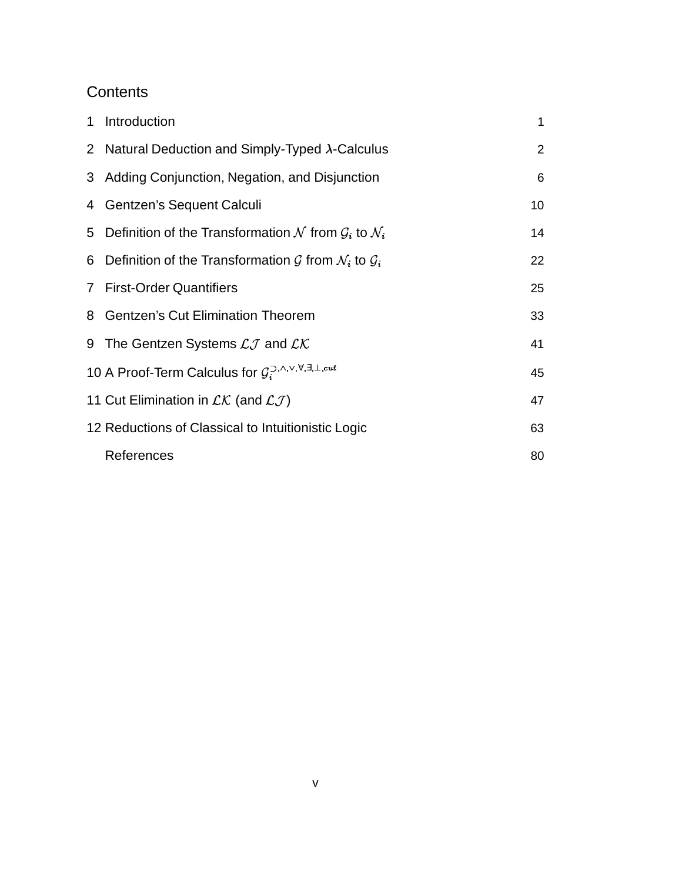# Contents

| | | |
|---|---|---|
| 1 | Introduction | 1 |
| 2 | Natural Deduction and Simply-Typed $\lambda$-Calculus | 2 |
| 3 | Adding Conjunction, Negation, and Disjunction | 6 |
| 4 | Gentzen's Sequent Calculi | 10 |
| 5 | Definition of the Transformation $\mathcal{N}$ from $\mathcal{G}_i$ to $\mathcal{N}_i$ | 14 |
| 6 | Definition of the Transformation $\mathcal{G}$ from $\mathcal{N}_i$ to $\mathcal{G}_i$ | 22 |
| 7 | First-Order Quantifiers | 25 |
| 8 | Gentzen's Cut Elimination Theorem | 33 |
| 9 | The Gentzen Systems $\mathcal{LJ}$ and $\mathcal{LK}$ | 41 |
| 10 | A Proof-Term Calculus for $\mathcal{G}_i^{\supset,\wedge,\vee,\forall,\exists,\perp,cut}$ | 45 |
| 11 | Cut Elimination in $\mathcal{LK}$ (and $\mathcal{LJ}$) | 47 |
| 12 | Reductions of Classical to Intuitionistic Logic | 63 |
| | References | 80 |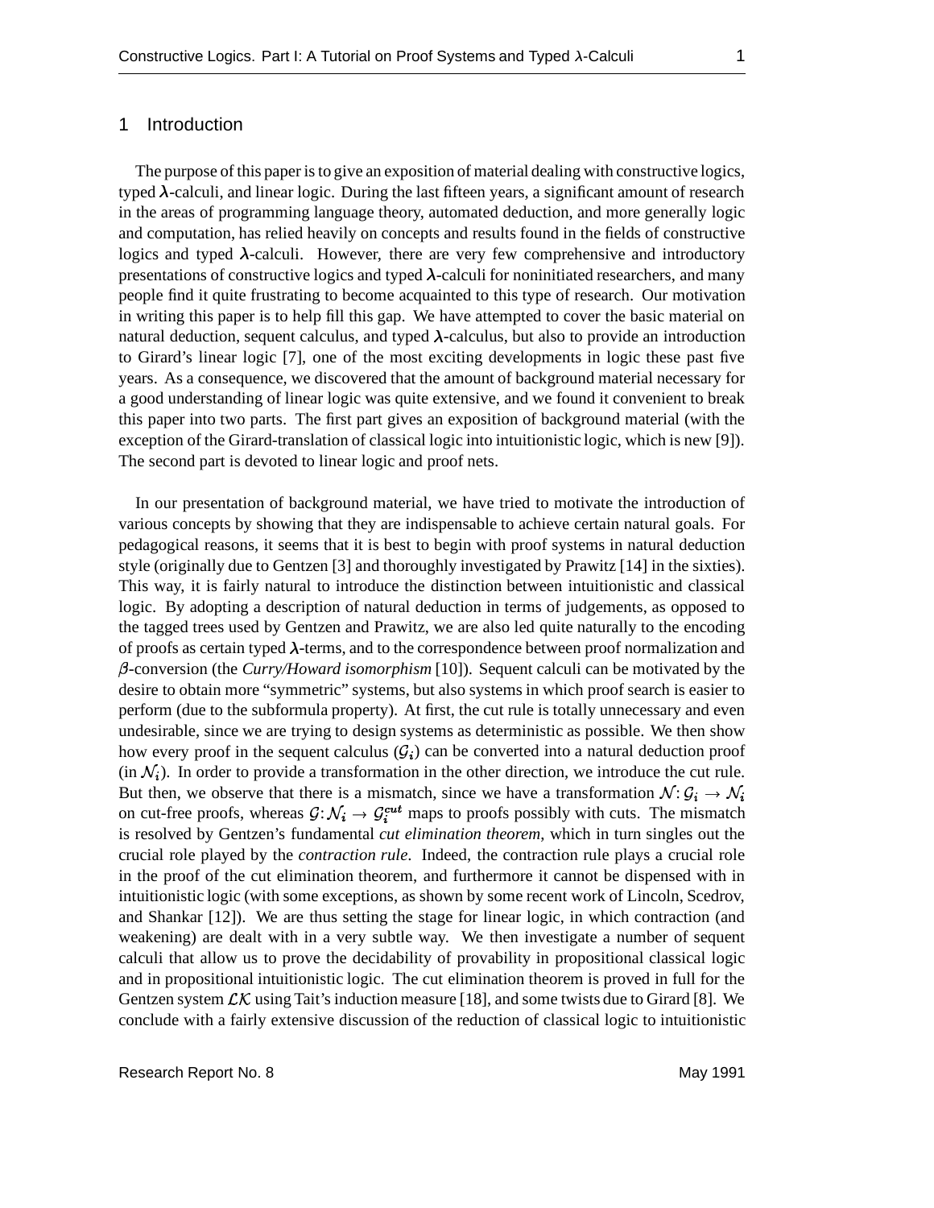## 1 Introduction

The purpose of this paper is to give an exposition of material dealing with constructive logics, typed $\lambda$-calculi, and linear logic. During the last fifteen years, a significant amount of research in the areas of programming language theory, automated deduction, and more generally logic and computation, has relied heavily on concepts and results found in the fields of constructive logics and typed $\lambda$-calculi. However, there are very few comprehensive and introductory presentations of constructive logics and typed $\lambda$-calculi for noninitiated researchers, and many people find it quite frustrating to become acquainted to this type of research. Our motivation in writing this paper is to help fill this gap. We have attempted to cover the basic material on natural deduction, sequent calculus, and typed $\lambda$-calculus, but also to provide an introduction to Girard's linear logic [7], one of the most exciting developments in logic these past five years. As a consequence, we discovered that the amount of background material necessary for a good understanding of linear logic was quite extensive, and we found it convenient to break this paper into two parts. The first part gives an exposition of background material (with the exception of the Girard-translation of classical logic into intuitionistic logic, which is new [9]). The second part is devoted to linear logic and proof nets.

In our presentation of background material, we have tried to motivate the introduction of various concepts by showing that they are indispensable to achieve certain natural goals. For pedagogical reasons, it seems that it is best to begin with proof systems in natural deduction style (originally due to Gentzen [3] and thoroughly investigated by Prawitz [14] in the sixties). This way, it is fairly natural to introduce the distinction between intuitionistic and classical logic. By adopting a description of natural deduction in terms of judgements, as opposed to the tagged trees used by Gentzen and Prawitz, we are also led quite naturally to the encoding of proofs as certain typed $\lambda$-terms, and to the correspondence between proof normalization and $\beta$-conversion (the *Curry/Howard isomorphism* [10]). Sequent calculi can be motivated by the desire to obtain more "symmetric" systems, but also systems in which proof search is easier to perform (due to the subformula property). At first, the cut rule is totally unnecessary and even undesirable, since we are trying to design systems as deterministic as possible. We then show how every proof in the sequent calculus ($\mathcal{G}_i$) can be converted into a natural deduction proof (in $\mathcal{N}_i$). In order to provide a transformation in the other direction, we introduce the cut rule. But then, we observe that there is a mismatch, since we have a transformation $\mathcal{N}: \mathcal{G}_i \to \mathcal{N}_i$ on cut-free proofs, whereas $\mathcal{G}: \mathcal{N}_i \to \mathcal{G}_i^{cut}$ maps to proofs possibly with cuts. The mismatch is resolved by Gentzen's fundamental *cut elimination theorem*, which in turn singles out the crucial role played by the *contraction rule*. Indeed, the contraction rule plays a crucial role in the proof of the cut elimination theorem, and furthermore it cannot be dispensed with in intuitionistic logic (with some exceptions, as shown by some recent work of Lincoln, Scedrov, and Shankar [12]). We are thus setting the stage for linear logic, in which contraction (and weakening) are dealt with in a very subtle way. We then investigate a number of sequent calculi that allow us to prove the decidability of provability in propositional classical logic and in propositional intuitionistic logic. The cut elimination theorem is proved in full for the Gentzen system $\mathcal{LK}$ using Tait's induction measure [18], and some twists due to Girard [8]. We conclude with a fairly extensive discussion of the reduction of classical logic to intuitionistic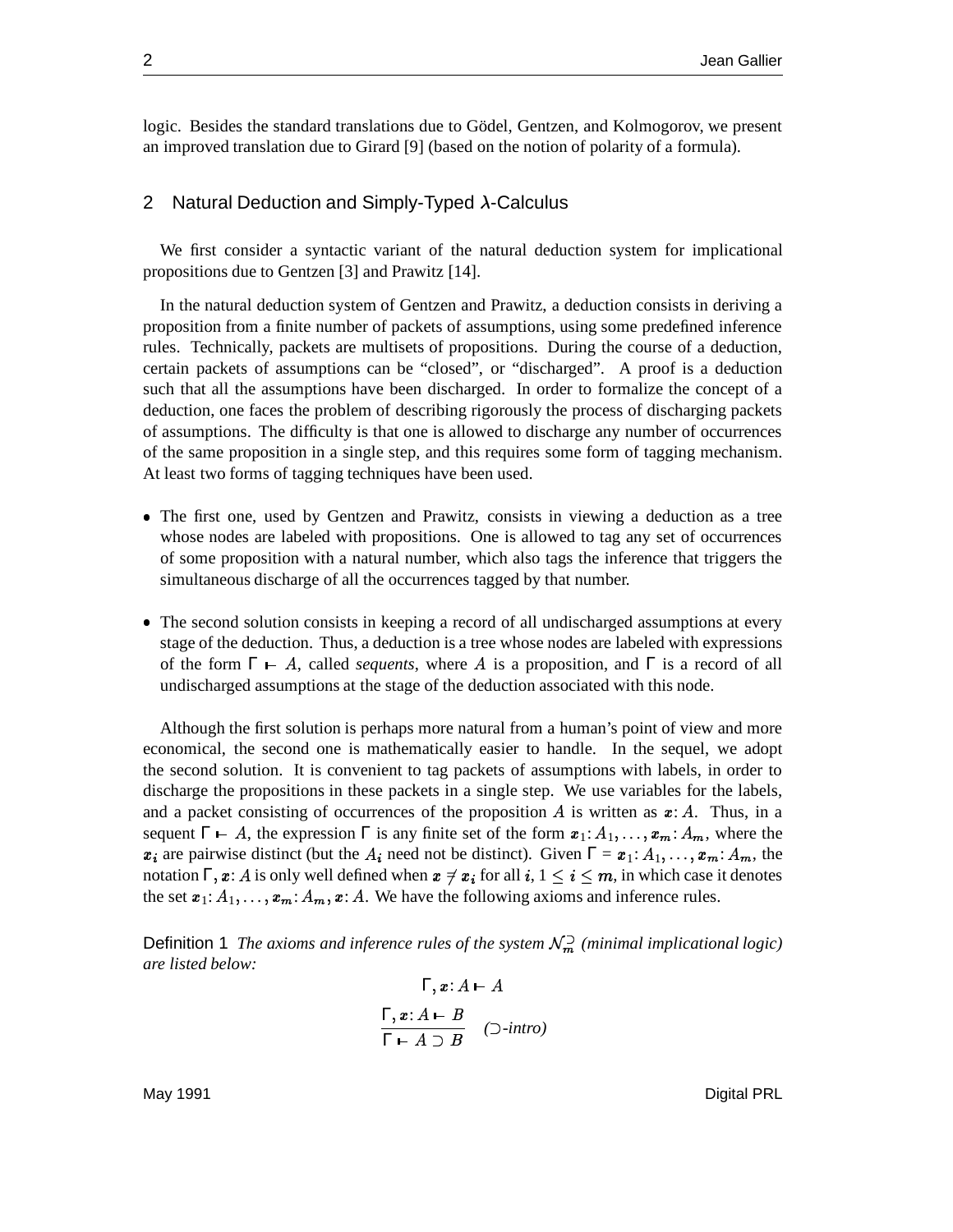logic. Besides the standard translations due to Gödel, Gentzen, and Kolmogorov, we present an improved translation due to Girard [9] (based on the notion of polarity of a formula).

## 2 Natural Deduction and Simply-Typed $\lambda$-Calculus

We first consider a syntactic variant of the natural deduction system for implicational propositions due to Gentzen [3] and Prawitz [14].

In the natural deduction system of Gentzen and Prawitz, a deduction consists in deriving a proposition from a finite number of packets of assumptions, using some predefined inference rules. Technically, packets are multisets of propositions. During the course of a deduction, certain packets of assumptions can be "closed", or "discharged". A proof is a deduction such that all the assumptions have been discharged. In order to formalize the concept of a deduction, one faces the problem of describing rigorously the process of discharging packets of assumptions. The difficulty is that one is allowed to discharge any number of occurrences of the same proposition in a single step, and this requires some form of tagging mechanism. At least two forms of tagging techniques have been used.

- The first one, used by Gentzen and Prawitz, consists in viewing a deduction as a tree whose nodes are labeled with propositions. One is allowed to tag any set of occurrences of some proposition with a natural number, which also tags the inference that triggers the simultaneous discharge of all the occurrences tagged by that number.

- The second solution consists in keeping a record of all undischarged assumptions at every stage of the deduction. Thus, a deduction is a tree whose nodes are labeled with expressions of the form $\Gamma \vdash A$, called *sequents*, where $A$ is a proposition, and $\Gamma$ is a record of all undischarged assumptions at the stage of the deduction associated with this node.

Although the first solution is perhaps more natural from a human's point of view and more economical, the second one is mathematically easier to handle. In the sequel, we adopt the second solution. It is convenient to tag packets of assumptions with labels, in order to discharge the propositions in these packets in a single step. We use variables for the labels, and a packet consisting of occurrences of the proposition $A$ is written as $x: A$. Thus, in a sequent $\Gamma \vdash A$, the expression $\Gamma$ is any finite set of the form $x_1: A_1, \ldots, x_m: A_m$, where the $x_i$ are pairwise distinct (but the $A_i$ need not be distinct). Given $\Gamma = x_1: A_1, \ldots, x_m: A_m$, the notation $\Gamma, x: A$ is only well defined when $x \neq x_i$ for all $i$, $1 \leq i \leq m$, in which case it denotes the set $x_1: A_1, \ldots, x_m: A_m, x: A$. We have the following axioms and inference rules.

**Definition 1** *The axioms and inference rules of the system $\mathcal{N}_m^{\supset}$ (minimal implicational logic) are listed below:*

$$\Gamma, x: A \vdash A$$

$$\frac{\Gamma, x: A \vdash B}{\Gamma \vdash A \supset B} \quad (\supset\text{-}intro)$$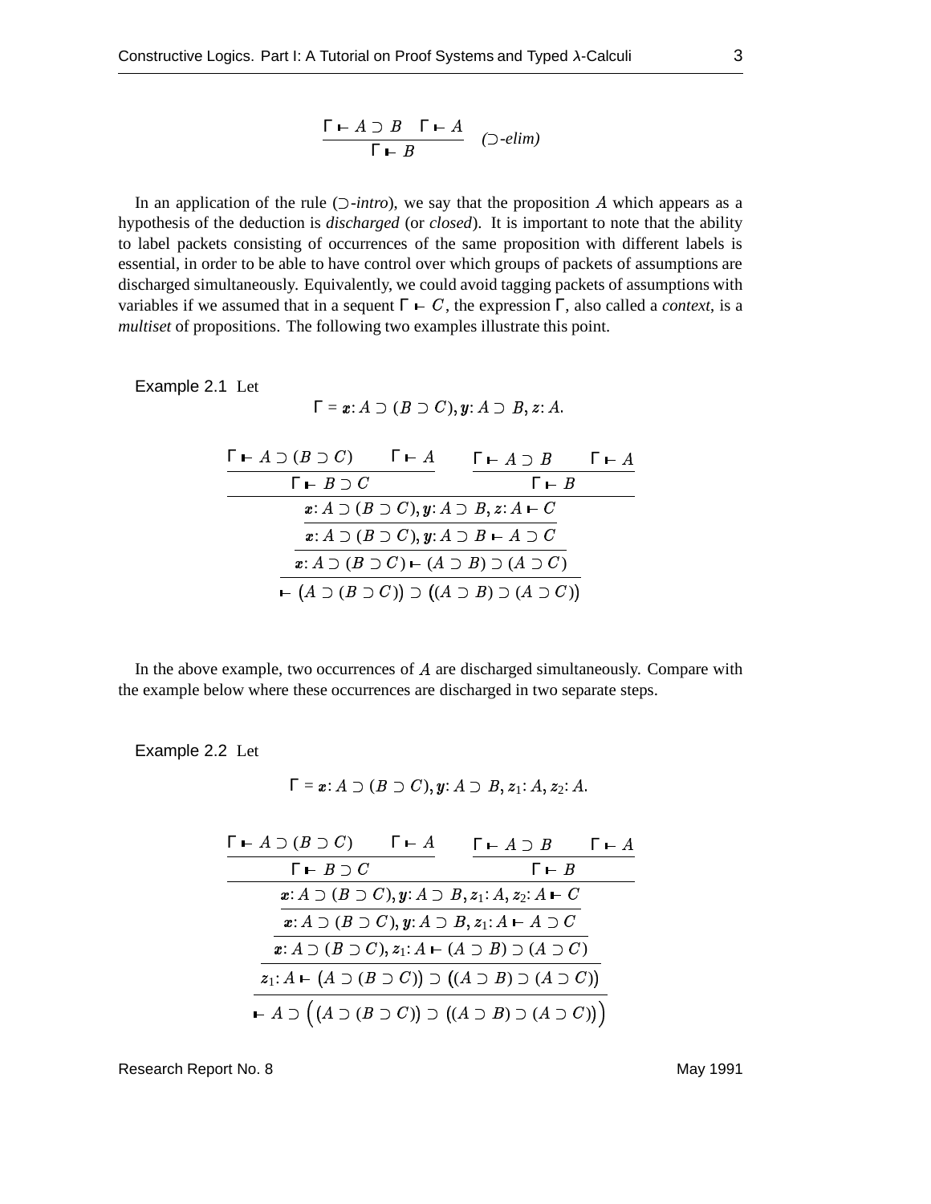$$\frac{\Gamma \vdash A \supset B \quad \Gamma \vdash A}{\Gamma \vdash B} \quad (\supset\text{-}elim)$$

In an application of the rule ($\supset$-*intro*), we say that the proposition $A$ which appears as a hypothesis of the deduction is *discharged* (or *closed*). It is important to note that the ability to label packets consisting of occurrences of the same proposition with different labels is essential, in order to be able to have control over which groups of packets of assumptions are discharged simultaneously. Equivalently, we could avoid tagging packets of assumptions with variables if we assumed that in a sequent $\Gamma \vdash C$, the expression $\Gamma$, also called a *context*, is a *multiset* of propositions. The following two examples illustrate this point.

Example 2.1 Let

$$\Gamma = x \colon A \supset (B \supset C), y \colon A \supset B, z \colon A.$$

$$\cfrac{\cfrac{\cfrac{\cfrac{\cfrac{\cfrac{\Gamma \vdash A \supset (B \supset C) \qquad \Gamma \vdash A}{\Gamma \vdash B \supset C} \qquad \cfrac{\Gamma \vdash A \supset B \qquad \Gamma \vdash A}{\Gamma \vdash B}}{x \colon A \supset (B \supset C), y \colon A \supset B, z \colon A \vdash C}}{x \colon A \supset (B \supset C), y \colon A \supset B \vdash A \supset C}}{x \colon A \supset (B \supset C) \vdash (A \supset B) \supset (A \supset C)}}{\vdash \big(A \supset (B \supset C)\big) \supset \big((A \supset B) \supset (A \supset C)\big)}}{}$$

In the above example, two occurrences of $A$ are discharged simultaneously. Compare with the example below where these occurrences are discharged in two separate steps.

Example 2.2 Let

$$\Gamma = x \colon A \supset (B \supset C), y \colon A \supset B, z_1 \colon A, z_2 \colon A.$$

$$\cfrac{\cfrac{\cfrac{\cfrac{\cfrac{\cfrac{\Gamma \vdash A \supset (B \supset C) \qquad \Gamma \vdash A}{\Gamma \vdash B \supset C} \qquad \cfrac{\Gamma \vdash A \supset B \qquad \Gamma \vdash A}{\Gamma \vdash B}}{x \colon A \supset (B \supset C), y \colon A \supset B, z_1 \colon A, z_2 \colon A \vdash C}}{x \colon A \supset (B \supset C), y \colon A \supset B, z_1 \colon A \vdash A \supset C}}{x \colon A \supset (B \supset C), z_1 \colon A \vdash (A \supset B) \supset (A \supset C)}}{z_1 \colon A \vdash \big(A \supset (B \supset C)\big) \supset \big((A \supset B) \supset (A \supset C)\big)}}{\vdash A \supset \Big(\big(A \supset (B \supset C)\big) \supset \big((A \supset B) \supset (A \supset C)\big)\Big)}$$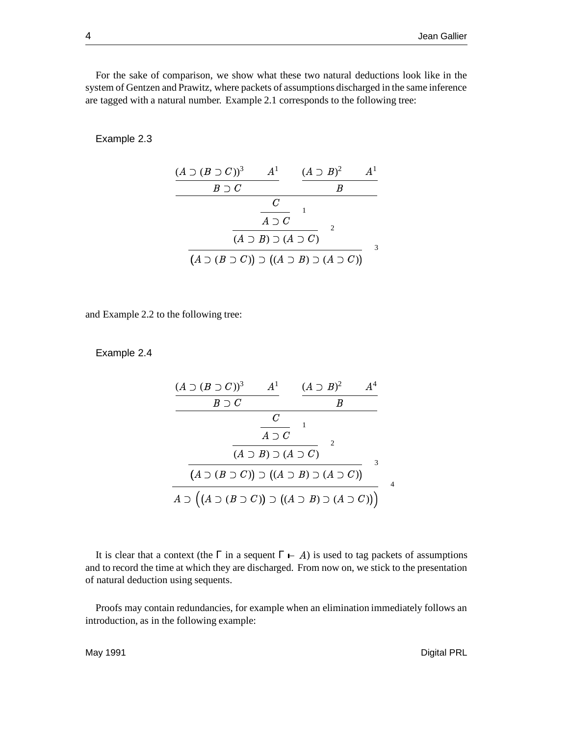For the sake of comparison, we show what these two natural deductions look like in the system of Gentzen and Prawitz, where packets of assumptions discharged in the same inference are tagged with a natural number. Example 2.1 corresponds to the following tree:

Example 2.3

$$
\dfrac{\dfrac{\dfrac{\dfrac{\dfrac{(A \supset (B \supset C))^3 \qquad A^1}{B \supset C} \qquad \dfrac{(A \supset B)^2 \qquad A^1}{B}}{C}}{A \supset C}\,{\scriptstyle 1}}{(A \supset B) \supset (A \supset C)}\,{\scriptstyle 2}}{\big(A \supset (B \supset C)\big) \supset \big((A \supset B) \supset (A \supset C)\big)}\,{\scriptstyle 3}
$$

and Example 2.2 to the following tree:

Example 2.4

$$
\dfrac{\dfrac{\dfrac{\dfrac{\dfrac{\dfrac{(A \supset (B \supset C))^3 \qquad A^1}{B \supset C} \qquad \dfrac{(A \supset B)^2 \qquad A^4}{B}}{C}}{A \supset C}\,{\scriptstyle 1}}{(A \supset B) \supset (A \supset C)}\,{\scriptstyle 2}}{\big(A \supset (B \supset C)\big) \supset \big((A \supset B) \supset (A \supset C)\big)}\,{\scriptstyle 3}}{A \supset \Big(\big(A \supset (B \supset C)\big) \supset \big((A \supset B) \supset (A \supset C)\big)\Big)}\,{\scriptstyle 4}
$$

It is clear that a context (the $\Gamma$ in a sequent $\Gamma \vdash A$) is used to tag packets of assumptions and to record the time at which they are discharged. From now on, we stick to the presentation of natural deduction using sequents.

Proofs may contain redundancies, for example when an elimination immediately follows an introduction, as in the following example: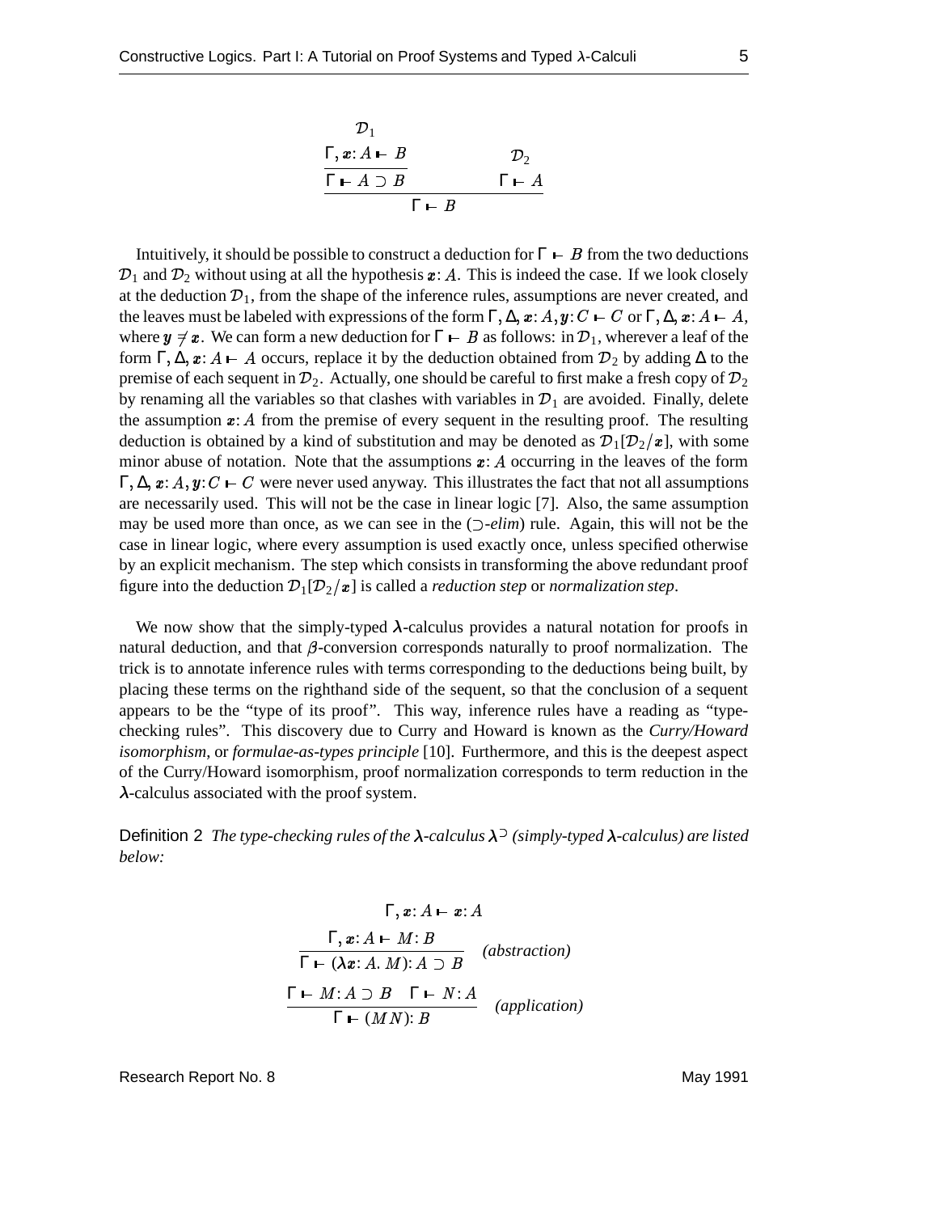$$\cfrac{\cfrac{\begin{array}{c}\mathcal{D}_1\\ \Gamma, x: A \vdash B\end{array}}{\Gamma \vdash A \supset B} \qquad \begin{array}{c}\mathcal{D}_2\\ \Gamma \vdash A\end{array}}{\Gamma \vdash B}$$

Intuitively, it should be possible to construct a deduction for $\Gamma \vdash B$ from the two deductions $\mathcal{D}_1$ and $\mathcal{D}_2$ without using at all the hypothesis $x: A$. This is indeed the case. If we look closely at the deduction $\mathcal{D}_1$, from the shape of the inference rules, assumptions are never created, and the leaves must be labeled with expressions of the form $\Gamma, \Delta, x: A, y: C \vdash C$ or $\Gamma, \Delta, x: A \vdash A$, where $y \neq x$. We can form a new deduction for $\Gamma \vdash B$ as follows: in $\mathcal{D}_1$, wherever a leaf of the form $\Gamma, \Delta, x: A \vdash A$ occurs, replace it by the deduction obtained from $\mathcal{D}_2$ by adding $\Delta$ to the premise of each sequent in $\mathcal{D}_2$. Actually, one should be careful to first make a fresh copy of $\mathcal{D}_2$ by renaming all the variables so that clashes with variables in $\mathcal{D}_1$ are avoided. Finally, delete the assumption $x: A$ from the premise of every sequent in the resulting proof. The resulting deduction is obtained by a kind of substitution and may be denoted as $\mathcal{D}_1[\mathcal{D}_2/x]$, with some minor abuse of notation. Note that the assumptions $x: A$ occurring in the leaves of the form $\Gamma, \Delta, x: A, y: C \vdash C$ were never used anyway. This illustrates the fact that not all assumptions are necessarily used. This will not be the case in linear logic [7]. Also, the same assumption may be used more than once, as we can see in the ($\supset$-*elim*) rule. Again, this will not be the case in linear logic, where every assumption is used exactly once, unless specified otherwise by an explicit mechanism. The step which consists in transforming the above redundant proof figure into the deduction $\mathcal{D}_1[\mathcal{D}_2/x]$ is called a *reduction step* or *normalization step*.

We now show that the simply-typed $\lambda$-calculus provides a natural notation for proofs in natural deduction, and that $\beta$-conversion corresponds naturally to proof normalization. The trick is to annotate inference rules with terms corresponding to the deductions being built, by placing these terms on the righthand side of the sequent, so that the conclusion of a sequent appears to be the "type of its proof". This way, inference rules have a reading as "type-checking rules". This discovery due to Curry and Howard is known as the *Curry/Howard isomorphism*, or *formulae-as-types principle* [10]. Furthermore, and this is the deepest aspect of the Curry/Howard isomorphism, proof normalization corresponds to term reduction in the $\lambda$-calculus associated with the proof system.

Definition 2 *The type-checking rules of the $\lambda$-calculus $\lambda^{\supset}$ (simply-typed $\lambda$-calculus) are listed below:*

$$\Gamma, x: A \vdash x: A$$

$$\frac{\Gamma, x: A \vdash M: B}{\Gamma \vdash (\lambda x: A.\, M): A \supset B} \quad (abstraction)$$

$$\frac{\Gamma \vdash M: A \supset B \quad \Gamma \vdash N: A}{\Gamma \vdash (MN): B} \quad (application)$$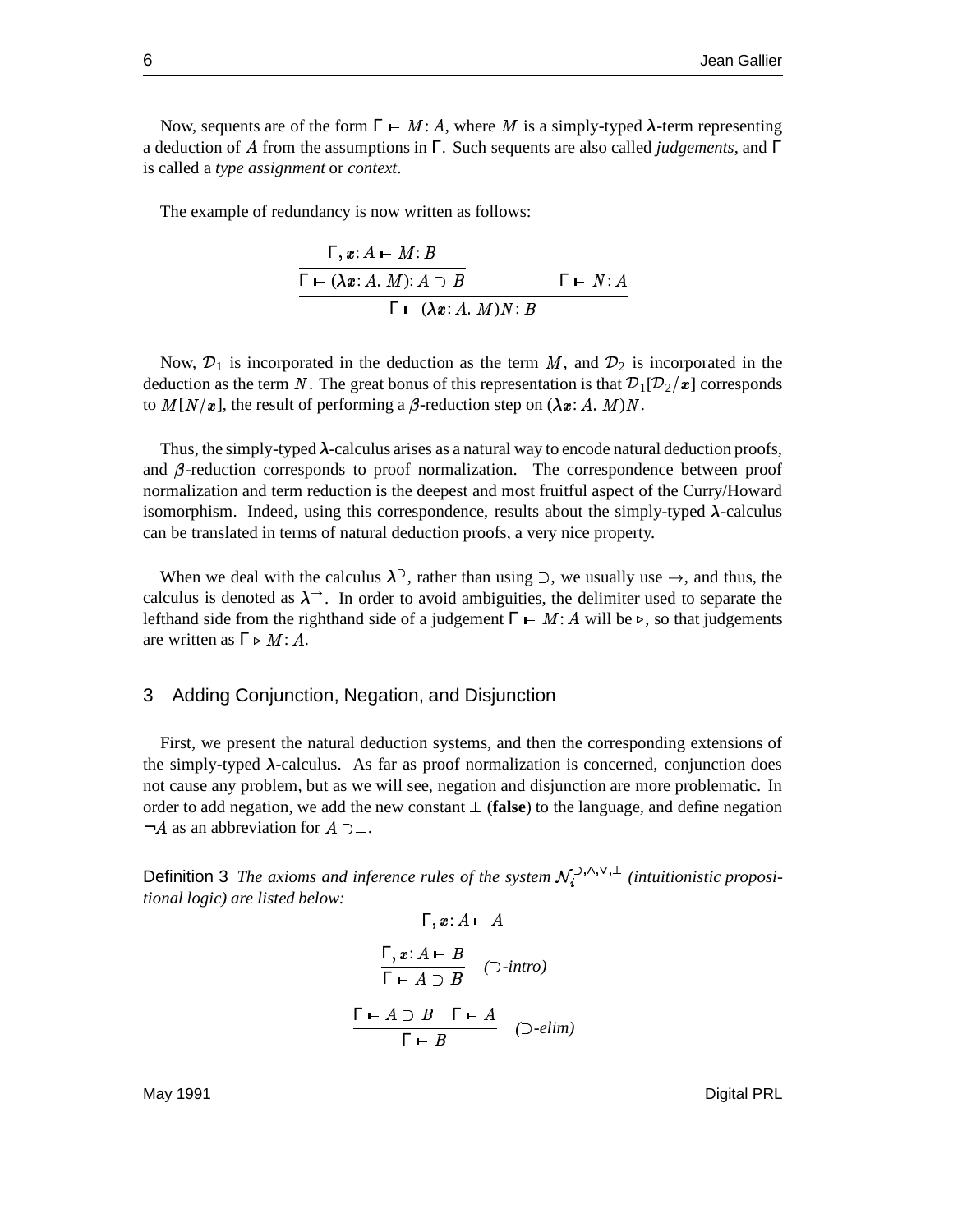Now, sequents are of the form $\Gamma \vdash M : A$, where $M$ is a simply-typed $\lambda$-term representing a deduction of $A$ from the assumptions in $\Gamma$. Such sequents are also called *judgements*, and $\Gamma$ is called a *type assignment* or *context*.

The example of redundancy is now written as follows:

$$\dfrac{\dfrac{\Gamma, x : A \vdash M : B}{\Gamma \vdash (\lambda x : A.\ M) : A \supset B} \qquad \Gamma \vdash N : A}{\Gamma \vdash (\lambda x : A.\ M)N : B}$$

Now, $\mathcal{D}_1$ is incorporated in the deduction as the term $M$, and $\mathcal{D}_2$ is incorporated in the deduction as the term $N$. The great bonus of this representation is that $\mathcal{D}_1[\mathcal{D}_2/x]$ corresponds to $M[N/x]$, the result of performing a $\beta$-reduction step on $(\lambda x : A.\ M)N$.

Thus, the simply-typed $\lambda$-calculus arises as a natural way to encode natural deduction proofs, and $\beta$-reduction corresponds to proof normalization. The correspondence between proof normalization and term reduction is the deepest and most fruitful aspect of the Curry/Howard isomorphism. Indeed, using this correspondence, results about the simply-typed $\lambda$-calculus can be translated in terms of natural deduction proofs, a very nice property.

When we deal with the calculus $\lambda^{\supset}$, rather than using $\supset$, we usually use $\rightarrow$, and thus, the calculus is denoted as $\lambda^{\rightarrow}$. In order to avoid ambiguities, the delimiter used to separate the lefthand side from the righthand side of a judgement $\Gamma \vdash M : A$ will be $\triangleright$, so that judgements are written as $\Gamma \triangleright M : A$.

## 3 Adding Conjunction, Negation, and Disjunction

First, we present the natural deduction systems, and then the corresponding extensions of the simply-typed $\lambda$-calculus. As far as proof normalization is concerned, conjunction does not cause any problem, but as we will see, negation and disjunction are more problematic. In order to add negation, we add the new constant $\perp$ (**false**) to the language, and define negation $\neg A$ as an abbreviation for $A \supset \perp$.

**Definition 3** *The axioms and inference rules of the system $\mathcal{N}_i^{\supset,\wedge,\vee,\perp}$ (intuitionistic propositional logic) are listed below:*

$$\Gamma, x : A \vdash A$$

$$\dfrac{\Gamma, x : A \vdash B}{\Gamma \vdash A \supset B} \quad (\supset\text{-}intro)$$

$$\dfrac{\Gamma \vdash A \supset B \quad \Gamma \vdash A}{\Gamma \vdash B} \quad (\supset\text{-}elim)$$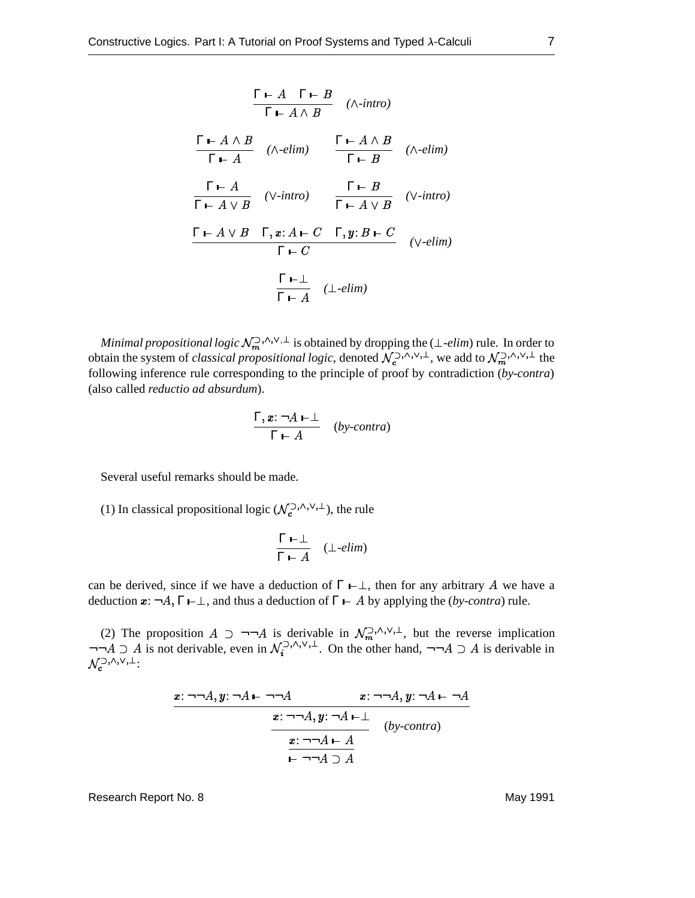$$\frac{\Gamma \vdash A \quad \Gamma \vdash B}{\Gamma \vdash A \wedge B} \quad (\wedge\text{-}intro)$$

$$\frac{\Gamma \vdash A \wedge B}{\Gamma \vdash A} \quad (\wedge\text{-}elim) \qquad \frac{\Gamma \vdash A \wedge B}{\Gamma \vdash B} \quad (\wedge\text{-}elim)$$

$$\frac{\Gamma \vdash A}{\Gamma \vdash A \vee B} \quad (\vee\text{-}intro) \qquad \frac{\Gamma \vdash B}{\Gamma \vdash A \vee B} \quad (\vee\text{-}intro)$$

$$\frac{\Gamma \vdash A \vee B \quad \Gamma, x\colon A \vdash C \quad \Gamma, y\colon B \vdash C}{\Gamma \vdash C} \quad (\vee\text{-}elim)$$

$$\frac{\Gamma \vdash \perp}{\Gamma \vdash A} \quad (\perp\text{-}elim)$$

*Minimal propositional logic* $\mathcal{N}_m^{\supset,\wedge,\vee,\perp}$ is obtained by dropping the ($\perp$-*elim*) rule. In order to obtain the system of *classical propositional logic*, denoted $\mathcal{N}_c^{\supset,\wedge,\vee,\perp}$, we add to $\mathcal{N}_m^{\supset,\wedge,\vee,\perp}$ the following inference rule corresponding to the principle of proof by contradiction (*by-contra*) (also called *reductio ad absurdum*).

$$\frac{\Gamma, x\colon \neg A \vdash \perp}{\Gamma \vdash A} \quad (by\text{-}contra)$$

Several useful remarks should be made.

(1) In classical propositional logic ($\mathcal{N}_c^{\supset,\wedge,\vee,\perp}$), the rule

$$\frac{\Gamma \vdash \perp}{\Gamma \vdash A} \quad (\perp\text{-}elim)$$

can be derived, since if we have a deduction of $\Gamma \vdash \perp$, then for any arbitrary $A$ we have a deduction $x\colon \neg A, \Gamma \vdash \perp$, and thus a deduction of $\Gamma \vdash A$ by applying the (*by-contra*) rule.

(2) The proposition $A \supset \neg\neg A$ is derivable in $\mathcal{N}_m^{\supset,\wedge,\vee,\perp}$, but the reverse implication $\neg\neg A \supset A$ is not derivable, even in $\mathcal{N}_i^{\supset,\wedge,\vee,\perp}$. On the other hand, $\neg\neg A \supset A$ is derivable in $\mathcal{N}_c^{\supset,\wedge,\vee,\perp}$:

$$\dfrac{\dfrac{\dfrac{x\colon \neg\neg A, y\colon \neg A \vdash \neg\neg A \qquad x\colon \neg\neg A, y\colon \neg A \vdash \neg A}{x\colon \neg\neg A, y\colon \neg A \vdash \perp}}{x\colon \neg\neg A \vdash A} \; (by\text{-}contra)}{\vdash \neg\neg A \supset A}$$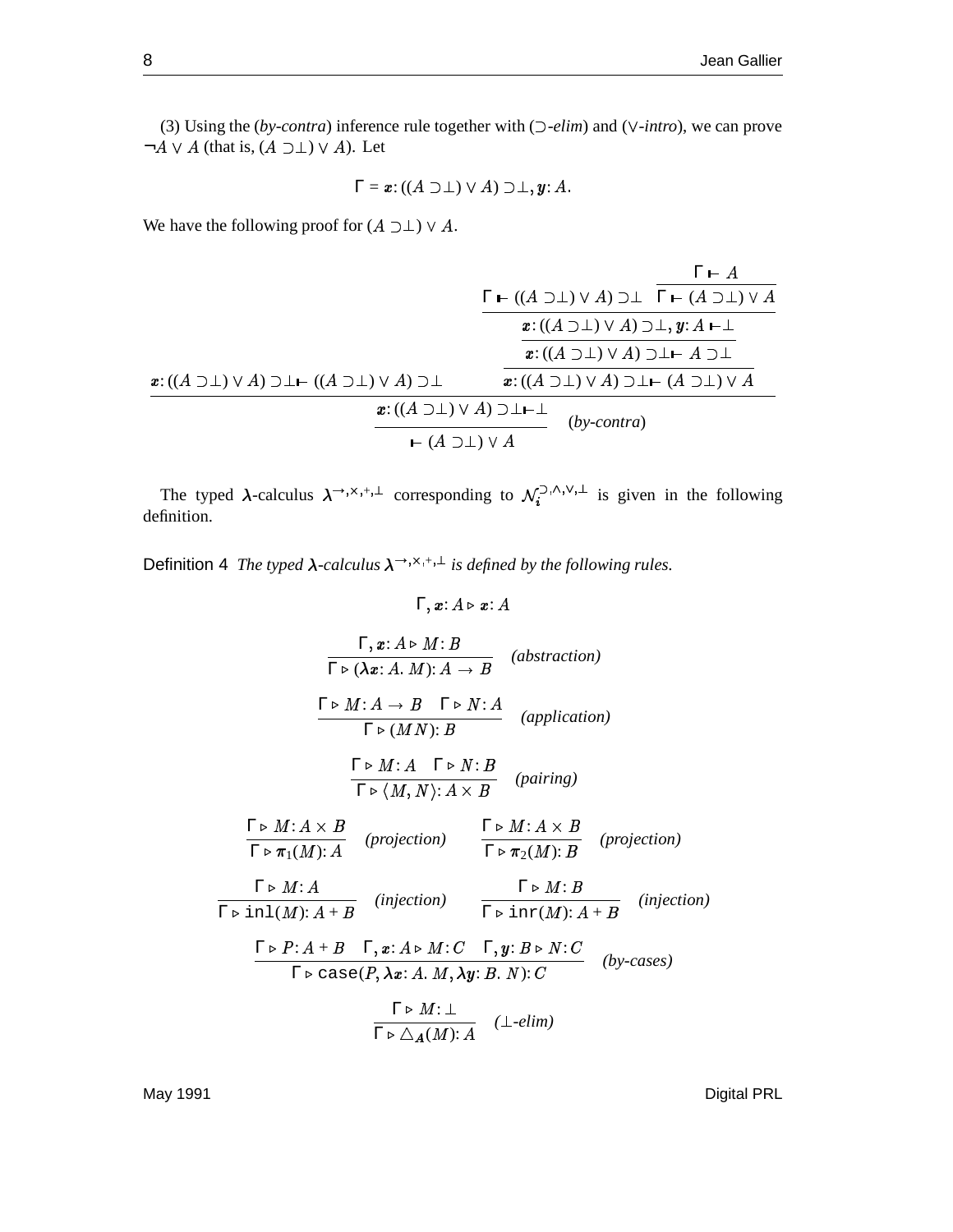(3) Using the (*by-contra*) inference rule together with ($\supset$*-elim*) and ($\vee$*-intro*), we can prove $\neg A \vee A$ (that is, $(A \supset \perp) \vee A$). Let

$$\Gamma = x\colon ((A \supset \perp) \vee A) \supset \perp, y\colon A.$$

We have the following proof for $(A \supset \perp) \vee A$.

$$\dfrac{x\colon ((A \supset \perp) \vee A) \supset \perp \vdash ((A \supset \perp) \vee A) \supset \perp \qquad \dfrac{\dfrac{\dfrac{\Gamma \vdash ((A \supset \perp) \vee A) \supset \perp \quad \dfrac{\Gamma \vdash A}{\Gamma \vdash (A \supset \perp) \vee A}}{x\colon ((A \supset \perp) \vee A) \supset \perp, y\colon A \vdash \perp}}{x\colon ((A \supset \perp) \vee A) \supset \perp \vdash A \supset \perp}}{x\colon ((A \supset \perp) \vee A) \supset \perp \vdash (A \supset \perp) \vee A}}{\dfrac{x\colon ((A \supset \perp) \vee A) \supset \perp \vdash \perp}{\vdash (A \supset \perp) \vee A} \quad (by\text{-}contra)}$$

The typed $\lambda$-calculus $\lambda^{\rightarrow, \times, +, \perp}$ corresponding to $\mathcal{N}_i^{\supset, \wedge, \vee, \perp}$ is given in the following definition.

**Definition 4** *The typed $\lambda$-calculus $\lambda^{\rightarrow, \times, +, \perp}$ is defined by the following rules.*

$$\Gamma, x\colon A \triangleright x\colon A$$

$$\dfrac{\Gamma, x\colon A \triangleright M\colon B}{\Gamma \triangleright (\lambda x\colon A.\, M)\colon A \rightarrow B} \quad (abstraction)$$

$$\dfrac{\Gamma \triangleright M\colon A \rightarrow B \quad \Gamma \triangleright N\colon A}{\Gamma \triangleright (MN)\colon B} \quad (application)$$

$$\dfrac{\Gamma \triangleright M\colon A \quad \Gamma \triangleright N\colon B}{\Gamma \triangleright \langle M, N \rangle\colon A \times B} \quad (pairing)$$

$$\dfrac{\Gamma \triangleright M\colon A \times B}{\Gamma \triangleright \pi_1(M)\colon A} \quad (projection) \qquad \dfrac{\Gamma \triangleright M\colon A \times B}{\Gamma \triangleright \pi_2(M)\colon B} \quad (projection)$$

$$\dfrac{\Gamma \triangleright M\colon A}{\Gamma \triangleright \mathtt{inl}(M)\colon A + B} \quad (injection) \qquad \dfrac{\Gamma \triangleright M\colon B}{\Gamma \triangleright \mathtt{inr}(M)\colon A + B} \quad (injection)$$

$$\dfrac{\Gamma \triangleright P\colon A + B \quad \Gamma, x\colon A \triangleright M\colon C \quad \Gamma, y\colon B \triangleright N\colon C}{\Gamma \triangleright \mathtt{case}(P, \lambda x\colon A.\, M, \lambda y\colon B.\, N)\colon C} \quad (by\text{-}cases)$$

$$\dfrac{\Gamma \triangleright M\colon \perp}{\Gamma \triangleright \triangle_A(M)\colon A} \quad (\perp\text{-}elim)$$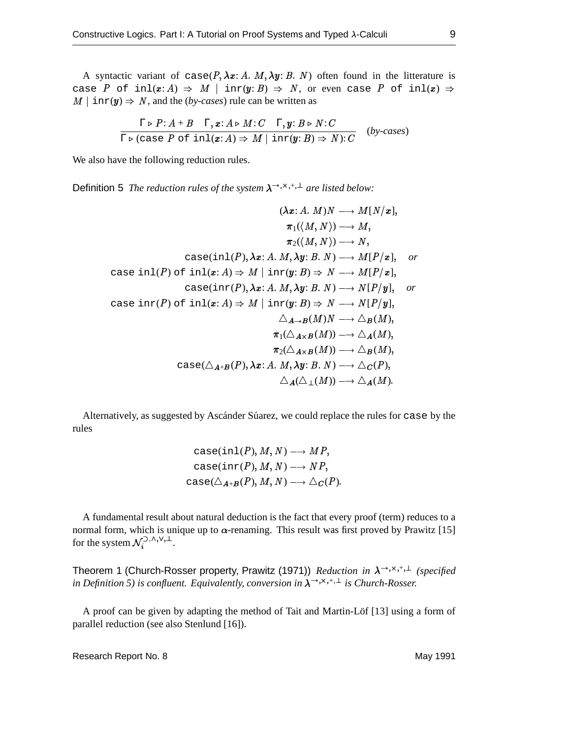A syntactic variant of $\texttt{case}(P, \lambda x\colon A.\ M, \lambda y\colon B.\ N)$ often found in the litterature is $\texttt{case}\ P\ \texttt{of}\ \texttt{inl}(x\colon A) \Rightarrow M \mid \texttt{inr}(y\colon B) \Rightarrow N$, or even $\texttt{case}\ P\ \texttt{of}\ \texttt{inl}(x) \Rightarrow M \mid \texttt{inr}(y) \Rightarrow N$, and the (*by-cases*) rule can be written as

$$\frac{\Gamma \rhd P\colon A + B \quad \Gamma, x\colon A \rhd M\colon C \quad \Gamma, y\colon B \rhd N\colon C}{\Gamma \rhd (\texttt{case}\ P\ \texttt{of}\ \texttt{inl}(x\colon A) \Rightarrow M \mid \texttt{inr}(y\colon B) \Rightarrow N)\colon C} \quad (\textit{by-cases})$$

We also have the following reduction rules.

**Definition 5** *The reduction rules of the system $\lambda^{\rightarrow,\times,+,\perp}$ are listed below:*

$$
\begin{aligned}
(\lambda x\colon A.\ M)N &\longrightarrow M[N/x],\\
\pi_1(\langle M, N\rangle) &\longrightarrow M,\\
\pi_2(\langle M, N\rangle) &\longrightarrow N,\\
\texttt{case}(\texttt{inl}(P), \lambda x\colon A.\ M, \lambda y\colon B.\ N) &\longrightarrow M[P/x], \quad \textit{or}\\
\texttt{case}\ \texttt{inl}(P)\ \texttt{of}\ \texttt{inl}(x\colon A) \Rightarrow M \mid \texttt{inr}(y\colon B) \Rightarrow N &\longrightarrow M[P/x],\\
\texttt{case}(\texttt{inr}(P), \lambda x\colon A.\ M, \lambda y\colon B.\ N) &\longrightarrow N[P/y], \quad \textit{or}\\
\texttt{case}\ \texttt{inr}(P)\ \texttt{of}\ \texttt{inl}(x\colon A) \Rightarrow M \mid \texttt{inr}(y\colon B) \Rightarrow N &\longrightarrow N[P/y],\\
\triangle_{A \rightarrow B}(M)N &\longrightarrow \triangle_B(M),\\
\pi_1(\triangle_{A \times B}(M)) &\longrightarrow \triangle_A(M),\\
\pi_2(\triangle_{A \times B}(M)) &\longrightarrow \triangle_B(M),\\
\texttt{case}(\triangle_{A+B}(P), \lambda x\colon A.\ M, \lambda y\colon B.\ N) &\longrightarrow \triangle_C(P),\\
\triangle_A(\triangle_\perp(M)) &\longrightarrow \triangle_A(M).
\end{aligned}
$$

Alternatively, as suggested by Ascánder Súarez, we could replace the rules for `case` by the rules

$$
\begin{aligned}
\texttt{case}(\texttt{inl}(P), M, N) &\longrightarrow MP,\\
\texttt{case}(\texttt{inr}(P), M, N) &\longrightarrow NP,\\
\texttt{case}(\triangle_{A+B}(P), M, N) &\longrightarrow \triangle_C(P).
\end{aligned}
$$

A fundamental result about natural deduction is the fact that every proof (term) reduces to a normal form, which is unique up to $\alpha$-renaming. This result was first proved by Prawitz [15] for the system $\mathcal{N}_i^{\supset,\wedge,\vee,\perp}$.

**Theorem 1 (Church-Rosser property, Prawitz (1971))** *Reduction in $\lambda^{\rightarrow,\times,+,\perp}$ (specified in Definition 5) is confluent. Equivalently, conversion in $\lambda^{\rightarrow,\times,+,\perp}$ is Church-Rosser.*

A proof can be given by adapting the method of Tait and Martin-Löf [13] using a form of parallel reduction (see also Stenlund [16]).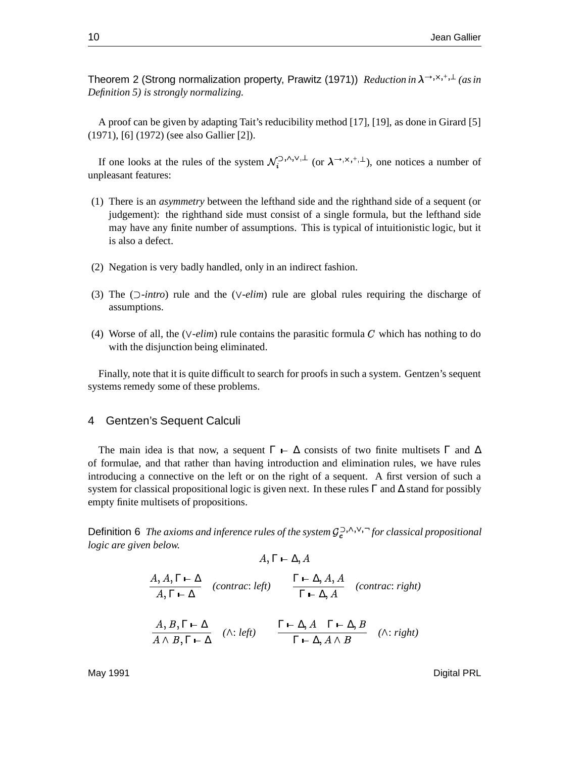**Theorem 2 (Strong normalization property, Prawitz (1971))** *Reduction in* $\lambda^{\rightarrow,\times,+,\perp}$ *(as in Definition 5) is strongly normalizing.*

A proof can be given by adapting Tait's reducibility method [17], [19], as done in Girard [5] (1971), [6] (1972) (see also Gallier [2]).

If one looks at the rules of the system $\mathcal{N}_i^{\supset,\wedge,\vee,\perp}$ (or $\lambda^{\rightarrow,\times,+,\perp}$), one notices a number of unpleasant features:

(1) There is an *asymmetry* between the lefthand side and the righthand side of a sequent (or judgement): the righthand side must consist of a single formula, but the lefthand side may have any finite number of assumptions. This is typical of intuitionistic logic, but it is also a defect.

(2) Negation is very badly handled, only in an indirect fashion.

(3) The ($\supset$*-intro*) rule and the ($\vee$*-elim*) rule are global rules requiring the discharge of assumptions.

(4) Worse of all, the ($\vee$*-elim*) rule contains the parasitic formula $C$ which has nothing to do with the disjunction being eliminated.

Finally, note that it is quite difficult to search for proofs in such a system. Gentzen's sequent systems remedy some of these problems.

## 4 Gentzen's Sequent Calculi

The main idea is that now, a sequent $\Gamma \vdash \Delta$ consists of two finite multisets $\Gamma$ and $\Delta$ of formulae, and that rather than having introduction and elimination rules, we have rules introducing a connective on the left or on the right of a sequent. A first version of such a system for classical propositional logic is given next. In these rules $\Gamma$ and $\Delta$ stand for possibly empty finite multisets of propositions.

**Definition 6** *The axioms and inference rules of the system* $\mathcal{G}_c^{\supset,\wedge,\vee,\neg}$ *for classical propositional logic are given below.*

$$A, \Gamma \vdash \Delta, A$$

$$\frac{A, A, \Gamma \vdash \Delta}{A, \Gamma \vdash \Delta} \quad (\textit{contrac: left}) \qquad \frac{\Gamma \vdash \Delta, A, A}{\Gamma \vdash \Delta, A} \quad (\textit{contrac: right})$$

$$\frac{A, B, \Gamma \vdash \Delta}{A \wedge B, \Gamma \vdash \Delta} \quad (\wedge\textit{: left}) \qquad \frac{\Gamma \vdash \Delta, A \quad \Gamma \vdash \Delta, B}{\Gamma \vdash \Delta, A \wedge B} \quad (\wedge\textit{: right})$$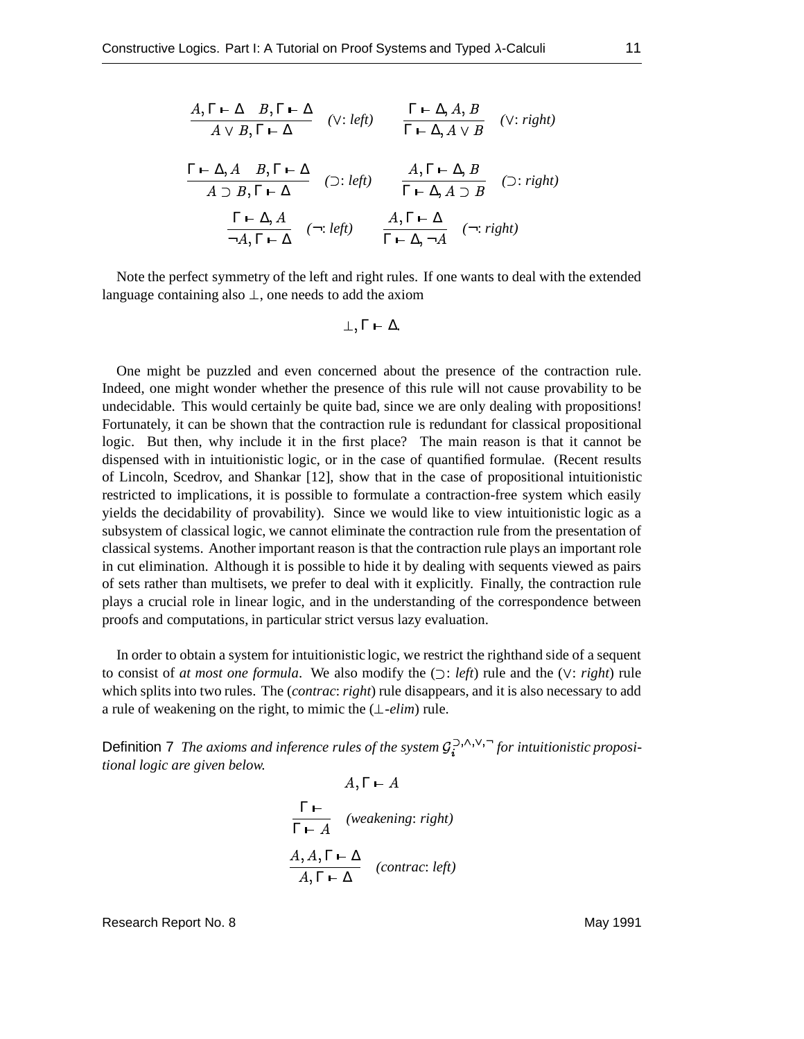$$\frac{A, \Gamma \vdash \Delta \quad B, \Gamma \vdash \Delta}{A \vee B, \Gamma \vdash \Delta} \quad (\vee\colon \mathit{left}) \qquad \frac{\Gamma \vdash \Delta, A, B}{\Gamma \vdash \Delta, A \vee B} \quad (\vee\colon \mathit{right})$$

$$\frac{\Gamma \vdash \Delta, A \quad B, \Gamma \vdash \Delta}{A \supset B, \Gamma \vdash \Delta} \quad (\supset\colon \mathit{left}) \qquad \frac{A, \Gamma \vdash \Delta, B}{\Gamma \vdash \Delta, A \supset B} \quad (\supset\colon \mathit{right})$$

$$\frac{\Gamma \vdash \Delta, A}{\neg A, \Gamma \vdash \Delta} \quad (\neg\colon \mathit{left}) \qquad \frac{A, \Gamma \vdash \Delta}{\Gamma \vdash \Delta, \neg A} \quad (\neg\colon \mathit{right})$$

Note the perfect symmetry of the left and right rules. If one wants to deal with the extended language containing also $\perp$, one needs to add the axiom

$$\perp, \Gamma \vdash \Delta.$$

One might be puzzled and even concerned about the presence of the contraction rule. Indeed, one might wonder whether the presence of this rule will not cause provability to be undecidable. This would certainly be quite bad, since we are only dealing with propositions! Fortunately, it can be shown that the contraction rule is redundant for classical propositional logic. But then, why include it in the first place? The main reason is that it cannot be dispensed with in intuitionistic logic, or in the case of quantified formulae. (Recent results of Lincoln, Scedrov, and Shankar [12], show that in the case of propositional intuitionistic restricted to implications, it is possible to formulate a contraction-free system which easily yields the decidability of provability). Since we would like to view intuitionistic logic as a subsystem of classical logic, we cannot eliminate the contraction rule from the presentation of classical systems. Another important reason is that the contraction rule plays an important role in cut elimination. Although it is possible to hide it by dealing with sequents viewed as pairs of sets rather than multisets, we prefer to deal with it explicitly. Finally, the contraction rule plays a crucial role in linear logic, and in the understanding of the correspondence between proofs and computations, in particular strict versus lazy evaluation.

In order to obtain a system for intuitionistic logic, we restrict the righthand side of a sequent to consist of *at most one formula*. We also modify the ($\supset$: *left*) rule and the ($\vee$: *right*) rule which splits into two rules. The (*contrac*: *right*) rule disappears, and it is also necessary to add a rule of weakening on the right, to mimic the ($\perp$-*elim*) rule.

**Definition 7** *The axioms and inference rules of the system $\mathcal{G}_i^{\supset,\wedge,\vee,\neg}$ for intuitionistic propositional logic are given below.*

$$A, \Gamma \vdash A$$

$$\frac{\Gamma \vdash}{\Gamma \vdash A} \quad (\mathit{weakening}\colon \mathit{right})$$

$$\frac{A, A, \Gamma \vdash \Delta}{A, \Gamma \vdash \Delta} \quad (\mathit{contrac}\colon \mathit{left})$$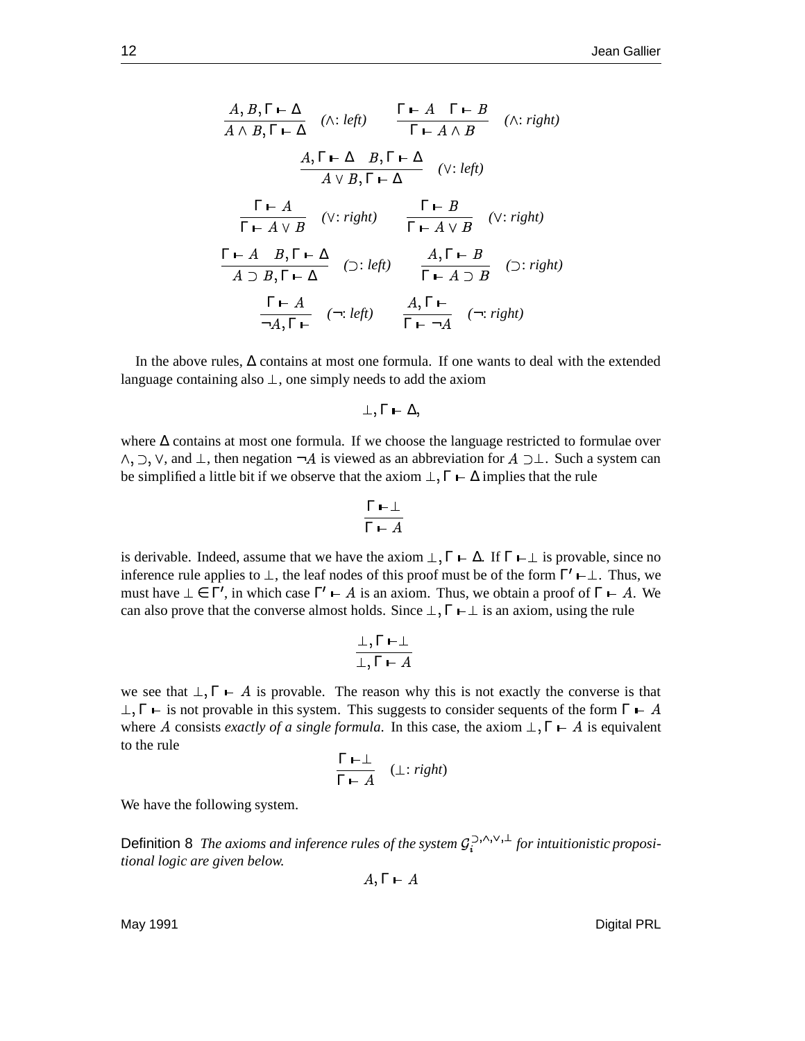$$\frac{A, B, \Gamma \vdash \Delta}{A \wedge B, \Gamma \vdash \Delta} \quad (\wedge\text{: } \textit{left}) \qquad \frac{\Gamma \vdash A \quad \Gamma \vdash B}{\Gamma \vdash A \wedge B} \quad (\wedge\text{: } \textit{right})$$

$$\frac{A, \Gamma \vdash \Delta \quad B, \Gamma \vdash \Delta}{A \vee B, \Gamma \vdash \Delta} \quad (\vee\text{: } \textit{left})$$

$$\frac{\Gamma \vdash A}{\Gamma \vdash A \vee B} \quad (\vee\text{: } \textit{right}) \qquad \frac{\Gamma \vdash B}{\Gamma \vdash A \vee B} \quad (\vee\text{: } \textit{right})$$

$$\frac{\Gamma \vdash A \quad B, \Gamma \vdash \Delta}{A \supset B, \Gamma \vdash \Delta} \quad (\supset\text{: } \textit{left}) \qquad \frac{A, \Gamma \vdash B}{\Gamma \vdash A \supset B} \quad (\supset\text{: } \textit{right})$$

$$\frac{\Gamma \vdash A}{\neg A, \Gamma \vdash} \quad (\neg\text{: } \textit{left}) \qquad \frac{A, \Gamma \vdash}{\Gamma \vdash \neg A} \quad (\neg\text{: } \textit{right})$$

In the above rules, $\Delta$ contains at most one formula. If one wants to deal with the extended language containing also $\perp$, one simply needs to add the axiom

$$\perp, \Gamma \vdash \Delta,$$

where $\Delta$ contains at most one formula. If we choose the language restricted to formulae over $\wedge, \supset, \vee$, and $\perp$, then negation $\neg A$ is viewed as an abbreviation for $A \supset \perp$. Such a system can be simplified a little bit if we observe that the axiom $\perp, \Gamma \vdash \Delta$ implies that the rule

$$\frac{\Gamma \vdash \perp}{\Gamma \vdash A}$$

is derivable. Indeed, assume that we have the axiom $\perp, \Gamma \vdash \Delta$. If $\Gamma \vdash \perp$ is provable, since no inference rule applies to $\perp$, the leaf nodes of this proof must be of the form $\Gamma' \vdash \perp$. Thus, we must have $\perp \in \Gamma'$, in which case $\Gamma' \vdash A$ is an axiom. Thus, we obtain a proof of $\Gamma \vdash A$. We can also prove that the converse almost holds. Since $\perp, \Gamma \vdash \perp$ is an axiom, using the rule

$$\frac{\perp, \Gamma \vdash \perp}{\perp, \Gamma \vdash A}$$

we see that $\perp, \Gamma \vdash A$ is provable. The reason why this is not exactly the converse is that $\perp, \Gamma \vdash$ is not provable in this system. This suggests to consider sequents of the form $\Gamma \vdash A$ where $A$ consists *exactly of a single formula*. In this case, the axiom $\perp, \Gamma \vdash A$ is equivalent to the rule

$$\frac{\Gamma \vdash \perp}{\Gamma \vdash A} \quad (\perp\text{: } \textit{right})$$

We have the following system.

**Definition 8** *The axioms and inference rules of the system $\mathcal{G}_i^{\supset,\wedge,\vee,\perp}$ for intuitionistic propositional logic are given below.*

$$A, \Gamma \vdash A$$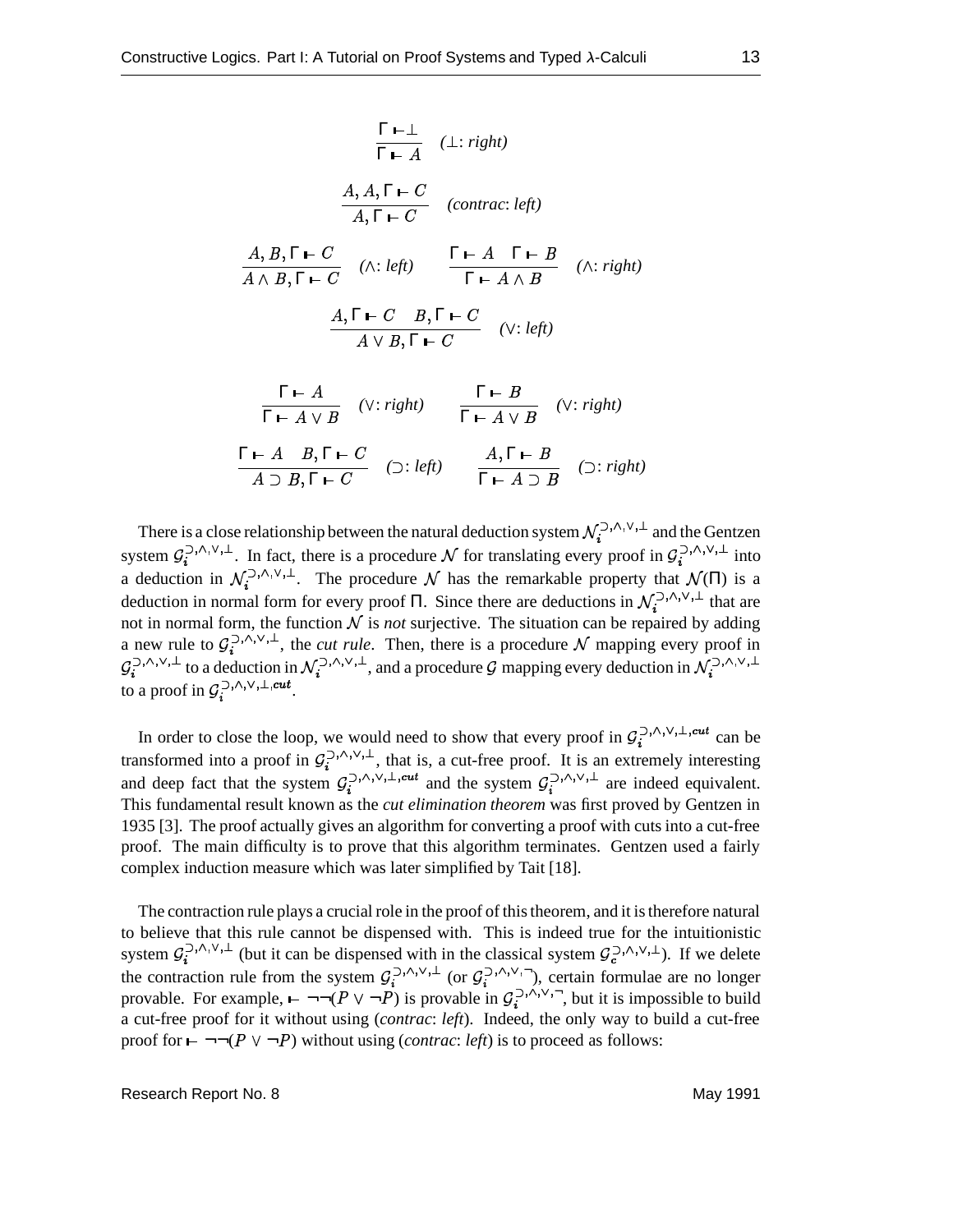$$\frac{\Gamma \vdash \perp}{\Gamma \vdash A} \quad (\perp\textit{: right})$$

$$\frac{A, A, \Gamma \vdash C}{A, \Gamma \vdash C} \quad (\textit{contrac: left})$$

$$\frac{A, B, \Gamma \vdash C}{A \wedge B, \Gamma \vdash C} \quad (\wedge\textit{: left}) \qquad \frac{\Gamma \vdash A \quad \Gamma \vdash B}{\Gamma \vdash A \wedge B} \quad (\wedge\textit{: right})$$

$$\frac{A, \Gamma \vdash C \quad B, \Gamma \vdash C}{A \vee B, \Gamma \vdash C} \quad (\vee\textit{: left})$$

$$\frac{\Gamma \vdash A}{\Gamma \vdash A \vee B} \quad (\vee\textit{: right}) \qquad \frac{\Gamma \vdash B}{\Gamma \vdash A \vee B} \quad (\vee\textit{: right})$$

$$\frac{\Gamma \vdash A \quad B, \Gamma \vdash C}{A \supset B, \Gamma \vdash C} \quad (\supset\textit{: left}) \qquad \frac{A, \Gamma \vdash B}{\Gamma \vdash A \supset B} \quad (\supset\textit{: right})$$

There is a close relationship between the natural deduction system $\mathcal{N}_i^{\supset,\wedge,\vee,\perp}$ and the Gentzen system $\mathcal{G}_i^{\supset,\wedge,\vee,\perp}$. In fact, there is a procedure $\mathcal{N}$ for translating every proof in $\mathcal{G}_i^{\supset,\wedge,\vee,\perp}$ into a deduction in $\mathcal{N}_i^{\supset,\wedge,\vee,\perp}$. The procedure $\mathcal{N}$ has the remarkable property that $\mathcal{N}(\Pi)$ is a deduction in normal form for every proof $\Pi$. Since there are deductions in $\mathcal{N}_i^{\supset,\wedge,\vee,\perp}$ that are not in normal form, the function $\mathcal{N}$ is *not* surjective. The situation can be repaired by adding a new rule to $\mathcal{G}_i^{\supset,\wedge,\vee,\perp}$, the *cut rule*. Then, there is a procedure $\mathcal{N}$ mapping every proof in $\mathcal{G}_i^{\supset,\wedge,\vee,\perp}$ to a deduction in $\mathcal{N}_i^{\supset,\wedge,\vee,\perp}$, and a procedure $\mathcal{G}$ mapping every deduction in $\mathcal{N}_i^{\supset,\wedge,\vee,\perp}$ to a proof in $\mathcal{G}_i^{\supset,\wedge,\vee,\perp,cut}$.

In order to close the loop, we would need to show that every proof in $\mathcal{G}_i^{\supset,\wedge,\vee,\perp,cut}$ can be transformed into a proof in $\mathcal{G}_i^{\supset,\wedge,\vee,\perp}$, that is, a cut-free proof. It is an extremely interesting and deep fact that the system $\mathcal{G}_i^{\supset,\wedge,\vee,\perp,cut}$ and the system $\mathcal{G}_i^{\supset,\wedge,\vee,\perp}$ are indeed equivalent. This fundamental result known as the *cut elimination theorem* was first proved by Gentzen in 1935 [3]. The proof actually gives an algorithm for converting a proof with cuts into a cut-free proof. The main difficulty is to prove that this algorithm terminates. Gentzen used a fairly complex induction measure which was later simplified by Tait [18].

The contraction rule plays a crucial role in the proof of this theorem, and it is therefore natural to believe that this rule cannot be dispensed with. This is indeed true for the intuitionistic system $\mathcal{G}_i^{\supset,\wedge,\vee,\perp}$ (but it can be dispensed with in the classical system $\mathcal{G}_c^{\supset,\wedge,\vee,\perp}$). If we delete the contraction rule from the system $\mathcal{G}_i^{\supset,\wedge,\vee,\perp}$ (or $\mathcal{G}_i^{\supset,\wedge,\vee,\neg}$), certain formulae are no longer provable. For example, $\vdash \neg\neg(P \vee \neg P)$ is provable in $\mathcal{G}_i^{\supset,\wedge,\vee,\neg}$, but it is impossible to build a cut-free proof for it without using (*contrac*: *left*). Indeed, the only way to build a cut-free proof for $\vdash \neg\neg(P \vee \neg P)$ without using (*contrac*: *left*) is to proceed as follows: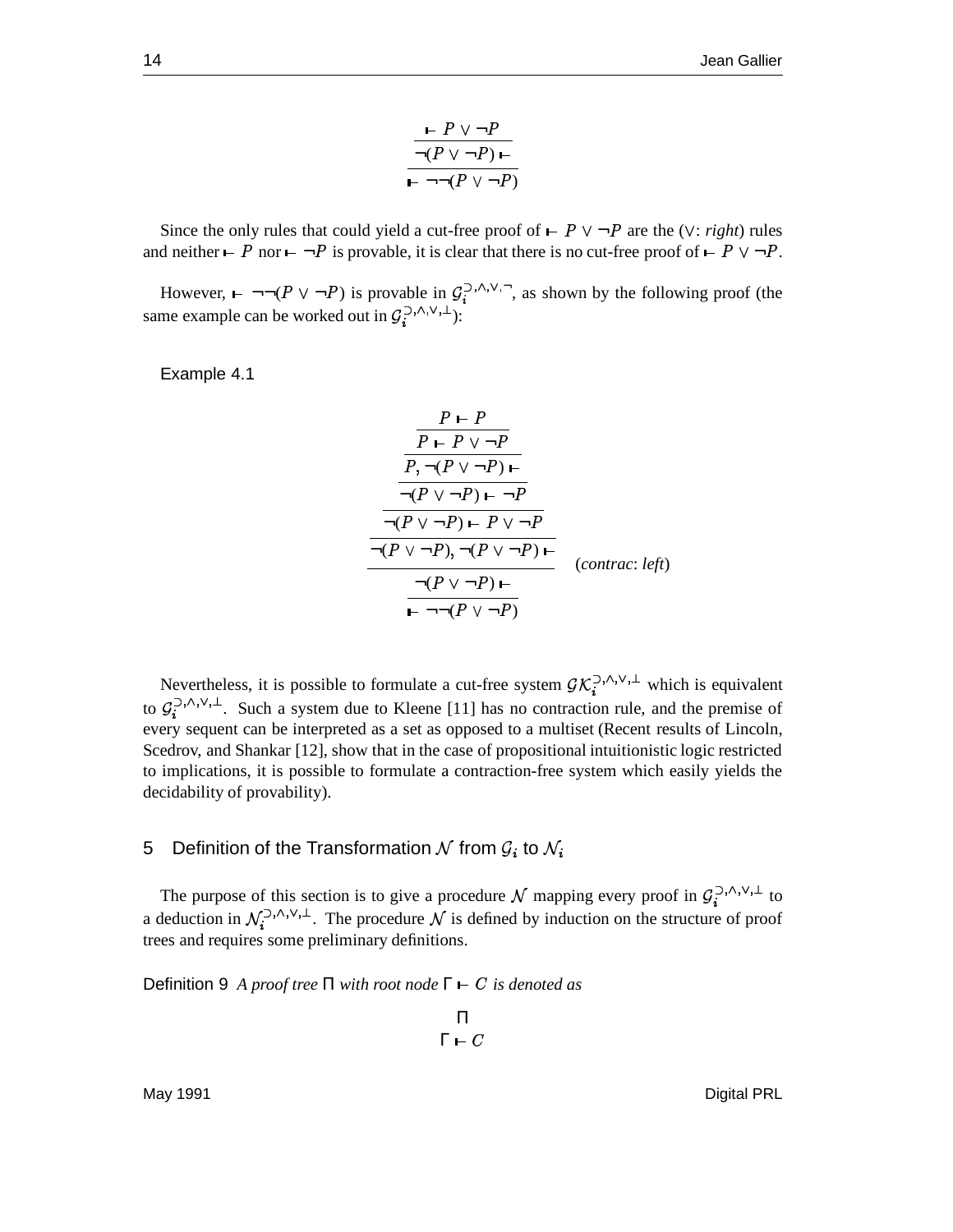$$\dfrac{\dfrac{\vdash P \vee \neg P}{\neg(P \vee \neg P) \vdash}}{\vdash \neg\neg(P \vee \neg P)}$$

Since the only rules that could yield a cut-free proof of $\vdash P \vee \neg P$ are the ($\vee$: *right*) rules and neither $\vdash P$ nor $\vdash \neg P$ is provable, it is clear that there is no cut-free proof of $\vdash P \vee \neg P$.

However, $\vdash \neg\neg(P \vee \neg P)$ is provable in $\mathcal{G}_i^{\supset,\wedge,\vee,\neg}$, as shown by the following proof (the same example can be worked out in $\mathcal{G}_i^{\supset,\wedge,\vee,\perp}$):

Example 4.1

$$\dfrac{\dfrac{\dfrac{\dfrac{\dfrac{\dfrac{\dfrac{P \vdash P}{P \vdash P \vee \neg P}}{P, \neg(P \vee \neg P) \vdash}}{\neg(P \vee \neg P) \vdash \neg P}}{\neg(P \vee \neg P) \vdash P \vee \neg P}}{\neg(P \vee \neg P), \neg(P \vee \neg P) \vdash}\ (\textit{contrac}: \textit{left})}{\neg(P \vee \neg P) \vdash}}{\vdash \neg\neg(P \vee \neg P)}$$

Nevertheless, it is possible to formulate a cut-free system $\mathcal{GK}_i^{\supset,\wedge,\vee,\perp}$ which is equivalent to $\mathcal{G}_i^{\supset,\wedge,\vee,\perp}$. Such a system due to Kleene [11] has no contraction rule, and the premise of every sequent can be interpreted as a set as opposed to a multiset (Recent results of Lincoln, Scedrov, and Shankar [12], show that in the case of propositional intuitionistic logic restricted to implications, it is possible to formulate a contraction-free system which easily yields the decidability of provability).

## 5 Definition of the Transformation $\mathcal{N}$ from $\mathcal{G}_i$ to $\mathcal{N}_i$

The purpose of this section is to give a procedure $\mathcal{N}$ mapping every proof in $\mathcal{G}_i^{\supset,\wedge,\vee,\perp}$ to a deduction in $\mathcal{N}_i^{\supset,\wedge,\vee,\perp}$. The procedure $\mathcal{N}$ is defined by induction on the structure of proof trees and requires some preliminary definitions.

Definition 9 *A proof tree* $\Pi$ *with root node* $\Gamma \vdash C$ *is denoted as*

$$\begin{array}{c}\Pi\\ \Gamma \vdash C\end{array}$$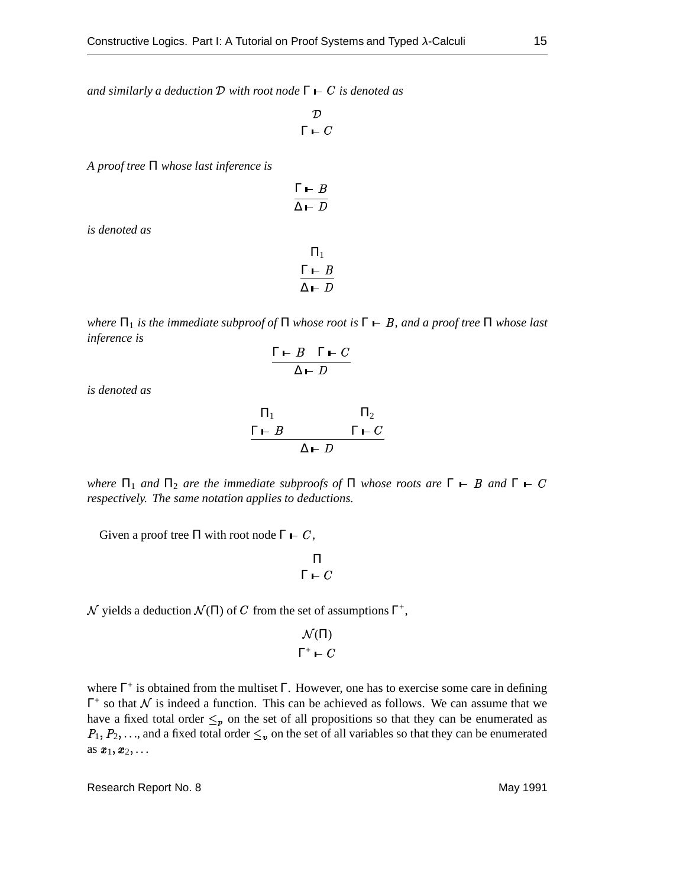*and similarly a deduction $\mathcal{D}$ with root node $\Gamma \vdash C$ is denoted as*

$$\begin{array}{c} \mathcal{D} \\ \Gamma \vdash C \end{array}$$

*A proof tree $\Pi$ whose last inference is*

$$\frac{\Gamma \vdash B}{\Delta \vdash D}$$

*is denoted as*

$$\begin{array}{c} \Pi_1 \\ \dfrac{\Gamma \vdash B}{\Delta \vdash D} \end{array}$$

*where $\Pi_1$ is the immediate subproof of $\Pi$ whose root is $\Gamma \vdash B$, and a proof tree $\Pi$ whose last inference is*

$$\frac{\Gamma \vdash B \quad \Gamma \vdash C}{\Delta \vdash D}$$

*is denoted as*

$$\frac{\begin{array}{c} \Pi_1 \\ \Gamma \vdash B \end{array} \qquad\qquad \begin{array}{c} \Pi_2 \\ \Gamma \vdash C \end{array}}{\Delta \vdash D}$$

*where $\Pi_1$ and $\Pi_2$ are the immediate subproofs of $\Pi$ whose roots are $\Gamma \vdash B$ and $\Gamma \vdash C$ respectively. The same notation applies to deductions.*

Given a proof tree $\Pi$ with root node $\Gamma \vdash C$,

$$\begin{array}{c} \Pi \\ \Gamma \vdash C \end{array}$$

$\mathcal{N}$ yields a deduction $\mathcal{N}(\Pi)$ of $C$ from the set of assumptions $\Gamma^+$,

$$\begin{array}{c} \mathcal{N}(\Pi) \\ \Gamma^+ \vdash C \end{array}$$

where $\Gamma^+$ is obtained from the multiset $\Gamma$. However, one has to exercise some care in defining $\Gamma^+$ so that $\mathcal{N}$ is indeed a function. This can be achieved as follows. We can assume that we have a fixed total order $\leq_p$ on the set of all propositions so that they can be enumerated as $P_1, P_2, \ldots$, and a fixed total order $\leq_v$ on the set of all variables so that they can be enumerated as $x_1, x_2, \ldots$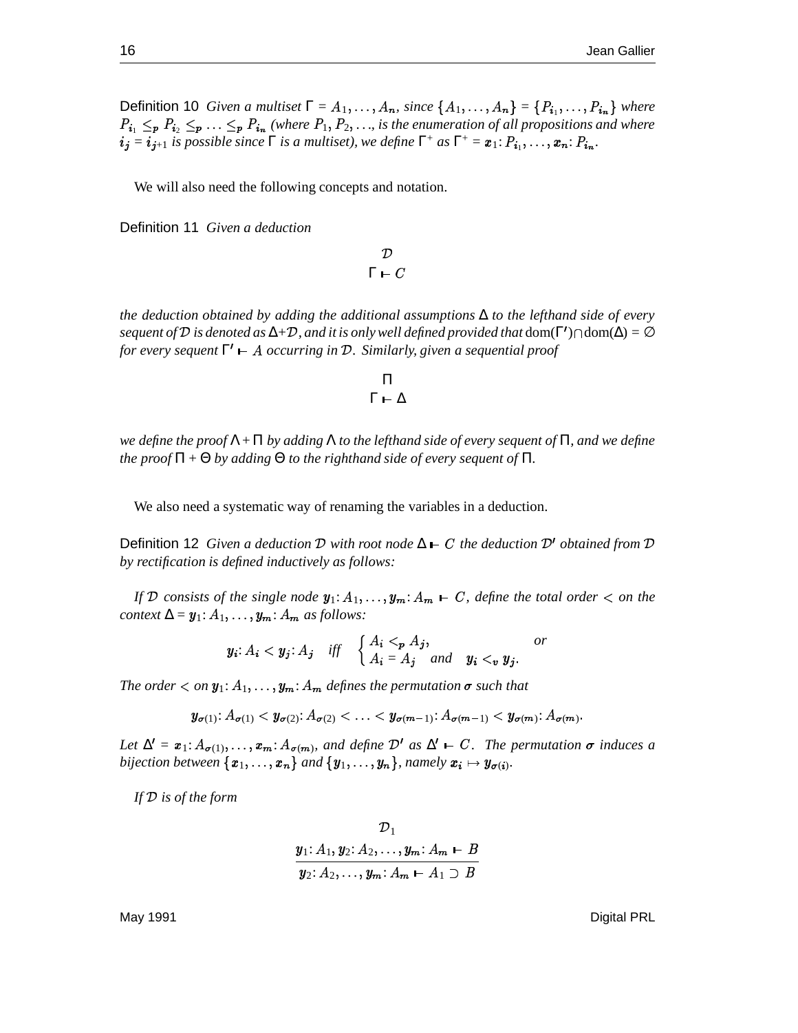Definition 10 *Given a multiset* $\Gamma = A_1, \ldots, A_n$, *since* $\{A_1, \ldots, A_n\} = \{P_{i_1}, \ldots, P_{i_n}\}$ *where* $P_{i_1} \leq_p P_{i_2} \leq_p \ldots \leq_p P_{i_n}$ *(where* $P_1, P_2, \ldots$, *is the enumeration of all propositions and where* $i_j = i_{j+1}$ *is possible since* $\Gamma$ *is a multiset), we define* $\Gamma^+$ *as* $\Gamma^+ = x_1: P_{i_1}, \ldots, x_n: P_{i_n}$.

We will also need the following concepts and notation.

Definition 11 *Given a deduction*

$$\begin{array}{c} \mathcal{D} \\ \Gamma \vdash C \end{array}$$

*the deduction obtained by adding the additional assumptions* $\Delta$ *to the lefthand side of every sequent of* $\mathcal{D}$ *is denoted as* $\Delta + \mathcal{D}$, *and it is only well defined provided that* $\mathrm{dom}(\Gamma') \cap \mathrm{dom}(\Delta) = \emptyset$ *for every sequent* $\Gamma' \vdash A$ *occurring in* $\mathcal{D}$. *Similarly, given a sequential proof*

$$\begin{array}{c} \Pi \\ \Gamma \vdash \Delta \end{array}$$

*we define the proof* $\Lambda + \Pi$ *by adding* $\Lambda$ *to the lefthand side of every sequent of* $\Pi$, *and we define the proof* $\Pi + \Theta$ *by adding* $\Theta$ *to the righthand side of every sequent of* $\Pi$.

We also need a systematic way of renaming the variables in a deduction.

Definition 12 *Given a deduction* $\mathcal{D}$ *with root node* $\Delta \vdash C$ *the deduction* $\mathcal{D}'$ *obtained from* $\mathcal{D}$ *by rectification is defined inductively as follows:*

*If* $\mathcal{D}$ *consists of the single node* $y_1: A_1, \ldots, y_m: A_m \vdash C$, *define the total order* $<$ *on the context* $\Delta = y_1: A_1, \ldots, y_m: A_m$ *as follows:*

$$y_i: A_i < y_j: A_j \quad \text{iff} \quad \begin{cases} A_i <_p A_j, & \text{or} \\ A_i = A_j \quad \text{and} \quad y_i <_v y_j. \end{cases}$$

*The order* $<$ *on* $y_1: A_1, \ldots, y_m: A_m$ *defines the permutation* $\sigma$ *such that*

$$y_{\sigma(1)}: A_{\sigma(1)} < y_{\sigma(2)}: A_{\sigma(2)} < \ldots < y_{\sigma(m-1)}: A_{\sigma(m-1)} < y_{\sigma(m)}: A_{\sigma(m)}.$$

*Let* $\Delta' = x_1: A_{\sigma(1)}, \ldots, x_m: A_{\sigma(m)}$, *and define* $\mathcal{D}'$ *as* $\Delta' \vdash C$. *The permutation* $\sigma$ *induces a bijection between* $\{x_1, \ldots, x_n\}$ *and* $\{y_1, \ldots, y_n\}$, *namely* $x_i \mapsto y_{\sigma(i)}$.

*If* $\mathcal{D}$ *is of the form*

$$\frac{\begin{array}{c} \mathcal{D}_1 \\ y_1: A_1, y_2: A_2, \ldots, y_m: A_m \vdash B \end{array}}{y_2: A_2, \ldots, y_m: A_m \vdash A_1 \supset B}$$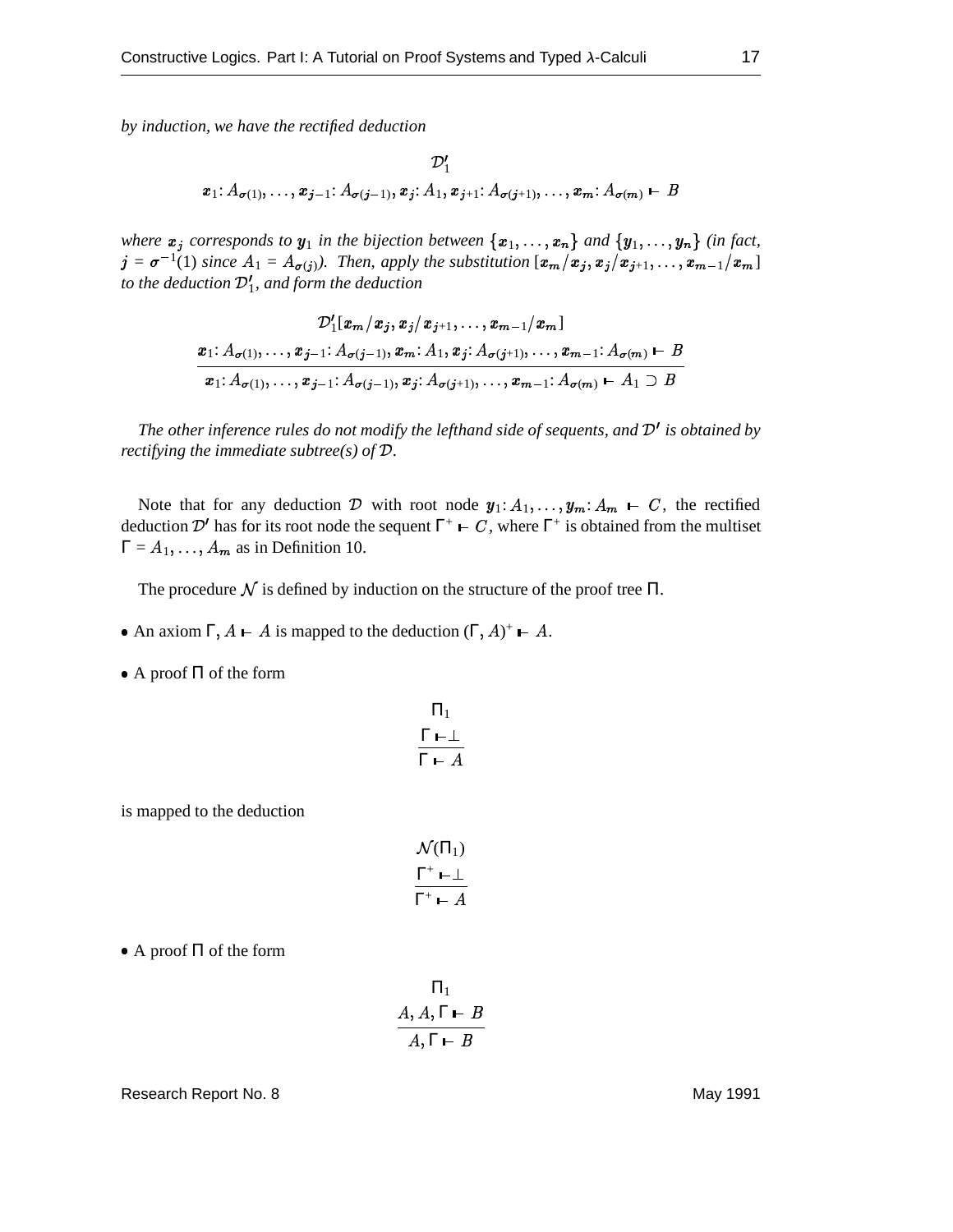*by induction, we have the rectified deduction*

$$\begin{array}{c} \mathcal{D}_1' \\ x_1 \colon A_{\sigma(1)}, \ldots, x_{j-1} \colon A_{\sigma(j-1)}, x_j \colon A_1, x_{j+1} \colon A_{\sigma(j+1)}, \ldots, x_m \colon A_{\sigma(m)} \vdash B \end{array}$$

*where $x_j$ corresponds to $y_1$ in the bijection between $\{x_1, \ldots, x_n\}$ and $\{y_1, \ldots, y_n\}$ (in fact, $j = \sigma^{-1}(1)$ since $A_1 = A_{\sigma(j)}$). Then, apply the substitution $[x_m/x_j, x_j/x_{j+1}, \ldots, x_{m-1}/x_m]$ to the deduction $\mathcal{D}_1'$, and form the deduction*

$$\dfrac{\begin{array}{c} \mathcal{D}_1'[x_m/x_j, x_j/x_{j+1}, \ldots, x_{m-1}/x_m] \\ x_1 \colon A_{\sigma(1)}, \ldots, x_{j-1} \colon A_{\sigma(j-1)}, x_m \colon A_1, x_j \colon A_{\sigma(j+1)}, \ldots, x_{m-1} \colon A_{\sigma(m)} \vdash B \end{array}}{x_1 \colon A_{\sigma(1)}, \ldots, x_{j-1} \colon A_{\sigma(j-1)}, x_j \colon A_{\sigma(j+1)}, \ldots, x_{m-1} \colon A_{\sigma(m)} \vdash A_1 \supset B}$$

*The other inference rules do not modify the lefthand side of sequents, and $\mathcal{D}'$ is obtained by rectifying the immediate subtree(s) of $\mathcal{D}$.*

Note that for any deduction $\mathcal{D}$ with root node $y_1 \colon A_1, \ldots, y_m \colon A_m \vdash C$, the rectified deduction $\mathcal{D}'$ has for its root node the sequent $\Gamma^+ \vdash C$, where $\Gamma^+$ is obtained from the multiset $\Gamma = A_1, \ldots, A_m$ as in Definition 10.

The procedure $\mathcal{N}$ is defined by induction on the structure of the proof tree $\Pi$.

- An axiom $\Gamma, A \vdash A$ is mapped to the deduction $(\Gamma, A)^+ \vdash A$.

- A proof $\Pi$ of the form

$$\dfrac{\begin{array}{c} \Pi_1 \\ \Gamma \vdash \perp \end{array}}{\Gamma \vdash A}$$

is mapped to the deduction

$$\dfrac{\begin{array}{c} \mathcal{N}(\Pi_1) \\ \Gamma^+ \vdash \perp \end{array}}{\Gamma^+ \vdash A}$$

- A proof $\Pi$ of the form

$$\dfrac{\begin{array}{c} \Pi_1 \\ A, A, \Gamma \vdash B \end{array}}{A, \Gamma \vdash B}$$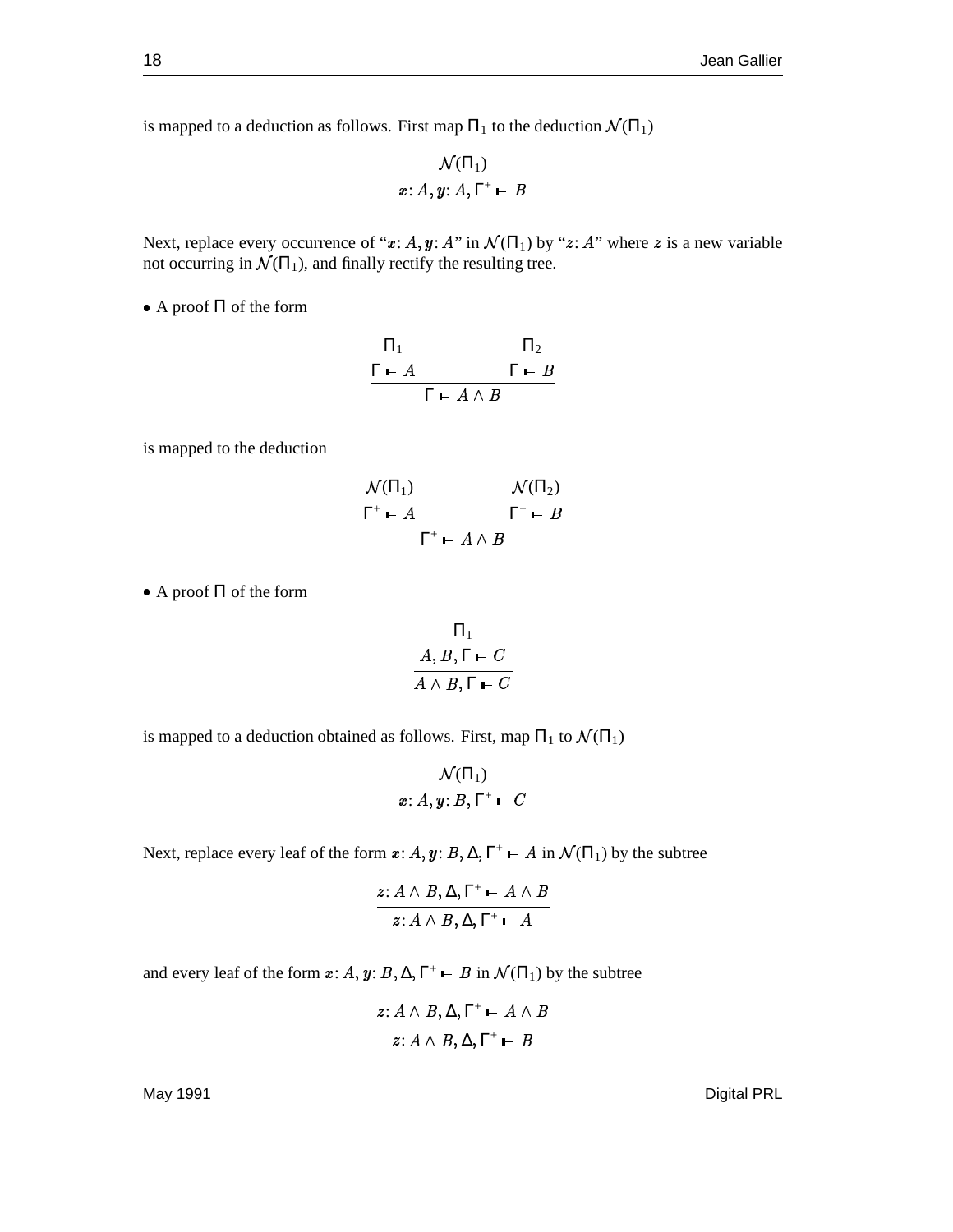is mapped to a deduction as follows. First map $\Pi_1$ to the deduction $\mathcal{N}(\Pi_1)$

$$\begin{array}{c} \mathcal{N}(\Pi_1) \\ x\colon A, y\colon A, \Gamma^+ \vdash B \end{array}$$

Next, replace every occurrence of "$x\colon A, y\colon A$" in $\mathcal{N}(\Pi_1)$ by "$z\colon A$" where $z$ is a new variable not occurring in $\mathcal{N}(\Pi_1)$, and finally rectify the resulting tree.

- A proof $\Pi$ of the form

$$\dfrac{\begin{array}{c}\Pi_1 \\ \Gamma \vdash A\end{array} \qquad \begin{array}{c}\Pi_2 \\ \Gamma \vdash B\end{array}}{\Gamma \vdash A \wedge B}$$

is mapped to the deduction

$$\dfrac{\begin{array}{c}\mathcal{N}(\Pi_1) \\ \Gamma^+ \vdash A\end{array} \qquad \begin{array}{c}\mathcal{N}(\Pi_2) \\ \Gamma^+ \vdash B\end{array}}{\Gamma^+ \vdash A \wedge B}$$

- A proof $\Pi$ of the form

$$\dfrac{\begin{array}{c}\Pi_1 \\ A, B, \Gamma \vdash C\end{array}}{A \wedge B, \Gamma \vdash C}$$

is mapped to a deduction obtained as follows. First, map $\Pi_1$ to $\mathcal{N}(\Pi_1)$

$$\begin{array}{c} \mathcal{N}(\Pi_1) \\ x\colon A, y\colon B, \Gamma^+ \vdash C \end{array}$$

Next, replace every leaf of the form $x\colon A, y\colon B, \Delta, \Gamma^+ \vdash A$ in $\mathcal{N}(\Pi_1)$ by the subtree

$$\dfrac{z\colon A \wedge B, \Delta, \Gamma^+ \vdash A \wedge B}{z\colon A \wedge B, \Delta, \Gamma^+ \vdash A}$$

and every leaf of the form $x\colon A, y\colon B, \Delta, \Gamma^+ \vdash B$ in $\mathcal{N}(\Pi_1)$ by the subtree

$$\dfrac{z\colon A \wedge B, \Delta, \Gamma^+ \vdash A \wedge B}{z\colon A \wedge B, \Delta, \Gamma^+ \vdash B}$$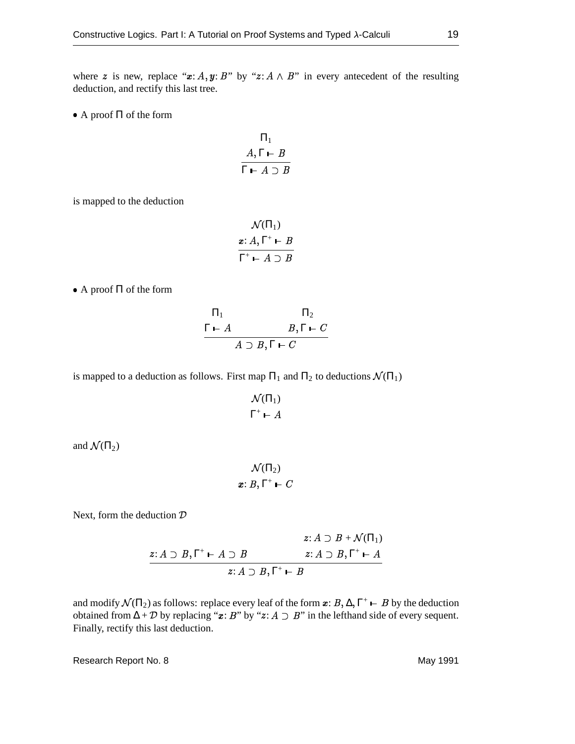where $z$ is new, replace "$x: A, y: B$" by "$z: A \wedge B$" in every antecedent of the resulting deduction, and rectify this last tree.

- A proof $\Pi$ of the form

$$\frac{\begin{array}{c}\Pi_1 \\ A, \Gamma \vdash B\end{array}}{\Gamma \vdash A \supset B}$$

is mapped to the deduction

$$\frac{\begin{array}{c}\mathcal{N}(\Pi_1) \\ x: A, \Gamma^+ \vdash B\end{array}}{\Gamma^+ \vdash A \supset B}$$

- A proof $\Pi$ of the form

$$\frac{\begin{array}{c}\Pi_1 \\ \Gamma \vdash A\end{array} \qquad \begin{array}{c}\Pi_2 \\ B, \Gamma \vdash C\end{array}}{A \supset B, \Gamma \vdash C}$$

is mapped to a deduction as follows. First map $\Pi_1$ and $\Pi_2$ to deductions $\mathcal{N}(\Pi_1)$

$$\begin{array}{c}\mathcal{N}(\Pi_1) \\ \Gamma^+ \vdash A\end{array}$$

and $\mathcal{N}(\Pi_2)$

$$\begin{array}{c}\mathcal{N}(\Pi_2) \\ x: B, \Gamma^+ \vdash C\end{array}$$

Next, form the deduction $\mathcal{D}$

$$\frac{z: A \supset B, \Gamma^+ \vdash A \supset B \qquad \begin{array}{c}z: A \supset B + \mathcal{N}(\Pi_1) \\ z: A \supset B, \Gamma^+ \vdash A\end{array}}{z: A \supset B, \Gamma^+ \vdash B}$$

and modify $\mathcal{N}(\Pi_2)$ as follows: replace every leaf of the form $x: B, \Delta, \Gamma^+ \vdash B$ by the deduction obtained from $\Delta + \mathcal{D}$ by replacing "$x: B$" by "$z: A \supset B$" in the lefthand side of every sequent. Finally, rectify this last deduction.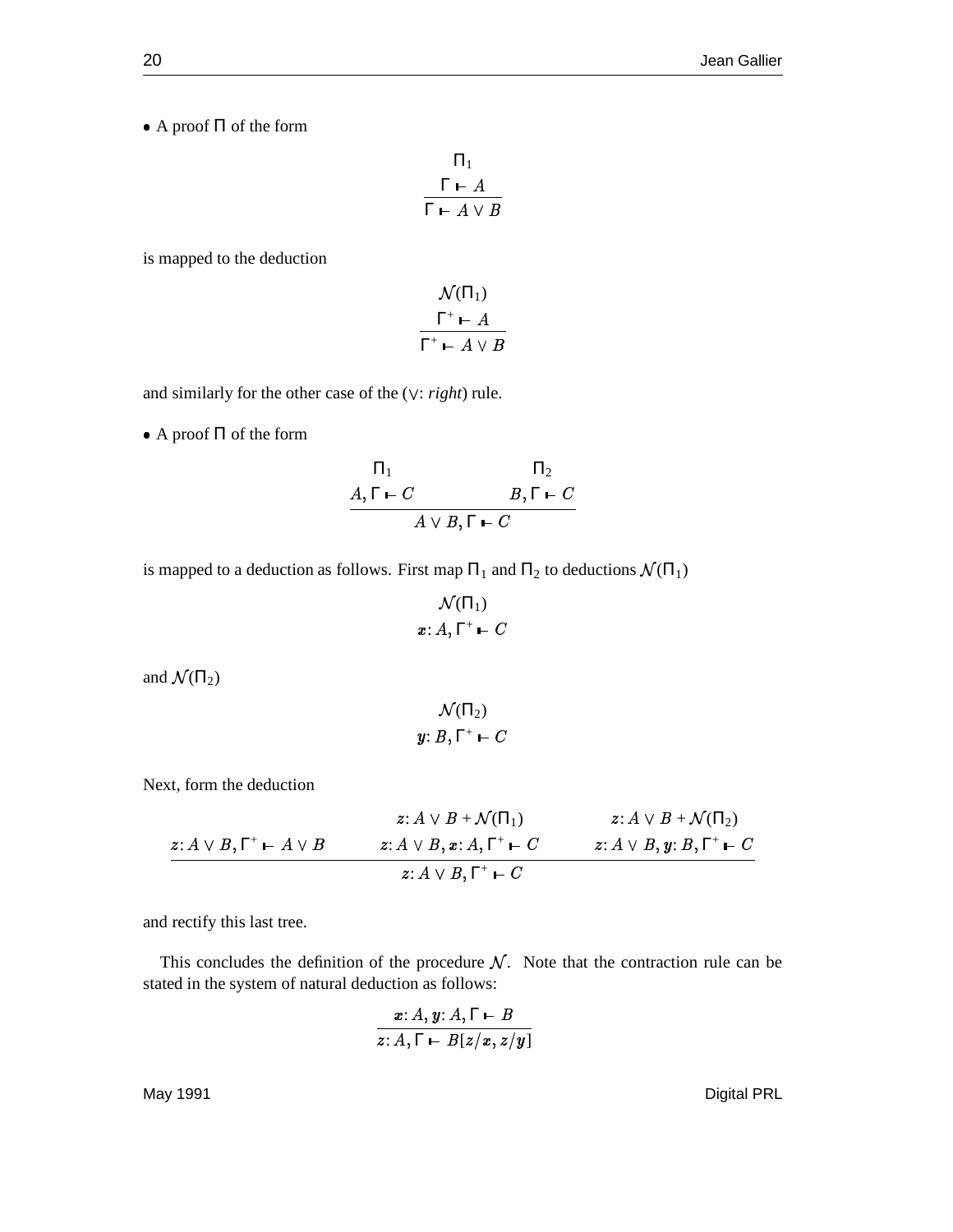• A proof $\Pi$ of the form

$$\dfrac{\begin{array}{c}\Pi_1\\ \Gamma \vdash A\end{array}}{\Gamma \vdash A \vee B}$$

is mapped to the deduction

$$\dfrac{\begin{array}{c}\mathcal{N}(\Pi_1)\\ \Gamma^+ \vdash A\end{array}}{\Gamma^+ \vdash A \vee B}$$

and similarly for the other case of the ($\vee$: *right*) rule.

• A proof $\Pi$ of the form

$$\dfrac{\begin{array}{c}\Pi_1\\ A, \Gamma \vdash C\end{array} \qquad \begin{array}{c}\Pi_2\\ B, \Gamma \vdash C\end{array}}{A \vee B, \Gamma \vdash C}$$

is mapped to a deduction as follows. First map $\Pi_1$ and $\Pi_2$ to deductions $\mathcal{N}(\Pi_1)$

$$\begin{array}{c}\mathcal{N}(\Pi_1)\\ x\colon A, \Gamma^+ \vdash C\end{array}$$

and $\mathcal{N}(\Pi_2)$

$$\begin{array}{c}\mathcal{N}(\Pi_2)\\ y\colon B, \Gamma^+ \vdash C\end{array}$$

Next, form the deduction

$$\dfrac{z\colon A \vee B, \Gamma^+ \vdash A \vee B \qquad \begin{array}{c}z\colon A \vee B + \mathcal{N}(\Pi_1)\\ z\colon A \vee B, x\colon A, \Gamma^+ \vdash C\end{array} \qquad \begin{array}{c}z\colon A \vee B + \mathcal{N}(\Pi_2)\\ z\colon A \vee B, y\colon B, \Gamma^+ \vdash C\end{array}}{z\colon A \vee B, \Gamma^+ \vdash C}$$

and rectify this last tree.

This concludes the definition of the procedure $\mathcal{N}$. Note that the contraction rule can be stated in the system of natural deduction as follows:

$$\dfrac{x\colon A, y\colon A, \Gamma \vdash B}{z\colon A, \Gamma \vdash B[z/x, z/y]}$$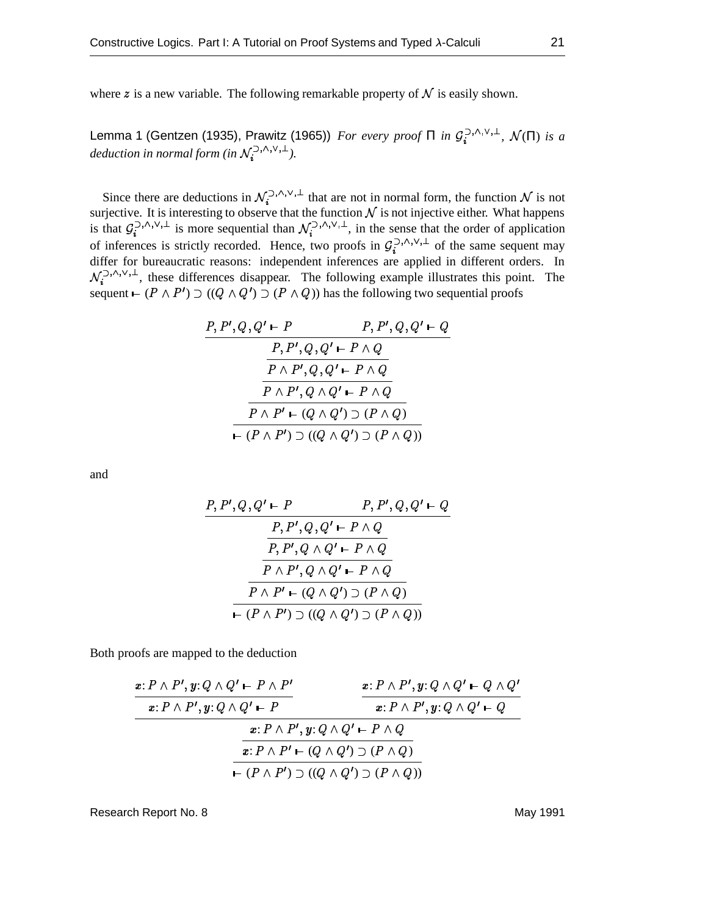where $z$ is a new variable. The following remarkable property of $\mathcal{N}$ is easily shown.

**Lemma 1 (Gentzen (1935), Prawitz (1965))** *For every proof $\Pi$ in $\mathcal{G}_i^{\supset,\wedge,\vee,\perp}$, $\mathcal{N}(\Pi)$ is a deduction in normal form (in $\mathcal{N}_i^{\supset,\wedge,\vee,\perp}$).*

Since there are deductions in $\mathcal{N}_i^{\supset,\wedge,\vee,\perp}$ that are not in normal form, the function $\mathcal{N}$ is not surjective. It is interesting to observe that the function $\mathcal{N}$ is not injective either. What happens is that $\mathcal{G}_i^{\supset,\wedge,\vee,\perp}$ is more sequential than $\mathcal{N}_i^{\supset,\wedge,\vee,\perp}$, in the sense that the order of application of inferences is strictly recorded. Hence, two proofs in $\mathcal{G}_i^{\supset,\wedge,\vee,\perp}$ of the same sequent may differ for bureaucratic reasons: independent inferences are applied in different orders. In $\mathcal{N}_i^{\supset,\wedge,\vee,\perp}$, these differences disappear. The following example illustrates this point. The sequent $\vdash (P \wedge P') \supset ((Q \wedge Q') \supset (P \wedge Q))$ has the following two sequential proofs

$$
\dfrac{\dfrac{\dfrac{\dfrac{\dfrac{P, P', Q, Q' \vdash P \qquad P, P', Q, Q' \vdash Q}{P, P', Q, Q' \vdash P \wedge Q}}{P \wedge P', Q, Q' \vdash P \wedge Q}}{P \wedge P', Q \wedge Q' \vdash P \wedge Q}}{P \wedge P' \vdash (Q \wedge Q') \supset (P \wedge Q)}}{\vdash (P \wedge P') \supset ((Q \wedge Q') \supset (P \wedge Q))}
$$

and

$$
\dfrac{\dfrac{\dfrac{\dfrac{\dfrac{P, P', Q, Q' \vdash P \qquad P, P', Q, Q' \vdash Q}{P, P', Q, Q' \vdash P \wedge Q}}{P, P', Q \wedge Q' \vdash P \wedge Q}}{P \wedge P', Q \wedge Q' \vdash P \wedge Q}}{P \wedge P' \vdash (Q \wedge Q') \supset (P \wedge Q)}}{\vdash (P \wedge P') \supset ((Q \wedge Q') \supset (P \wedge Q))}
$$

Both proofs are mapped to the deduction

$$
\dfrac{\dfrac{\dfrac{\dfrac{x \colon P \wedge P', y \colon Q \wedge Q' \vdash P \wedge P'}{x \colon P \wedge P', y \colon Q \wedge Q' \vdash P} \qquad \dfrac{x \colon P \wedge P', y \colon Q \wedge Q' \vdash Q \wedge Q'}{x \colon P \wedge P', y \colon Q \wedge Q' \vdash Q}}{x \colon P \wedge P', y \colon Q \wedge Q' \vdash P \wedge Q}}{x \colon P \wedge P' \vdash (Q \wedge Q') \supset (P \wedge Q)}}{\vdash (P \wedge P') \supset ((Q \wedge Q') \supset (P \wedge Q))}
$$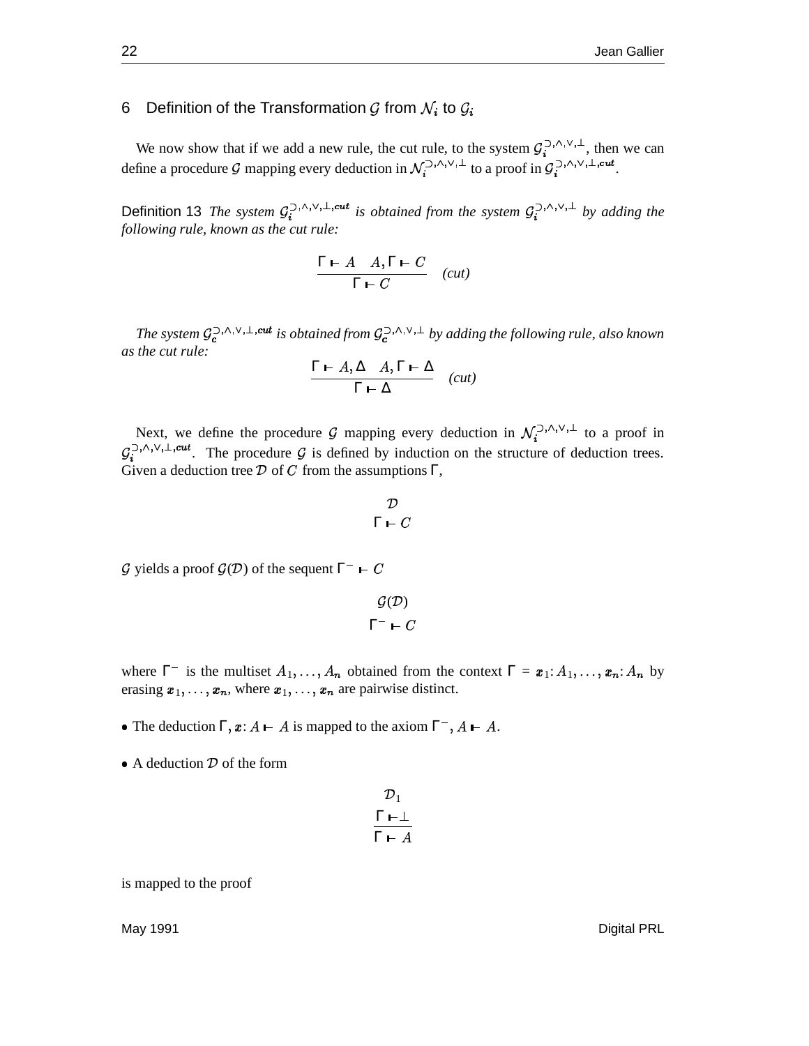## 6 Definition of the Transformation $\mathcal{G}$ from $\mathcal{N}_i$ to $\mathcal{G}_i$

We now show that if we add a new rule, the cut rule, to the system $\mathcal{G}_i^{\supset,\wedge,\vee,\perp}$, then we can define a procedure $\mathcal{G}$ mapping every deduction in $\mathcal{N}_i^{\supset,\wedge,\vee,\perp}$ to a proof in $\mathcal{G}_i^{\supset,\wedge,\vee,\perp,cut}$.

**Definition 13** *The system $\mathcal{G}_i^{\supset,\wedge,\vee,\perp,cut}$ is obtained from the system $\mathcal{G}_i^{\supset,\wedge,\vee,\perp}$ by adding the following rule, known as the cut rule:*

$$\frac{\Gamma \vdash A \quad A, \Gamma \vdash C}{\Gamma \vdash C} \quad (cut)$$

*The system $\mathcal{G}_c^{\supset,\wedge,\vee,\perp,cut}$ is obtained from $\mathcal{G}_c^{\supset,\wedge,\vee,\perp}$ by adding the following rule, also known as the cut rule:*

$$\frac{\Gamma \vdash A, \Delta \quad A, \Gamma \vdash \Delta}{\Gamma \vdash \Delta} \quad (cut)$$

Next, we define the procedure $\mathcal{G}$ mapping every deduction in $\mathcal{N}_i^{\supset,\wedge,\vee,\perp}$ to a proof in $\mathcal{G}_i^{\supset,\wedge,\vee,\perp,cut}$. The procedure $\mathcal{G}$ is defined by induction on the structure of deduction trees. Given a deduction tree $\mathcal{D}$ of $C$ from the assumptions $\Gamma$,

$$\begin{array}{c} \mathcal{D} \\ \Gamma \vdash C \end{array}$$

$\mathcal{G}$ yields a proof $\mathcal{G}(\mathcal{D})$ of the sequent $\Gamma^- \vdash C$

$$\begin{array}{c} \mathcal{G}(\mathcal{D}) \\ \Gamma^- \vdash C \end{array}$$

where $\Gamma^-$ is the multiset $A_1, \ldots, A_n$ obtained from the context $\Gamma = x_1 \colon A_1, \ldots, x_n \colon A_n$ by erasing $x_1, \ldots, x_n$, where $x_1, \ldots, x_n$ are pairwise distinct.

- The deduction $\Gamma, x \colon A \vdash A$ is mapped to the axiom $\Gamma^-, A \vdash A$.

- A deduction $\mathcal{D}$ of the form

$$\begin{array}{c} \mathcal{D}_1 \\ \dfrac{\Gamma \vdash \perp}{\Gamma \vdash A} \end{array}$$

is mapped to the proof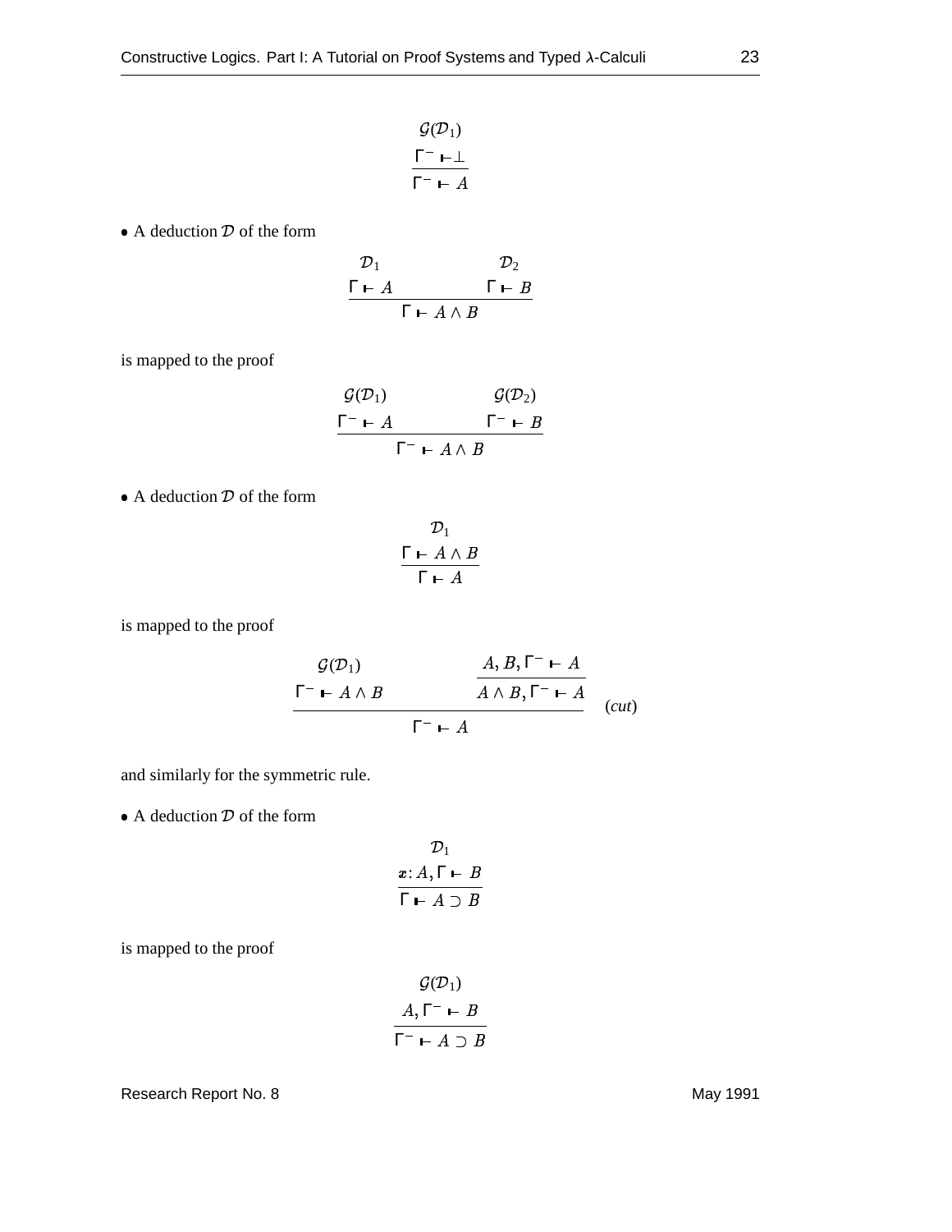$$\dfrac{\begin{matrix}\mathcal{G}(\mathcal{D}_1)\\ \Gamma^- \vdash \bot\end{matrix}}{\Gamma^- \vdash A}$$

- A deduction $\mathcal{D}$ of the form

$$\dfrac{\begin{matrix}\mathcal{D}_1\\ \Gamma \vdash A\end{matrix} \qquad \begin{matrix}\mathcal{D}_2\\ \Gamma \vdash B\end{matrix}}{\Gamma \vdash A \wedge B}$$

is mapped to the proof

$$\dfrac{\begin{matrix}\mathcal{G}(\mathcal{D}_1)\\ \Gamma^- \vdash A\end{matrix} \qquad \begin{matrix}\mathcal{G}(\mathcal{D}_2)\\ \Gamma^- \vdash B\end{matrix}}{\Gamma^- \vdash A \wedge B}$$

- A deduction $\mathcal{D}$ of the form

$$\dfrac{\begin{matrix}\mathcal{D}_1\\ \Gamma \vdash A \wedge B\end{matrix}}{\Gamma \vdash A}$$

is mapped to the proof

$$\dfrac{\begin{matrix}\mathcal{G}(\mathcal{D}_1)\\ \Gamma^- \vdash A \wedge B\end{matrix} \qquad \dfrac{A, B, \Gamma^- \vdash A}{A \wedge B, \Gamma^- \vdash A}}{\Gamma^- \vdash A} \quad (cut)$$

and similarly for the symmetric rule.

- A deduction $\mathcal{D}$ of the form

$$\dfrac{\begin{matrix}\mathcal{D}_1\\ x\colon A, \Gamma \vdash B\end{matrix}}{\Gamma \vdash A \supset B}$$

is mapped to the proof

$$\dfrac{\begin{matrix}\mathcal{G}(\mathcal{D}_1)\\ A, \Gamma^- \vdash B\end{matrix}}{\Gamma^- \vdash A \supset B}$$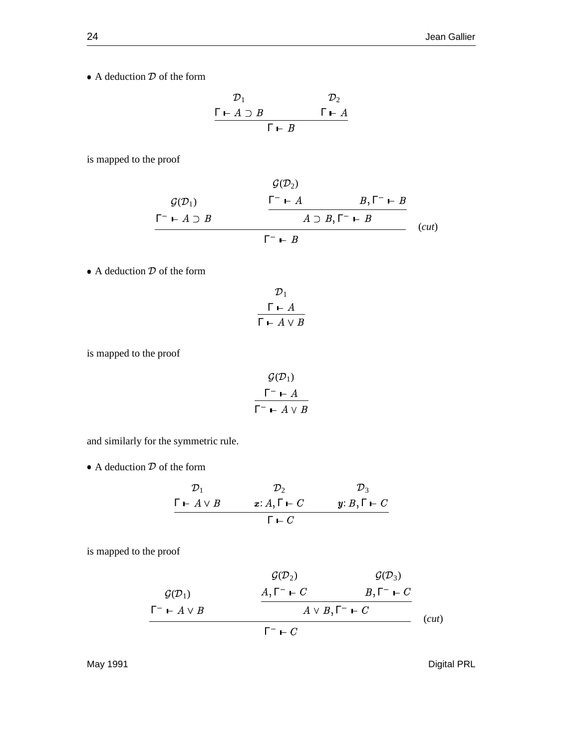- A deduction $\mathcal{D}$ of the form

$$\dfrac{\begin{matrix}\mathcal{D}_1 \\ \Gamma \vdash A \supset B\end{matrix} \qquad \begin{matrix}\mathcal{D}_2 \\ \Gamma \vdash A\end{matrix}}{\Gamma \vdash B}$$

is mapped to the proof

$$\dfrac{\begin{matrix}\mathcal{G}(\mathcal{D}_1) \\ \Gamma^- \vdash A \supset B\end{matrix} \qquad \dfrac{\begin{matrix}\mathcal{G}(\mathcal{D}_2) \\ \Gamma^- \vdash A\end{matrix} \qquad B, \Gamma^- \vdash B}{A \supset B, \Gamma^- \vdash B}}{\Gamma^- \vdash B} \quad (cut)$$

- A deduction $\mathcal{D}$ of the form

$$\dfrac{\begin{matrix}\mathcal{D}_1 \\ \Gamma \vdash A\end{matrix}}{\Gamma \vdash A \vee B}$$

is mapped to the proof

$$\dfrac{\begin{matrix}\mathcal{G}(\mathcal{D}_1) \\ \Gamma^- \vdash A\end{matrix}}{\Gamma^- \vdash A \vee B}$$

and similarly for the symmetric rule.

- A deduction $\mathcal{D}$ of the form

$$\dfrac{\begin{matrix}\mathcal{D}_1 \\ \Gamma \vdash A \vee B\end{matrix} \qquad \begin{matrix}\mathcal{D}_2 \\ \boldsymbol{x}: A, \Gamma \vdash C\end{matrix} \qquad \begin{matrix}\mathcal{D}_3 \\ \boldsymbol{y}: B, \Gamma \vdash C\end{matrix}}{\Gamma \vdash C}$$

is mapped to the proof

$$\dfrac{\begin{matrix}\mathcal{G}(\mathcal{D}_1) \\ \Gamma^- \vdash A \vee B\end{matrix} \qquad \dfrac{\begin{matrix}\mathcal{G}(\mathcal{D}_2) \\ A, \Gamma^- \vdash C\end{matrix} \qquad \begin{matrix}\mathcal{G}(\mathcal{D}_3) \\ B, \Gamma^- \vdash C\end{matrix}}{A \vee B, \Gamma^- \vdash C}}{\Gamma^- \vdash C} \quad (cut)$$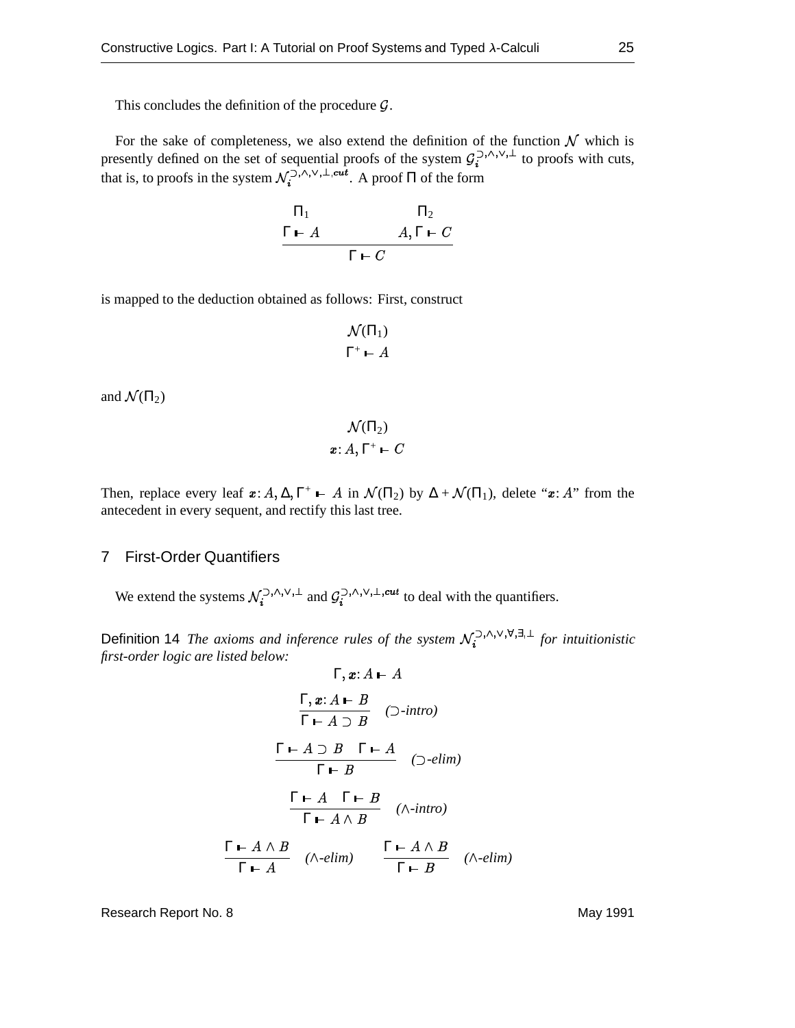This concludes the definition of the procedure $\mathcal{G}$.

For the sake of completeness, we also extend the definition of the function $\mathcal{N}$ which is presently defined on the set of sequential proofs of the system $\mathcal{G}_i^{\supset,\wedge,\vee,\perp}$ to proofs with cuts, that is, to proofs in the system $\mathcal{N}_i^{\supset,\wedge,\vee,\perp,cut}$. A proof $\Pi$ of the form

$$\frac{\begin{array}{c}\Pi_1\\ \Gamma \vdash A\end{array} \qquad \begin{array}{c}\Pi_2\\ A, \Gamma \vdash C\end{array}}{\Gamma \vdash C}$$

is mapped to the deduction obtained as follows: First, construct

$$\begin{array}{c}\mathcal{N}(\Pi_1)\\ \Gamma^+ \vdash A\end{array}$$

and $\mathcal{N}(\Pi_2)$

$$\begin{array}{c}\mathcal{N}(\Pi_2)\\ x\colon A, \Gamma^+ \vdash C\end{array}$$

Then, replace every leaf $x\colon A, \Delta, \Gamma^+ \vdash A$ in $\mathcal{N}(\Pi_2)$ by $\Delta + \mathcal{N}(\Pi_1)$, delete "$x\colon A$" from the antecedent in every sequent, and rectify this last tree.

## 7 First-Order Quantifiers

We extend the systems $\mathcal{N}_i^{\supset,\wedge,\vee,\perp}$ and $\mathcal{G}_i^{\supset,\wedge,\vee,\perp,cut}$ to deal with the quantifiers.

**Definition 14** *The axioms and inference rules of the system $\mathcal{N}_i^{\supset,\wedge,\vee,\forall,\exists,\perp}$ for intuitionistic first-order logic are listed below:*

$$\Gamma, x\colon A \vdash A$$

$$\frac{\Gamma, x\colon A \vdash B}{\Gamma \vdash A \supset B} \quad (\supset\text{-intro})$$

$$\frac{\Gamma \vdash A \supset B \quad \Gamma \vdash A}{\Gamma \vdash B} \quad (\supset\text{-elim})$$

$$\frac{\Gamma \vdash A \quad \Gamma \vdash B}{\Gamma \vdash A \wedge B} \quad (\wedge\text{-intro})$$

$$\frac{\Gamma \vdash A \wedge B}{\Gamma \vdash A} \quad (\wedge\text{-elim}) \qquad \frac{\Gamma \vdash A \wedge B}{\Gamma \vdash B} \quad (\wedge\text{-elim})$$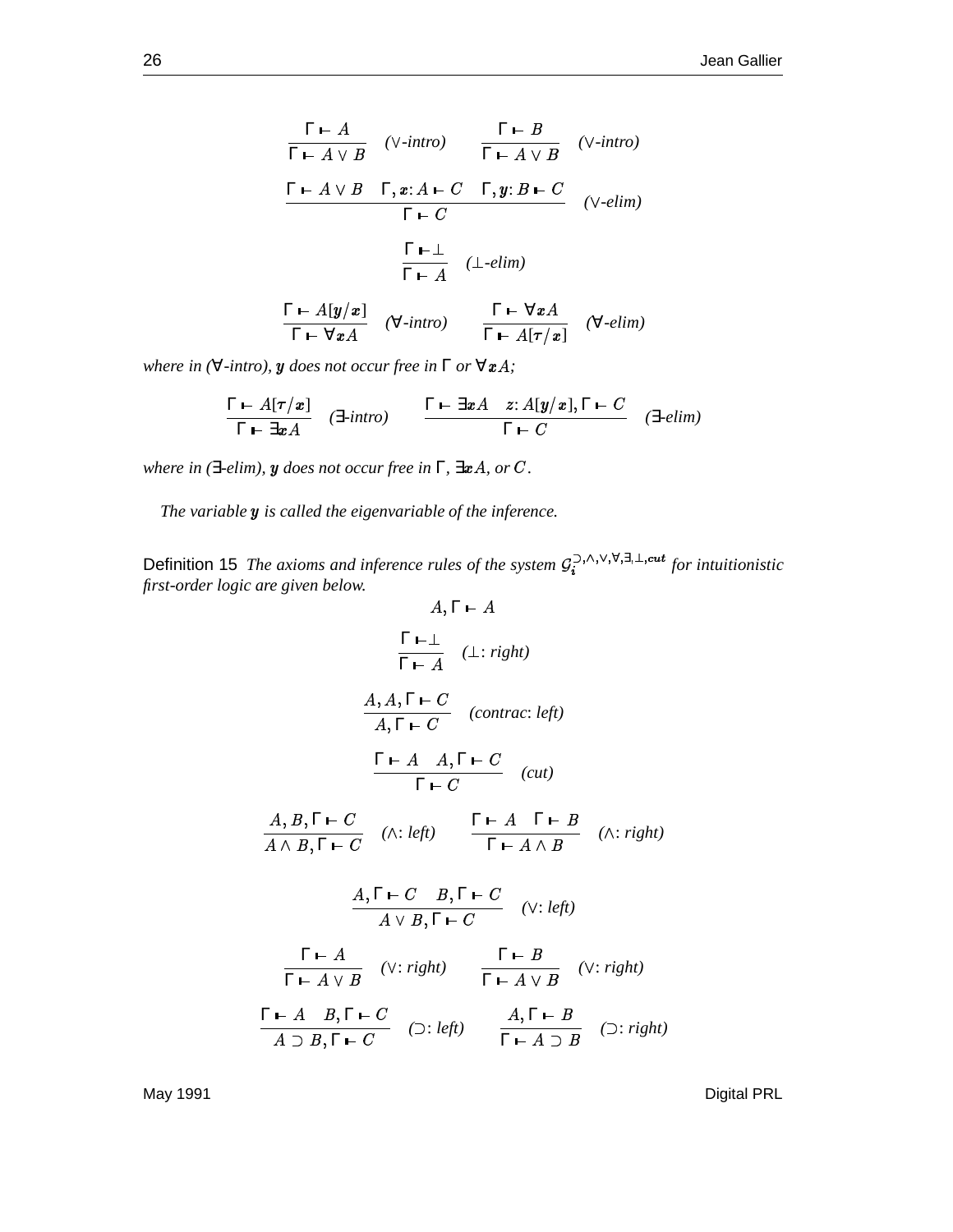$$\frac{\Gamma \vdash A}{\Gamma \vdash A \vee B} \quad (\vee\text{-}intro) \qquad \frac{\Gamma \vdash B}{\Gamma \vdash A \vee B} \quad (\vee\text{-}intro)$$

$$\frac{\Gamma \vdash A \vee B \quad \Gamma, x\colon A \vdash C \quad \Gamma, y\colon B \vdash C}{\Gamma \vdash C} \quad (\vee\text{-}elim)$$

$$\frac{\Gamma \vdash \perp}{\Gamma \vdash A} \quad (\perp\text{-}elim)$$

$$\frac{\Gamma \vdash A[y/x]}{\Gamma \vdash \forall x A} \quad (\forall\text{-}intro) \qquad \frac{\Gamma \vdash \forall x A}{\Gamma \vdash A[\tau/x]} \quad (\forall\text{-}elim)$$

*where in ($\forall$-intro), $y$ does not occur free in $\Gamma$ or $\forall x A$;*

$$\frac{\Gamma \vdash A[\tau/x]}{\Gamma \vdash \exists x A} \quad (\exists\text{-}intro) \qquad \frac{\Gamma \vdash \exists x A \quad z\colon A[y/x], \Gamma \vdash C}{\Gamma \vdash C} \quad (\exists\text{-}elim)$$

*where in ($\exists$-elim), $y$ does not occur free in $\Gamma$, $\exists x A$, or $C$.*

*The variable $y$ is called the eigenvariable of the inference.*

Definition 15 *The axioms and inference rules of the system $\mathcal{G}_i^{\supset,\wedge,\vee,\forall,\exists,\perp,cut}$ for intuitionistic first-order logic are given below.*

$$A, \Gamma \vdash A$$

$$\frac{\Gamma \vdash \perp}{\Gamma \vdash A} \quad (\perp\colon right)$$

$$\frac{A, A, \Gamma \vdash C}{A, \Gamma \vdash C} \quad (contrac\colon left)$$

$$\frac{\Gamma \vdash A \quad A, \Gamma \vdash C}{\Gamma \vdash C} \quad (cut)$$

$$\frac{A, B, \Gamma \vdash C}{A \wedge B, \Gamma \vdash C} \quad (\wedge\colon left) \qquad \frac{\Gamma \vdash A \quad \Gamma \vdash B}{\Gamma \vdash A \wedge B} \quad (\wedge\colon right)$$

$$\frac{A, \Gamma \vdash C \quad B, \Gamma \vdash C}{A \vee B, \Gamma \vdash C} \quad (\vee\colon left)$$

$$\frac{\Gamma \vdash A}{\Gamma \vdash A \vee B} \quad (\vee\colon right) \qquad \frac{\Gamma \vdash B}{\Gamma \vdash A \vee B} \quad (\vee\colon right)$$

$$\frac{\Gamma \vdash A \quad B, \Gamma \vdash C}{A \supset B, \Gamma \vdash C} \quad (\supset\colon left) \qquad \frac{A, \Gamma \vdash B}{\Gamma \vdash A \supset B} \quad (\supset\colon right)$$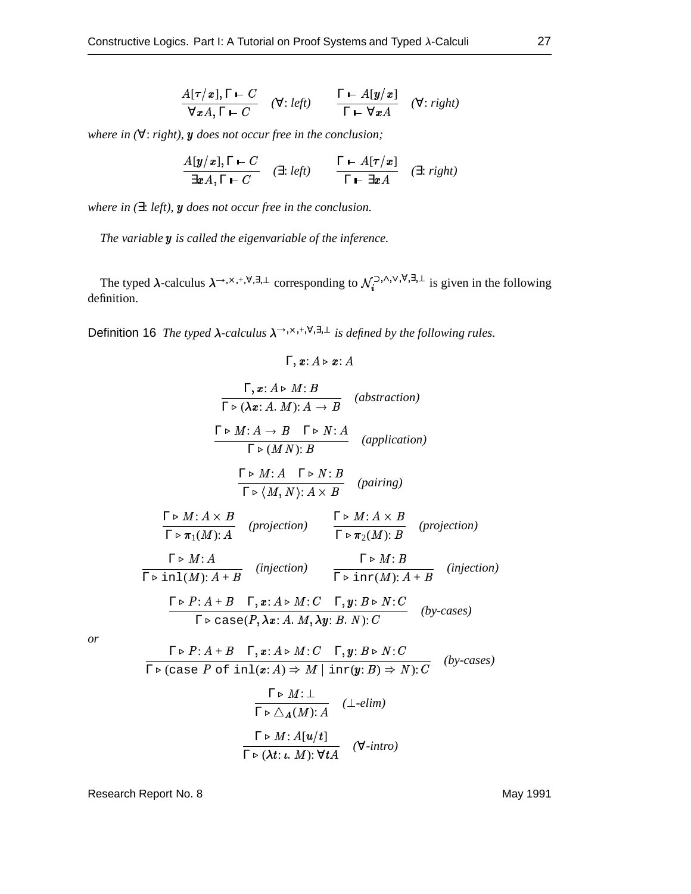$$\frac{A[\tau/x], \Gamma \vdash C}{\forall x A, \Gamma \vdash C} \quad (\forall\colon \mathit{left}) \qquad \frac{\Gamma \vdash A[y/x]}{\Gamma \vdash \forall x A} \quad (\forall\colon \mathit{right})$$

*where in ($\forall$: right), $y$ does not occur free in the conclusion;*

$$\frac{A[y/x], \Gamma \vdash C}{\exists x A, \Gamma \vdash C} \quad (\exists\colon \mathit{left}) \qquad \frac{\Gamma \vdash A[\tau/x]}{\Gamma \vdash \exists x A} \quad (\exists\colon \mathit{right})$$

*where in ($\exists$: left), $y$ does not occur free in the conclusion.*

*The variable $y$ is called the eigenvariable of the inference.*

The typed $\lambda$-calculus $\lambda^{\rightarrow,\times,+,\forall,\exists,\perp}$ corresponding to $\mathcal{N}_i^{\supset,\wedge,\vee,\forall,\exists,\perp}$ is given in the following definition.

Definition 16 *The typed $\lambda$-calculus $\lambda^{\rightarrow,\times,+,\forall,\exists,\perp}$ is defined by the following rules.*

$$\Gamma, x\colon A \triangleright x\colon A$$

$$\frac{\Gamma, x\colon A \triangleright M\colon B}{\Gamma \triangleright (\lambda x\colon A.\ M)\colon A \rightarrow B} \quad (\mathit{abstraction})$$

$$\frac{\Gamma \triangleright M\colon A \rightarrow B \quad \Gamma \triangleright N\colon A}{\Gamma \triangleright (M N)\colon B} \quad (\mathit{application})$$

$$\frac{\Gamma \triangleright M\colon A \quad \Gamma \triangleright N\colon B}{\Gamma \triangleright \langle M, N\rangle\colon A \times B} \quad (\mathit{pairing})$$

$$\frac{\Gamma \triangleright M\colon A \times B}{\Gamma \triangleright \pi_1(M)\colon A} \quad (\mathit{projection}) \qquad \frac{\Gamma \triangleright M\colon A \times B}{\Gamma \triangleright \pi_2(M)\colon B} \quad (\mathit{projection})$$

$$\frac{\Gamma \triangleright M\colon A}{\Gamma \triangleright \mathtt{inl}(M)\colon A + B} \quad (\mathit{injection}) \qquad \frac{\Gamma \triangleright M\colon B}{\Gamma \triangleright \mathtt{inr}(M)\colon A + B} \quad (\mathit{injection})$$

$$\frac{\Gamma \triangleright P\colon A + B \quad \Gamma, x\colon A \triangleright M\colon C \quad \Gamma, y\colon B \triangleright N\colon C}{\Gamma \triangleright \mathtt{case}(P, \lambda x\colon A.\ M, \lambda y\colon B.\ N)\colon C} \quad (\mathit{by\text{-}cases})$$

*or*

$$\frac{\Gamma \triangleright P\colon A + B \quad \Gamma, x\colon A \triangleright M\colon C \quad \Gamma, y\colon B \triangleright N\colon C}{\Gamma \triangleright (\mathtt{case}\ P\ \mathtt{of}\ \mathtt{inl}(x\colon A) \Rightarrow M \mid \mathtt{inr}(y\colon B) \Rightarrow N)\colon C} \quad (\mathit{by\text{-}cases})$$

$$\frac{\Gamma \triangleright M\colon \perp}{\Gamma \triangleright \triangle_A(M)\colon A} \quad (\perp\text{-}\mathit{elim})$$

$$\frac{\Gamma \triangleright M\colon A[u/t]}{\Gamma \triangleright (\lambda t\colon \iota.\ M)\colon \forall t A} \quad (\forall\text{-}\mathit{intro})$$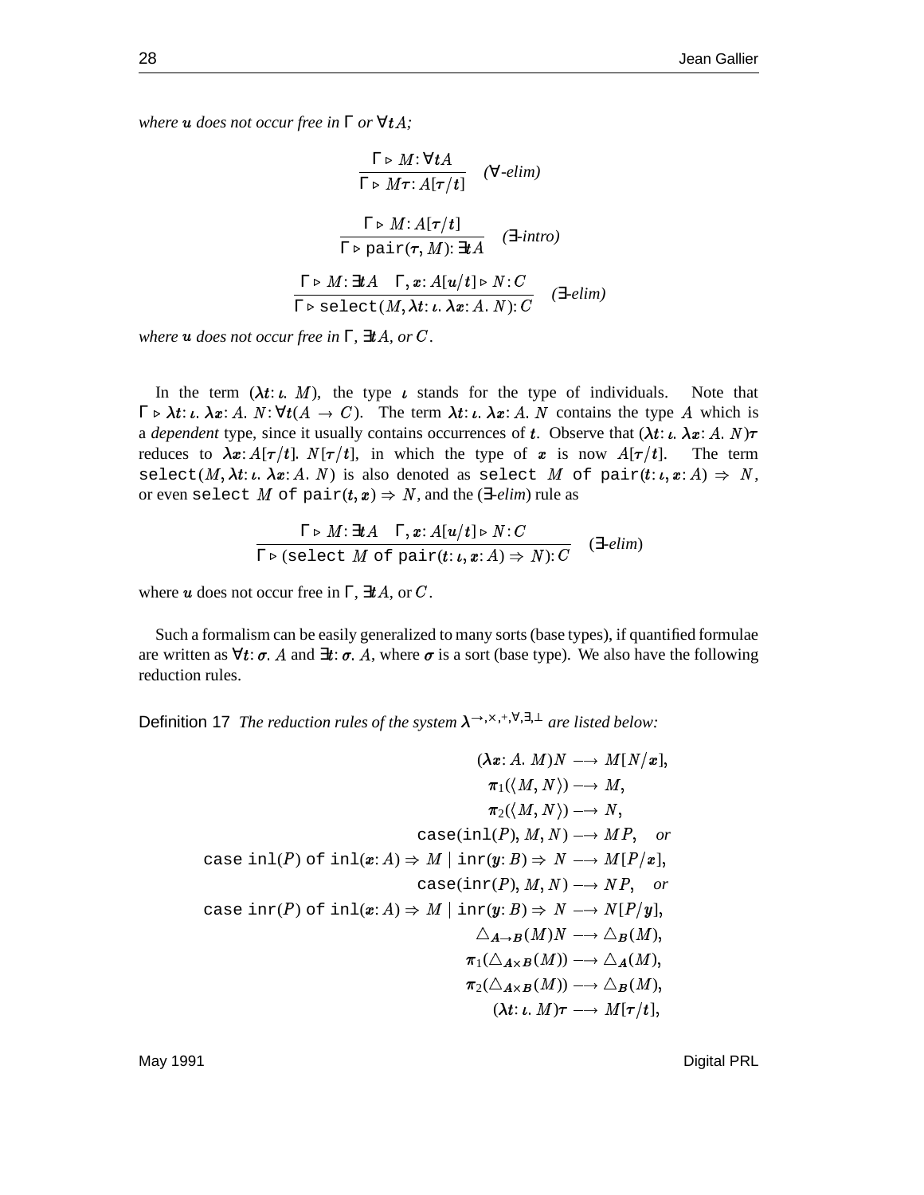*where $u$ does not occur free in $\Gamma$ or $\forall tA$;*

$$\frac{\Gamma \triangleright M \colon \forall tA}{\Gamma \triangleright M\tau \colon A[\tau/t]} \quad (\forall\textit{-elim})$$

$$\frac{\Gamma \triangleright M \colon A[\tau/t]}{\Gamma \triangleright \mathtt{pair}(\tau, M) \colon \exists tA} \quad (\exists\textit{-intro})$$

$$\frac{\Gamma \triangleright M \colon \exists tA \quad \Gamma, x \colon A[u/t] \triangleright N \colon C}{\Gamma \triangleright \mathtt{select}(M, \lambda t \colon \iota.\, \lambda x \colon A.\, N) \colon C} \quad (\exists\textit{-elim})$$

*where $u$ does not occur free in $\Gamma$, $\exists tA$, or $C$.*

In the term $(\lambda t \colon \iota.\, M)$, the type $\iota$ stands for the type of individuals. Note that $\Gamma \triangleright \lambda t \colon \iota.\, \lambda x \colon A.\, N \colon \forall t(A \rightarrow C)$. The term $\lambda t \colon \iota.\, \lambda x \colon A.\, N$ contains the type $A$ which is a *dependent* type, since it usually contains occurrences of $t$. Observe that $(\lambda t \colon \iota.\, \lambda x \colon A.\, N)\tau$ reduces to $\lambda x \colon A[\tau/t].\, N[\tau/t]$, in which the type of $x$ is now $A[\tau/t]$. The term $\mathtt{select}(M, \lambda t \colon \iota.\, \lambda x \colon A.\, N)$ is also denoted as $\mathtt{select}\ M\ \mathtt{of}\ \mathtt{pair}(t \colon \iota, x \colon A) \Rightarrow N$, or even $\mathtt{select}\ M\ \mathtt{of}\ \mathtt{pair}(t, x) \Rightarrow N$, and the ($\exists$-*elim*) rule as

$$\frac{\Gamma \triangleright M \colon \exists tA \quad \Gamma, x \colon A[u/t] \triangleright N \colon C}{\Gamma \triangleright (\mathtt{select}\ M\ \mathtt{of}\ \mathtt{pair}(t \colon \iota, x \colon A) \Rightarrow N) \colon C} \quad (\exists\textit{-elim})$$

where $u$ does not occur free in $\Gamma$, $\exists tA$, or $C$.

Such a formalism can be easily generalized to many sorts (base types), if quantified formulae are written as $\forall t \colon \sigma.\, A$ and $\exists t \colon \sigma.\, A$, where $\sigma$ is a sort (base type). We also have the following reduction rules.

**Definition 17** *The reduction rules of the system $\lambda^{\rightarrow,\times,+,\forall,\exists,\perp}$ are listed below:*

$$
\begin{aligned}
(\lambda x \colon A.\, M)N &\longrightarrow M[N/x],\\
\pi_1(\langle M, N\rangle) &\longrightarrow M,\\
\pi_2(\langle M, N\rangle) &\longrightarrow N,\\
\mathtt{case}(\mathtt{inl}(P), M, N) &\longrightarrow MP, \quad \textit{or}\\
\mathtt{case}\ \mathtt{inl}(P)\ \mathtt{of}\ \mathtt{inl}(x \colon A) \Rightarrow M \mid \mathtt{inr}(y \colon B) \Rightarrow N &\longrightarrow M[P/x],\\
\mathtt{case}(\mathtt{inr}(P), M, N) &\longrightarrow NP, \quad \textit{or}\\
\mathtt{case}\ \mathtt{inr}(P)\ \mathtt{of}\ \mathtt{inl}(x \colon A) \Rightarrow M \mid \mathtt{inr}(y \colon B) \Rightarrow N &\longrightarrow N[P/y],\\
\triangle_{A \rightarrow B}(M)N &\longrightarrow \triangle_B(M),\\
\pi_1(\triangle_{A \times B}(M)) &\longrightarrow \triangle_A(M),\\
\pi_2(\triangle_{A \times B}(M)) &\longrightarrow \triangle_B(M),\\
(\lambda t \colon \iota.\, M)\tau &\longrightarrow M[\tau/t],
\end{aligned}
$$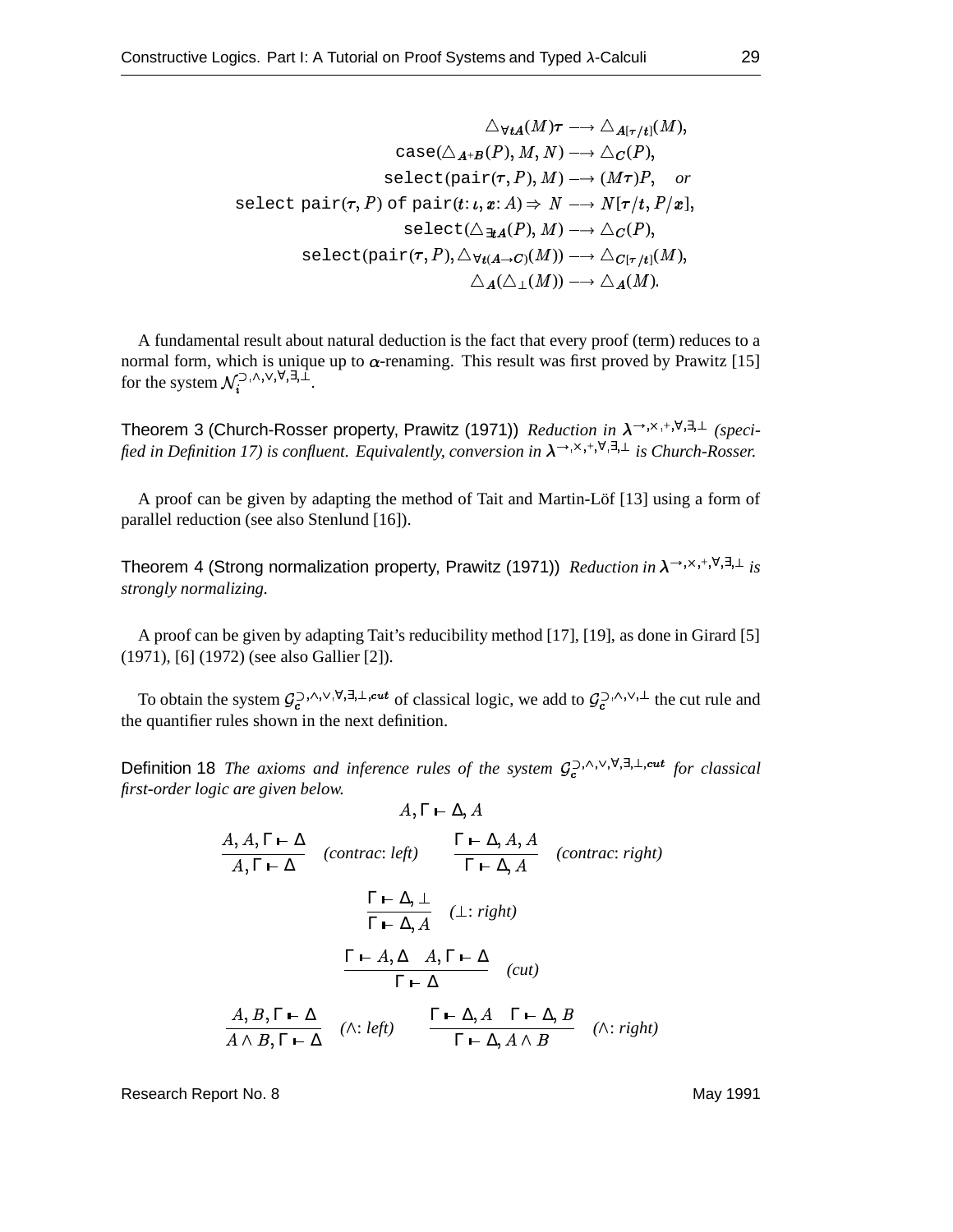$$
\begin{aligned}
\triangle_{\forall t A}(M)\tau &\longrightarrow \triangle_{A[\tau/t]}(M),\\
\texttt{case}(\triangle_{A+B}(P), M, N) &\longrightarrow \triangle_{C}(P),\\
\texttt{select}(\texttt{pair}(\tau, P), M) &\longrightarrow (M\tau)P, \quad \textit{or}\\
\texttt{select pair}(\tau, P) \texttt{ of pair}(t\colon \iota, x\colon A) \Rightarrow N &\longrightarrow N[\tau/t, P/x],\\
\texttt{select}(\triangle_{\exists t A}(P), M) &\longrightarrow \triangle_{C}(P),\\
\texttt{select}(\texttt{pair}(\tau, P), \triangle_{\forall t(A\to C)}(M)) &\longrightarrow \triangle_{C[\tau/t]}(M),\\
\triangle_{A}(\triangle_{\perp}(M)) &\longrightarrow \triangle_{A}(M).
\end{aligned}
$$

A fundamental result about natural deduction is the fact that every proof (term) reduces to a normal form, which is unique up to $\alpha$-renaming. This result was first proved by Prawitz [15] for the system $\mathcal{N}_i^{\supset,\wedge,\vee,\forall,\exists,\perp}$.

**Theorem 3 (Church-Rosser property, Prawitz (1971))** *Reduction in* $\lambda^{\to,\times,+,\forall,\exists,\perp}$ *(specified in Definition 17) is confluent. Equivalently, conversion in* $\lambda^{\to,\times,+,\forall,\exists,\perp}$ *is Church-Rosser.*

A proof can be given by adapting the method of Tait and Martin-Löf [13] using a form of parallel reduction (see also Stenlund [16]).

**Theorem 4 (Strong normalization property, Prawitz (1971))** *Reduction in* $\lambda^{\to,\times,+,\forall,\exists,\perp}$ *is strongly normalizing.*

A proof can be given by adapting Tait's reducibility method [17], [19], as done in Girard [5] (1971), [6] (1972) (see also Gallier [2]).

To obtain the system $\mathcal{G}_c^{\supset,\wedge,\vee,\forall,\exists,\perp,cut}$ of classical logic, we add to $\mathcal{G}_c^{\supset,\wedge,\vee,\perp}$ the cut rule and the quantifier rules shown in the next definition.

**Definition 18** *The axioms and inference rules of the system* $\mathcal{G}_c^{\supset,\wedge,\vee,\forall,\exists,\perp,cut}$ *for classical first-order logic are given below.*

$$A, \Gamma \vdash \Delta, A$$

$$\frac{A, A, \Gamma \vdash \Delta}{A, \Gamma \vdash \Delta} \quad (\textit{contrac: left}) \qquad \frac{\Gamma \vdash \Delta, A, A}{\Gamma \vdash \Delta, A} \quad (\textit{contrac: right})$$

$$\frac{\Gamma \vdash \Delta, \perp}{\Gamma \vdash \Delta, A} \quad (\perp\textit{: right})$$

$$\frac{\Gamma \vdash A, \Delta \quad A, \Gamma \vdash \Delta}{\Gamma \vdash \Delta} \quad (\textit{cut})$$

$$\frac{A, B, \Gamma \vdash \Delta}{A \wedge B, \Gamma \vdash \Delta} \quad (\wedge\textit{: left}) \qquad \frac{\Gamma \vdash \Delta, A \quad \Gamma \vdash \Delta, B}{\Gamma \vdash \Delta, A \wedge B} \quad (\wedge\textit{: right})$$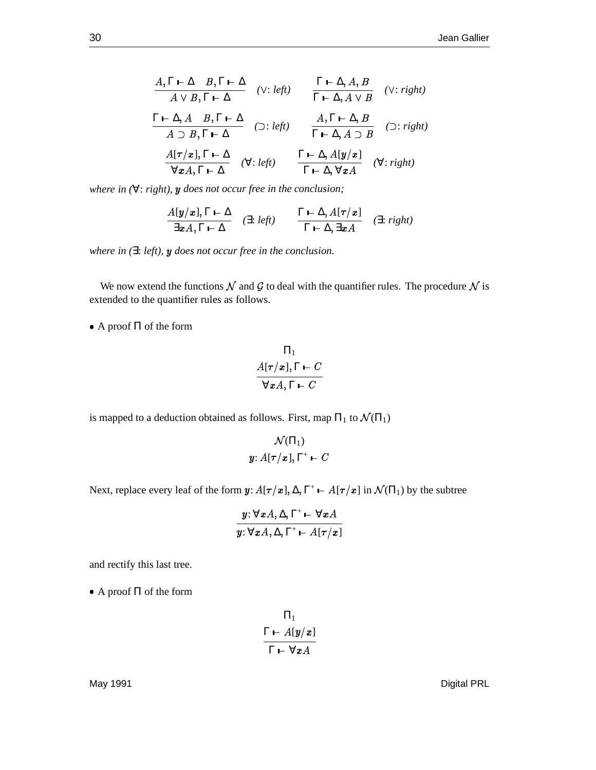$$\frac{A, \Gamma \vdash \Delta \quad B, \Gamma \vdash \Delta}{A \vee B, \Gamma \vdash \Delta} \quad (\vee\colon \textit{left}) \qquad \frac{\Gamma \vdash \Delta, A, B}{\Gamma \vdash \Delta, A \vee B} \quad (\vee\colon \textit{right})$$

$$\frac{\Gamma \vdash \Delta, A \quad B, \Gamma \vdash \Delta}{A \supset B, \Gamma \vdash \Delta} \quad (\supset\colon \textit{left}) \qquad \frac{A, \Gamma \vdash \Delta, B}{\Gamma \vdash \Delta, A \supset B} \quad (\supset\colon \textit{right})$$

$$\frac{A[\tau/x], \Gamma \vdash \Delta}{\forall x A, \Gamma \vdash \Delta} \quad (\forall\colon \textit{left}) \qquad \frac{\Gamma \vdash \Delta, A[y/x]}{\Gamma \vdash \Delta, \forall x A} \quad (\forall\colon \textit{right})$$

*where in ($\forall$: right), $y$ does not occur free in the conclusion;*

$$\frac{A[y/x], \Gamma \vdash \Delta}{\exists x A, \Gamma \vdash \Delta} \quad (\exists\colon \textit{left}) \qquad \frac{\Gamma \vdash \Delta, A[\tau/x]}{\Gamma \vdash \Delta, \exists x A} \quad (\exists\colon \textit{right})$$

*where in ($\exists$: left), $y$ does not occur free in the conclusion.*

We now extend the functions $\mathcal{N}$ and $\mathcal{G}$ to deal with the quantifier rules. The procedure $\mathcal{N}$ is extended to the quantifier rules as follows.

- A proof $\Pi$ of the form

$$\frac{\begin{array}{c}\Pi_1 \\ A[\tau/x], \Gamma \vdash C\end{array}}{\forall x A, \Gamma \vdash C}$$

is mapped to a deduction obtained as follows. First, map $\Pi_1$ to $\mathcal{N}(\Pi_1)$

$$\begin{array}{c}\mathcal{N}(\Pi_1) \\ y\colon A[\tau/x], \Gamma^+ \vdash C\end{array}$$

Next, replace every leaf of the form $y\colon A[\tau/x], \Delta, \Gamma^+ \vdash A[\tau/x]$ in $\mathcal{N}(\Pi_1)$ by the subtree

$$\frac{y\colon \forall x A, \Delta, \Gamma^+ \vdash \forall x A}{y\colon \forall x A, \Delta, \Gamma^+ \vdash A[\tau/x]}$$

and rectify this last tree.

- A proof $\Pi$ of the form

$$\frac{\begin{array}{c}\Pi_1 \\ \Gamma \vdash A[y/x]\end{array}}{\Gamma \vdash \forall x A}$$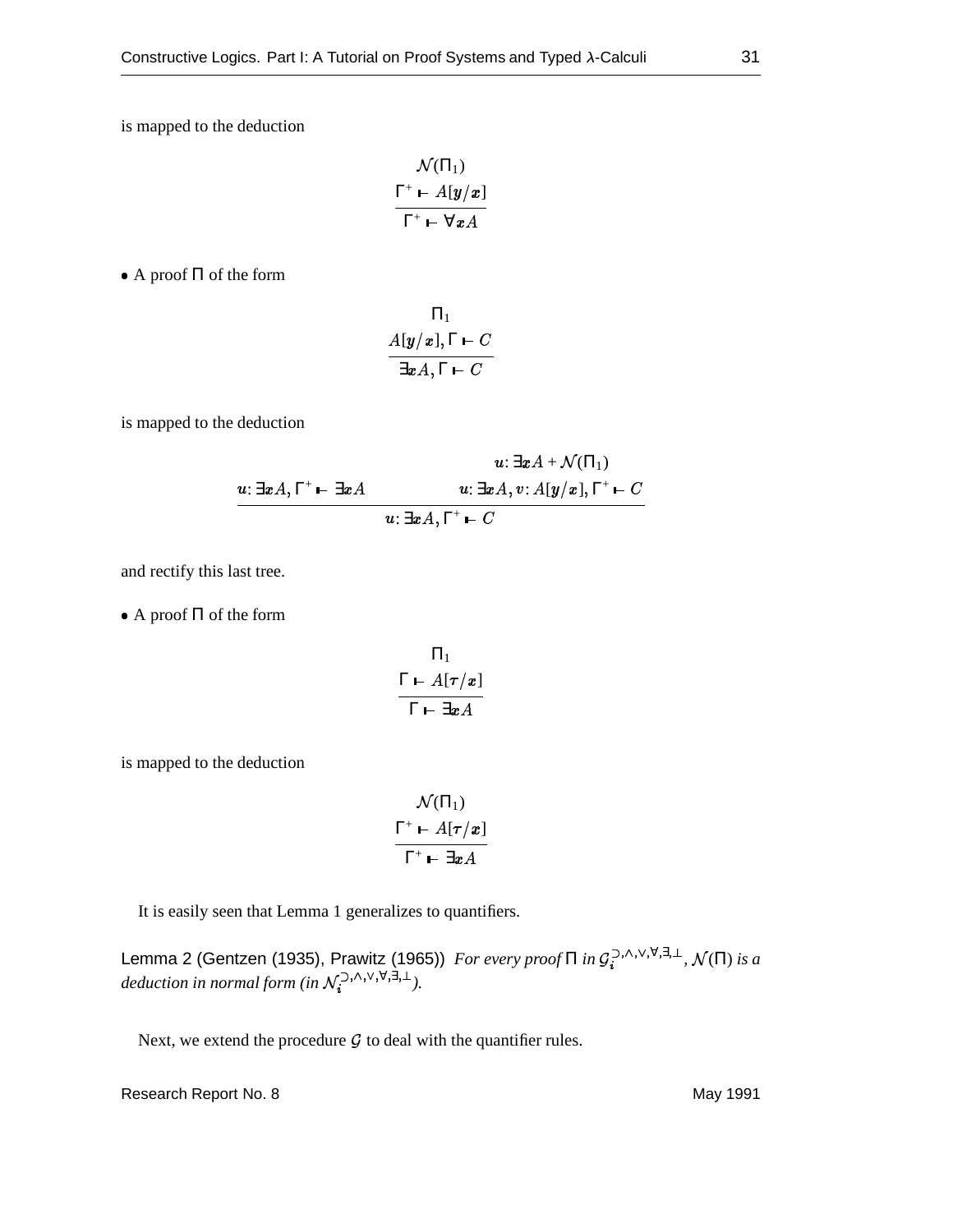is mapped to the deduction

$$\dfrac{\begin{array}{c}\mathcal{N}(\Pi_1)\\ \Gamma^+ \vdash A[y/x]\end{array}}{\Gamma^+ \vdash \forall x A}$$

- A proof $\Pi$ of the form

$$\dfrac{\begin{array}{c}\Pi_1\\ A[y/x], \Gamma \vdash C\end{array}}{\exists x A, \Gamma \vdash C}$$

is mapped to the deduction

$$\dfrac{u\colon \exists x A, \Gamma^+ \vdash \exists x A \qquad \begin{array}{c}u\colon \exists x A + \mathcal{N}(\Pi_1)\\ u\colon \exists x A, v\colon A[y/x], \Gamma^+ \vdash C\end{array}}{u\colon \exists x A, \Gamma^+ \vdash C}$$

and rectify this last tree.

- A proof $\Pi$ of the form

$$\dfrac{\begin{array}{c}\Pi_1\\ \Gamma \vdash A[\tau/x]\end{array}}{\Gamma \vdash \exists x A}$$

is mapped to the deduction

$$\dfrac{\begin{array}{c}\mathcal{N}(\Pi_1)\\ \Gamma^+ \vdash A[\tau/x]\end{array}}{\Gamma^+ \vdash \exists x A}$$

It is easily seen that Lemma 1 generalizes to quantifiers.

Lemma 2 (Gentzen (1935), Prawitz (1965)) *For every proof $\Pi$ in $\mathcal{G}_i^{\supset,\wedge,\vee,\forall,\exists,\perp}$, $\mathcal{N}(\Pi)$ is a deduction in normal form (in $\mathcal{N}_i^{\supset,\wedge,\vee,\forall,\exists,\perp}$).*

Next, we extend the procedure $\mathcal{G}$ to deal with the quantifier rules.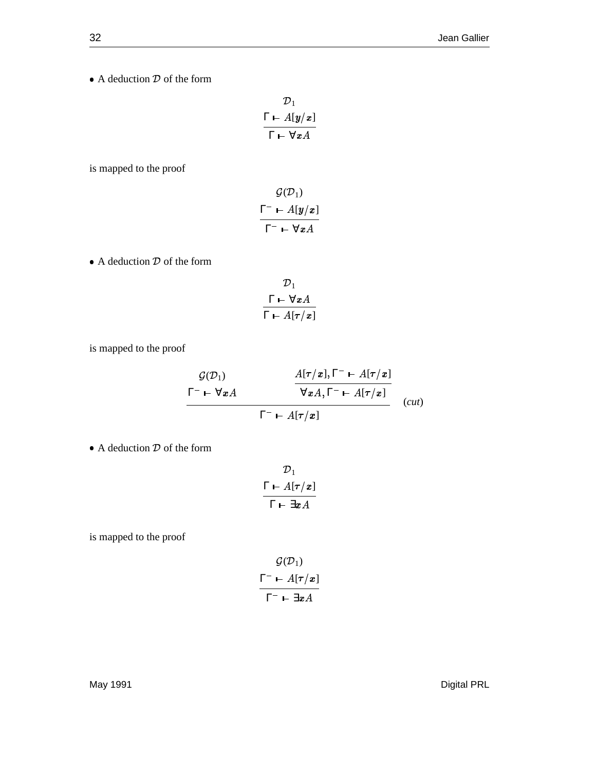- A deduction $\mathcal{D}$ of the form

$$\frac{\begin{array}{c}\mathcal{D}_1\\ \Gamma \vdash A[y/x]\end{array}}{\Gamma \vdash \forall x A}$$

is mapped to the proof

$$\frac{\begin{array}{c}\mathcal{G}(\mathcal{D}_1)\\ \Gamma^- \vdash A[y/x]\end{array}}{\Gamma^- \vdash \forall x A}$$

- A deduction $\mathcal{D}$ of the form

$$\frac{\begin{array}{c}\mathcal{D}_1\\ \Gamma \vdash \forall x A\end{array}}{\Gamma \vdash A[\tau/x]}$$

is mapped to the proof

$$\frac{\begin{array}{c}\mathcal{G}(\mathcal{D}_1)\\ \Gamma^- \vdash \forall x A\end{array} \qquad \dfrac{A[\tau/x], \Gamma^- \vdash A[\tau/x]}{\forall x A, \Gamma^- \vdash A[\tau/x]}}{\Gamma^- \vdash A[\tau/x]} \quad (cut)$$

- A deduction $\mathcal{D}$ of the form

$$\frac{\begin{array}{c}\mathcal{D}_1\\ \Gamma \vdash A[\tau/x]\end{array}}{\Gamma \vdash \exists x A}$$

is mapped to the proof

$$\frac{\begin{array}{c}\mathcal{G}(\mathcal{D}_1)\\ \Gamma^- \vdash A[\tau/x]\end{array}}{\Gamma^- \vdash \exists x A}$$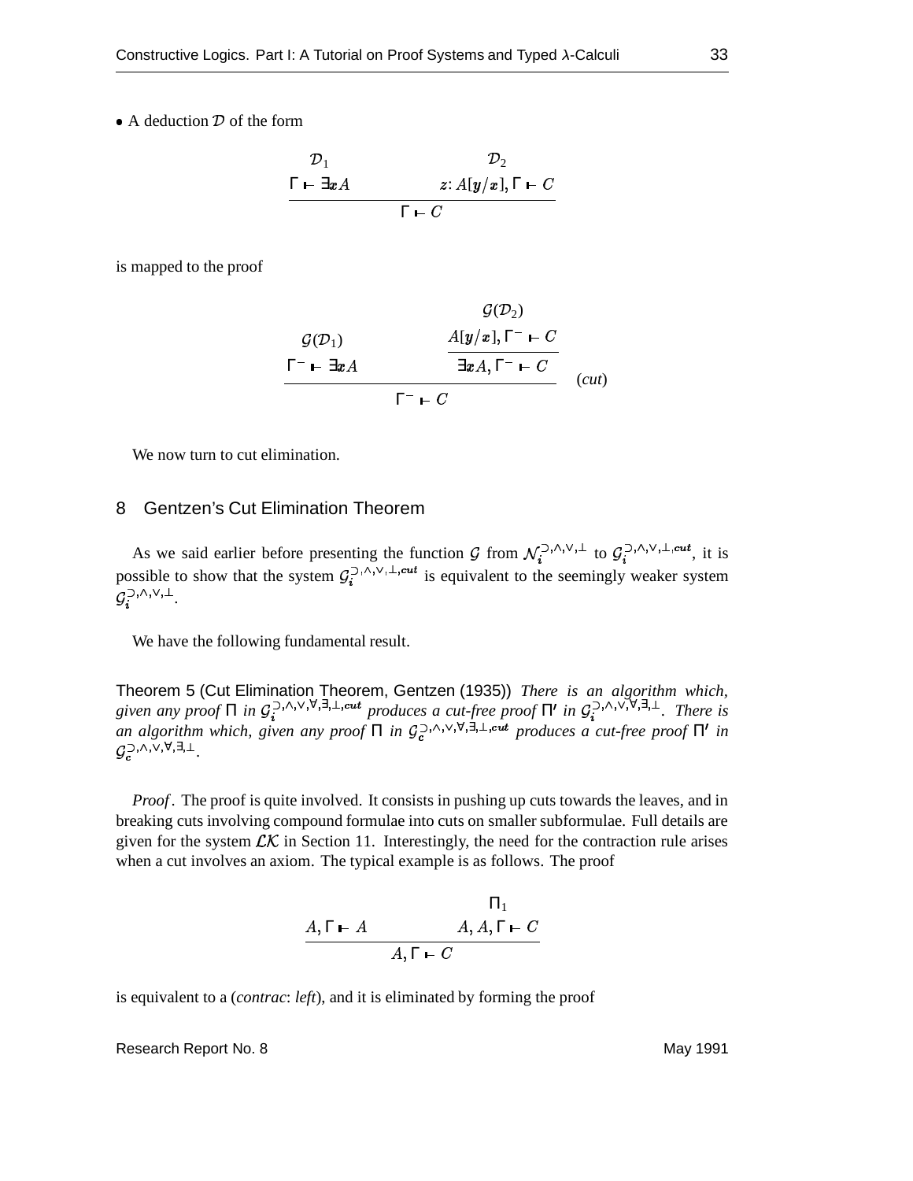• A deduction $\mathcal{D}$ of the form

$$\dfrac{\begin{array}{c}\mathcal{D}_1\\ \Gamma \vdash \exists x A\end{array} \qquad \begin{array}{c}\mathcal{D}_2\\ z\colon A[y/x], \Gamma \vdash C\end{array}}{\Gamma \vdash C}$$

is mapped to the proof

$$\dfrac{\begin{array}{c}\mathcal{G}(\mathcal{D}_1)\\ \Gamma^- \vdash \exists x A\end{array} \qquad \dfrac{\begin{array}{c}\mathcal{G}(\mathcal{D}_2)\\ A[y/x], \Gamma^- \vdash C\end{array}}{\exists x A, \Gamma^- \vdash C}}{\Gamma^- \vdash C} \quad (\mathit{cut})$$

We now turn to cut elimination.

## 8 Gentzen's Cut Elimination Theorem

As we said earlier before presenting the function $\mathcal{G}$ from $\mathcal{N}_i^{\supset,\wedge,\vee,\perp}$ to $\mathcal{G}_i^{\supset,\wedge,\vee,\perp,cut}$, it is possible to show that the system $\mathcal{G}_i^{\supset,\wedge,\vee,\perp,cut}$ is equivalent to the seemingly weaker system $\mathcal{G}_i^{\supset,\wedge,\vee,\perp}$.

We have the following fundamental result.

**Theorem 5 (Cut Elimination Theorem, Gentzen (1935))** *There is an algorithm which, given any proof $\Pi$ in $\mathcal{G}_i^{\supset,\wedge,\vee,\forall,\exists,\perp,cut}$ produces a cut-free proof $\Pi'$ in $\mathcal{G}_i^{\supset,\wedge,\vee,\forall,\exists,\perp}$. There is an algorithm which, given any proof $\Pi$ in $\mathcal{G}_c^{\supset,\wedge,\vee,\forall,\exists,\perp,cut}$ produces a cut-free proof $\Pi'$ in $\mathcal{G}_c^{\supset,\wedge,\vee,\forall,\exists,\perp}$.*

*Proof*. The proof is quite involved. It consists in pushing up cuts towards the leaves, and in breaking cuts involving compound formulae into cuts on smaller subformulae. Full details are given for the system $\mathcal{LK}$ in Section 11. Interestingly, the need for the contraction rule arises when a cut involves an axiom. The typical example is as follows. The proof

$$\dfrac{A, \Gamma \vdash A \qquad \begin{array}{c}\Pi_1\\ A, A, \Gamma \vdash C\end{array}}{A, \Gamma \vdash C}$$

is equivalent to a (*contrac*: *left*), and it is eliminated by forming the proof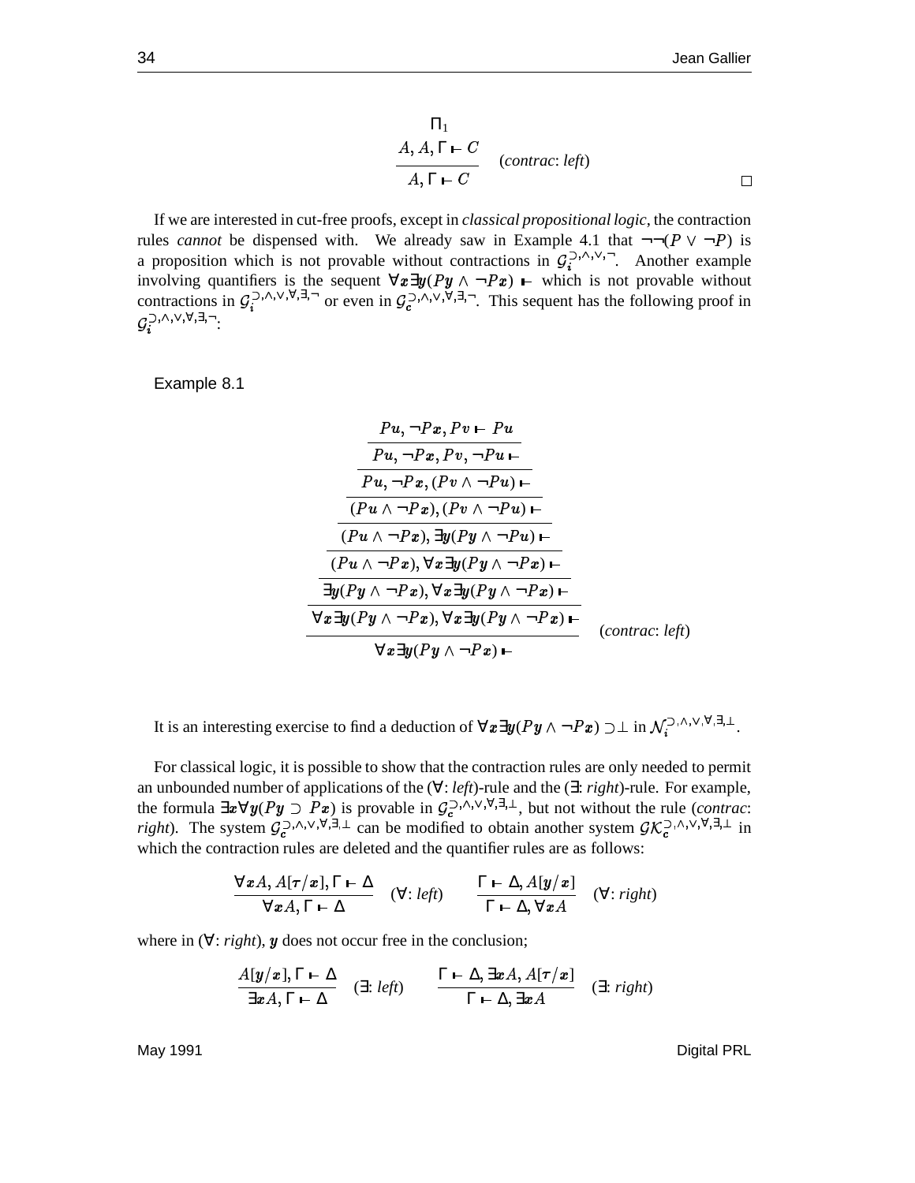$$\frac{\begin{array}{c}\Pi_1\\ A, A, \Gamma \vdash C\end{array}}{A, \Gamma \vdash C} \quad (contrac: left)$$

□

If we are interested in cut-free proofs, except in *classical propositional logic*, the contraction rules *cannot* be dispensed with. We already saw in Example 4.1 that $\neg\neg(P \vee \neg P)$ is a proposition which is not provable without contractions in $\mathcal{G}_i^{\supset,\wedge,\vee,\neg}$. Another example involving quantifiers is the sequent $\forall x \exists y(Py \wedge \neg Px) \vdash$ which is not provable without contractions in $\mathcal{G}_i^{\supset,\wedge,\vee,\forall,\exists,\neg}$ or even in $\mathcal{G}_c^{\supset,\wedge,\vee,\forall,\exists,\neg}$. This sequent has the following proof in $\mathcal{G}_i^{\supset,\wedge,\vee,\forall,\exists,\neg}$:

Example 8.1

$$\cfrac{\cfrac{\cfrac{\cfrac{\cfrac{\cfrac{\cfrac{\cfrac{Pu, \neg Px, Pv \vdash Pu}{Pu, \neg Px, Pv, \neg Pu \vdash}}{Pu, \neg Px, (Pv \wedge \neg Pu) \vdash}}{(Pu \wedge \neg Px), (Pv \wedge \neg Pu) \vdash}}{(Pu \wedge \neg Px), \exists y(Py \wedge \neg Pu) \vdash}}{(Pu \wedge \neg Px), \forall x \exists y(Py \wedge \neg Px) \vdash}}{\exists y(Py \wedge \neg Px), \forall x \exists y(Py \wedge \neg Px) \vdash}}{\forall x \exists y(Py \wedge \neg Px), \forall x \exists y(Py \wedge \neg Px) \vdash}}{\forall x \exists y(Py \wedge \neg Px) \vdash} \quad (contrac: left)$$

It is an interesting exercise to find a deduction of $\forall x \exists y(Py \wedge \neg Px) \supset \perp$ in $\mathcal{N}_i^{\supset,\wedge,\vee,\forall,\exists,\perp}$.

For classical logic, it is possible to show that the contraction rules are only needed to permit an unbounded number of applications of the ($\forall$: *left*)-rule and the ($\exists$: *right*)-rule. For example, the formula $\exists x \forall y(Py \supset Px)$ is provable in $\mathcal{G}_c^{\supset,\wedge,\vee,\forall,\exists,\perp}$, but not without the rule (*contrac*: *right*). The system $\mathcal{G}_c^{\supset,\wedge,\vee,\forall,\exists,\perp}$ can be modified to obtain another system $\mathcal{GK}_c^{\supset,\wedge,\vee,\forall,\exists,\perp}$ in which the contraction rules are deleted and the quantifier rules are as follows:

$$\frac{\forall x A, A[\tau/x], \Gamma \vdash \Delta}{\forall x A, \Gamma \vdash \Delta} \quad (\forall\text{: } left) \qquad \frac{\Gamma \vdash \Delta, A[y/x]}{\Gamma \vdash \Delta, \forall x A} \quad (\forall\text{: } right)$$

where in ($\forall$: *right*), $y$ does not occur free in the conclusion;

$$\frac{A[y/x], \Gamma \vdash \Delta}{\exists x A, \Gamma \vdash \Delta} \quad (\exists\text{: } left) \qquad \frac{\Gamma \vdash \Delta, \exists x A, A[\tau/x]}{\Gamma \vdash \Delta, \exists x A} \quad (\exists\text{: } right)$$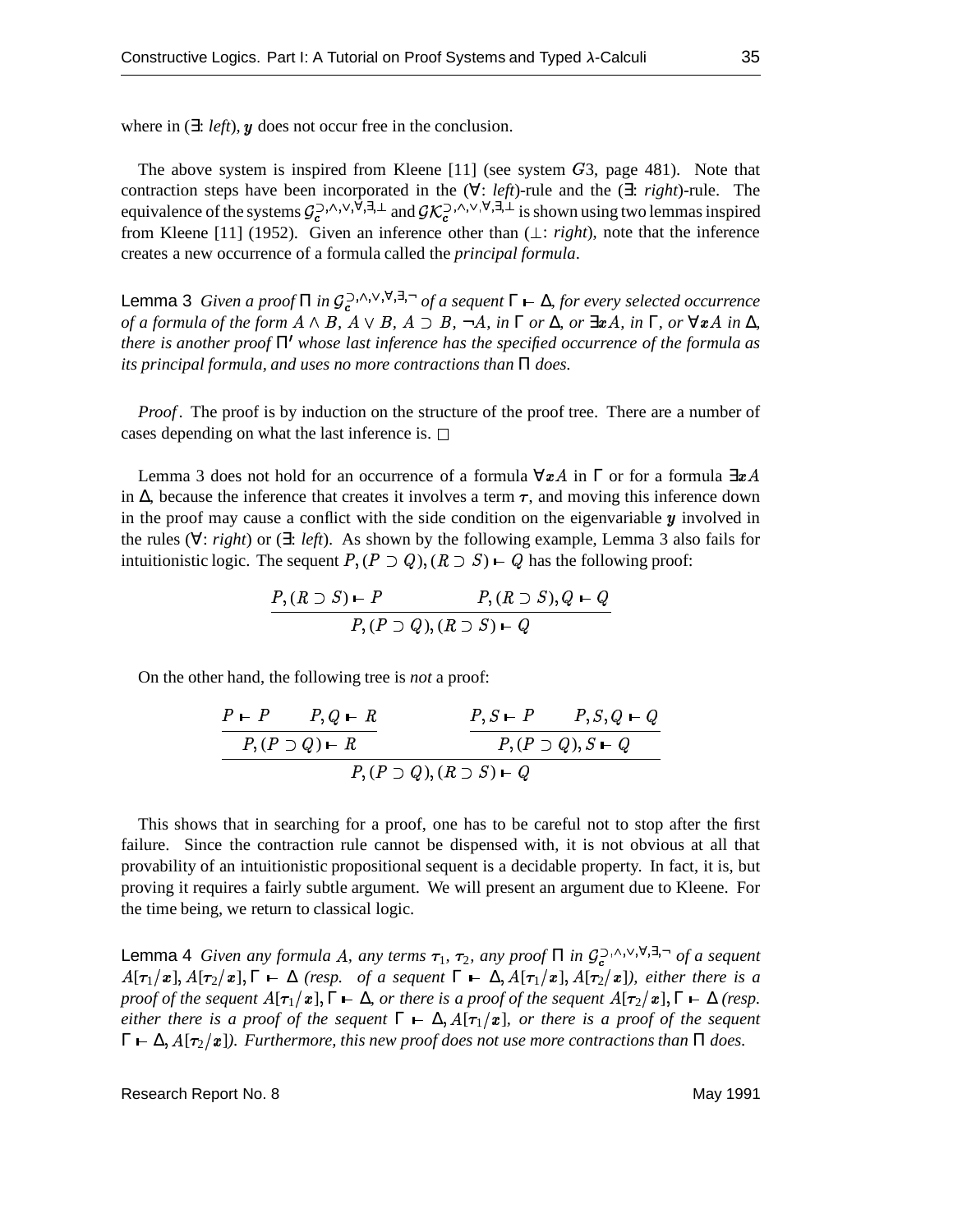where in ($\exists$: *left*), $y$ does not occur free in the conclusion.

The above system is inspired from Kleene [11] (see system $G3$, page 481). Note that contraction steps have been incorporated in the ($\forall$: *left*)-rule and the ($\exists$: *right*)-rule. The equivalence of the systems $\mathcal{G}_c^{\supset,\wedge,\vee,\forall,\exists,\perp}$ and $\mathcal{GK}_c^{\supset,\wedge,\vee,\forall,\exists,\perp}$ is shown using two lemmas inspired from Kleene [11] (1952). Given an inference other than ($\perp$: *right*), note that the inference creates a new occurrence of a formula called the *principal formula*.

**Lemma 3** *Given a proof $\Pi$ in $\mathcal{G}_c^{\supset,\wedge,\vee,\forall,\exists,\neg}$ of a sequent $\Gamma \vdash \Delta$, for every selected occurrence of a formula of the form $A \wedge B$, $A \vee B$, $A \supset B$, $\neg A$, in $\Gamma$ or $\Delta$, or $\exists x A$, in $\Gamma$, or $\forall x A$ in $\Delta$, there is another proof $\Pi'$ whose last inference has the specified occurrence of the formula as its principal formula, and uses no more contractions than $\Pi$ does.*

*Proof*. The proof is by induction on the structure of the proof tree. There are a number of cases depending on what the last inference is. $\square$

Lemma 3 does not hold for an occurrence of a formula $\forall x A$ in $\Gamma$ or for a formula $\exists x A$ in $\Delta$, because the inference that creates it involves a term $\tau$, and moving this inference down in the proof may cause a conflict with the side condition on the eigenvariable $y$ involved in the rules ($\forall$: *right*) or ($\exists$: *left*). As shown by the following example, Lemma 3 also fails for intuitionistic logic. The sequent $P, (P \supset Q), (R \supset S) \vdash Q$ has the following proof:

$$\dfrac{P, (R \supset S) \vdash P \qquad\qquad P, (R \supset S), Q \vdash Q}{P, (P \supset Q), (R \supset S) \vdash Q}$$

On the other hand, the following tree is *not* a proof:

$$\dfrac{\dfrac{P \vdash P \qquad P, Q \vdash R}{P, (P \supset Q) \vdash R} \qquad\qquad \dfrac{P, S \vdash P \qquad P, S, Q \vdash Q}{P, (P \supset Q), S \vdash Q}}{P, (P \supset Q), (R \supset S) \vdash Q}$$

This shows that in searching for a proof, one has to be careful not to stop after the first failure. Since the contraction rule cannot be dispensed with, it is not obvious at all that provability of an intuitionistic propositional sequent is a decidable property. In fact, it is, but proving it requires a fairly subtle argument. We will present an argument due to Kleene. For the time being, we return to classical logic.

**Lemma 4** *Given any formula $A$, any terms $\tau_1$, $\tau_2$, any proof $\Pi$ in $\mathcal{G}_c^{\supset,\wedge,\vee,\forall,\exists,\neg}$ of a sequent $A[\tau_1/x], A[\tau_2/x], \Gamma \vdash \Delta$ (resp. of a sequent $\Gamma \vdash \Delta, A[\tau_1/x], A[\tau_2/x]$), either there is a proof of the sequent $A[\tau_1/x], \Gamma \vdash \Delta$, or there is a proof of the sequent $A[\tau_2/x], \Gamma \vdash \Delta$ (resp. either there is a proof of the sequent $\Gamma \vdash \Delta, A[\tau_1/x]$, or there is a proof of the sequent $\Gamma \vdash \Delta, A[\tau_2/x]$). Furthermore, this new proof does not use more contractions than $\Pi$ does.*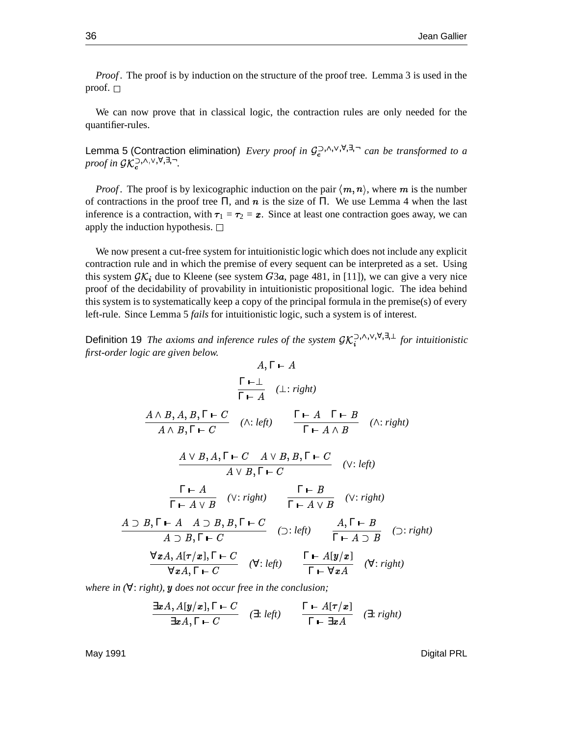*Proof*. The proof is by induction on the structure of the proof tree. Lemma 3 is used in the proof. □

We can now prove that in classical logic, the contraction rules are only needed for the quantifier-rules.

**Lemma 5 (Contraction elimination)** *Every proof in $\mathcal{G}_c^{\supset,\wedge,\vee,\forall,\exists,\neg}$ can be transformed to a proof in $\mathcal{GK}_c^{\supset,\wedge,\vee,\forall,\exists,\neg}$.*

*Proof*. The proof is by lexicographic induction on the pair $\langle m, n\rangle$, where $m$ is the number of contractions in the proof tree $\Pi$, and $n$ is the size of $\Pi$. We use Lemma 4 when the last inference is a contraction, with $\tau_1 = \tau_2 = x$. Since at least one contraction goes away, we can apply the induction hypothesis. □

We now present a cut-free system for intuitionistic logic which does not include any explicit contraction rule and in which the premise of every sequent can be interpreted as a set. Using this system $\mathcal{GK}_i$ due to Kleene (see system $G3a$, page 481, in [11]), we can give a very nice proof of the decidability of provability in intuitionistic propositional logic. The idea behind this system is to systematically keep a copy of the principal formula in the premise(s) of every left-rule. Since Lemma 5 *fails* for intuitionistic logic, such a system is of interest.

**Definition 19** *The axioms and inference rules of the system $\mathcal{GK}_i^{\supset,\wedge,\vee,\forall,\exists,\perp}$ for intuitionistic first-order logic are given below.*

$$A, \Gamma \vdash A$$

$$\frac{\Gamma \vdash \perp}{\Gamma \vdash A} \quad (\perp\colon right)$$

$$\frac{A\wedge B, A, B, \Gamma \vdash C}{A \wedge B, \Gamma \vdash C} \quad (\wedge\colon left) \qquad \frac{\Gamma \vdash A \quad \Gamma \vdash B}{\Gamma \vdash A \wedge B} \quad (\wedge\colon right)$$

$$\frac{A\vee B, A, \Gamma \vdash C \quad A \vee B, B, \Gamma \vdash C}{A \vee B, \Gamma \vdash C} \quad (\vee\colon left)$$

$$\frac{\Gamma \vdash A}{\Gamma \vdash A \vee B} \quad (\vee\colon right) \qquad \frac{\Gamma \vdash B}{\Gamma \vdash A \vee B} \quad (\vee\colon right)$$

$$\frac{A\supset B, \Gamma \vdash A \quad A \supset B, B, \Gamma \vdash C}{A \supset B, \Gamma \vdash C} \quad (\supset\colon left) \qquad \frac{A, \Gamma \vdash B}{\Gamma \vdash A \supset B} \quad (\supset\colon right)$$

$$\frac{\forall x A, A[\tau/x], \Gamma \vdash C}{\forall x A, \Gamma \vdash C} \quad (\forall\colon left) \qquad \frac{\Gamma \vdash A[y/x]}{\Gamma \vdash \forall x A} \quad (\forall\colon right)$$

*where in ($\forall$: right), $y$ does not occur free in the conclusion;*

$$\frac{\exists x A, A[y/x], \Gamma \vdash C}{\exists x A, \Gamma \vdash C} \quad (\exists\colon left) \qquad \frac{\Gamma \vdash A[\tau/x]}{\Gamma \vdash \exists x A} \quad (\exists\colon right)$$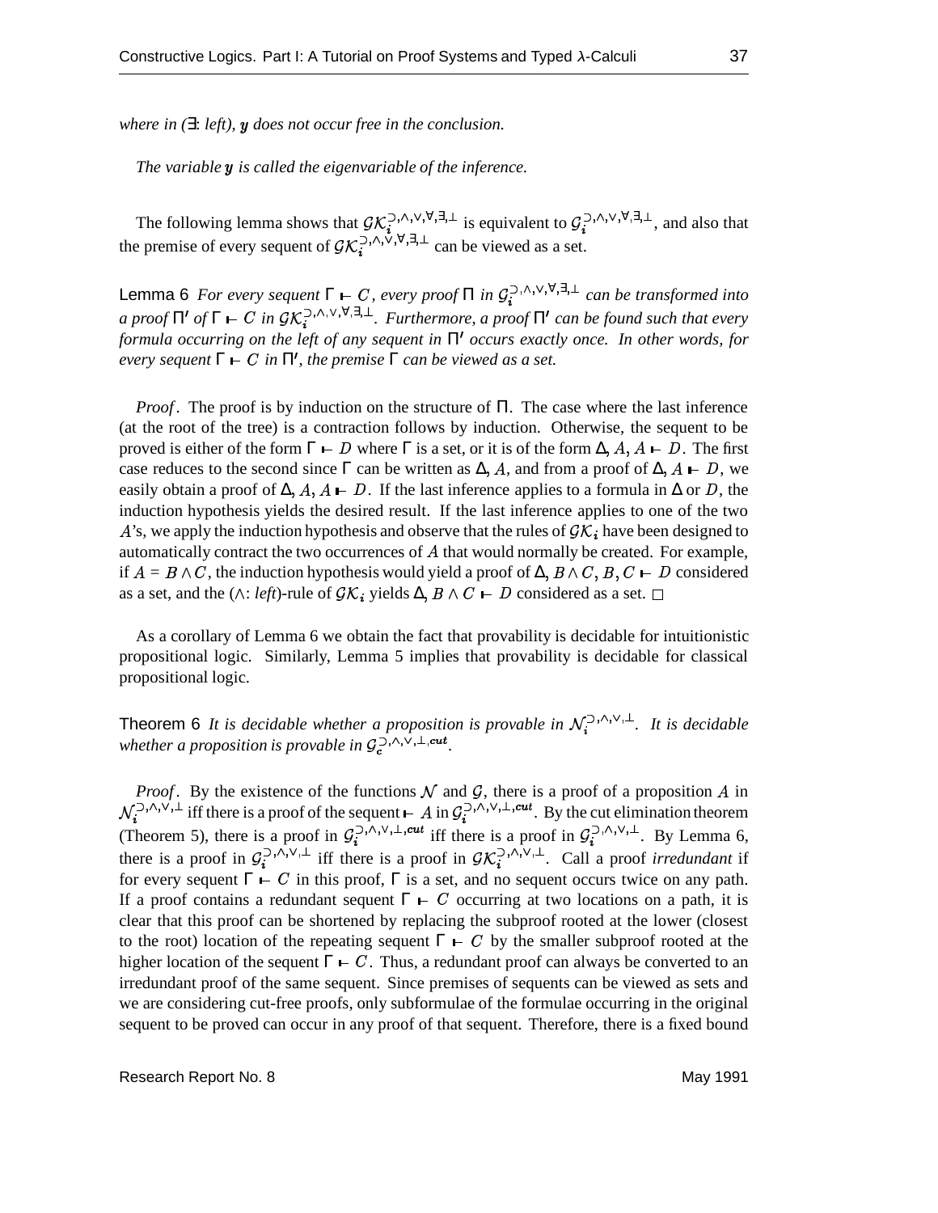*where in ($\exists$: left), $y$ does not occur free in the conclusion.*

*The variable $y$ is called the eigenvariable of the inference.*

The following lemma shows that $\mathcal{GK}_i^{\supset,\wedge,\vee,\forall,\exists,\perp}$ is equivalent to $\mathcal{G}_i^{\supset,\wedge,\vee,\forall,\exists,\perp}$, and also that the premise of every sequent of $\mathcal{GK}_i^{\supset,\wedge,\vee,\forall,\exists,\perp}$ can be viewed as a set.

Lemma 6 *For every sequent $\Gamma \vdash C$, every proof $\Pi$ in $\mathcal{G}_i^{\supset,\wedge,\vee,\forall,\exists,\perp}$ can be transformed into a proof $\Pi'$ of $\Gamma \vdash C$ in $\mathcal{GK}_i^{\supset,\wedge,\vee,\forall,\exists,\perp}$. Furthermore, a proof $\Pi'$ can be found such that every formula occurring on the left of any sequent in $\Pi'$ occurs exactly once. In other words, for every sequent $\Gamma \vdash C$ in $\Pi'$, the premise $\Gamma$ can be viewed as a set.*

*Proof*. The proof is by induction on the structure of $\Pi$. The case where the last inference (at the root of the tree) is a contraction follows by induction. Otherwise, the sequent to be proved is either of the form $\Gamma \vdash D$ where $\Gamma$ is a set, or it is of the form $\Delta, A, A \vdash D$. The first case reduces to the second since $\Gamma$ can be written as $\Delta, A$, and from a proof of $\Delta, A \vdash D$, we easily obtain a proof of $\Delta, A, A \vdash D$. If the last inference applies to a formula in $\Delta$ or $D$, the induction hypothesis yields the desired result. If the last inference applies to one of the two $A$'s, we apply the induction hypothesis and observe that the rules of $\mathcal{GK}_i$ have been designed to automatically contract the two occurrences of $A$ that would normally be created. For example, if $A = B \wedge C$, the induction hypothesis would yield a proof of $\Delta, B \wedge C, B, C \vdash D$ considered as a set, and the ($\wedge$: *left*)-rule of $\mathcal{GK}_i$ yields $\Delta, B \wedge C \vdash D$ considered as a set. $\square$

As a corollary of Lemma 6 we obtain the fact that provability is decidable for intuitionistic propositional logic. Similarly, Lemma 5 implies that provability is decidable for classical propositional logic.

Theorem 6 *It is decidable whether a proposition is provable in $\mathcal{N}_i^{\supset,\wedge,\vee,\perp}$. It is decidable whether a proposition is provable in $\mathcal{G}_c^{\supset,\wedge,\vee,\perp,cut}$.*

*Proof*. By the existence of the functions $\mathcal{N}$ and $\mathcal{G}$, there is a proof of a proposition $A$ in $\mathcal{N}_i^{\supset,\wedge,\vee,\perp}$ iff there is a proof of the sequent $\vdash A$ in $\mathcal{G}_i^{\supset,\wedge,\vee,\perp,cut}$. By the cut elimination theorem (Theorem 5), there is a proof in $\mathcal{G}_i^{\supset,\wedge,\vee,\perp,cut}$ iff there is a proof in $\mathcal{G}_i^{\supset,\wedge,\vee,\perp}$. By Lemma 6, there is a proof in $\mathcal{G}_i^{\supset,\wedge,\vee,\perp}$ iff there is a proof in $\mathcal{GK}_i^{\supset,\wedge,\vee,\perp}$. Call a proof *irredundant* if for every sequent $\Gamma \vdash C$ in this proof, $\Gamma$ is a set, and no sequent occurs twice on any path. If a proof contains a redundant sequent $\Gamma \vdash C$ occurring at two locations on a path, it is clear that this proof can be shortened by replacing the subproof rooted at the lower (closest to the root) location of the repeating sequent $\Gamma \vdash C$ by the smaller subproof rooted at the higher location of the sequent $\Gamma \vdash C$. Thus, a redundant proof can always be converted to an irredundant proof of the same sequent. Since premises of sequents can be viewed as sets and we are considering cut-free proofs, only subformulae of the formulae occurring in the original sequent to be proved can occur in any proof of that sequent. Therefore, there is a fixed bound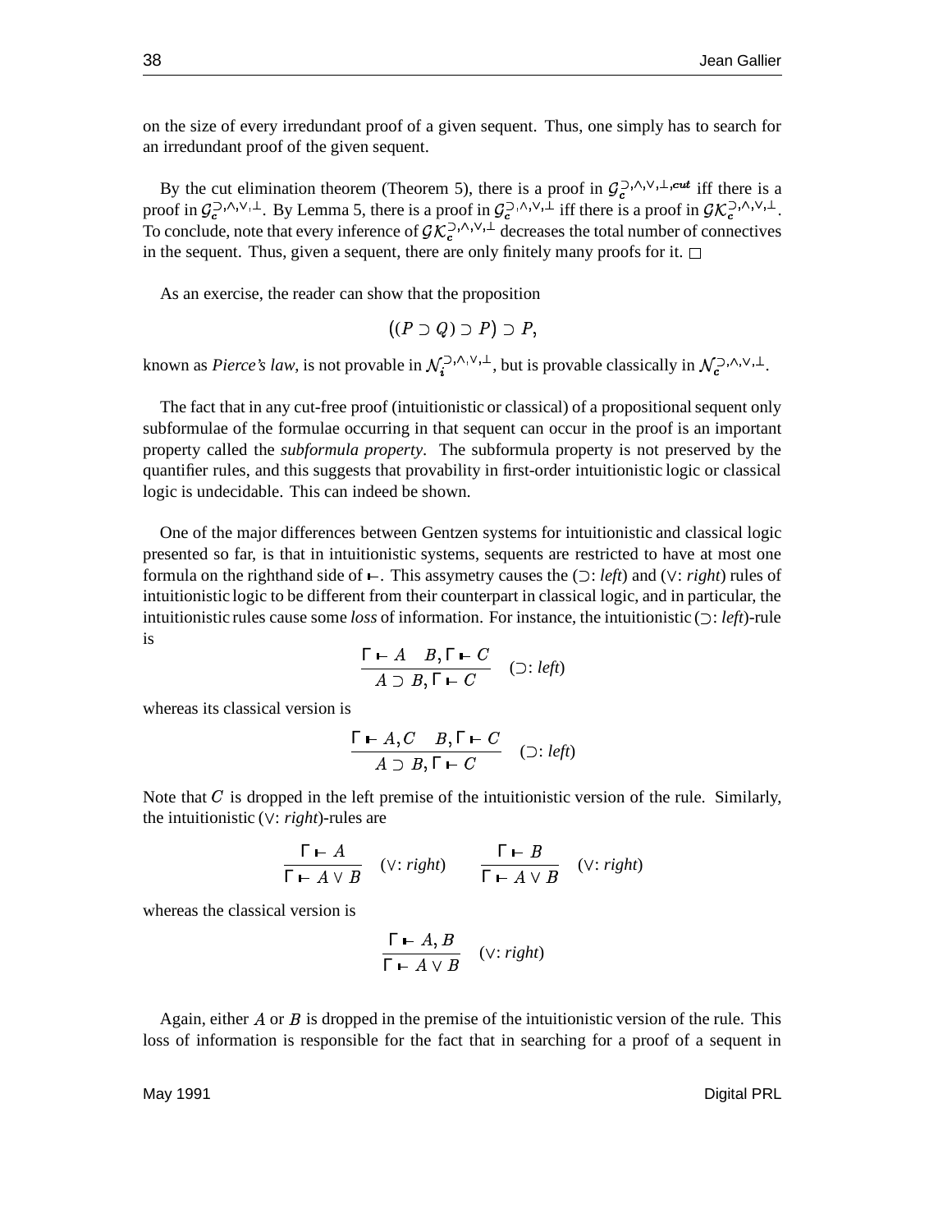on the size of every irredundant proof of a given sequent. Thus, one simply has to search for an irredundant proof of the given sequent.

By the cut elimination theorem (Theorem 5), there is a proof in $\mathcal{G}_c^{\supset,\wedge,\vee,\perp,cut}$ iff there is a proof in $\mathcal{G}_c^{\supset,\wedge,\vee,\perp}$. By Lemma 5, there is a proof in $\mathcal{G}_c^{\supset,\wedge,\vee,\perp}$ iff there is a proof in $\mathcal{GK}_c^{\supset,\wedge,\vee,\perp}$. To conclude, note that every inference of $\mathcal{GK}_c^{\supset,\wedge,\vee,\perp}$ decreases the total number of connectives in the sequent. Thus, given a sequent, there are only finitely many proofs for it. $\square$

As an exercise, the reader can show that the proposition

$$\big((P \supset Q) \supset P\big) \supset P,$$

known as *Pierce's law*, is not provable in $\mathcal{N}_i^{\supset,\wedge,\vee,\perp}$, but is provable classically in $\mathcal{N}_c^{\supset,\wedge,\vee,\perp}$.

The fact that in any cut-free proof (intuitionistic or classical) of a propositional sequent only subformulae of the formulae occurring in that sequent can occur in the proof is an important property called the *subformula property*. The subformula property is not preserved by the quantifier rules, and this suggests that provability in first-order intuitionistic logic or classical logic is undecidable. This can indeed be shown.

One of the major differences between Gentzen systems for intuitionistic and classical logic presented so far, is that in intuitionistic systems, sequents are restricted to have at most one formula on the righthand side of $\vdash$. This assymetry causes the ($\supset$: *left*) and ($\vee$: *right*) rules of intuitionistic logic to be different from their counterpart in classical logic, and in particular, the intuitionistic rules cause some *loss* of information. For instance, the intuitionistic ($\supset$: *left*)-rule is

$$\frac{\Gamma \vdash A \quad B, \Gamma \vdash C}{A \supset B, \Gamma \vdash C} \quad (\supset\text{: } \textit{left})$$

whereas its classical version is

$$\frac{\Gamma \vdash A, C \quad B, \Gamma \vdash C}{A \supset B, \Gamma \vdash C} \quad (\supset\text{: } \textit{left})$$

Note that $C$ is dropped in the left premise of the intuitionistic version of the rule. Similarly, the intuitionistic ($\vee$: *right*)-rules are

$$\frac{\Gamma \vdash A}{\Gamma \vdash A \vee B} \quad (\vee\text{: } \textit{right}) \qquad \frac{\Gamma \vdash B}{\Gamma \vdash A \vee B} \quad (\vee\text{: } \textit{right})$$

whereas the classical version is

$$\frac{\Gamma \vdash A, B}{\Gamma \vdash A \vee B} \quad (\vee\text{: } \textit{right})$$

Again, either $A$ or $B$ is dropped in the premise of the intuitionistic version of the rule. This loss of information is responsible for the fact that in searching for a proof of a sequent in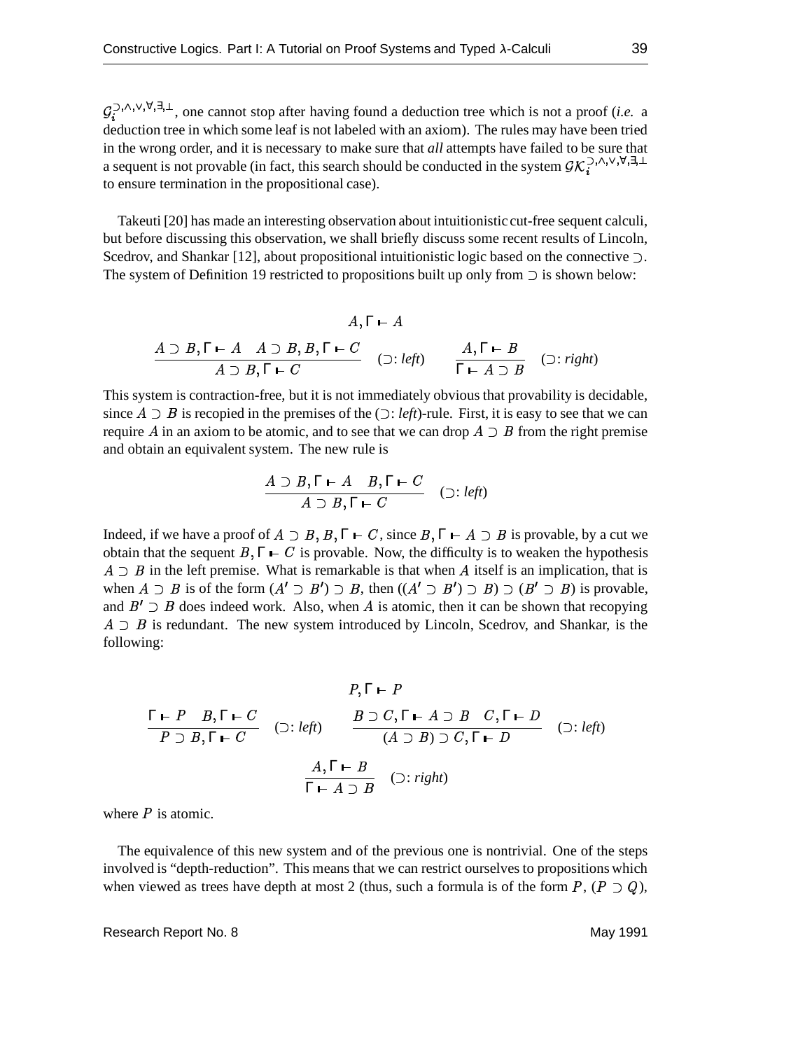$\mathcal{G}_i^{\supset,\wedge,\vee,\forall,\exists,\perp}$, one cannot stop after having found a deduction tree which is not a proof (*i.e.* a deduction tree in which some leaf is not labeled with an axiom). The rules may have been tried in the wrong order, and it is necessary to make sure that *all* attempts have failed to be sure that a sequent is not provable (in fact, this search should be conducted in the system $\mathcal{GK}_i^{\supset,\wedge,\vee,\forall,\exists,\perp}$ to ensure termination in the propositional case).

Takeuti [20] has made an interesting observation about intuitionistic cut-free sequent calculi, but before discussing this observation, we shall briefly discuss some recent results of Lincoln, Scedrov, and Shankar [12], about propositional intuitionistic logic based on the connective $\supset$. The system of Definition 19 restricted to propositions built up only from $\supset$ is shown below:

$$A, \Gamma \vdash A$$

$$\frac{A \supset B, \Gamma \vdash A \quad A \supset B, B, \Gamma \vdash C}{A \supset B, \Gamma \vdash C} \quad (\supset: \textit{left}) \qquad \frac{A, \Gamma \vdash B}{\Gamma \vdash A \supset B} \quad (\supset: \textit{right})$$

This system is contraction-free, but it is not immediately obvious that provability is decidable, since $A \supset B$ is recopied in the premises of the ($\supset$: *left*)-rule. First, it is easy to see that we can require $A$ in an axiom to be atomic, and to see that we can drop $A \supset B$ from the right premise and obtain an equivalent system. The new rule is

$$\frac{A \supset B, \Gamma \vdash A \quad B, \Gamma \vdash C}{A \supset B, \Gamma \vdash C} \quad (\supset: \textit{left})$$

Indeed, if we have a proof of $A \supset B, B, \Gamma \vdash C$, since $B, \Gamma \vdash A \supset B$ is provable, by a cut we obtain that the sequent $B, \Gamma \vdash C$ is provable. Now, the difficulty is to weaken the hypothesis $A \supset B$ in the left premise. What is remarkable is that when $A$ itself is an implication, that is when $A \supset B$ is of the form $(A' \supset B') \supset B$, then $((A' \supset B') \supset B) \supset (B' \supset B)$ is provable, and $B' \supset B$ does indeed work. Also, when $A$ is atomic, then it can be shown that recopying $A \supset B$ is redundant. The new system introduced by Lincoln, Scedrov, and Shankar, is the following:

$$P, \Gamma \vdash P$$

$$\frac{\Gamma \vdash P \quad B, \Gamma \vdash C}{P \supset B, \Gamma \vdash C} \quad (\supset: \textit{left}) \qquad \frac{B \supset C, \Gamma \vdash A \supset B \quad C, \Gamma \vdash D}{(A \supset B) \supset C, \Gamma \vdash D} \quad (\supset: \textit{left})$$

$$\frac{A, \Gamma \vdash B}{\Gamma \vdash A \supset B} \quad (\supset: \textit{right})$$

where $P$ is atomic.

The equivalence of this new system and of the previous one is nontrivial. One of the steps involved is "depth-reduction". This means that we can restrict ourselves to propositions which when viewed as trees have depth at most 2 (thus, such a formula is of the form $P$, $(P \supset Q)$,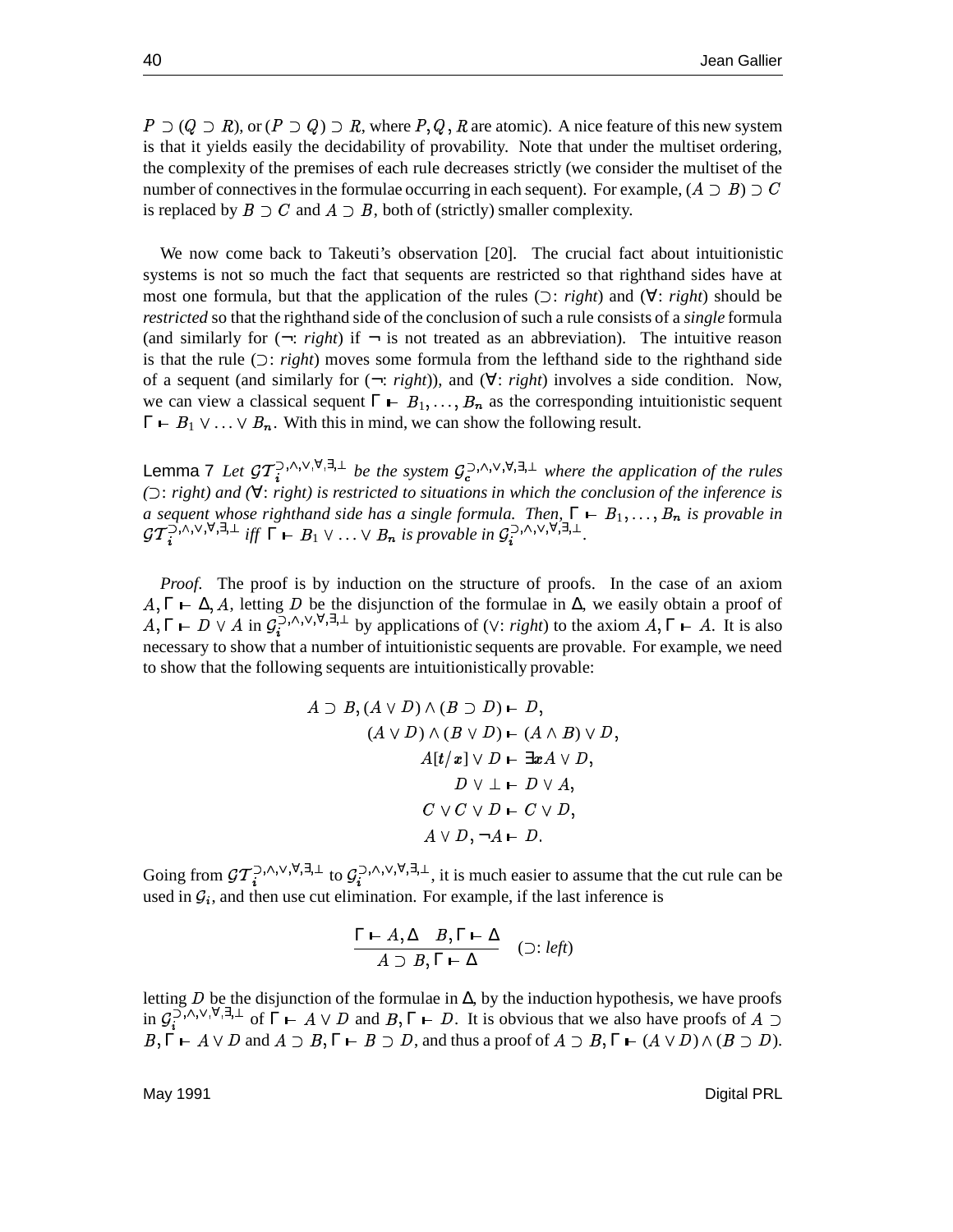$P \supset (Q \supset R)$, or $(P \supset Q) \supset R$, where $P, Q, R$ are atomic). A nice feature of this new system is that it yields easily the decidability of provability. Note that under the multiset ordering, the complexity of the premises of each rule decreases strictly (we consider the multiset of the number of connectives in the formulae occurring in each sequent). For example, $(A \supset B) \supset C$ is replaced by $B \supset C$ and $A \supset B$, both of (strictly) smaller complexity.

We now come back to Takeuti's observation [20]. The crucial fact about intuitionistic systems is not so much the fact that sequents are restricted so that righthand sides have at most one formula, but that the application of the rules ($\supset$: *right*) and ($\forall$: *right*) should be *restricted* so that the righthand side of the conclusion of such a rule consists of a *single* formula (and similarly for ($\neg$: *right*) if $\neg$ is not treated as an abbreviation). The intuitive reason is that the rule ($\supset$: *right*) moves some formula from the lefthand side to the righthand side of a sequent (and similarly for ($\neg$: *right*)), and ($\forall$: *right*) involves a side condition. Now, we can view a classical sequent $\Gamma \vdash B_1, \ldots, B_n$ as the corresponding intuitionistic sequent $\Gamma \vdash B_1 \vee \ldots \vee B_n$. With this in mind, we can show the following result.

Lemma 7 *Let $\mathcal{GT}_i^{\supset,\wedge,\vee,\forall,\exists,\perp}$ be the system $\mathcal{G}_c^{\supset,\wedge,\vee,\forall,\exists,\perp}$ where the application of the rules ($\supset$: right) and ($\forall$: right) is restricted to situations in which the conclusion of the inference is a sequent whose righthand side has a single formula. Then, $\Gamma \vdash B_1, \ldots, B_n$ is provable in $\mathcal{GT}_i^{\supset,\wedge,\vee,\forall,\exists,\perp}$ iff $\Gamma \vdash B_1 \vee \ldots \vee B_n$ is provable in $\mathcal{G}_i^{\supset,\wedge,\vee,\forall,\exists,\perp}$.*

*Proof.* The proof is by induction on the structure of proofs. In the case of an axiom $A, \Gamma \vdash \Delta, A$, letting $D$ be the disjunction of the formulae in $\Delta$, we easily obtain a proof of $A, \Gamma \vdash D \vee A$ in $\mathcal{G}_i^{\supset,\wedge,\vee,\forall,\exists,\perp}$ by applications of ($\vee$: *right*) to the axiom $A, \Gamma \vdash A$. It is also necessary to show that a number of intuitionistic sequents are provable. For example, we need to show that the following sequents are intuitionistically provable:

$$
\begin{aligned}
A \supset B, (A \vee D) \wedge (B \supset D) &\vdash D,\\
(A \vee D) \wedge (B \vee D) &\vdash (A \wedge B) \vee D,\\
A[t/x] \vee D &\vdash \exists x A \vee D,\\
D \vee \perp &\vdash D \vee A,\\
C \vee C \vee D &\vdash C \vee D,\\
A \vee D, \neg A &\vdash D.
\end{aligned}
$$

Going from $\mathcal{GT}_i^{\supset,\wedge,\vee,\forall,\exists,\perp}$ to $\mathcal{G}_i^{\supset,\wedge,\vee,\forall,\exists,\perp}$, it is much easier to assume that the cut rule can be used in $\mathcal{G}_i$, and then use cut elimination. For example, if the last inference is

$$
\frac{\Gamma \vdash A, \Delta \quad B, \Gamma \vdash \Delta}{A \supset B, \Gamma \vdash \Delta} \quad (\supset: \textit{left})
$$

letting $D$ be the disjunction of the formulae in $\Delta$, by the induction hypothesis, we have proofs in $\mathcal{G}_i^{\supset,\wedge,\vee,\forall,\exists,\perp}$ of $\Gamma \vdash A \vee D$ and $B, \Gamma \vdash D$. It is obvious that we also have proofs of $A \supset B, \Gamma \vdash A \vee D$ and $A \supset B, \Gamma \vdash B \supset D$, and thus a proof of $A \supset B, \Gamma \vdash (A \vee D) \wedge (B \supset D)$.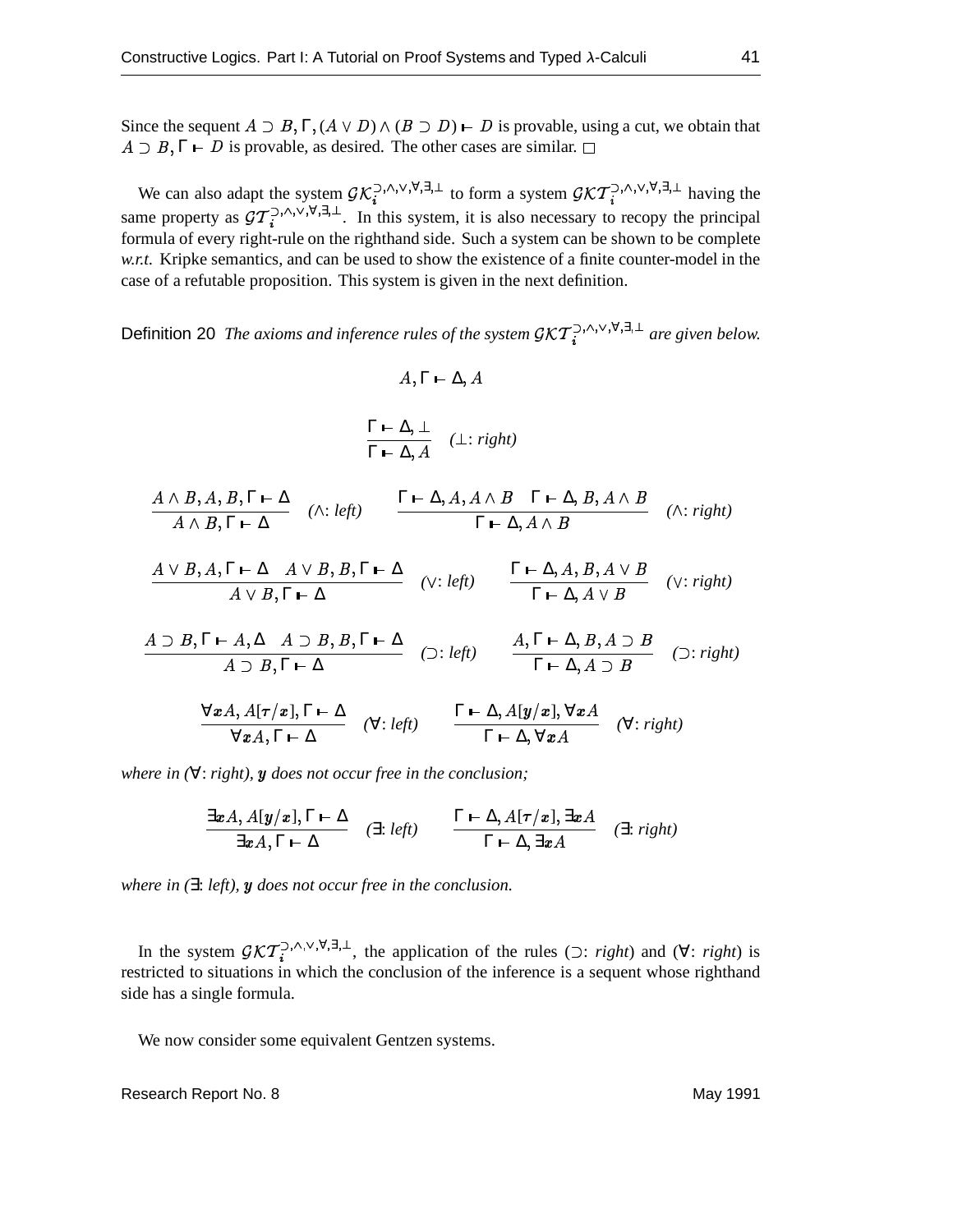Since the sequent $A \supset B, \Gamma, (A \vee D) \wedge (B \supset D) \vdash D$ is provable, using a cut, we obtain that $A \supset B, \Gamma \vdash D$ is provable, as desired. The other cases are similar. $\square$

We can also adapt the system $\mathcal{GK}_i^{\supset,\wedge,\vee,\forall,\exists,\perp}$ to form a system $\mathcal{GKT}_i^{\supset,\wedge,\vee,\forall,\exists,\perp}$ having the same property as $\mathcal{GT}_i^{\supset,\wedge,\vee,\forall,\exists,\perp}$. In this system, it is also necessary to recopy the principal formula of every right-rule on the righthand side. Such a system can be shown to be complete *w.r.t.* Kripke semantics, and can be used to show the existence of a finite counter-model in the case of a refutable proposition. This system is given in the next definition.

**Definition 20** *The axioms and inference rules of the system $\mathcal{GKT}_i^{\supset,\wedge,\vee,\forall,\exists,\perp}$ are given below.*

$$A, \Gamma \vdash \Delta, A$$

$$\frac{\Gamma \vdash \Delta, \perp}{\Gamma \vdash \Delta, A} \quad (\perp\colon \textit{right})$$

$$\frac{A \wedge B, A, B, \Gamma \vdash \Delta}{A \wedge B, \Gamma \vdash \Delta} \quad (\wedge\colon \textit{left}) \qquad \frac{\Gamma \vdash \Delta, A, A \wedge B \quad \Gamma \vdash \Delta, B, A \wedge B}{\Gamma \vdash \Delta, A \wedge B} \quad (\wedge\colon \textit{right})$$

$$\frac{A \vee B, A, \Gamma \vdash \Delta \quad A \vee B, B, \Gamma \vdash \Delta}{A \vee B, \Gamma \vdash \Delta} \quad (\vee\colon \textit{left}) \qquad \frac{\Gamma \vdash \Delta, A, B, A \vee B}{\Gamma \vdash \Delta, A \vee B} \quad (\vee\colon \textit{right})$$

$$\frac{A \supset B, \Gamma \vdash A, \Delta \quad A \supset B, B, \Gamma \vdash \Delta}{A \supset B, \Gamma \vdash \Delta} \quad (\supset\colon \textit{left}) \qquad \frac{A, \Gamma \vdash \Delta, B, A \supset B}{\Gamma \vdash \Delta, A \supset B} \quad (\supset\colon \textit{right})$$

$$\frac{\forall x A, A[\tau/x], \Gamma \vdash \Delta}{\forall x A, \Gamma \vdash \Delta} \quad (\forall\colon \textit{left}) \qquad \frac{\Gamma \vdash \Delta, A[y/x], \forall x A}{\Gamma \vdash \Delta, \forall x A} \quad (\forall\colon \textit{right})$$

*where in ($\forall$: right), $y$ does not occur free in the conclusion;*

$$\frac{\exists x A, A[y/x], \Gamma \vdash \Delta}{\exists x A, \Gamma \vdash \Delta} \quad (\exists\colon \textit{left}) \qquad \frac{\Gamma \vdash \Delta, A[\tau/x], \exists x A}{\Gamma \vdash \Delta, \exists x A} \quad (\exists\colon \textit{right})$$

*where in ($\exists$: left), $y$ does not occur free in the conclusion.*

In the system $\mathcal{GKT}_i^{\supset,\wedge,\vee,\forall,\exists,\perp}$, the application of the rules ($\supset$: *right*) and ($\forall$: *right*) is restricted to situations in which the conclusion of the inference is a sequent whose righthand side has a single formula.

We now consider some equivalent Gentzen systems.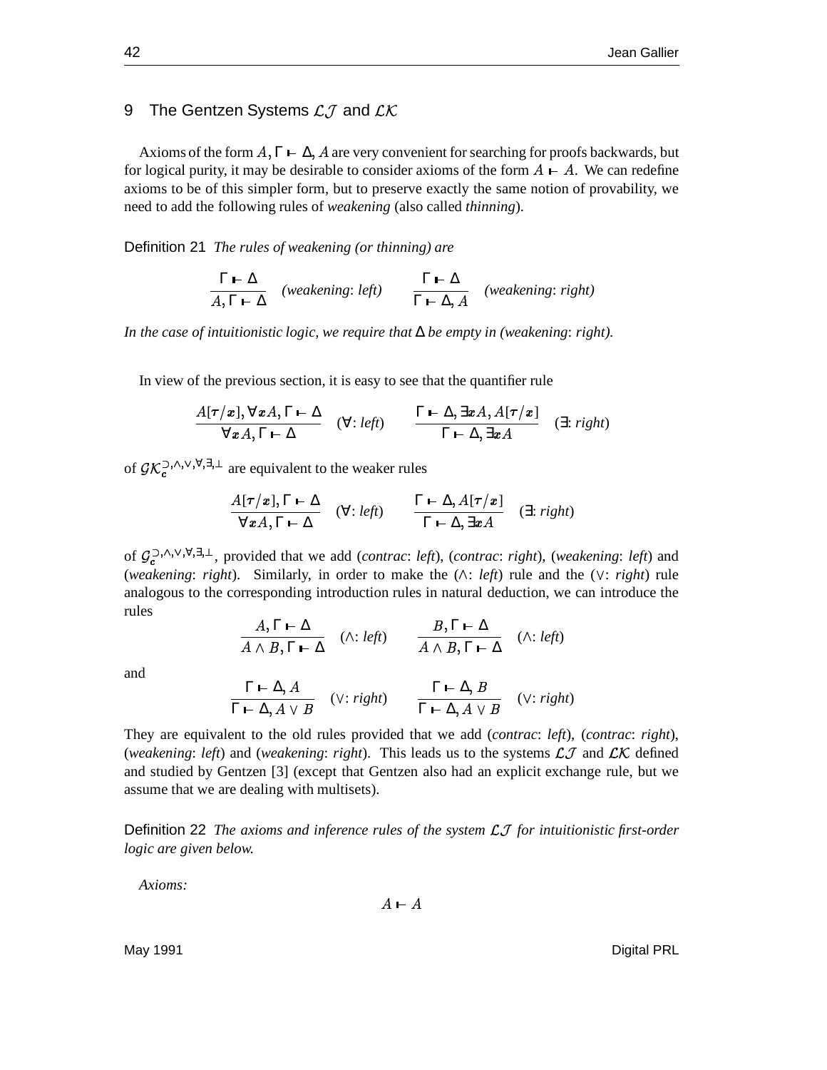## 9 The Gentzen Systems $\mathcal{LJ}$ and $\mathcal{LK}$

Axioms of the form $A, \Gamma \vdash \Delta, A$ are very convenient for searching for proofs backwards, but for logical purity, it may be desirable to consider axioms of the form $A \vdash A$. We can redefine axioms to be of this simpler form, but to preserve exactly the same notion of provability, we need to add the following rules of *weakening* (also called *thinning*).

**Definition 21** *The rules of weakening (or thinning) are*

$$\frac{\Gamma \vdash \Delta}{A, \Gamma \vdash \Delta} \quad (\textit{weakening}: \textit{left}) \qquad \frac{\Gamma \vdash \Delta}{\Gamma \vdash \Delta, A} \quad (\textit{weakening}: \textit{right})$$

*In the case of intuitionistic logic, we require that $\Delta$ be empty in (weakening: right).*

In view of the previous section, it is easy to see that the quantifier rule

$$\frac{A[\tau/x], \forall x A, \Gamma \vdash \Delta}{\forall x A, \Gamma \vdash \Delta} \quad (\forall\colon \textit{left}) \qquad \frac{\Gamma \vdash \Delta, \exists x A, A[\tau/x]}{\Gamma \vdash \Delta, \exists x A} \quad (\exists\colon \textit{right})$$

of $\mathcal{GK}_c^{\supset,\wedge,\vee,\forall,\exists,\perp}$ are equivalent to the weaker rules

$$\frac{A[\tau/x], \Gamma \vdash \Delta}{\forall x A, \Gamma \vdash \Delta} \quad (\forall\colon \textit{left}) \qquad \frac{\Gamma \vdash \Delta, A[\tau/x]}{\Gamma \vdash \Delta, \exists x A} \quad (\exists\colon \textit{right})$$

of $\mathcal{G}_c^{\supset,\wedge,\vee,\forall,\exists,\perp}$, provided that we add (*contrac*: *left*), (*contrac*: *right*), (*weakening*: *left*) and (*weakening*: *right*). Similarly, in order to make the ($\wedge$: *left*) rule and the ($\vee$: *right*) rule analogous to the corresponding introduction rules in natural deduction, we can introduce the rules

$$\frac{A, \Gamma \vdash \Delta}{A \wedge B, \Gamma \vdash \Delta} \quad (\wedge\colon \textit{left}) \qquad \frac{B, \Gamma \vdash \Delta}{A \wedge B, \Gamma \vdash \Delta} \quad (\wedge\colon \textit{left})$$

and

$$\frac{\Gamma \vdash \Delta, A}{\Gamma \vdash \Delta, A \vee B} \quad (\vee\colon \textit{right}) \qquad \frac{\Gamma \vdash \Delta, B}{\Gamma \vdash \Delta, A \vee B} \quad (\vee\colon \textit{right})$$

They are equivalent to the old rules provided that we add (*contrac*: *left*), (*contrac*: *right*), (*weakening*: *left*) and (*weakening*: *right*). This leads us to the systems $\mathcal{LJ}$ and $\mathcal{LK}$ defined and studied by Gentzen [3] (except that Gentzen also had an explicit exchange rule, but we assume that we are dealing with multisets).

**Definition 22** *The axioms and inference rules of the system $\mathcal{LJ}$ for intuitionistic first-order logic are given below.*

*Axioms:*

$$A \vdash A$$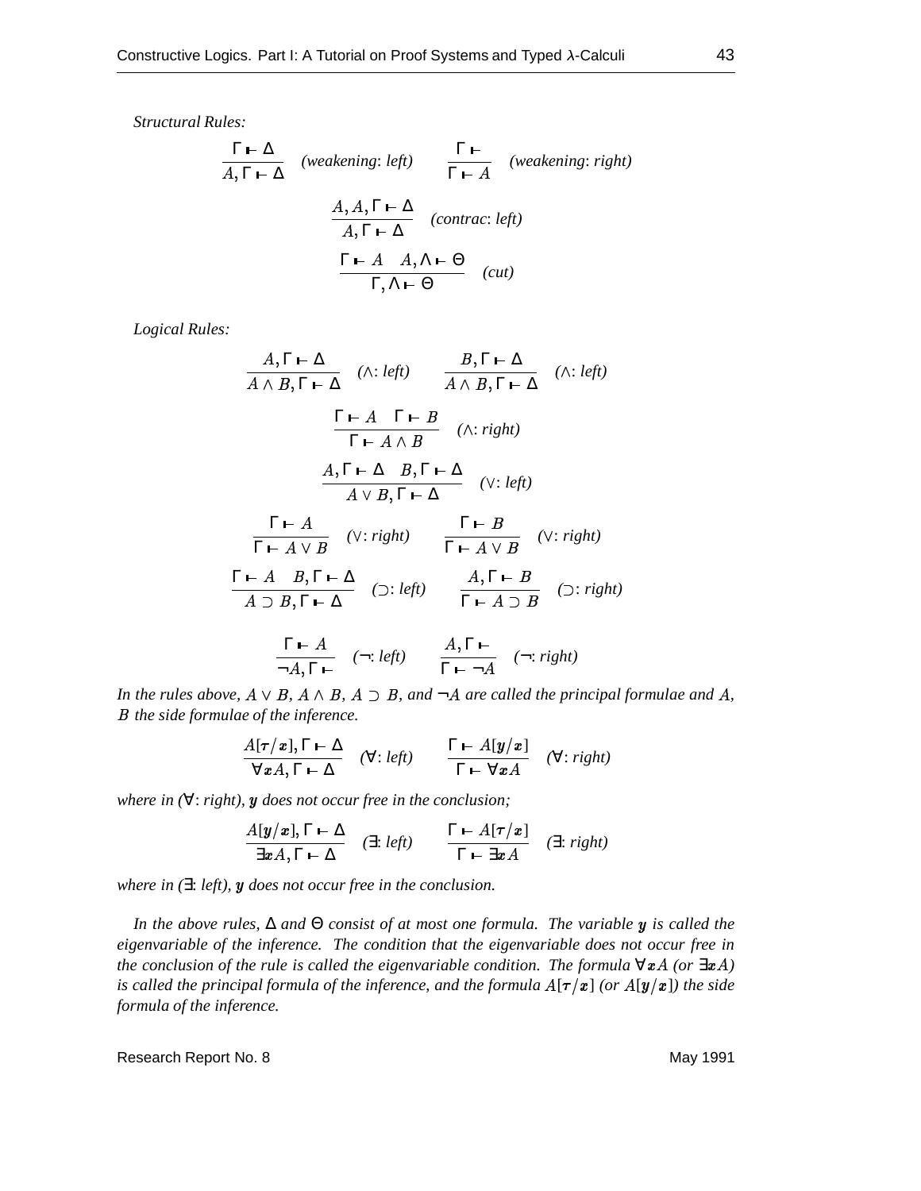*Structural Rules:*

$$\frac{\Gamma \vdash \Delta}{A, \Gamma \vdash \Delta} \quad (\textit{weakening}: \textit{left}) \qquad \frac{\Gamma \vdash}{\Gamma \vdash A} \quad (\textit{weakening}: \textit{right})$$

$$\frac{A, A, \Gamma \vdash \Delta}{A, \Gamma \vdash \Delta} \quad (\textit{contrac}: \textit{left})$$

$$\frac{\Gamma \vdash A \quad A, \Lambda \vdash \Theta}{\Gamma, \Lambda \vdash \Theta} \quad (\textit{cut})$$

*Logical Rules:*

$$\frac{A, \Gamma \vdash \Delta}{A \wedge B, \Gamma \vdash \Delta} \quad (\wedge: \textit{left}) \qquad \frac{B, \Gamma \vdash \Delta}{A \wedge B, \Gamma \vdash \Delta} \quad (\wedge: \textit{left})$$

$$\frac{\Gamma \vdash A \quad \Gamma \vdash B}{\Gamma \vdash A \wedge B} \quad (\wedge: \textit{right})$$

$$\frac{A, \Gamma \vdash \Delta \quad B, \Gamma \vdash \Delta}{A \vee B, \Gamma \vdash \Delta} \quad (\vee: \textit{left})$$

$$\frac{\Gamma \vdash A}{\Gamma \vdash A \vee B} \quad (\vee: \textit{right}) \qquad \frac{\Gamma \vdash B}{\Gamma \vdash A \vee B} \quad (\vee: \textit{right})$$

$$\frac{\Gamma \vdash A \quad B, \Gamma \vdash \Delta}{A \supset B, \Gamma \vdash \Delta} \quad (\supset: \textit{left}) \qquad \frac{A, \Gamma \vdash B}{\Gamma \vdash A \supset B} \quad (\supset: \textit{right})$$

$$\frac{\Gamma \vdash A}{\neg A, \Gamma \vdash} \quad (\neg: \textit{left}) \qquad \frac{A, \Gamma \vdash}{\Gamma \vdash \neg A} \quad (\neg: \textit{right})$$

*In the rules above, $A \vee B$, $A \wedge B$, $A \supset B$, and $\neg A$ are called the principal formulae and $A$, $B$ the side formulae of the inference.*

$$\frac{A[\tau/x], \Gamma \vdash \Delta}{\forall x A, \Gamma \vdash \Delta} \quad (\forall: \textit{left}) \qquad \frac{\Gamma \vdash A[y/x]}{\Gamma \vdash \forall x A} \quad (\forall: \textit{right})$$

*where in ($\forall$: right), $y$ does not occur free in the conclusion;*

$$\frac{A[y/x], \Gamma \vdash \Delta}{\exists x A, \Gamma \vdash \Delta} \quad (\exists: \textit{left}) \qquad \frac{\Gamma \vdash A[\tau/x]}{\Gamma \vdash \exists x A} \quad (\exists: \textit{right})$$

*where in ($\exists$: left), $y$ does not occur free in the conclusion.*

*In the above rules, $\Delta$ and $\Theta$ consist of at most one formula. The variable $y$ is called the eigenvariable of the inference. The condition that the eigenvariable does not occur free in the conclusion of the rule is called the eigenvariable condition. The formula $\forall x A$ (or $\exists x A$) is called the principal formula of the inference, and the formula $A[\tau/x]$ (or $A[y/x]$) the side formula of the inference.*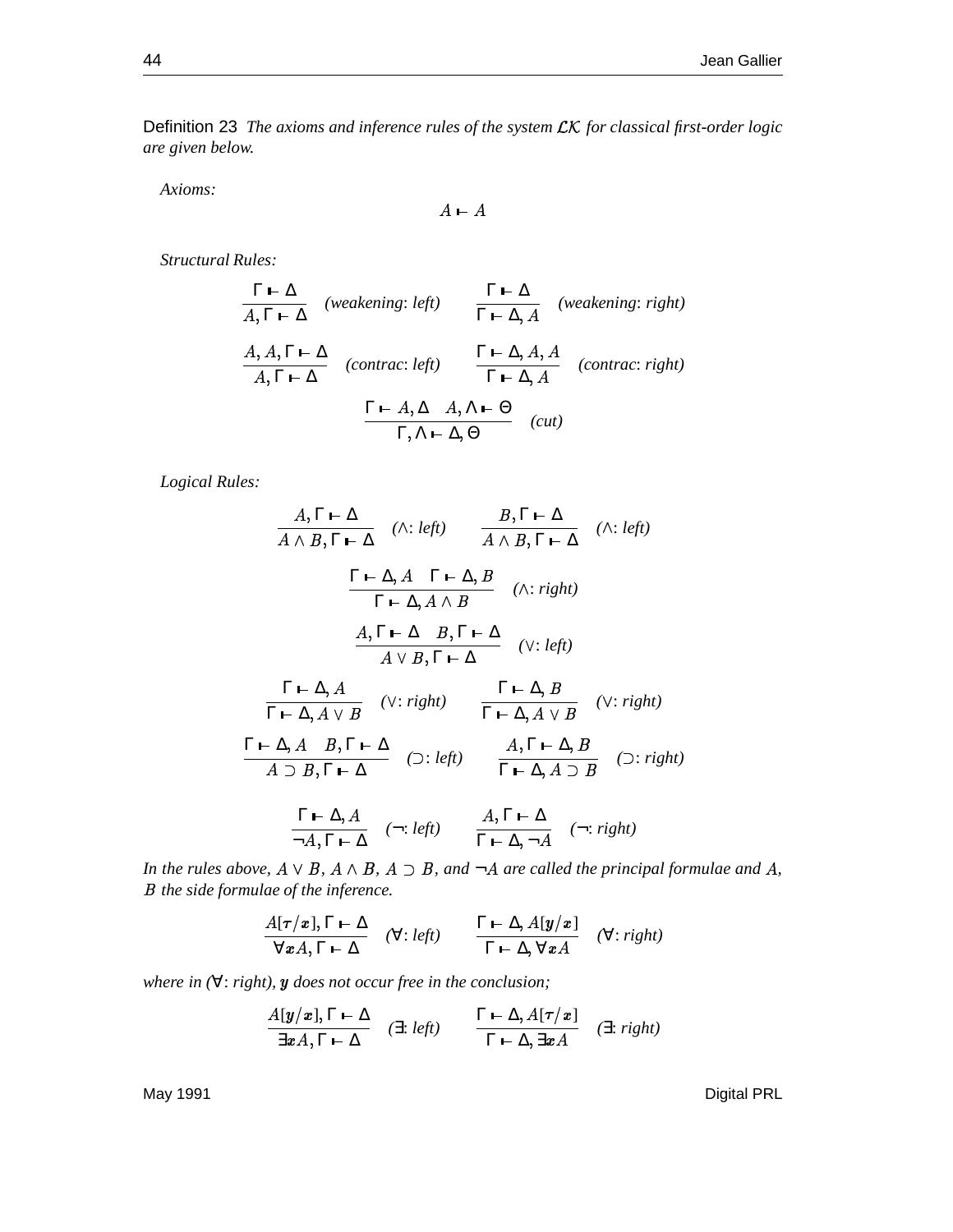**Definition 23** *The axioms and inference rules of the system $\mathcal{LK}$ for classical first-order logic are given below.*

*Axioms:*

$$A \vdash A$$

*Structural Rules:*

$$\frac{\Gamma \vdash \Delta}{A, \Gamma \vdash \Delta} \quad (weakening\colon left) \qquad \frac{\Gamma \vdash \Delta}{\Gamma \vdash \Delta, A} \quad (weakening\colon right)$$

$$\frac{A, A, \Gamma \vdash \Delta}{A, \Gamma \vdash \Delta} \quad (contrac\colon left) \qquad \frac{\Gamma \vdash \Delta, A, A}{\Gamma \vdash \Delta, A} \quad (contrac\colon right)$$

$$\frac{\Gamma \vdash A, \Delta \quad A, \Lambda \vdash \Theta}{\Gamma, \Lambda \vdash \Delta, \Theta} \quad (cut)$$

*Logical Rules:*

$$\frac{A, \Gamma \vdash \Delta}{A \wedge B, \Gamma \vdash \Delta} \quad (\wedge\colon left) \qquad \frac{B, \Gamma \vdash \Delta}{A \wedge B, \Gamma \vdash \Delta} \quad (\wedge\colon left)$$

$$\frac{\Gamma \vdash \Delta, A \quad \Gamma \vdash \Delta, B}{\Gamma \vdash \Delta, A \wedge B} \quad (\wedge\colon right)$$

$$\frac{A, \Gamma \vdash \Delta \quad B, \Gamma \vdash \Delta}{A \vee B, \Gamma \vdash \Delta} \quad (\vee\colon left)$$

$$\frac{\Gamma \vdash \Delta, A}{\Gamma \vdash \Delta, A \vee B} \quad (\vee\colon right) \qquad \frac{\Gamma \vdash \Delta, B}{\Gamma \vdash \Delta, A \vee B} \quad (\vee\colon right)$$

$$\frac{\Gamma \vdash \Delta, A \quad B, \Gamma \vdash \Delta}{A \supset B, \Gamma \vdash \Delta} \quad (\supset\colon left) \qquad \frac{A, \Gamma \vdash \Delta, B}{\Gamma \vdash \Delta, A \supset B} \quad (\supset\colon right)$$

$$\frac{\Gamma \vdash \Delta, A}{\neg A, \Gamma \vdash \Delta} \quad (\neg\colon left) \qquad \frac{A, \Gamma \vdash \Delta}{\Gamma \vdash \Delta, \neg A} \quad (\neg\colon right)$$

*In the rules above, $A \vee B$, $A \wedge B$, $A \supset B$, and $\neg A$ are called the principal formulae and $A$, $B$ the side formulae of the inference.*

$$\frac{A[\tau/x], \Gamma \vdash \Delta}{\forall x A, \Gamma \vdash \Delta} \quad (\forall\colon left) \qquad \frac{\Gamma \vdash \Delta, A[y/x]}{\Gamma \vdash \Delta, \forall x A} \quad (\forall\colon right)$$

*where in ($\forall$: right), $y$ does not occur free in the conclusion;*

$$\frac{A[y/x], \Gamma \vdash \Delta}{\exists x A, \Gamma \vdash \Delta} \quad (\exists\colon left) \qquad \frac{\Gamma \vdash \Delta, A[\tau/x]}{\Gamma \vdash \Delta, \exists x A} \quad (\exists\colon right)$$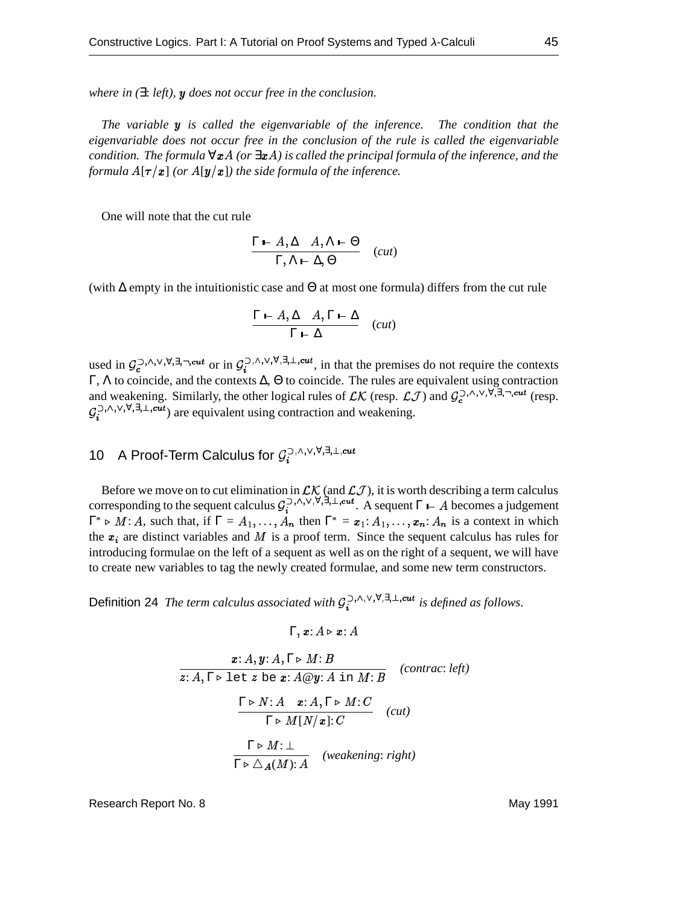*where in ($\exists$: left), $y$ does not occur free in the conclusion.*

*The variable $y$ is called the eigenvariable of the inference. The condition that the eigenvariable does not occur free in the conclusion of the rule is called the eigenvariable condition. The formula $\forall x A$ (or $\exists x A$) is called the principal formula of the inference, and the formula $A[\tau/x]$ (or $A[y/x]$) the side formula of the inference.*

One will note that the cut rule

$$\frac{\Gamma \vdash A, \Delta \quad A, \Lambda \vdash \Theta}{\Gamma, \Lambda \vdash \Delta, \Theta} \quad (cut)$$

(with $\Delta$ empty in the intuitionistic case and $\Theta$ at most one formula) differs from the cut rule

$$\frac{\Gamma \vdash A, \Delta \quad A, \Gamma \vdash \Delta}{\Gamma \vdash \Delta} \quad (cut)$$

used in $\mathcal{G}_c^{\supset,\wedge,\vee,\forall,\exists,\neg,cut}$ or in $\mathcal{G}_i^{\supset,\wedge,\vee,\forall,\exists,\perp,cut}$, in that the premises do not require the contexts $\Gamma, \Lambda$ to coincide, and the contexts $\Delta, \Theta$ to coincide. The rules are equivalent using contraction and weakening. Similarly, the other logical rules of $\mathcal{LK}$ (resp. $\mathcal{LJ}$) and $\mathcal{G}_c^{\supset,\wedge,\vee,\forall,\exists,\neg,cut}$ (resp. $\mathcal{G}_i^{\supset,\wedge,\vee,\forall,\exists,\perp,cut}$) are equivalent using contraction and weakening.

## 10 A Proof-Term Calculus for $\mathcal{G}_i^{\supset,\wedge,\vee,\forall,\exists,\perp,cut}$

Before we move on to cut elimination in $\mathcal{LK}$ (and $\mathcal{LJ}$), it is worth describing a term calculus corresponding to the sequent calculus $\mathcal{G}_i^{\supset,\wedge,\vee,\forall,\exists,\perp,cut}$. A sequent $\Gamma \vdash A$ becomes a judgement $\Gamma^* \triangleright M: A$, such that, if $\Gamma = A_1, \ldots, A_n$ then $\Gamma^* = x_1: A_1, \ldots, x_n: A_n$ is a context in which the $x_i$ are distinct variables and $M$ is a proof term. Since the sequent calculus has rules for introducing formulae on the left of a sequent as well as on the right of a sequent, we will have to create new variables to tag the newly created formulae, and some new term constructors.

**Definition 24** *The term calculus associated with $\mathcal{G}_i^{\supset,\wedge,\vee,\forall,\exists,\perp,cut}$ is defined as follows.*

$$\Gamma, x: A \triangleright x: A$$

$$\frac{x: A, y: A, \Gamma \triangleright M: B}{z: A, \Gamma \triangleright \texttt{let } z \texttt{ be } x: A@y: A \texttt{ in } M: B} \quad (contrac: left)$$

$$\frac{\Gamma \triangleright N: A \quad x: A, \Gamma \triangleright M: C}{\Gamma \triangleright M[N/x]: C} \quad (cut)$$

$$\frac{\Gamma \triangleright M: \perp}{\Gamma \triangleright \triangle_A(M): A} \quad (weakening: right)$$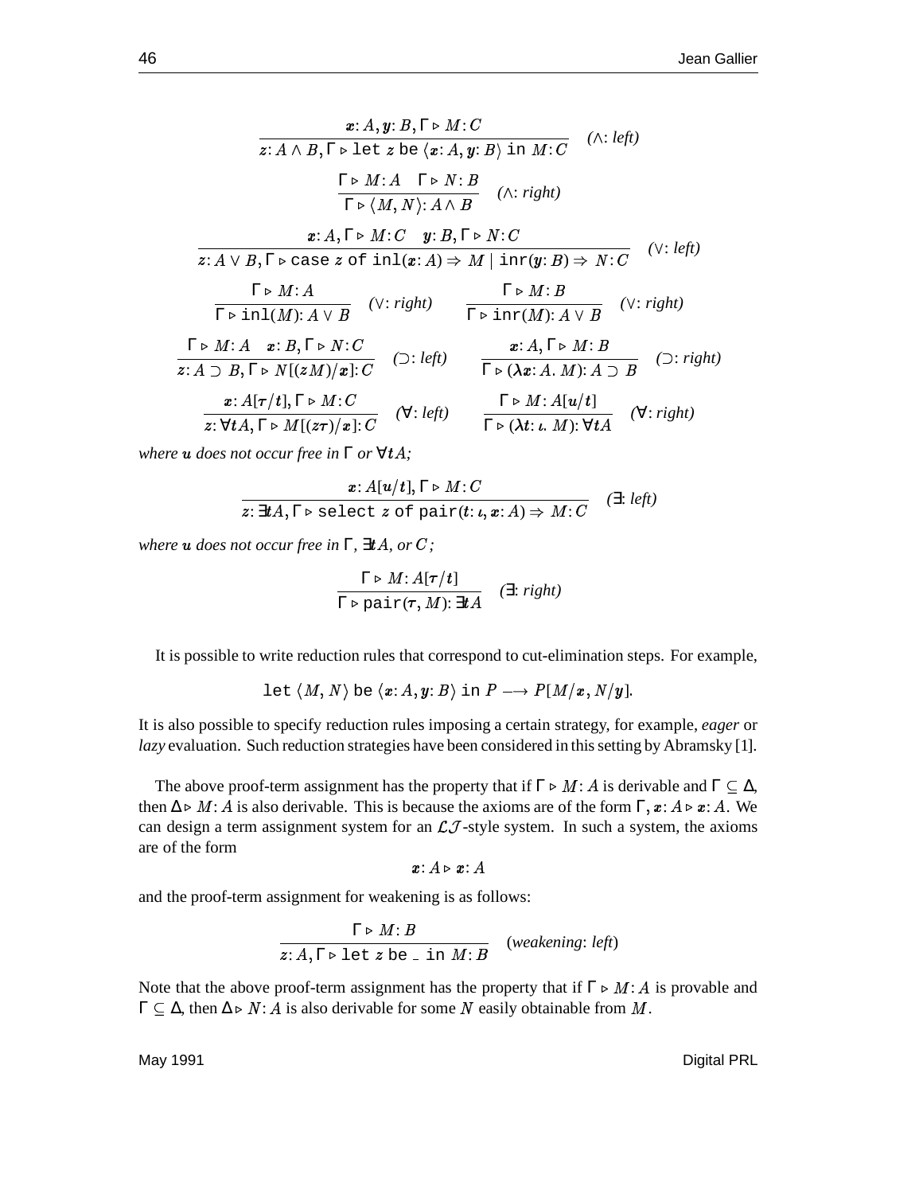$$\frac{x\colon A, y\colon B, \Gamma \rhd M\colon C}{z\colon A \wedge B, \Gamma \rhd \mathtt{let}\ z\ \mathtt{be}\ \langle x\colon A, y\colon B\rangle\ \mathtt{in}\ M\colon C} \quad (\wedge\colon \textit{left})$$

$$\frac{\Gamma \rhd M\colon A \quad \Gamma \rhd N\colon B}{\Gamma \rhd \langle M, N\rangle\colon A \wedge B} \quad (\wedge\colon \textit{right})$$

$$\frac{x\colon A, \Gamma \rhd M\colon C \quad y\colon B, \Gamma \rhd N\colon C}{z\colon A \vee B, \Gamma \rhd \mathtt{case}\ z\ \mathtt{of}\ \mathtt{inl}(x\colon A) \Rightarrow M \mid \mathtt{inr}(y\colon B) \Rightarrow N\colon C} \quad (\vee\colon \textit{left})$$

$$\frac{\Gamma \rhd M\colon A}{\Gamma \rhd \mathtt{inl}(M)\colon A \vee B} \quad (\vee\colon \textit{right}) \qquad \frac{\Gamma \rhd M\colon B}{\Gamma \rhd \mathtt{inr}(M)\colon A \vee B} \quad (\vee\colon \textit{right})$$

$$\frac{\Gamma \rhd M\colon A \quad x\colon B, \Gamma \rhd N\colon C}{z\colon A \supset B, \Gamma \rhd N[(zM)/x]\colon C} \quad (\supset\colon \textit{left}) \qquad \frac{x\colon A, \Gamma \rhd M\colon B}{\Gamma \rhd (\lambda x\colon A.\ M)\colon A \supset B} \quad (\supset\colon \textit{right})$$

$$\frac{x\colon A[\tau/t], \Gamma \rhd M\colon C}{z\colon \forall t A, \Gamma \rhd M[(z\tau)/x]\colon C} \quad (\forall\colon \textit{left}) \qquad \frac{\Gamma \rhd M\colon A[u/t]}{\Gamma \rhd (\lambda t\colon \iota.\ M)\colon \forall t A} \quad (\forall\colon \textit{right})$$

*where $u$ does not occur free in $\Gamma$ or $\forall t A$;*

$$\frac{x\colon A[u/t], \Gamma \rhd M\colon C}{z\colon \exists t A, \Gamma \rhd \mathtt{select}\ z\ \mathtt{of}\ \mathtt{pair}(t\colon \iota, x\colon A) \Rightarrow M\colon C} \quad (\exists\colon \textit{left})$$

*where $u$ does not occur free in $\Gamma$, $\exists t A$, or $C$;*

$$\frac{\Gamma \rhd M\colon A[\tau/t]}{\Gamma \rhd \mathtt{pair}(\tau, M)\colon \exists t A} \quad (\exists\colon \textit{right})$$

It is possible to write reduction rules that correspond to cut-elimination steps. For example,

$$\mathtt{let}\ \langle M, N\rangle\ \mathtt{be}\ \langle x\colon A, y\colon B\rangle\ \mathtt{in}\ P \longrightarrow P[M/x, N/y].$$

It is also possible to specify reduction rules imposing a certain strategy, for example, *eager* or *lazy* evaluation. Such reduction strategies have been considered in this setting by Abramsky [1].

The above proof-term assignment has the property that if $\Gamma \rhd M\colon A$ is derivable and $\Gamma \subseteq \Delta$, then $\Delta \rhd M\colon A$ is also derivable. This is because the axioms are of the form $\Gamma, x\colon A \rhd x\colon A$. We can design a term assignment system for an $\mathcal{LJ}$-style system. In such a system, the axioms are of the form

$$x\colon A \rhd x\colon A$$

and the proof-term assignment for weakening is as follows:

$$\frac{\Gamma \rhd M\colon B}{z\colon A, \Gamma \rhd \mathtt{let}\ z\ \mathtt{be}\ \_\ \mathtt{in}\ M\colon B} \quad (\textit{weakening}\colon \textit{left})$$

Note that the above proof-term assignment has the property that if $\Gamma \rhd M\colon A$ is provable and $\Gamma \subseteq \Delta$, then $\Delta \rhd N\colon A$ is also derivable for some $N$ easily obtainable from $M$.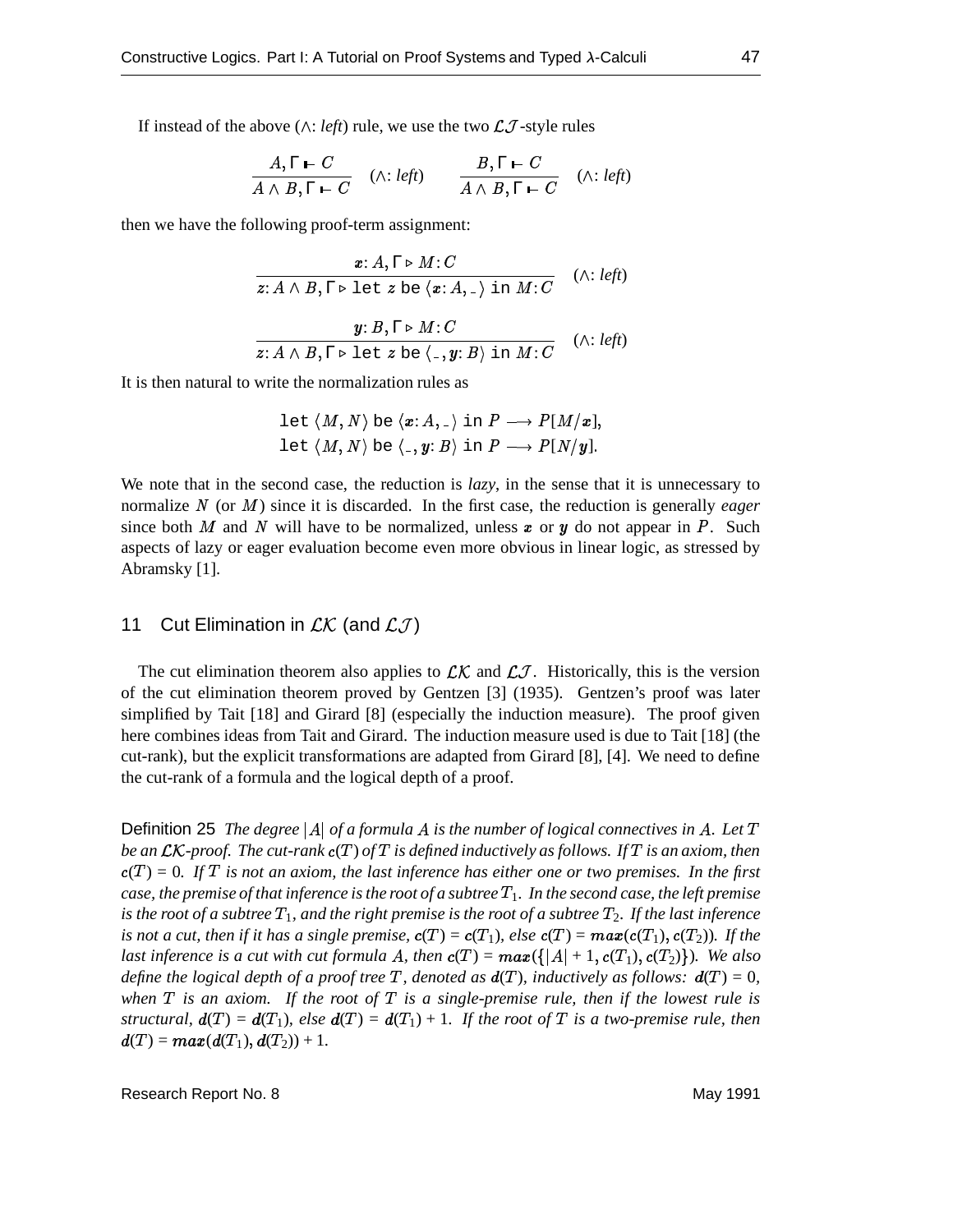If instead of the above ($\wedge$: *left*) rule, we use the two $\mathcal{LJ}$-style rules

$$\frac{A, \Gamma \vdash C}{A \wedge B, \Gamma \vdash C} \quad (\wedge\colon \textit{left}) \qquad \frac{B, \Gamma \vdash C}{A \wedge B, \Gamma \vdash C} \quad (\wedge\colon \textit{left})$$

then we have the following proof-term assignment:

$$\frac{x\colon A, \Gamma \rhd M\colon C}{z\colon A \wedge B, \Gamma \rhd \mathtt{let}\ z\ \mathtt{be}\ \langle x\colon A, \_\rangle\ \mathtt{in}\ M\colon C} \quad (\wedge\colon \textit{left})$$

$$\frac{y\colon B, \Gamma \rhd M\colon C}{z\colon A \wedge B, \Gamma \rhd \mathtt{let}\ z\ \mathtt{be}\ \langle \_, y\colon B\rangle\ \mathtt{in}\ M\colon C} \quad (\wedge\colon \textit{left})$$

It is then natural to write the normalization rules as

$$\mathtt{let}\ \langle M, N\rangle\ \mathtt{be}\ \langle x\colon A, \_\rangle\ \mathtt{in}\ P \longrightarrow P[M/x],$$
$$\mathtt{let}\ \langle M, N\rangle\ \mathtt{be}\ \langle \_, y\colon B\rangle\ \mathtt{in}\ P \longrightarrow P[N/y].$$

We note that in the second case, the reduction is *lazy*, in the sense that it is unnecessary to normalize $N$ (or $M$) since it is discarded. In the first case, the reduction is generally *eager* since both $M$ and $N$ will have to be normalized, unless $x$ or $y$ do not appear in $P$. Such aspects of lazy or eager evaluation become even more obvious in linear logic, as stressed by Abramsky [1].

## 11 Cut Elimination in $\mathcal{LK}$ (and $\mathcal{LJ}$)

The cut elimination theorem also applies to $\mathcal{LK}$ and $\mathcal{LJ}$. Historically, this is the version of the cut elimination theorem proved by Gentzen [3] (1935). Gentzen's proof was later simplified by Tait [18] and Girard [8] (especially the induction measure). The proof given here combines ideas from Tait and Girard. The induction measure used is due to Tait [18] (the cut-rank), but the explicit transformations are adapted from Girard [8], [4]. We need to define the cut-rank of a formula and the logical depth of a proof.

Definition 25 *The degree $|A|$ of a formula $A$ is the number of logical connectives in $A$. Let $T$ be an $\mathcal{LK}$-proof. The cut-rank $c(T)$ of $T$ is defined inductively as follows. If $T$ is an axiom, then $c(T) = 0$. If $T$ is not an axiom, the last inference has either one or two premises. In the first case, the premise of that inference is the root of a subtree $T_1$. In the second case, the left premise is the root of a subtree $T_1$, and the right premise is the root of a subtree $T_2$. If the last inference is not a cut, then if it has a single premise, $c(T) = c(T_1)$, else $c(T) = max(c(T_1), c(T_2))$. If the last inference is a cut with cut formula $A$, then $c(T) = max(\{|A| + 1, c(T_1), c(T_2)\})$. We also define the logical depth of a proof tree $T$, denoted as $d(T)$, inductively as follows: $d(T) = 0$, when $T$ is an axiom. If the root of $T$ is a single-premise rule, then if the lowest rule is structural, $d(T) = d(T_1)$, else $d(T) = d(T_1) + 1$. If the root of $T$ is a two-premise rule, then $d(T) = max(d(T_1), d(T_2)) + 1$.*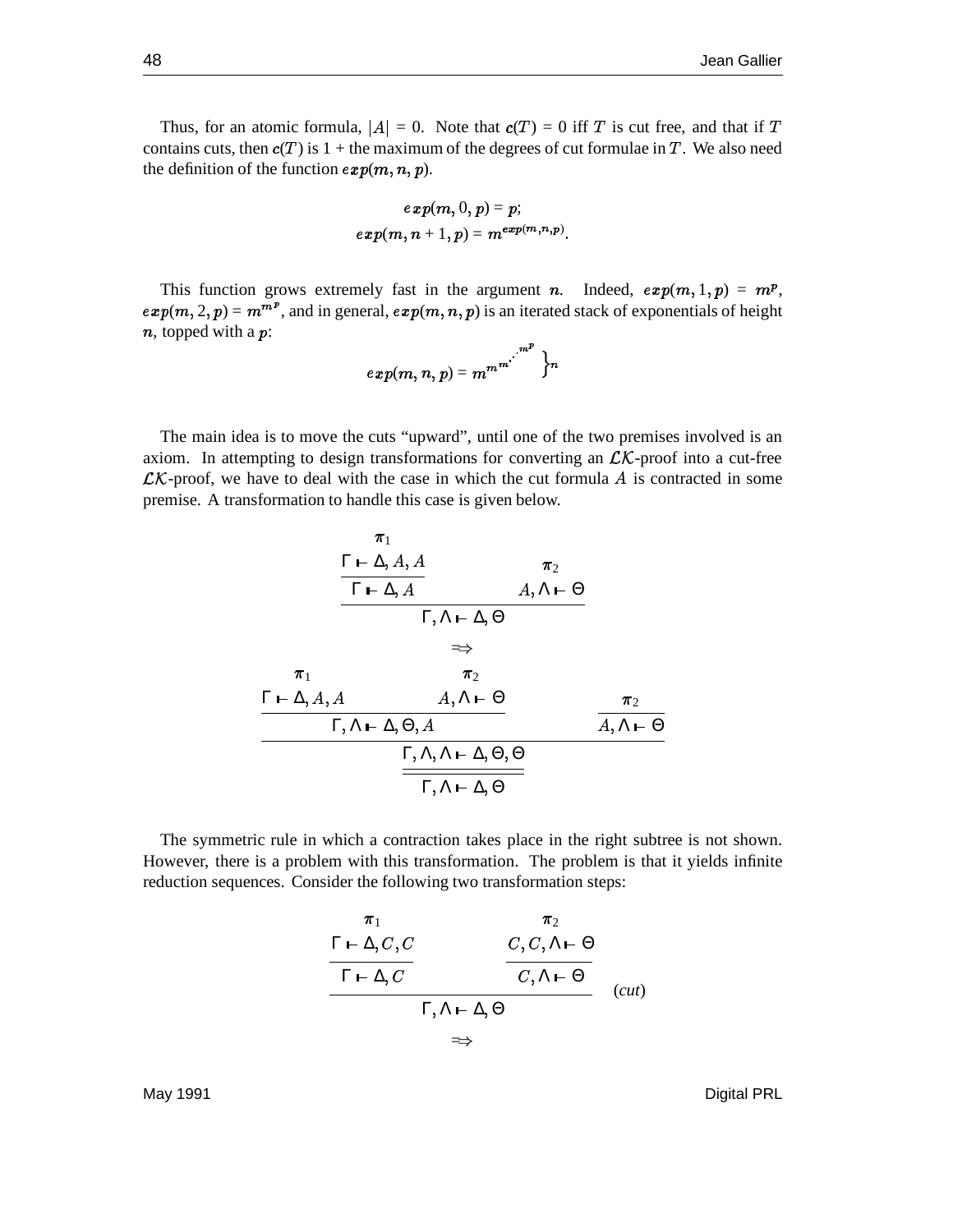Thus, for an atomic formula, $|A| = 0$. Note that $c(T) = 0$ iff $T$ is cut free, and that if $T$ contains cuts, then $c(T)$ is 1 + the maximum of the degrees of cut formulae in $T$. We also need the definition of the function $exp(m, n, p)$.

$$exp(m, 0, p) = p;$$
$$exp(m, n + 1, p) = m^{exp(m,n,p)}.$$

This function grows extremely fast in the argument $n$. Indeed, $exp(m, 1, p) = m^p$, $exp(m, 2, p) = m^{m^p}$, and in general, $exp(m, n, p)$ is an iterated stack of exponentials of height $n$, topped with a $p$:

$$exp(m, n, p) = \left. m^{m^{m^{\cdot^{\cdot^{\cdot^{m^p}}}}}} \right\} n$$

The main idea is to move the cuts "upward", until one of the two premises involved is an axiom. In attempting to design transformations for converting an $\mathcal{LK}$-proof into a cut-free $\mathcal{LK}$-proof, we have to deal with the case in which the cut formula $A$ is contracted in some premise. A transformation to handle this case is given below.

$$\dfrac{\dfrac{\begin{matrix}\pi_1\\ \Gamma \vdash \Delta, A, A\end{matrix}}{\Gamma \vdash \Delta, A} \qquad \begin{matrix}\pi_2\\ A, \Lambda \vdash \Theta\end{matrix}}{\Gamma, \Lambda \vdash \Delta, \Theta}$$

$$\Longrightarrow$$

$$\dfrac{\dfrac{\begin{matrix}\pi_1\\ \Gamma \vdash \Delta, A, A\end{matrix} \qquad \begin{matrix}\pi_2\\ A, \Lambda \vdash \Theta\end{matrix}}{\Gamma, \Lambda \vdash \Delta, \Theta, A} \qquad \dfrac{\pi_2}{A, \Lambda \vdash \Theta}}{\dfrac{\Gamma, \Lambda, \Lambda \vdash \Delta, \Theta, \Theta}{\Gamma, \Lambda \vdash \Delta, \Theta}}$$

The symmetric rule in which a contraction takes place in the right subtree is not shown. However, there is a problem with this transformation. The problem is that it yields infinite reduction sequences. Consider the following two transformation steps:

$$\dfrac{\dfrac{\begin{matrix}\pi_1\\ \Gamma \vdash \Delta, C, C\end{matrix}}{\Gamma \vdash \Delta, C} \qquad \dfrac{\begin{matrix}\pi_2\\ C, C, \Lambda \vdash \Theta\end{matrix}}{C, \Lambda \vdash \Theta}}{\Gamma, \Lambda \vdash \Delta, \Theta} \quad (cut)$$

$$\Longrightarrow$$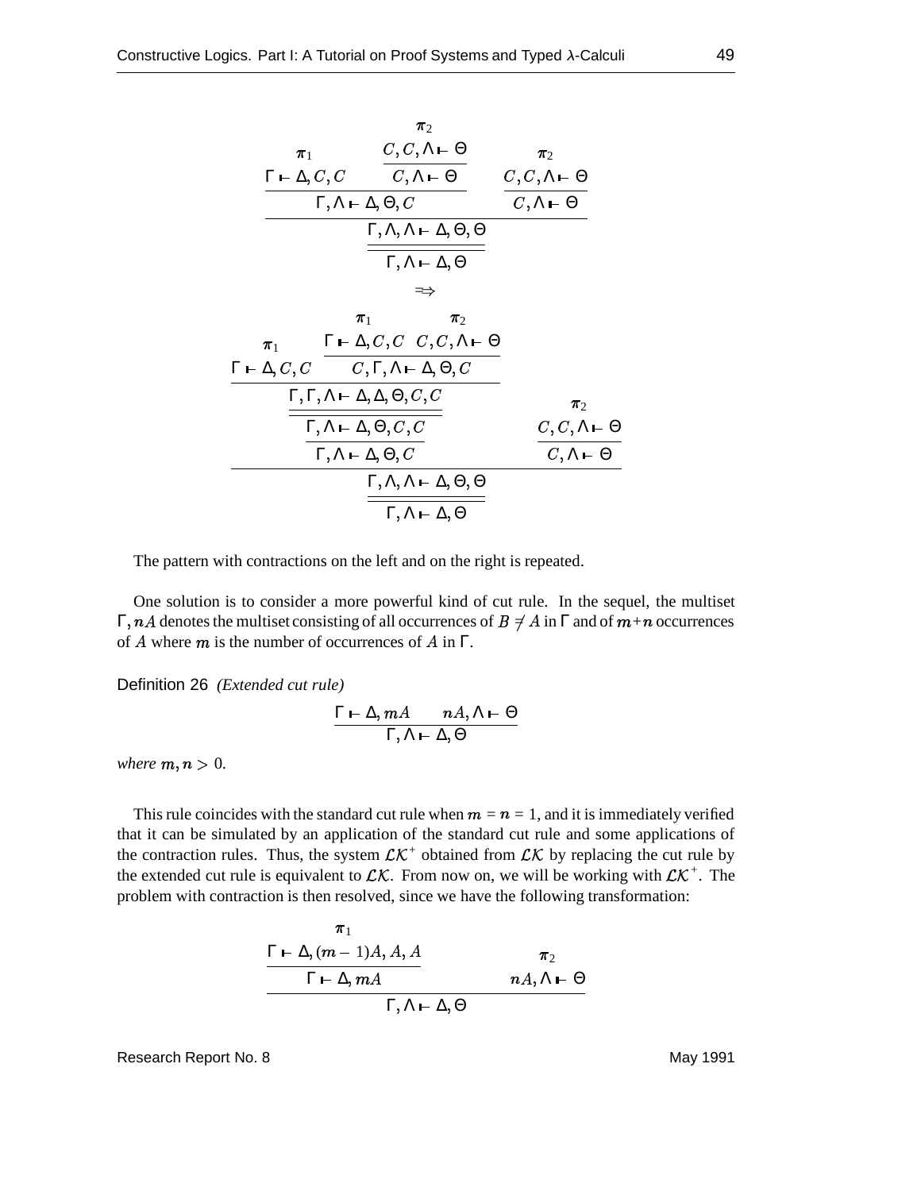$$
\dfrac{\dfrac{\overset{\pi_1}{\Gamma \vdash \Delta, C, C} \qquad \dfrac{\overset{\pi_2}{C, C, \Lambda \vdash \Theta}}{C, \Lambda \vdash \Theta}}{\Gamma, \Lambda \vdash \Delta, \Theta, C} \qquad \dfrac{\overset{\pi_2}{C, C, \Lambda \vdash \Theta}}{C, \Lambda \vdash \Theta}}{\dfrac{\Gamma, \Lambda, \Lambda \vdash \Delta, \Theta, \Theta}{\Gamma, \Lambda \vdash \Delta, \Theta}}
$$

$$
\Longrightarrow
$$

$$
\dfrac{\dfrac{\dfrac{\dfrac{\overset{\pi_1}{\Gamma \vdash \Delta, C, C} \qquad \dfrac{\overset{\pi_1}{\Gamma \vdash \Delta, C, C} \quad \overset{\pi_2}{C, C, \Lambda \vdash \Theta}}{C, \Gamma, \Lambda \vdash \Delta, \Theta, C}}{\Gamma, \Gamma, \Lambda \vdash \Delta, \Delta, \Theta, C, C}}{\Gamma, \Lambda \vdash \Delta, \Theta, C, C}}{\Gamma, \Lambda \vdash \Delta, \Theta, C} \qquad \dfrac{\overset{\pi_2}{C, C, \Lambda \vdash \Theta}}{C, \Lambda \vdash \Theta}}{\dfrac{\Gamma, \Lambda, \Lambda \vdash \Delta, \Theta, \Theta}{\Gamma, \Lambda \vdash \Delta, \Theta}}
$$

The pattern with contractions on the left and on the right is repeated.

One solution is to consider a more powerful kind of cut rule. In the sequel, the multiset $\Gamma, nA$ denotes the multiset consisting of all occurrences of $B \neq A$ in $\Gamma$ and of $m+n$ occurrences of $A$ where $m$ is the number of occurrences of $A$ in $\Gamma$.

**Definition 26** *(Extended cut rule)*

$$
\frac{\Gamma \vdash \Delta, mA \qquad nA, \Lambda \vdash \Theta}{\Gamma, \Lambda \vdash \Delta, \Theta}
$$

*where $m, n > 0$.*

This rule coincides with the standard cut rule when $m = n = 1$, and it is immediately verified that it can be simulated by an application of the standard cut rule and some applications of the contraction rules. Thus, the system $\mathcal{LK}^+$ obtained from $\mathcal{LK}$ by replacing the cut rule by the extended cut rule is equivalent to $\mathcal{LK}$. From now on, we will be working with $\mathcal{LK}^+$. The problem with contraction is then resolved, since we have the following transformation:

$$
\dfrac{\dfrac{\overset{\pi_1}{\Gamma \vdash \Delta, (m-1)A, A, A}}{\Gamma \vdash \Delta, mA} \qquad \overset{\pi_2}{nA, \Lambda \vdash \Theta}}{\Gamma, \Lambda \vdash \Delta, \Theta}
$$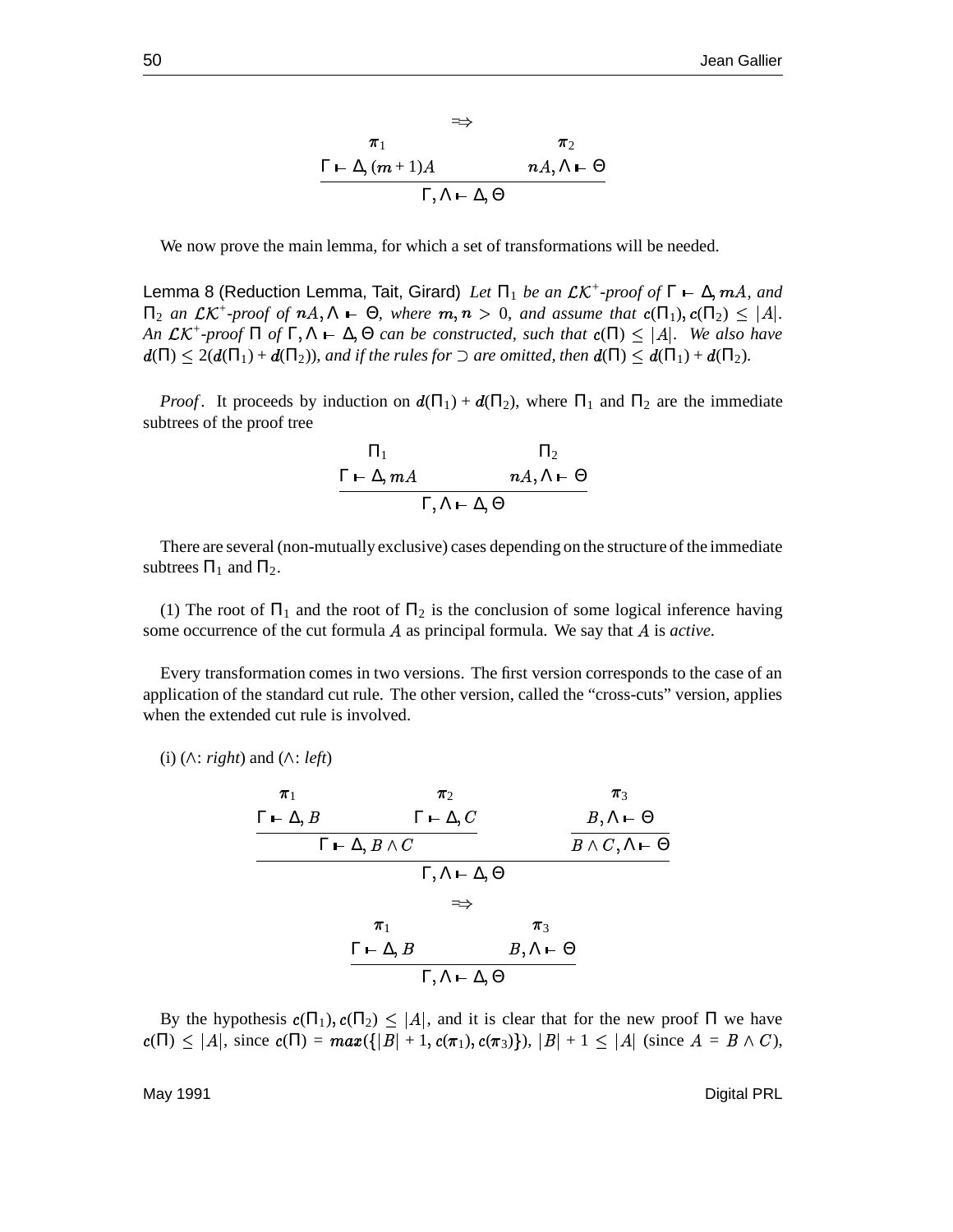$$\Longrightarrow$$

$$\dfrac{\dfrac{\pi_1}{\Gamma \vdash \Delta, (m+1)A} \qquad \dfrac{\pi_2}{nA, \Lambda \vdash \Theta}}{\Gamma, \Lambda \vdash \Delta, \Theta}$$

We now prove the main lemma, for which a set of transformations will be needed.

Lemma 8 (Reduction Lemma, Tait, Girard) *Let $\Pi_1$ be an $\mathcal{LK}^+$-proof of $\Gamma \vdash \Delta, mA$, and $\Pi_2$ an $\mathcal{LK}^+$-proof of $nA, \Lambda \vdash \Theta$, where $m, n > 0$, and assume that $c(\Pi_1), c(\Pi_2) \leq |A|$. An $\mathcal{LK}^+$-proof $\Pi$ of $\Gamma, \Lambda \vdash \Delta, \Theta$ can be constructed, such that $c(\Pi) \leq |A|$. We also have $d(\Pi) \leq 2(d(\Pi_1) + d(\Pi_2))$, and if the rules for $\supset$ are omitted, then $d(\Pi) \leq d(\Pi_1) + d(\Pi_2)$.*

*Proof*. It proceeds by induction on $d(\Pi_1) + d(\Pi_2)$, where $\Pi_1$ and $\Pi_2$ are the immediate subtrees of the proof tree

$$\dfrac{\dfrac{\Pi_1}{\Gamma \vdash \Delta, mA} \qquad \dfrac{\Pi_2}{nA, \Lambda \vdash \Theta}}{\Gamma, \Lambda \vdash \Delta, \Theta}$$

There are several (non-mutually exclusive) cases depending on the structure of the immediate subtrees $\Pi_1$ and $\Pi_2$.

(1) The root of $\Pi_1$ and the root of $\Pi_2$ is the conclusion of some logical inference having some occurrence of the cut formula $A$ as principal formula. We say that $A$ is *active*.

Every transformation comes in two versions. The first version corresponds to the case of an application of the standard cut rule. The other version, called the "cross-cuts" version, applies when the extended cut rule is involved.

(i) ($\wedge$: *right*) and ($\wedge$: *left*)

$$\dfrac{\dfrac{\dfrac{\pi_1}{\Gamma \vdash \Delta, B} \qquad \dfrac{\pi_2}{\Gamma \vdash \Delta, C}}{\Gamma \vdash \Delta, B \wedge C} \qquad \dfrac{\dfrac{\pi_3}{B, \Lambda \vdash \Theta}}{B \wedge C, \Lambda \vdash \Theta}}{\Gamma, \Lambda \vdash \Delta, \Theta}$$

$$\Longrightarrow$$

$$\dfrac{\dfrac{\pi_1}{\Gamma \vdash \Delta, B} \qquad \dfrac{\pi_3}{B, \Lambda \vdash \Theta}}{\Gamma, \Lambda \vdash \Delta, \Theta}$$

By the hypothesis $c(\Pi_1), c(\Pi_2) \leq |A|$, and it is clear that for the new proof $\Pi$ we have $c(\Pi) \leq |A|$, since $c(\Pi) = max(\{|B| + 1, c(\pi_1), c(\pi_3)\})$, $|B| + 1 \leq |A|$ (since $A = B \wedge C$),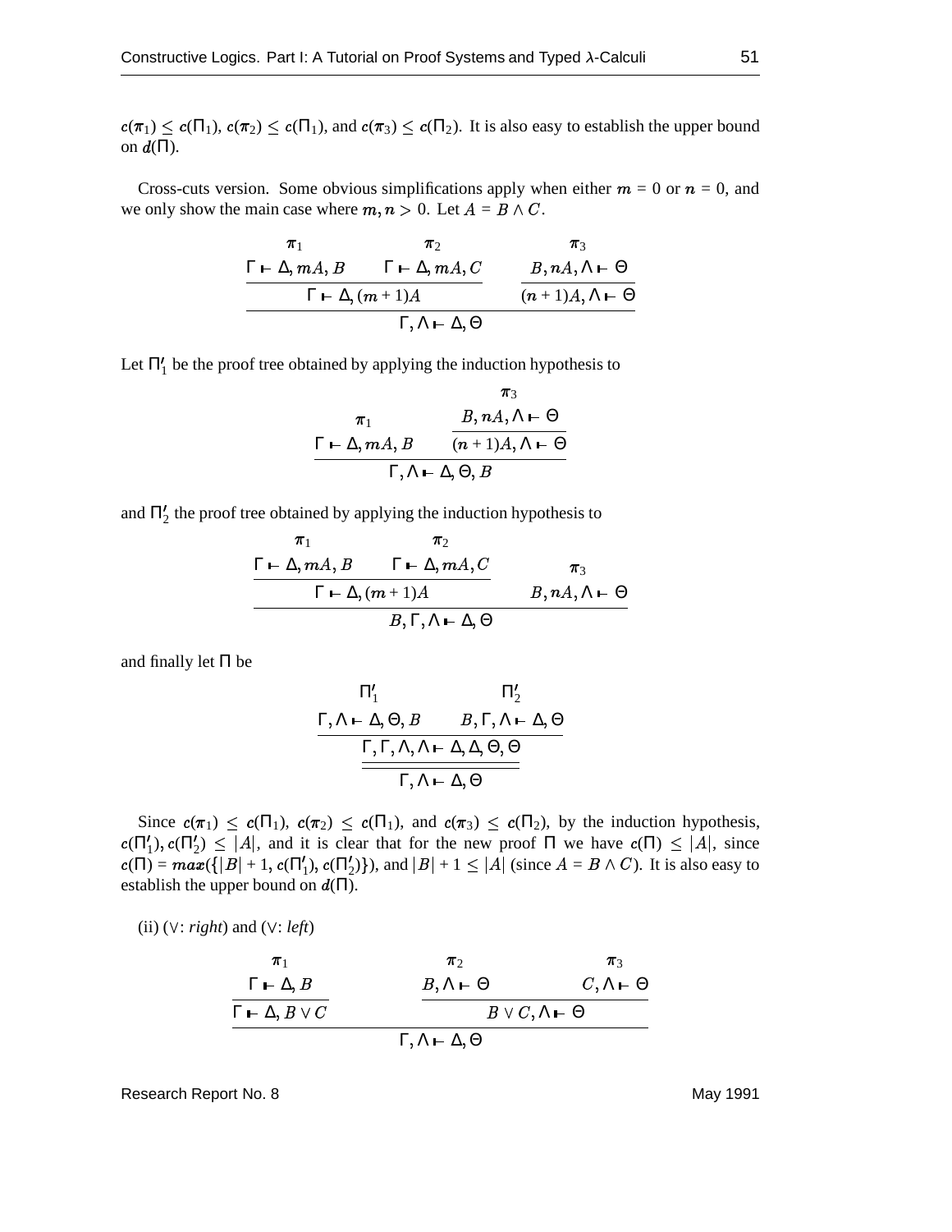$c(\pi_1) \leq c(\Pi_1)$, $c(\pi_2) \leq c(\Pi_1)$, and $c(\pi_3) \leq c(\Pi_2)$. It is also easy to establish the upper bound on $d(\Pi)$.

Cross-cuts version. Some obvious simplifications apply when either $m = 0$ or $n = 0$, and we only show the main case where $m, n > 0$. Let $A = B \wedge C$.

$$\dfrac{\dfrac{\begin{matrix}\pi_1 \\ \Gamma \vdash \Delta, mA, B\end{matrix} \qquad \begin{matrix}\pi_2 \\ \Gamma \vdash \Delta, mA, C\end{matrix}}{\Gamma \vdash \Delta, (m+1)A} \qquad \dfrac{\begin{matrix}\pi_3 \\ B, nA, \Lambda \vdash \Theta\end{matrix}}{(n+1)A, \Lambda \vdash \Theta}}{\Gamma, \Lambda \vdash \Delta, \Theta}$$

Let $\Pi'_1$ be the proof tree obtained by applying the induction hypothesis to

$$\dfrac{\begin{matrix}\pi_1 \\ \Gamma \vdash \Delta, mA, B\end{matrix} \qquad \dfrac{\begin{matrix}\pi_3 \\ B, nA, \Lambda \vdash \Theta\end{matrix}}{(n+1)A, \Lambda \vdash \Theta}}{\Gamma, \Lambda \vdash \Delta, \Theta, B}$$

and $\Pi'_2$ the proof tree obtained by applying the induction hypothesis to

$$\dfrac{\dfrac{\begin{matrix}\pi_1 \\ \Gamma \vdash \Delta, mA, B\end{matrix} \qquad \begin{matrix}\pi_2 \\ \Gamma \vdash \Delta, mA, C\end{matrix}}{\Gamma \vdash \Delta, (m+1)A} \qquad \begin{matrix}\pi_3 \\ B, nA, \Lambda \vdash \Theta\end{matrix}}{B, \Gamma, \Lambda \vdash \Delta, \Theta}$$

and finally let $\Pi$ be

$$\dfrac{\dfrac{\begin{matrix}\Pi'_1 \\ \Gamma, \Lambda \vdash \Delta, \Theta, B\end{matrix} \qquad \begin{matrix}\Pi'_2 \\ B, \Gamma, \Lambda \vdash \Delta, \Theta\end{matrix}}{\Gamma, \Gamma, \Lambda, \Lambda \vdash \Delta, \Delta, \Theta, \Theta}}{\Gamma, \Lambda \vdash \Delta, \Theta}$$

Since $c(\pi_1) \leq c(\Pi_1)$, $c(\pi_2) \leq c(\Pi_1)$, and $c(\pi_3) \leq c(\Pi_2)$, by the induction hypothesis, $c(\Pi'_1), c(\Pi'_2) \leq |A|$, and it is clear that for the new proof $\Pi$ we have $c(\Pi) \leq |A|$, since $c(\Pi) = max(\{|B| + 1, c(\Pi'_1), c(\Pi'_2)\})$, and $|B| + 1 \leq |A|$ (since $A = B \wedge C$). It is also easy to establish the upper bound on $d(\Pi)$.

(ii) ($\vee$: *right*) and ($\vee$: *left*)

$$\dfrac{\dfrac{\begin{matrix}\pi_1 \\ \Gamma \vdash \Delta, B\end{matrix}}{\Gamma \vdash \Delta, B \vee C} \qquad \dfrac{\begin{matrix}\pi_2 \\ B, \Lambda \vdash \Theta\end{matrix} \qquad \begin{matrix}\pi_3 \\ C, \Lambda \vdash \Theta\end{matrix}}{B \vee C, \Lambda \vdash \Theta}}{\Gamma, \Lambda \vdash \Delta, \Theta}$$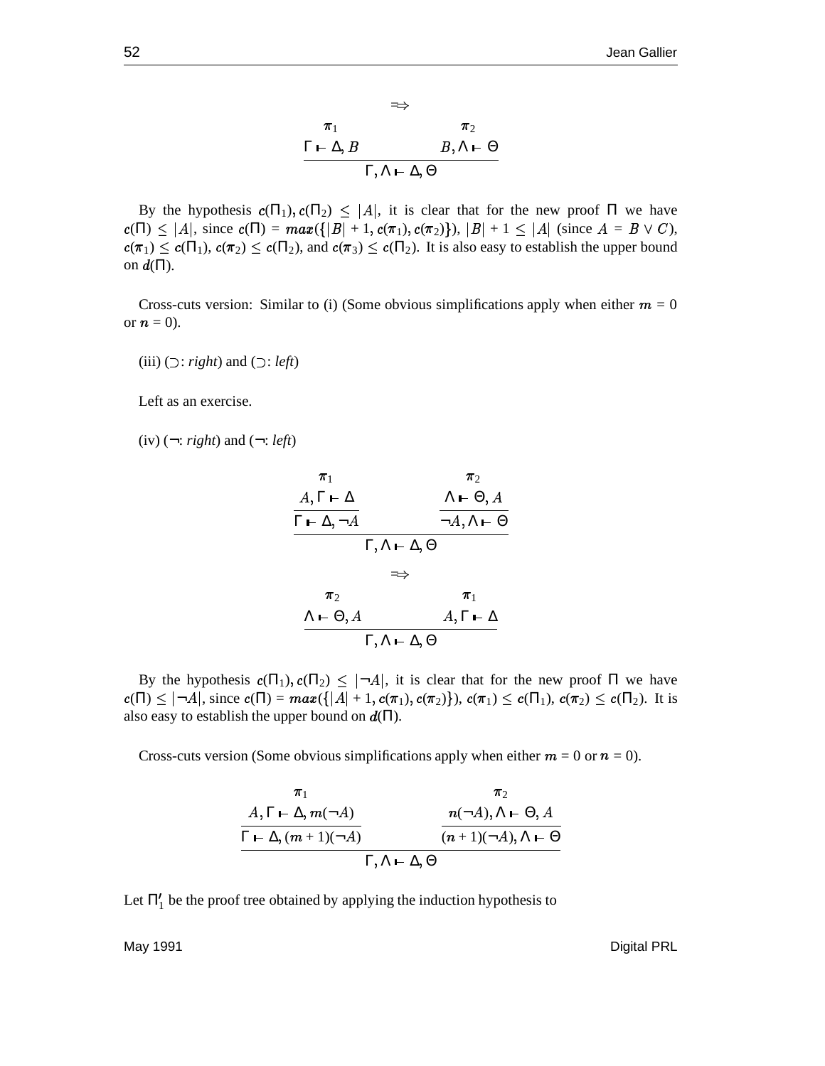$$\Longrightarrow$$

$$\dfrac{\begin{matrix}\pi_1 \\ \Gamma \vdash \Delta, B\end{matrix} \qquad \begin{matrix}\pi_2 \\ B, \Lambda \vdash \Theta\end{matrix}}{\Gamma, \Lambda \vdash \Delta, \Theta}$$

By the hypothesis $c(\Pi_1), c(\Pi_2) \leq |A|$, it is clear that for the new proof $\Pi$ we have $c(\Pi) \leq |A|$, since $c(\Pi) = max(\{|B| + 1, c(\pi_1), c(\pi_2)\})$, $|B| + 1 \leq |A|$ (since $A = B \vee C$), $c(\pi_1) \leq c(\Pi_1)$, $c(\pi_2) \leq c(\Pi_2)$, and $c(\pi_3) \leq c(\Pi_2)$. It is also easy to establish the upper bound on $d(\Pi)$.

Cross-cuts version: Similar to (i) (Some obvious simplifications apply when either $m = 0$ or $n = 0$).

(iii) ($\supset$: *right*) and ($\supset$: *left*)

Left as an exercise.

(iv) ($\neg$: *right*) and ($\neg$: *left*)

$$\dfrac{\dfrac{\begin{matrix}\pi_1 \\ A, \Gamma \vdash \Delta\end{matrix}}{\Gamma \vdash \Delta, \neg A} \qquad \dfrac{\begin{matrix}\pi_2 \\ \Lambda \vdash \Theta, A\end{matrix}}{\neg A, \Lambda \vdash \Theta}}{\Gamma, \Lambda \vdash \Delta, \Theta}$$

$$\Longrightarrow$$

$$\dfrac{\begin{matrix}\pi_2 \\ \Lambda \vdash \Theta, A\end{matrix} \qquad \begin{matrix}\pi_1 \\ A, \Gamma \vdash \Delta\end{matrix}}{\Gamma, \Lambda \vdash \Delta, \Theta}$$

By the hypothesis $c(\Pi_1), c(\Pi_2) \leq |\neg A|$, it is clear that for the new proof $\Pi$ we have $c(\Pi) \leq |\neg A|$, since $c(\Pi) = max(\{|A| + 1, c(\pi_1), c(\pi_2)\})$, $c(\pi_1) \leq c(\Pi_1)$, $c(\pi_2) \leq c(\Pi_2)$. It is also easy to establish the upper bound on $d(\Pi)$.

Cross-cuts version (Some obvious simplifications apply when either $m = 0$ or $n = 0$).

$$\dfrac{\dfrac{\begin{matrix}\pi_1 \\ A, \Gamma \vdash \Delta, m(\neg A)\end{matrix}}{\Gamma \vdash \Delta, (m+1)(\neg A)} \qquad \dfrac{\begin{matrix}\pi_2 \\ n(\neg A), \Lambda \vdash \Theta, A\end{matrix}}{(n+1)(\neg A), \Lambda \vdash \Theta}}{\Gamma, \Lambda \vdash \Delta, \Theta}$$

Let $\Pi_1'$ be the proof tree obtained by applying the induction hypothesis to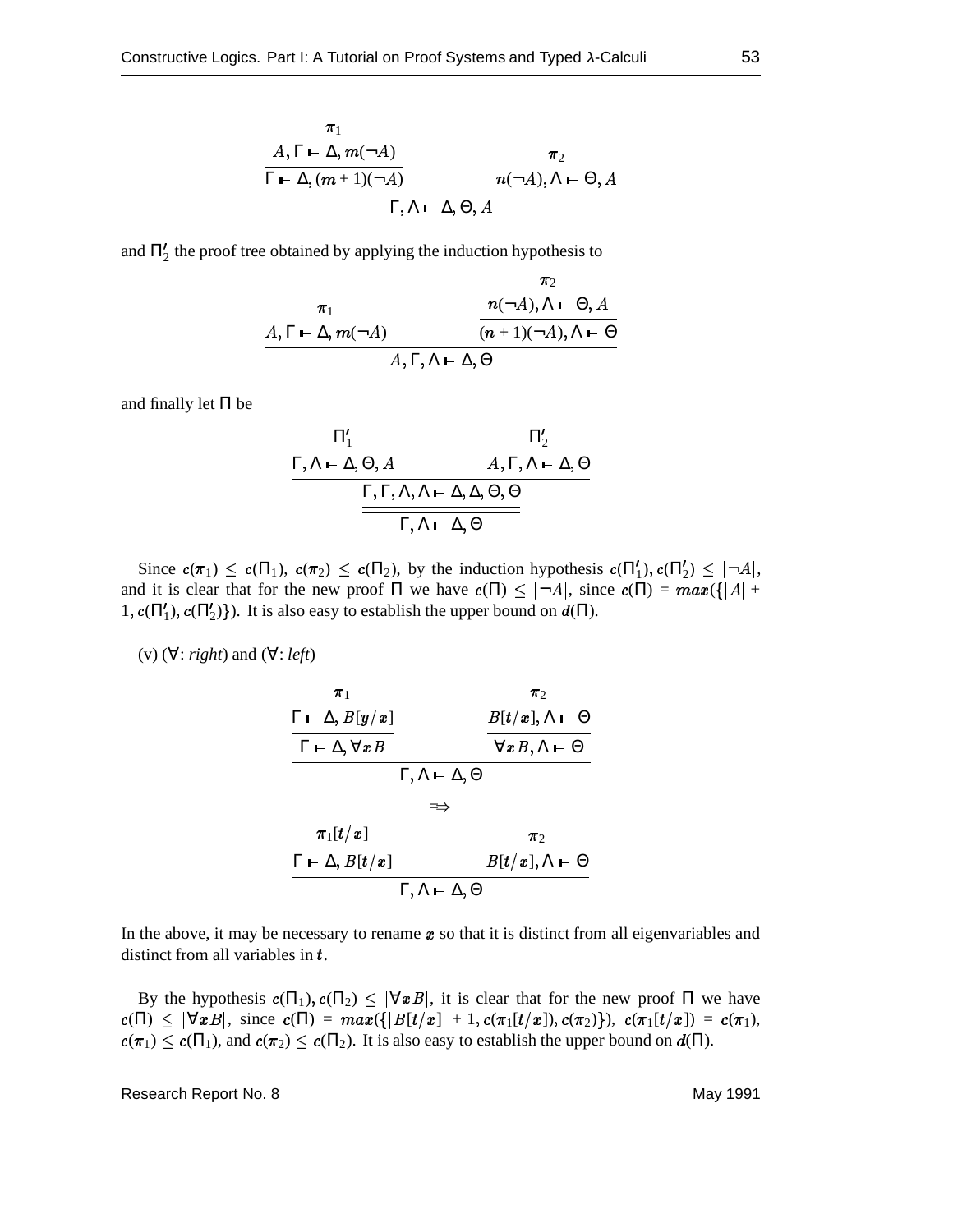$$
\dfrac{\dfrac{\begin{matrix}\pi_1 \\ A, \Gamma \vdash \Delta, m(\neg A)\end{matrix}}{\Gamma \vdash \Delta, (m+1)(\neg A)} \qquad \begin{matrix}\pi_2 \\ n(\neg A), \Lambda \vdash \Theta, A\end{matrix}}{\Gamma, \Lambda \vdash \Delta, \Theta, A}
$$

and $\Pi'_2$ the proof tree obtained by applying the induction hypothesis to

$$
\dfrac{\begin{matrix}\pi_1 \\ A, \Gamma \vdash \Delta, m(\neg A)\end{matrix} \qquad \dfrac{\begin{matrix}\pi_2 \\ n(\neg A), \Lambda \vdash \Theta, A\end{matrix}}{(n+1)(\neg A), \Lambda \vdash \Theta}}{A, \Gamma, \Lambda \vdash \Delta, \Theta}
$$

and finally let $\Pi$ be

$$
\dfrac{\dfrac{\begin{matrix}\Pi'_1 \\ \Gamma, \Lambda \vdash \Delta, \Theta, A\end{matrix} \qquad \begin{matrix}\Pi'_2 \\ A, \Gamma, \Lambda \vdash \Delta, \Theta\end{matrix}}{\Gamma, \Gamma, \Lambda, \Lambda \vdash \Delta, \Delta, \Theta, \Theta}}{\Gamma, \Lambda \vdash \Delta, \Theta}
$$

Since $c(\pi_1) \leq c(\Pi_1)$, $c(\pi_2) \leq c(\Pi_2)$, by the induction hypothesis $c(\Pi'_1), c(\Pi'_2) \leq |\neg A|$, and it is clear that for the new proof $\Pi$ we have $c(\Pi) \leq |\neg A|$, since $c(\Pi) = max(\{|A| + 1, c(\Pi'_1), c(\Pi'_2)\})$. It is also easy to establish the upper bound on $d(\Pi)$.

(v) ($\forall$: *right*) and ($\forall$: *left*)

$$
\dfrac{\dfrac{\begin{matrix}\pi_1 \\ \Gamma \vdash \Delta, B[y/x]\end{matrix}}{\Gamma \vdash \Delta, \forall x B} \qquad \dfrac{\begin{matrix}\pi_2 \\ B[t/x], \Lambda \vdash \Theta\end{matrix}}{\forall x B, \Lambda \vdash \Theta}}{\Gamma, \Lambda \vdash \Delta, \Theta}
$$

$$
\Longrightarrow
$$

$$
\dfrac{\begin{matrix}\pi_1[t/x] \\ \Gamma \vdash \Delta, B[t/x]\end{matrix} \qquad \begin{matrix}\pi_2 \\ B[t/x], \Lambda \vdash \Theta\end{matrix}}{\Gamma, \Lambda \vdash \Delta, \Theta}
$$

In the above, it may be necessary to rename $x$ so that it is distinct from all eigenvariables and distinct from all variables in $t$.

By the hypothesis $c(\Pi_1), c(\Pi_2) \leq |\forall x B|$, it is clear that for the new proof $\Pi$ we have $c(\Pi) \leq |\forall x B|$, since $c(\Pi) = max(\{|B[t/x]| + 1, c(\pi_1[t/x]), c(\pi_2)\})$, $c(\pi_1[t/x]) = c(\pi_1)$, $c(\pi_1) \leq c(\Pi_1)$, and $c(\pi_2) \leq c(\Pi_2)$. It is also easy to establish the upper bound on $d(\Pi)$.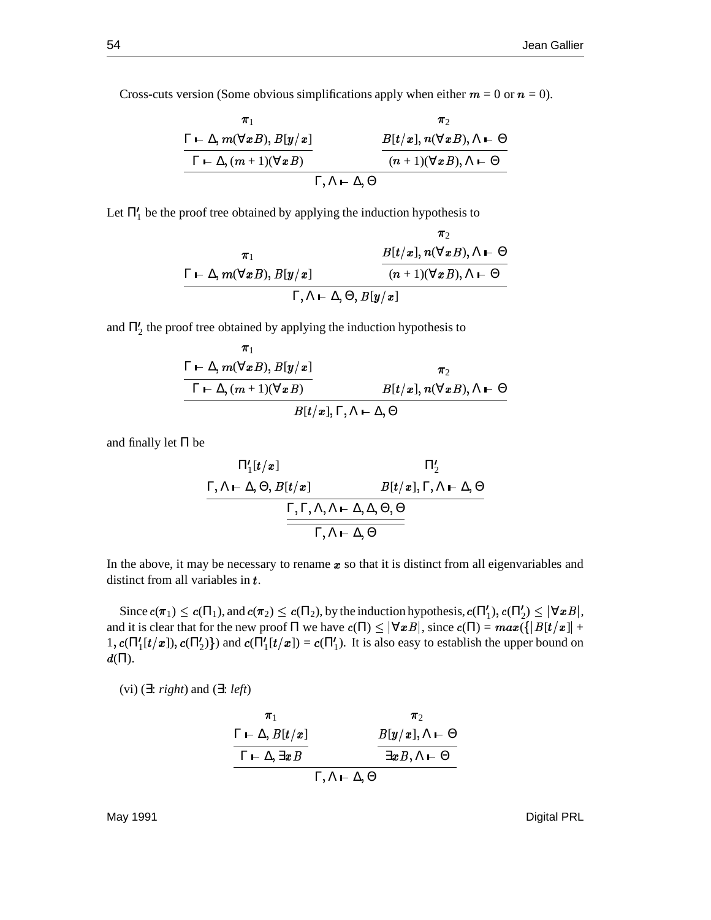Cross-cuts version (Some obvious simplifications apply when either $m = 0$ or $n = 0$).

$$
\dfrac{\dfrac{\begin{array}{c}\pi_1\\ \Gamma \vdash \Delta, m(\forall x B), B[y/x]\end{array}}{\Gamma \vdash \Delta, (m+1)(\forall x B)} \qquad \dfrac{\begin{array}{c}\pi_2\\ B[t/x], n(\forall x B), \Lambda \vdash \Theta\end{array}}{(n+1)(\forall x B), \Lambda \vdash \Theta}}{\Gamma, \Lambda \vdash \Delta, \Theta}
$$

Let $\Pi_1'$ be the proof tree obtained by applying the induction hypothesis to

$$
\dfrac{\begin{array}{c}\pi_1\\ \Gamma \vdash \Delta, m(\forall x B), B[y/x]\end{array} \qquad \dfrac{\begin{array}{c}\pi_2\\ B[t/x], n(\forall x B), \Lambda \vdash \Theta\end{array}}{(n+1)(\forall x B), \Lambda \vdash \Theta}}{\Gamma, \Lambda \vdash \Delta, \Theta, B[y/x]}
$$

and $\Pi_2'$ the proof tree obtained by applying the induction hypothesis to

$$
\dfrac{\dfrac{\begin{array}{c}\pi_1\\ \Gamma \vdash \Delta, m(\forall x B), B[y/x]\end{array}}{\Gamma \vdash \Delta, (m+1)(\forall x B)} \qquad \begin{array}{c}\pi_2\\ B[t/x], n(\forall x B), \Lambda \vdash \Theta\end{array}}{B[t/x], \Gamma, \Lambda \vdash \Delta, \Theta}
$$

and finally let $\Pi$ be

$$
\dfrac{\dfrac{\begin{array}{c}\Pi_1'[t/x]\\ \Gamma, \Lambda \vdash \Delta, \Theta, B[t/x]\end{array} \qquad \begin{array}{c}\Pi_2'\\ B[t/x], \Gamma, \Lambda \vdash \Delta, \Theta\end{array}}{\Gamma, \Gamma, \Lambda, \Lambda \vdash \Delta, \Delta, \Theta, \Theta}}{\Gamma, \Lambda \vdash \Delta, \Theta}
$$

In the above, it may be necessary to rename $x$ so that it is distinct from all eigenvariables and distinct from all variables in $t$.

Since $c(\pi_1) \leq c(\Pi_1)$, and $c(\pi_2) \leq c(\Pi_2)$, by the induction hypothesis, $c(\Pi_1'), c(\Pi_2') \leq |\forall x B|$, and it is clear that for the new proof $\Pi$ we have $c(\Pi) \leq |\forall x B|$, since $c(\Pi) = max(\{|B[t/x]| + 1, c(\Pi_1'[t/x]), c(\Pi_2')\})$ and $c(\Pi_1'[t/x]) = c(\Pi_1')$. It is also easy to establish the upper bound on $d(\Pi)$.

(vi) ($\exists$: *right*) and ($\exists$: *left*)

$$
\dfrac{\dfrac{\begin{array}{c}\pi_1\\ \Gamma \vdash \Delta, B[t/x]\end{array}}{\Gamma \vdash \Delta, \exists x B} \qquad \dfrac{\begin{array}{c}\pi_2\\ B[y/x], \Lambda \vdash \Theta\end{array}}{\exists x B, \Lambda \vdash \Theta}}{\Gamma, \Lambda \vdash \Delta, \Theta}
$$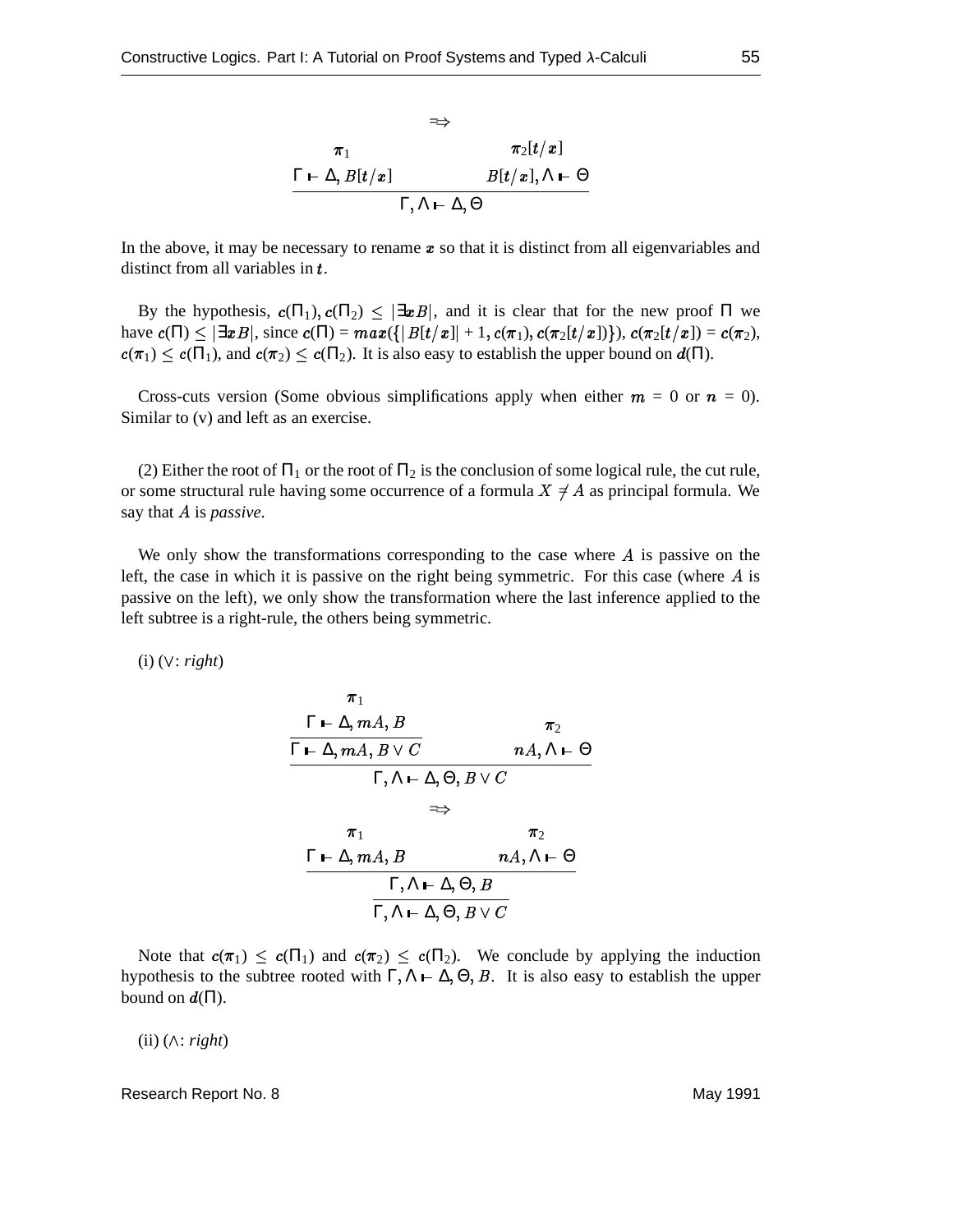$$\Longrightarrow$$

$$\dfrac{\begin{array}{c}\pi_1 \\ \Gamma \vdash \Delta, B[t/x]\end{array} \qquad \begin{array}{c}\pi_2[t/x] \\ B[t/x], \Lambda \vdash \Theta\end{array}}{\Gamma, \Lambda \vdash \Delta, \Theta}$$

In the above, it may be necessary to rename $x$ so that it is distinct from all eigenvariables and distinct from all variables in $t$.

By the hypothesis, $c(\Pi_1), c(\Pi_2) \leq |\exists x B|$, and it is clear that for the new proof $\Pi$ we have $c(\Pi) \leq |\exists x B|$, since $c(\Pi) = max(\{|B[t/x]| + 1, c(\pi_1), c(\pi_2[t/x])\})$, $c(\pi_2[t/x]) = c(\pi_2)$, $c(\pi_1) \leq c(\Pi_1)$, and $c(\pi_2) \leq c(\Pi_2)$. It is also easy to establish the upper bound on $d(\Pi)$.

Cross-cuts version (Some obvious simplifications apply when either $m = 0$ or $n = 0$). Similar to (v) and left as an exercise.

(2) Either the root of $\Pi_1$ or the root of $\Pi_2$ is the conclusion of some logical rule, the cut rule, or some structural rule having some occurrence of a formula $X \neq A$ as principal formula. We say that $A$ is *passive*.

We only show the transformations corresponding to the case where $A$ is passive on the left, the case in which it is passive on the right being symmetric. For this case (where $A$ is passive on the left), we only show the transformation where the last inference applied to the left subtree is a right-rule, the others being symmetric.

(i) ($\vee$: *right*)

$$\dfrac{\dfrac{\begin{array}{c}\pi_1 \\ \Gamma \vdash \Delta, mA, B\end{array}}{\Gamma \vdash \Delta, mA, B \vee C} \qquad \begin{array}{c}\pi_2 \\ nA, \Lambda \vdash \Theta\end{array}}{\Gamma, \Lambda \vdash \Delta, \Theta, B \vee C}$$

$$\Longrightarrow$$

$$\dfrac{\dfrac{\begin{array}{c}\pi_1 \\ \Gamma \vdash \Delta, mA, B\end{array} \qquad \begin{array}{c}\pi_2 \\ nA, \Lambda \vdash \Theta\end{array}}{\Gamma, \Lambda \vdash \Delta, \Theta, B}}{\Gamma, \Lambda \vdash \Delta, \Theta, B \vee C}$$

Note that $c(\pi_1) \leq c(\Pi_1)$ and $c(\pi_2) \leq c(\Pi_2)$. We conclude by applying the induction hypothesis to the subtree rooted with $\Gamma, \Lambda \vdash \Delta, \Theta, B$. It is also easy to establish the upper bound on $d(\Pi)$.

(ii) ($\wedge$: *right*)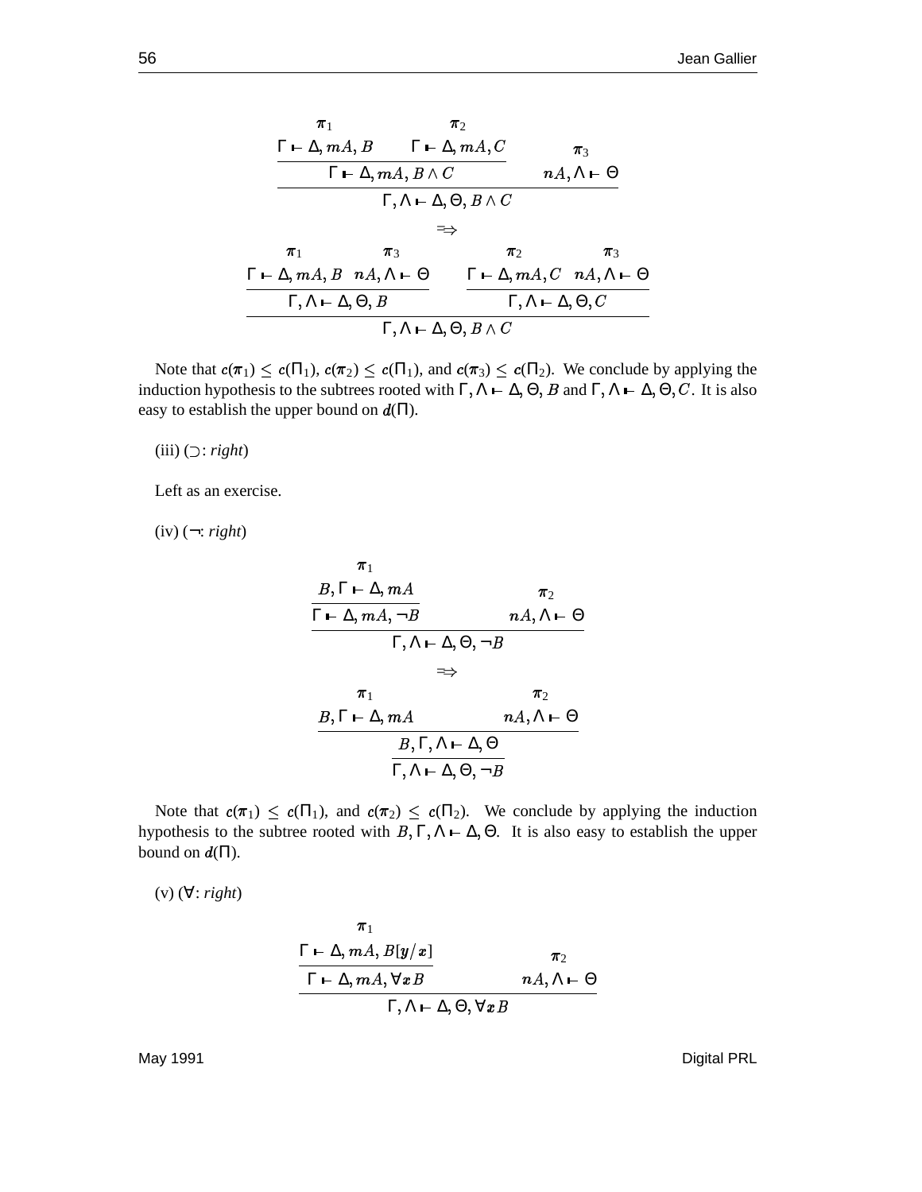$$
\dfrac{\dfrac{\begin{matrix}\pi_1 \\ \Gamma \vdash \Delta, mA, B\end{matrix} \qquad \begin{matrix}\pi_2 \\ \Gamma \vdash \Delta, mA, C\end{matrix}}{\Gamma \vdash \Delta, mA, B \wedge C} \qquad \begin{matrix}\pi_3 \\ nA, \Lambda \vdash \Theta\end{matrix}}{\Gamma, \Lambda \vdash \Delta, \Theta, B \wedge C}
$$

$$
\Longrightarrow
$$

$$
\dfrac{\dfrac{\begin{matrix}\pi_1 \\ \Gamma \vdash \Delta, mA, B\end{matrix} \quad \begin{matrix}\pi_3 \\ nA, \Lambda \vdash \Theta\end{matrix}}{\Gamma, \Lambda \vdash \Delta, \Theta, B} \qquad \dfrac{\begin{matrix}\pi_2 \\ \Gamma \vdash \Delta, mA, C\end{matrix} \quad \begin{matrix}\pi_3 \\ nA, \Lambda \vdash \Theta\end{matrix}}{\Gamma, \Lambda \vdash \Delta, \Theta, C}}{\Gamma, \Lambda \vdash \Delta, \Theta, B \wedge C}
$$

Note that $c(\pi_1) \leq c(\Pi_1)$, $c(\pi_2) \leq c(\Pi_1)$, and $c(\pi_3) \leq c(\Pi_2)$. We conclude by applying the induction hypothesis to the subtrees rooted with $\Gamma, \Lambda \vdash \Delta, \Theta, B$ and $\Gamma, \Lambda \vdash \Delta, \Theta, C$. It is also easy to establish the upper bound on $d(\Pi)$.

(iii) ($\supset$: *right*)

Left as an exercise.

(iv) ($\neg$: *right*)

$$
\dfrac{\dfrac{\begin{matrix}\pi_1 \\ B, \Gamma \vdash \Delta, mA\end{matrix}}{\Gamma \vdash \Delta, mA, \neg B} \qquad \begin{matrix}\pi_2 \\ nA, \Lambda \vdash \Theta\end{matrix}}{\Gamma, \Lambda \vdash \Delta, \Theta, \neg B}
$$

$$
\Longrightarrow
$$

$$
\dfrac{\dfrac{\begin{matrix}\pi_1 \\ B, \Gamma \vdash \Delta, mA\end{matrix} \qquad \begin{matrix}\pi_2 \\ nA, \Lambda \vdash \Theta\end{matrix}}{B, \Gamma, \Lambda \vdash \Delta, \Theta}}{\Gamma, \Lambda \vdash \Delta, \Theta, \neg B}
$$

Note that $c(\pi_1) \leq c(\Pi_1)$, and $c(\pi_2) \leq c(\Pi_2)$. We conclude by applying the induction hypothesis to the subtree rooted with $B, \Gamma, \Lambda \vdash \Delta, \Theta$. It is also easy to establish the upper bound on $d(\Pi)$.

(v) ($\forall$: *right*)

$$
\dfrac{\dfrac{\begin{matrix}\pi_1 \\ \Gamma \vdash \Delta, mA, B[y/x]\end{matrix}}{\Gamma \vdash \Delta, mA, \forall x B} \qquad \begin{matrix}\pi_2 \\ nA, \Lambda \vdash \Theta\end{matrix}}{\Gamma, \Lambda \vdash \Delta, \Theta, \forall x B}
$$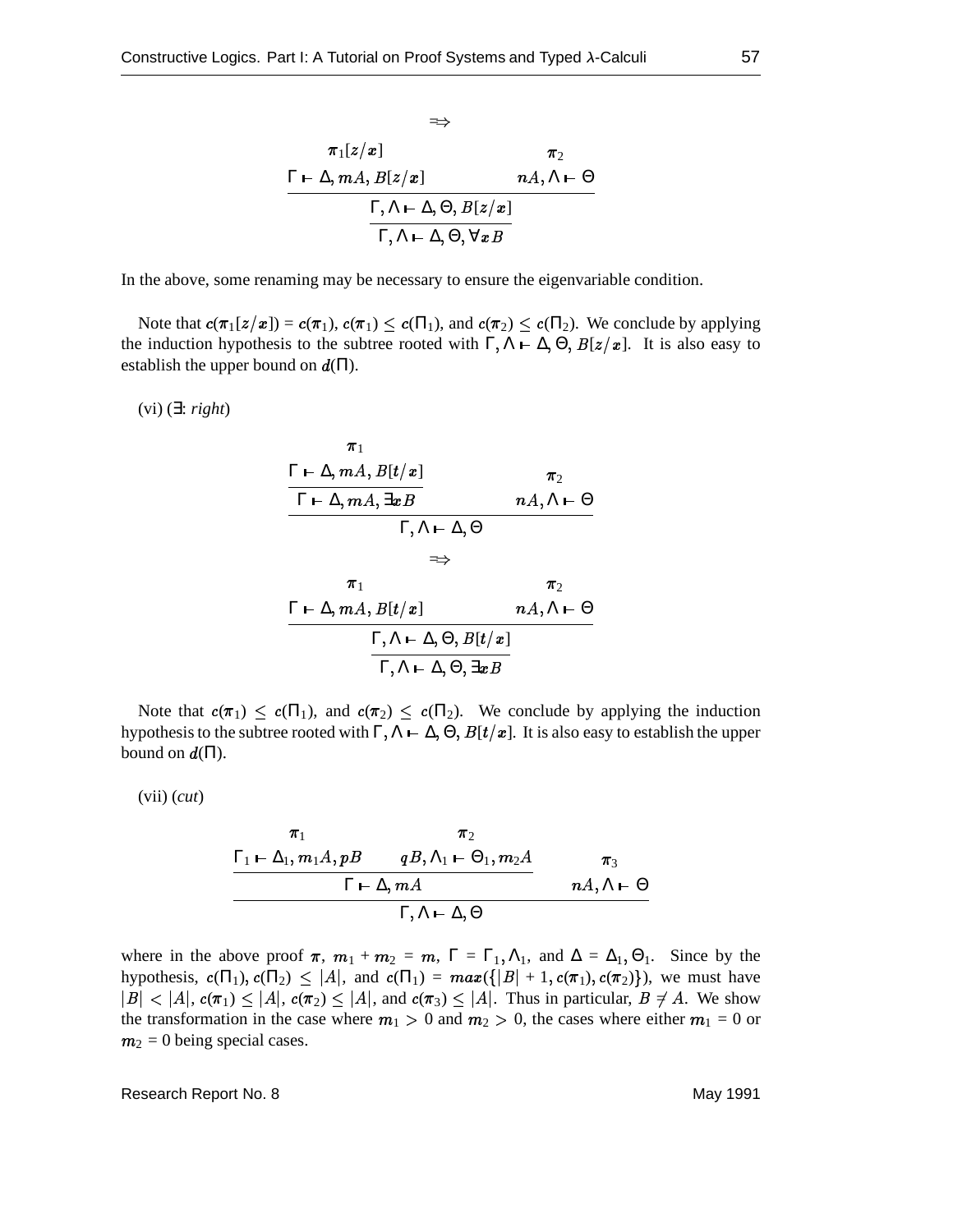$$\Longrightarrow$$

$$\dfrac{\dfrac{\begin{array}{c}\pi_1[z/x]\\ \Gamma \vdash \Delta, mA, B[z/x]\end{array} \qquad \begin{array}{c}\pi_2\\ nA, \Lambda \vdash \Theta\end{array}}{\Gamma, \Lambda \vdash \Delta, \Theta, B[z/x]}}{\Gamma, \Lambda \vdash \Delta, \Theta, \forall x B}$$

In the above, some renaming may be necessary to ensure the eigenvariable condition.

Note that $c(\pi_1[z/x]) = c(\pi_1)$, $c(\pi_1) \leq c(\Pi_1)$, and $c(\pi_2) \leq c(\Pi_2)$. We conclude by applying the induction hypothesis to the subtree rooted with $\Gamma, \Lambda \vdash \Delta, \Theta, B[z/x]$. It is also easy to establish the upper bound on $d(\Pi)$.

(vi) ($\exists$: *right*)

$$\dfrac{\dfrac{\begin{array}{c}\pi_1\\ \Gamma \vdash \Delta, mA, B[t/x]\end{array}}{\Gamma \vdash \Delta, mA, \exists x B} \qquad \begin{array}{c}\pi_2\\ nA, \Lambda \vdash \Theta\end{array}}{\Gamma, \Lambda \vdash \Delta, \Theta}$$

$$\Longrightarrow$$

$$\dfrac{\dfrac{\begin{array}{c}\pi_1\\ \Gamma \vdash \Delta, mA, B[t/x]\end{array} \qquad \begin{array}{c}\pi_2\\ nA, \Lambda \vdash \Theta\end{array}}{\Gamma, \Lambda \vdash \Delta, \Theta, B[t/x]}}{\Gamma, \Lambda \vdash \Delta, \Theta, \exists x B}$$

Note that $c(\pi_1) \leq c(\Pi_1)$, and $c(\pi_2) \leq c(\Pi_2)$. We conclude by applying the induction hypothesis to the subtree rooted with $\Gamma, \Lambda \vdash \Delta, \Theta, B[t/x]$. It is also easy to establish the upper bound on $d(\Pi)$.

(vii) (*cut*)

$$\dfrac{\dfrac{\begin{array}{c}\pi_1\\ \Gamma_1 \vdash \Delta_1, m_1A, pB\end{array} \qquad \begin{array}{c}\pi_2\\ qB, \Lambda_1 \vdash \Theta_1, m_2A\end{array}}{\Gamma \vdash \Delta, mA} \qquad \begin{array}{c}\pi_3\\ nA, \Lambda \vdash \Theta\end{array}}{\Gamma, \Lambda \vdash \Delta, \Theta}$$

where in the above proof $\pi$, $m_1 + m_2 = m$, $\Gamma = \Gamma_1, \Lambda_1$, and $\Delta = \Delta_1, \Theta_1$. Since by the hypothesis, $c(\Pi_1), c(\Pi_2) \leq |A|$, and $c(\Pi_1) = max(\{|B| + 1, c(\pi_1), c(\pi_2)\})$, we must have $|B| < |A|$, $c(\pi_1) \leq |A|$, $c(\pi_2) \leq |A|$, and $c(\pi_3) \leq |A|$. Thus in particular, $B \neq A$. We show the transformation in the case where $m_1 > 0$ and $m_2 > 0$, the cases where either $m_1 = 0$ or $m_2 = 0$ being special cases.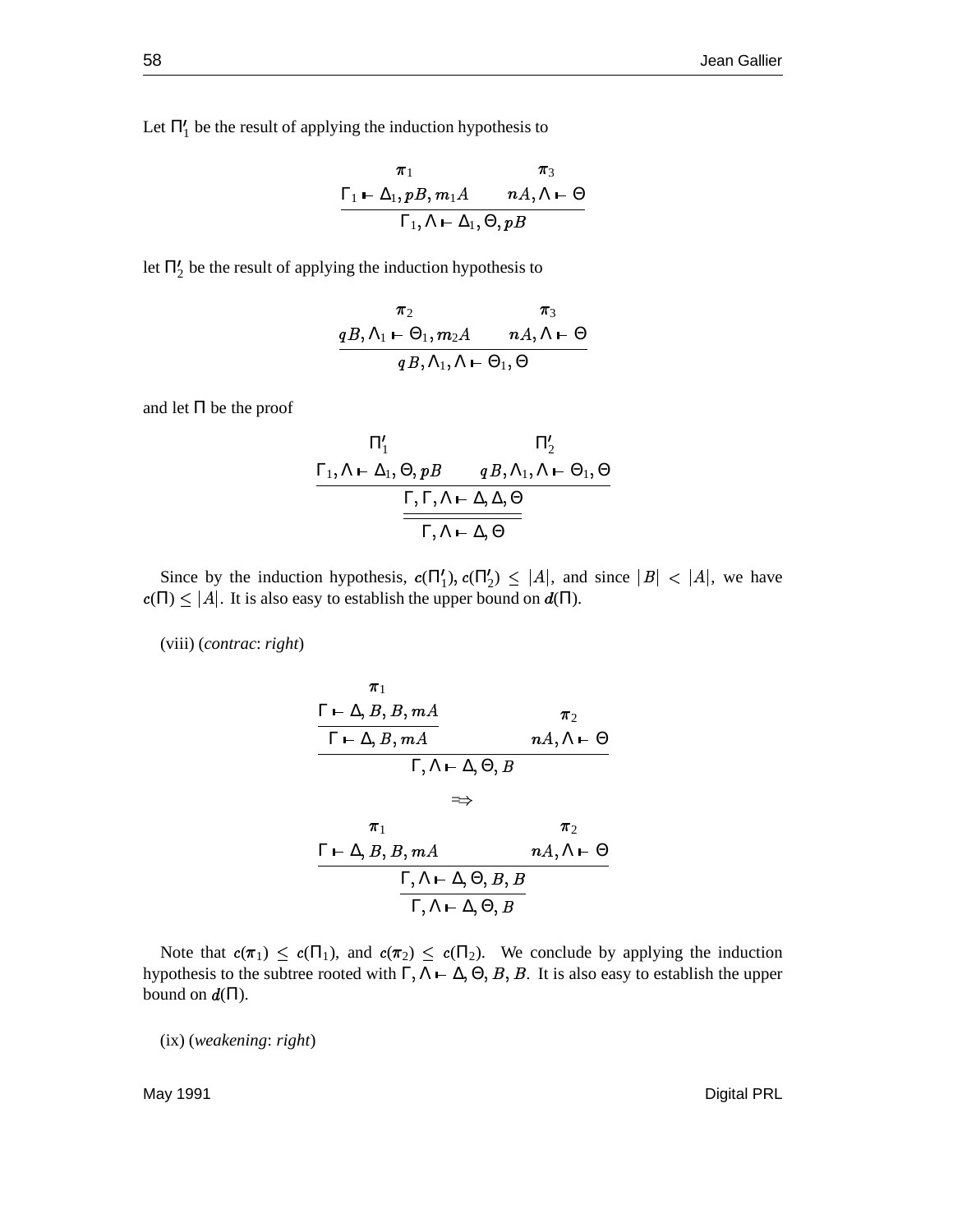Let $\Pi_1'$ be the result of applying the induction hypothesis to

$$\frac{\begin{array}{c}\pi_1\\ \Gamma_1 \vdash \Delta_1, pB, m_1 A\end{array} \qquad \begin{array}{c}\pi_3\\ nA, \Lambda \vdash \Theta\end{array}}{\Gamma_1, \Lambda \vdash \Delta_1, \Theta, pB}$$

let $\Pi_2'$ be the result of applying the induction hypothesis to

$$\frac{\begin{array}{c}\pi_2\\ qB, \Lambda_1 \vdash \Theta_1, m_2 A\end{array} \qquad \begin{array}{c}\pi_3\\ nA, \Lambda \vdash \Theta\end{array}}{qB, \Lambda_1, \Lambda \vdash \Theta_1, \Theta}$$

and let $\Pi$ be the proof

$$\dfrac{\dfrac{\begin{array}{c}\Pi_1'\\ \Gamma_1, \Lambda \vdash \Delta_1, \Theta, pB\end{array} \qquad \begin{array}{c}\Pi_2'\\ qB, \Lambda_1, \Lambda \vdash \Theta_1, \Theta\end{array}}{\Gamma, \Gamma, \Lambda \vdash \Delta, \Delta, \Theta}}{\Gamma, \Lambda \vdash \Delta, \Theta}$$

Since by the induction hypothesis, $c(\Pi_1'), c(\Pi_2') \leq |A|$, and since $|B| < |A|$, we have $c(\Pi) \leq |A|$. It is also easy to establish the upper bound on $d(\Pi)$.

(viii) (*contrac*: *right*)

$$\frac{\dfrac{\begin{array}{c}\pi_1\\ \Gamma \vdash \Delta, B, B, mA\end{array}}{\Gamma \vdash \Delta, B, mA} \qquad \begin{array}{c}\pi_2\\ nA, \Lambda \vdash \Theta\end{array}}{\Gamma, \Lambda \vdash \Delta, \Theta, B}$$

$$\Longrightarrow$$

$$\dfrac{\dfrac{\begin{array}{c}\pi_1\\ \Gamma \vdash \Delta, B, B, mA\end{array} \qquad \begin{array}{c}\pi_2\\ nA, \Lambda \vdash \Theta\end{array}}{\Gamma, \Lambda \vdash \Delta, \Theta, B, B}}{\Gamma, \Lambda \vdash \Delta, \Theta, B}$$

Note that $c(\pi_1) \leq c(\Pi_1)$, and $c(\pi_2) \leq c(\Pi_2)$. We conclude by applying the induction hypothesis to the subtree rooted with $\Gamma, \Lambda \vdash \Delta, \Theta, B, B$. It is also easy to establish the upper bound on $d(\Pi)$.

(ix) (*weakening*: *right*)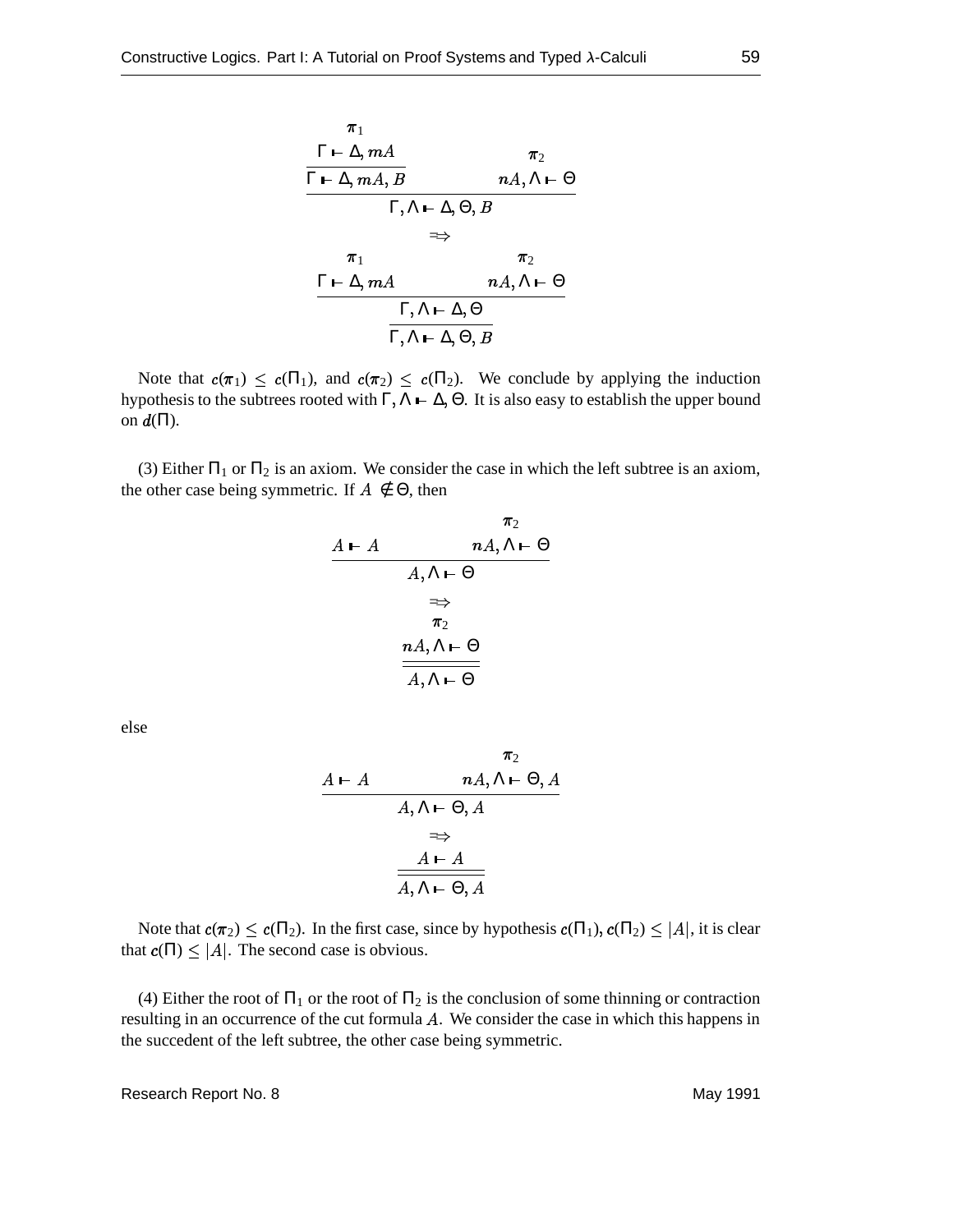$$\cfrac{\cfrac{\begin{matrix}\pi_1\\ \Gamma \vdash \Delta, mA\end{matrix}}{\Gamma \vdash \Delta, mA, B} \qquad \begin{matrix}\pi_2\\ nA, \Lambda \vdash \Theta\end{matrix}}{\Gamma, \Lambda \vdash \Delta, \Theta, B}$$

$$\Longrightarrow$$

$$\cfrac{\cfrac{\begin{matrix}\pi_1\\ \Gamma \vdash \Delta, mA\end{matrix} \qquad \begin{matrix}\pi_2\\ nA, \Lambda \vdash \Theta\end{matrix}}{\Gamma, \Lambda \vdash \Delta, \Theta}}{\Gamma, \Lambda \vdash \Delta, \Theta, B}$$

Note that $c(\pi_1) \leq c(\Pi_1)$, and $c(\pi_2) \leq c(\Pi_2)$. We conclude by applying the induction hypothesis to the subtrees rooted with $\Gamma, \Lambda \vdash \Delta, \Theta$. It is also easy to establish the upper bound on $d(\Pi)$.

(3) Either $\Pi_1$ or $\Pi_2$ is an axiom. We consider the case in which the left subtree is an axiom, the other case being symmetric. If $A \notin \Theta$, then

$$\cfrac{A \vdash A \qquad \begin{matrix}\pi_2\\ nA, \Lambda \vdash \Theta\end{matrix}}{A, \Lambda \vdash \Theta}$$

$$\Longrightarrow$$

$$\begin{matrix}\pi_2\\ nA, \Lambda \vdash \Theta\\ \hline\hline A, \Lambda \vdash \Theta\end{matrix}$$

else

$$\cfrac{A \vdash A \qquad \begin{matrix}\pi_2\\ nA, \Lambda \vdash \Theta, A\end{matrix}}{A, \Lambda \vdash \Theta, A}$$

$$\Longrightarrow$$

$$\begin{matrix}A \vdash A\\ \hline\hline A, \Lambda \vdash \Theta, A\end{matrix}$$

Note that $c(\pi_2) \leq c(\Pi_2)$. In the first case, since by hypothesis $c(\Pi_1), c(\Pi_2) \leq |A|$, it is clear that $c(\Pi) \leq |A|$. The second case is obvious.

(4) Either the root of $\Pi_1$ or the root of $\Pi_2$ is the conclusion of some thinning or contraction resulting in an occurrence of the cut formula $A$. We consider the case in which this happens in the succedent of the left subtree, the other case being symmetric.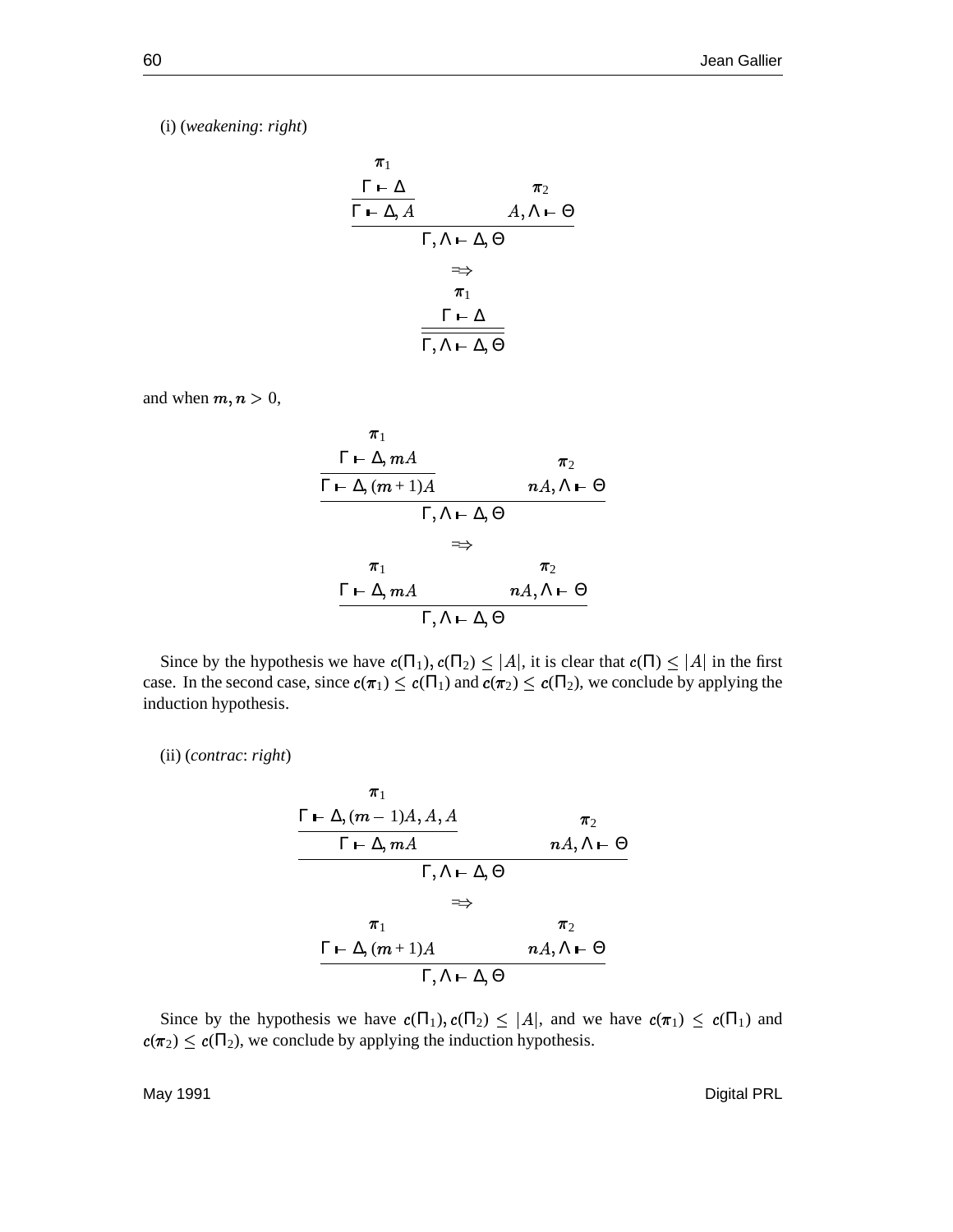(i) (*weakening*: *right*)

$$
\dfrac{\dfrac{\begin{matrix}\pi_1\\ \Gamma \vdash \Delta\end{matrix}}{\Gamma \vdash \Delta, A} \qquad \begin{matrix}\pi_2\\ A, \Lambda \vdash \Theta\end{matrix}}{\Gamma, \Lambda \vdash \Delta, \Theta}
$$

$$\Longrightarrow$$

$$
\dfrac{\begin{matrix}\pi_1\\ \Gamma \vdash \Delta\end{matrix}}{\Gamma, \Lambda \vdash \Delta, \Theta}
$$

and when $m, n > 0$,

$$
\dfrac{\dfrac{\begin{matrix}\pi_1\\ \Gamma \vdash \Delta, mA\end{matrix}}{\Gamma \vdash \Delta, (m+1)A} \qquad \begin{matrix}\pi_2\\ nA, \Lambda \vdash \Theta\end{matrix}}{\Gamma, \Lambda \vdash \Delta, \Theta}
$$

$$\Longrightarrow$$

$$
\dfrac{\begin{matrix}\pi_1\\ \Gamma \vdash \Delta, mA\end{matrix} \qquad \begin{matrix}\pi_2\\ nA, \Lambda \vdash \Theta\end{matrix}}{\Gamma, \Lambda \vdash \Delta, \Theta}
$$

Since by the hypothesis we have $c(\Pi_1), c(\Pi_2) \leq |A|$, it is clear that $c(\Pi) \leq |A|$ in the first case. In the second case, since $c(\pi_1) \leq c(\Pi_1)$ and $c(\pi_2) \leq c(\Pi_2)$, we conclude by applying the induction hypothesis.

(ii) (*contrac*: *right*)

$$
\dfrac{\dfrac{\begin{matrix}\pi_1\\ \Gamma \vdash \Delta, (m-1)A, A, A\end{matrix}}{\Gamma \vdash \Delta, mA} \qquad \begin{matrix}\pi_2\\ nA, \Lambda \vdash \Theta\end{matrix}}{\Gamma, \Lambda \vdash \Delta, \Theta}
$$

$$\Longrightarrow$$

$$
\dfrac{\begin{matrix}\pi_1\\ \Gamma \vdash \Delta, (m+1)A\end{matrix} \qquad \begin{matrix}\pi_2\\ nA, \Lambda \vdash \Theta\end{matrix}}{\Gamma, \Lambda \vdash \Delta, \Theta}
$$

Since by the hypothesis we have $c(\Pi_1), c(\Pi_2) \leq |A|$, and we have $c(\pi_1) \leq c(\Pi_1)$ and $c(\pi_2) \leq c(\Pi_2)$, we conclude by applying the induction hypothesis.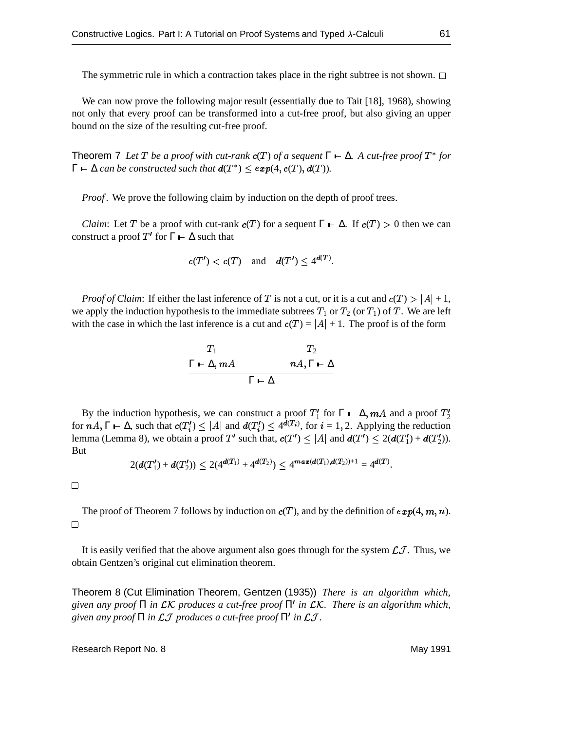The symmetric rule in which a contraction takes place in the right subtree is not shown. □

We can now prove the following major result (essentially due to Tait [18], 1968), showing not only that every proof can be transformed into a cut-free proof, but also giving an upper bound on the size of the resulting cut-free proof.

Theorem 7 *Let $T$ be a proof with cut-rank $c(T)$ of a sequent $\Gamma \vdash \Delta$. A cut-free proof $T^*$ for $\Gamma \vdash \Delta$ can be constructed such that $d(T^*) \leq exp(4, c(T), d(T))$.*

*Proof*. We prove the following claim by induction on the depth of proof trees.

*Claim*: Let $T$ be a proof with cut-rank $c(T)$ for a sequent $\Gamma \vdash \Delta$. If $c(T) > 0$ then we can construct a proof $T'$ for $\Gamma \vdash \Delta$ such that

$$c(T') < c(T) \quad \text{and} \quad d(T') \leq 4^{d(T)}.$$

*Proof of Claim*: If either the last inference of $T$ is not a cut, or it is a cut and $c(T) > |A| + 1$, we apply the induction hypothesis to the immediate subtrees $T_1$ or $T_2$ (or $T_1$) of $T$. We are left with the case in which the last inference is a cut and $c(T) = |A| + 1$. The proof is of the form

$$\frac{\begin{array}{c} T_1 \\ \Gamma \vdash \Delta, mA \end{array} \qquad \begin{array}{c} T_2 \\ nA, \Gamma \vdash \Delta \end{array}}{\Gamma \vdash \Delta}$$

By the induction hypothesis, we can construct a proof $T_1'$ for $\Gamma \vdash \Delta, mA$ and a proof $T_2'$ for $nA, \Gamma \vdash \Delta$, such that $c(T_i') \leq |A|$ and $d(T_i') \leq 4^{d(T_i)}$, for $i = 1, 2$. Applying the reduction lemma (Lemma 8), we obtain a proof $T'$ such that, $c(T') \leq |A|$ and $d(T') \leq 2(d(T_1') + d(T_2'))$. But

$$2(d(T_1') + d(T_2')) \leq 2(4^{d(T_1)} + 4^{d(T_2)}) \leq 4^{max(d(T_1), d(T_2))+1} = 4^{d(T)}.$$

□

The proof of Theorem 7 follows by induction on $c(T)$, and by the definition of $exp(4, m, n)$. □

It is easily verified that the above argument also goes through for the system $\mathcal{LJ}$. Thus, we obtain Gentzen's original cut elimination theorem.

Theorem 8 (Cut Elimination Theorem, Gentzen (1935)) *There is an algorithm which, given any proof $\Pi$ in $\mathcal{LK}$ produces a cut-free proof $\Pi'$ in $\mathcal{LK}$. There is an algorithm which, given any proof $\Pi$ in $\mathcal{LJ}$ produces a cut-free proof $\Pi'$ in $\mathcal{LJ}$.*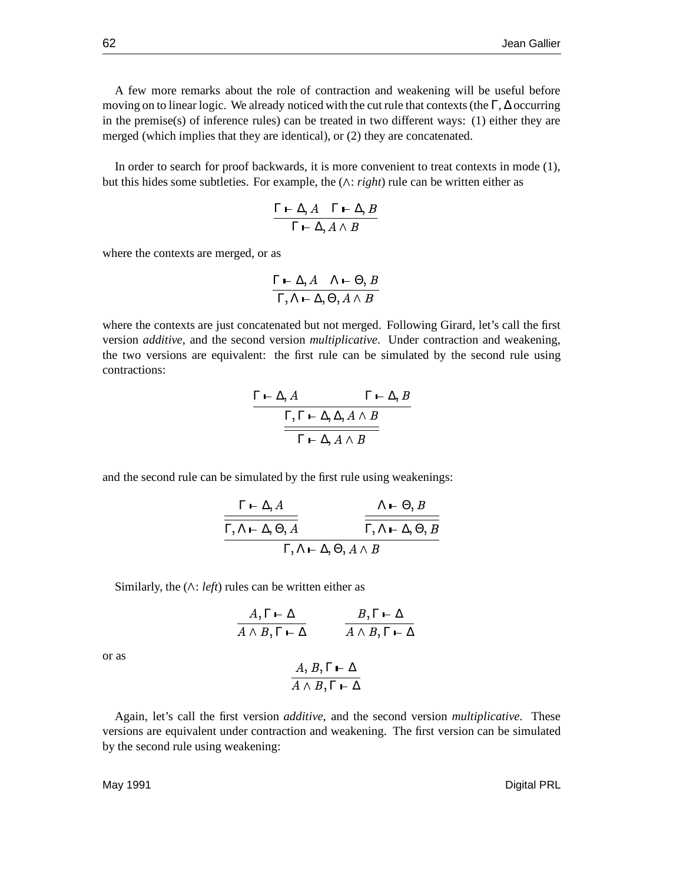A few more remarks about the role of contraction and weakening will be useful before moving on to linear logic. We already noticed with the cut rule that contexts (the $\Gamma, \Delta$ occurring in the premise(s) of inference rules) can be treated in two different ways: (1) either they are merged (which implies that they are identical), or (2) they are concatenated.

In order to search for proof backwards, it is more convenient to treat contexts in mode (1), but this hides some subtleties. For example, the ($\wedge$: *right*) rule can be written either as

$$\frac{\Gamma \vdash \Delta, A \quad \Gamma \vdash \Delta, B}{\Gamma \vdash \Delta, A \wedge B}$$

where the contexts are merged, or as

$$\frac{\Gamma \vdash \Delta, A \quad \Lambda \vdash \Theta, B}{\Gamma, \Lambda \vdash \Delta, \Theta, A \wedge B}$$

where the contexts are just concatenated but not merged. Following Girard, let's call the first version *additive*, and the second version *multiplicative*. Under contraction and weakening, the two versions are equivalent: the first rule can be simulated by the second rule using contractions:

$$\dfrac{\dfrac{\Gamma \vdash \Delta, A \qquad\qquad \Gamma \vdash \Delta, B}{\Gamma, \Gamma \vdash \Delta, \Delta, A \wedge B}}{\Gamma \vdash \Delta, A \wedge B}$$

and the second rule can be simulated by the first rule using weakenings:

$$\dfrac{\dfrac{\Gamma \vdash \Delta, A}{\Gamma, \Lambda \vdash \Delta, \Theta, A} \qquad\qquad \dfrac{\Lambda \vdash \Theta, B}{\Gamma, \Lambda \vdash \Delta, \Theta, B}}{\Gamma, \Lambda \vdash \Delta, \Theta, A \wedge B}$$

Similarly, the ($\wedge$: *left*) rules can be written either as

$$\frac{A, \Gamma \vdash \Delta}{A \wedge B, \Gamma \vdash \Delta} \qquad \frac{B, \Gamma \vdash \Delta}{A \wedge B, \Gamma \vdash \Delta}$$

or as

$$\frac{A, B, \Gamma \vdash \Delta}{A \wedge B, \Gamma \vdash \Delta}$$

Again, let's call the first version *additive*, and the second version *multiplicative*. These versions are equivalent under contraction and weakening. The first version can be simulated by the second rule using weakening: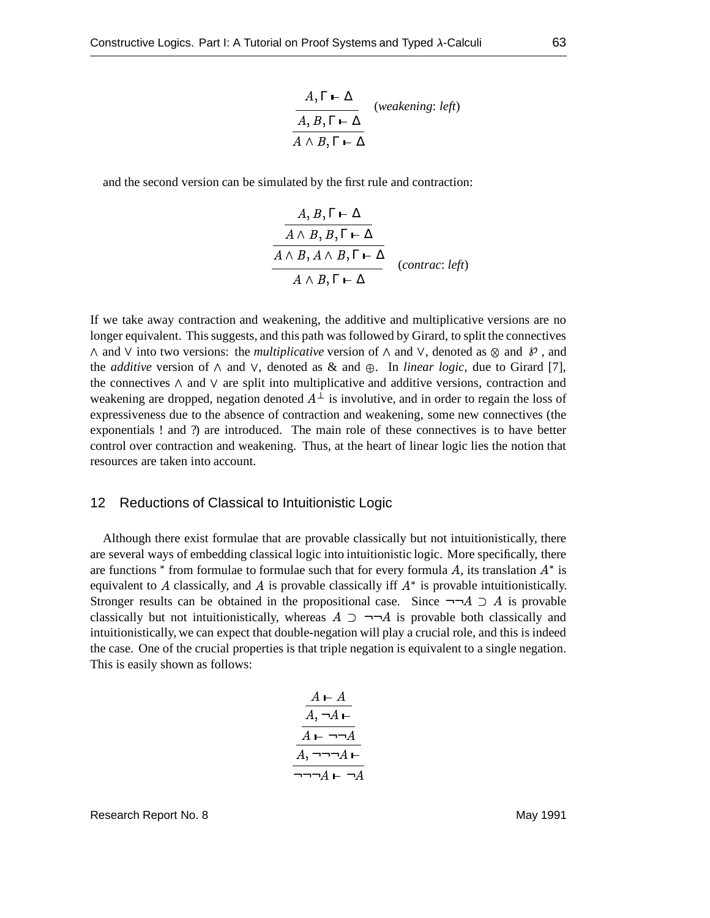$$\dfrac{\dfrac{A, \Gamma \vdash \Delta}{A, B, \Gamma \vdash \Delta}\ (\textit{weakening}: \textit{left})}{A \wedge B, \Gamma \vdash \Delta}$$

and the second version can be simulated by the first rule and contraction:

$$\dfrac{\dfrac{\dfrac{A, B, \Gamma \vdash \Delta}{A \wedge B, B, \Gamma \vdash \Delta}}{A \wedge B, A \wedge B, \Gamma \vdash \Delta}}{A \wedge B, \Gamma \vdash \Delta}\ (\textit{contrac}: \textit{left})$$

If we take away contraction and weakening, the additive and multiplicative versions are no longer equivalent. This suggests, and this path was followed by Girard, to split the connectives $\wedge$ and $\vee$ into two versions: the *multiplicative* version of $\wedge$ and $\vee$, denoted as $\otimes$ and $\wp$, and the *additive* version of $\wedge$ and $\vee$, denoted as $\&$ and $\oplus$. In *linear logic*, due to Girard [7], the connectives $\wedge$ and $\vee$ are split into multiplicative and additive versions, contraction and weakening are dropped, negation denoted $A^{\perp}$ is involutive, and in order to regain the loss of expressiveness due to the absence of contraction and weakening, some new connectives (the exponentials ! and ?) are introduced. The main role of these connectives is to have better control over contraction and weakening. Thus, at the heart of linear logic lies the notion that resources are taken into account.

## 12 Reductions of Classical to Intuitionistic Logic

Although there exist formulae that are provable classically but not intuitionistically, there are several ways of embedding classical logic into intuitionistic logic. More specifically, there are functions $^*$ from formulae to formulae such that for every formula $A$, its translation $A^*$ is equivalent to $A$ classically, and $A$ is provable classically iff $A^*$ is provable intuitionistically. Stronger results can be obtained in the propositional case. Since $\neg\neg A \supset A$ is provable classically but not intuitionistically, whereas $A \supset \neg\neg A$ is provable both classically and intuitionistically, we can expect that double-negation will play a crucial role, and this is indeed the case. One of the crucial properties is that triple negation is equivalent to a single negation. This is easily shown as follows:

$$\dfrac{\dfrac{\dfrac{\dfrac{A \vdash A}{A, \neg A \vdash}}{A \vdash \neg\neg A}}{A, \neg\neg\neg A \vdash}}{\neg\neg\neg A \vdash \neg A}$$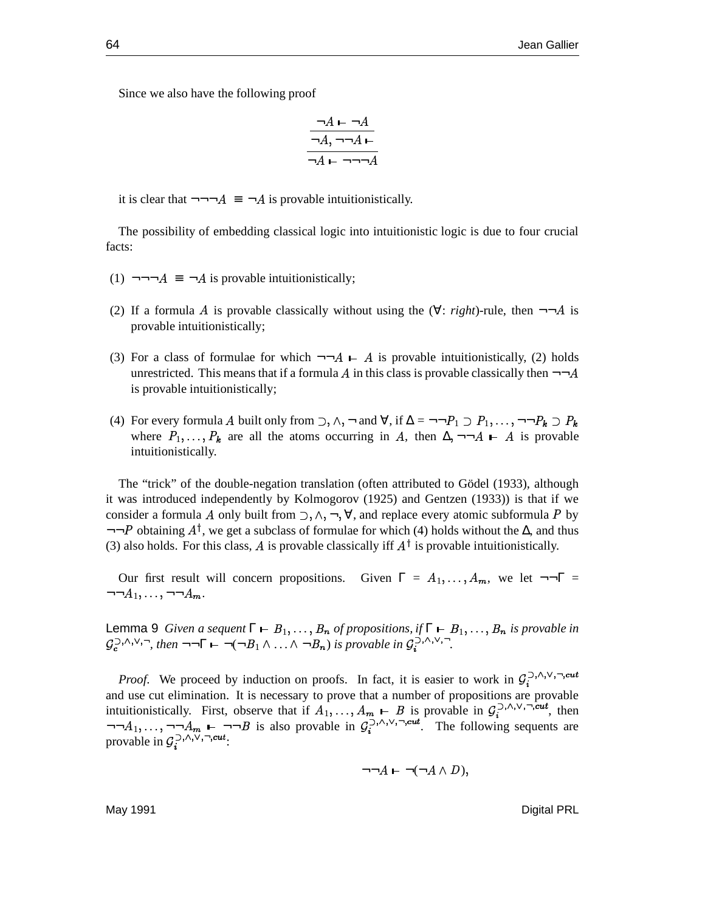Since we also have the following proof

$$\dfrac{\dfrac{\neg A \vdash \neg A}{\neg A, \neg\neg A \vdash}}{\neg A \vdash \neg\neg\neg A}$$

it is clear that $\neg\neg\neg A \equiv \neg A$ is provable intuitionistically.

The possibility of embedding classical logic into intuitionistic logic is due to four crucial facts:

(1) $\neg\neg\neg A \equiv \neg A$ is provable intuitionistically;

(2) If a formula $A$ is provable classically without using the ($\forall$: *right*)-rule, then $\neg\neg A$ is provable intuitionistically;

(3) For a class of formulae for which $\neg\neg A \vdash A$ is provable intuitionistically, (2) holds unrestricted. This means that if a formula $A$ in this class is provable classically then $\neg\neg A$ is provable intuitionistically;

(4) For every formula $A$ built only from $\supset, \wedge, \neg$ and $\forall$, if $\Delta = \neg\neg P_1 \supset P_1, \ldots, \neg\neg P_k \supset P_k$ where $P_1, \ldots, P_k$ are all the atoms occurring in $A$, then $\Delta, \neg\neg A \vdash A$ is provable intuitionistically.

The "trick" of the double-negation translation (often attributed to Gödel (1933), although it was introduced independently by Kolmogorov (1925) and Gentzen (1933)) is that if we consider a formula $A$ only built from $\supset, \wedge, \neg, \forall$, and replace every atomic subformula $P$ by $\neg\neg P$ obtaining $A^{\dagger}$, we get a subclass of formulae for which (4) holds without the $\Delta$, and thus (3) also holds. For this class, $A$ is provable classically iff $A^{\dagger}$ is provable intuitionistically.

Our first result will concern propositions. Given $\Gamma = A_1, \ldots, A_m$, we let $\neg\neg\Gamma = \neg\neg A_1, \ldots, \neg\neg A_m$.

**Lemma 9** *Given a sequent $\Gamma \vdash B_1, \ldots, B_n$ of propositions, if $\Gamma \vdash B_1, \ldots, B_n$ is provable in $\mathcal{G}_c^{\supset,\wedge,\vee,\neg}$, then $\neg\neg\Gamma \vdash \neg(\neg B_1 \wedge \ldots \wedge \neg B_n)$ is provable in $\mathcal{G}_i^{\supset,\wedge,\vee,\neg}$.*

*Proof.* We proceed by induction on proofs. In fact, it is easier to work in $\mathcal{G}_i^{\supset,\wedge,\vee,\neg,cut}$ and use cut elimination. It is necessary to prove that a number of propositions are provable intuitionistically. First, observe that if $A_1, \ldots, A_m \vdash B$ is provable in $\mathcal{G}_i^{\supset,\wedge,\vee,\neg,cut}$, then $\neg\neg A_1, \ldots, \neg\neg A_m \vdash \neg\neg B$ is also provable in $\mathcal{G}_i^{\supset,\wedge,\vee,\neg,cut}$. The following sequents are provable in $\mathcal{G}_i^{\supset,\wedge,\vee,\neg,cut}$:

$$\neg\neg A \vdash \neg(\neg A \wedge D),$$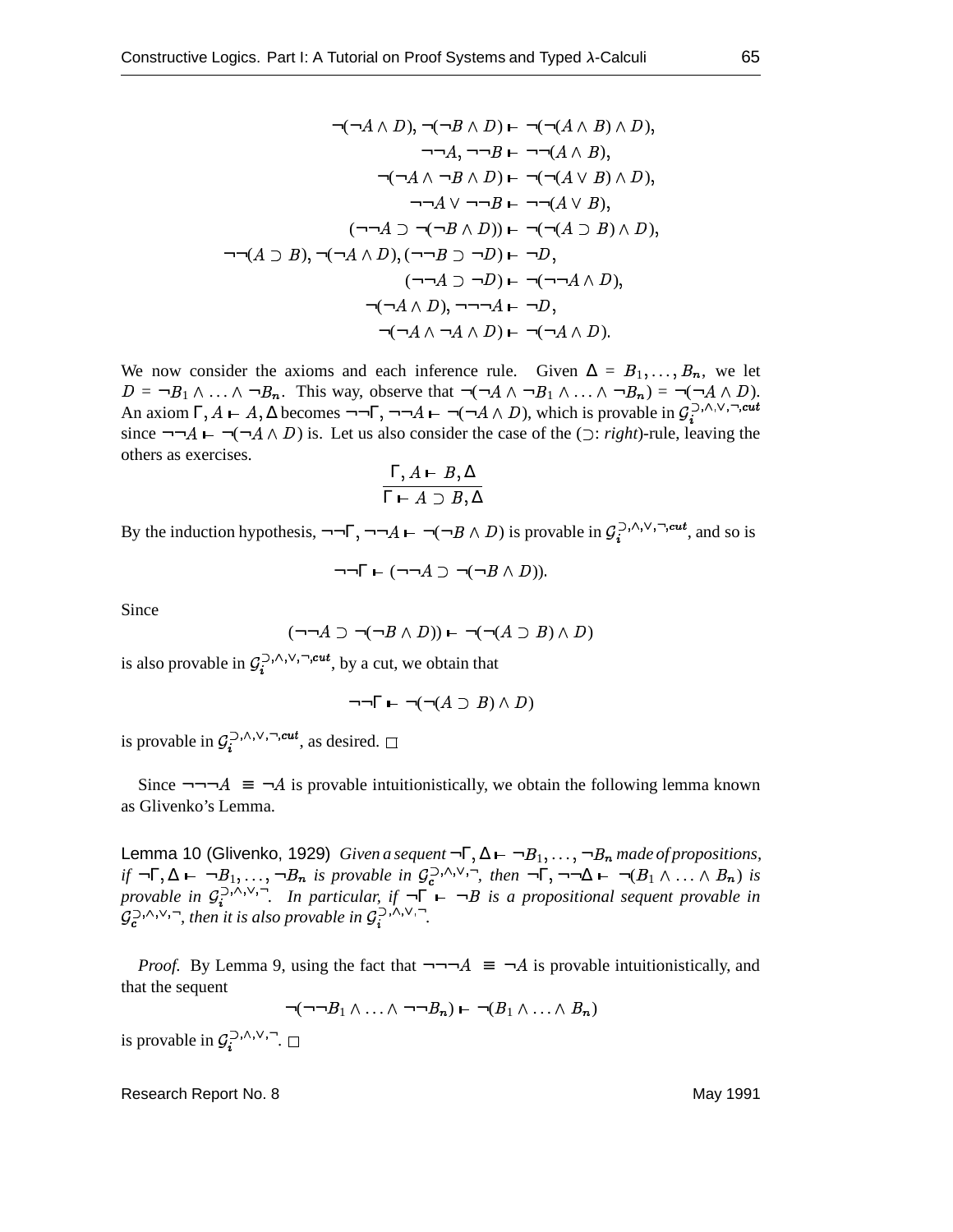$$
\begin{array}{c}
\neg(\neg A \wedge D), \neg(\neg B \wedge D) \vdash \neg(\neg(A \wedge B) \wedge D), \\
\neg\neg A, \neg\neg B \vdash \neg\neg(A \wedge B), \\
\neg(\neg A \wedge \neg B \wedge D) \vdash \neg(\neg(A \vee B) \wedge D), \\
\neg\neg A \vee \neg\neg B \vdash \neg\neg(A \vee B), \\
(\neg\neg A \supset \neg(\neg B \wedge D)) \vdash \neg(\neg(A \supset B) \wedge D), \\
\neg\neg(A \supset B), \neg(\neg A \wedge D), (\neg\neg B \supset \neg D) \vdash \neg D, \\
(\neg\neg A \supset \neg D) \vdash \neg(\neg\neg A \wedge D), \\
\neg(\neg A \wedge D), \neg\neg\neg A \vdash \neg D, \\
\neg(\neg A \wedge \neg A \wedge D) \vdash \neg(\neg A \wedge D).
\end{array}
$$

We now consider the axioms and each inference rule. Given $\Delta = B_1, \ldots, B_n$, we let $D = \neg B_1 \wedge \ldots \wedge \neg B_n$. This way, observe that $\neg(\neg A \wedge \neg B_1 \wedge \ldots \wedge \neg B_n) = \neg(\neg A \wedge D)$. An axiom $\Gamma, A \vdash A, \Delta$ becomes $\neg\neg\Gamma, \neg\neg A \vdash \neg(\neg A \wedge D)$, which is provable in $\mathcal{G}_i^{\supset,\wedge,\vee,\neg,cut}$ since $\neg\neg A \vdash \neg(\neg A \wedge D)$ is. Let us also consider the case of the ($\supset$: *right*)-rule, leaving the others as exercises.

$$
\frac{\Gamma, A \vdash B, \Delta}{\Gamma \vdash A \supset B, \Delta}
$$

By the induction hypothesis, $\neg\neg\Gamma, \neg\neg A \vdash \neg(\neg B \wedge D)$ is provable in $\mathcal{G}_i^{\supset,\wedge,\vee,\neg,cut}$, and so is

$$
\neg\neg\Gamma \vdash (\neg\neg A \supset \neg(\neg B \wedge D)).
$$

Since

$$
(\neg\neg A \supset \neg(\neg B \wedge D)) \vdash \neg(\neg(A \supset B) \wedge D)
$$

is also provable in $\mathcal{G}_i^{\supset,\wedge,\vee,\neg,cut}$, by a cut, we obtain that

$$
\neg\neg\Gamma \vdash \neg(\neg(A \supset B) \wedge D)
$$

is provable in $\mathcal{G}_i^{\supset,\wedge,\vee,\neg,cut}$, as desired. $\square$

Since $\neg\neg\neg A \equiv \neg A$ is provable intuitionistically, we obtain the following lemma known as Glivenko's Lemma.

**Lemma 10 (Glivenko, 1929)** *Given a sequent $\neg\Gamma, \Delta \vdash \neg B_1, \ldots, \neg B_n$ made of propositions, if $\neg\Gamma, \Delta \vdash \neg B_1, \ldots, \neg B_n$ is provable in $\mathcal{G}_c^{\supset,\wedge,\vee,\neg}$, then $\neg\Gamma, \neg\neg\Delta \vdash \neg(B_1 \wedge \ldots \wedge B_n)$ is provable in $\mathcal{G}_i^{\supset,\wedge,\vee,\neg}$. In particular, if $\neg\Gamma \vdash \neg B$ is a propositional sequent provable in $\mathcal{G}_c^{\supset,\wedge,\vee,\neg}$, then it is also provable in $\mathcal{G}_i^{\supset,\wedge,\vee,\neg}$.*

*Proof.* By Lemma 9, using the fact that $\neg\neg\neg A \equiv \neg A$ is provable intuitionistically, and that the sequent

$$
\neg(\neg\neg B_1 \wedge \ldots \wedge \neg\neg B_n) \vdash \neg(B_1 \wedge \ldots \wedge B_n)
$$

is provable in $\mathcal{G}_i^{\supset,\wedge,\vee,\neg}$. $\square$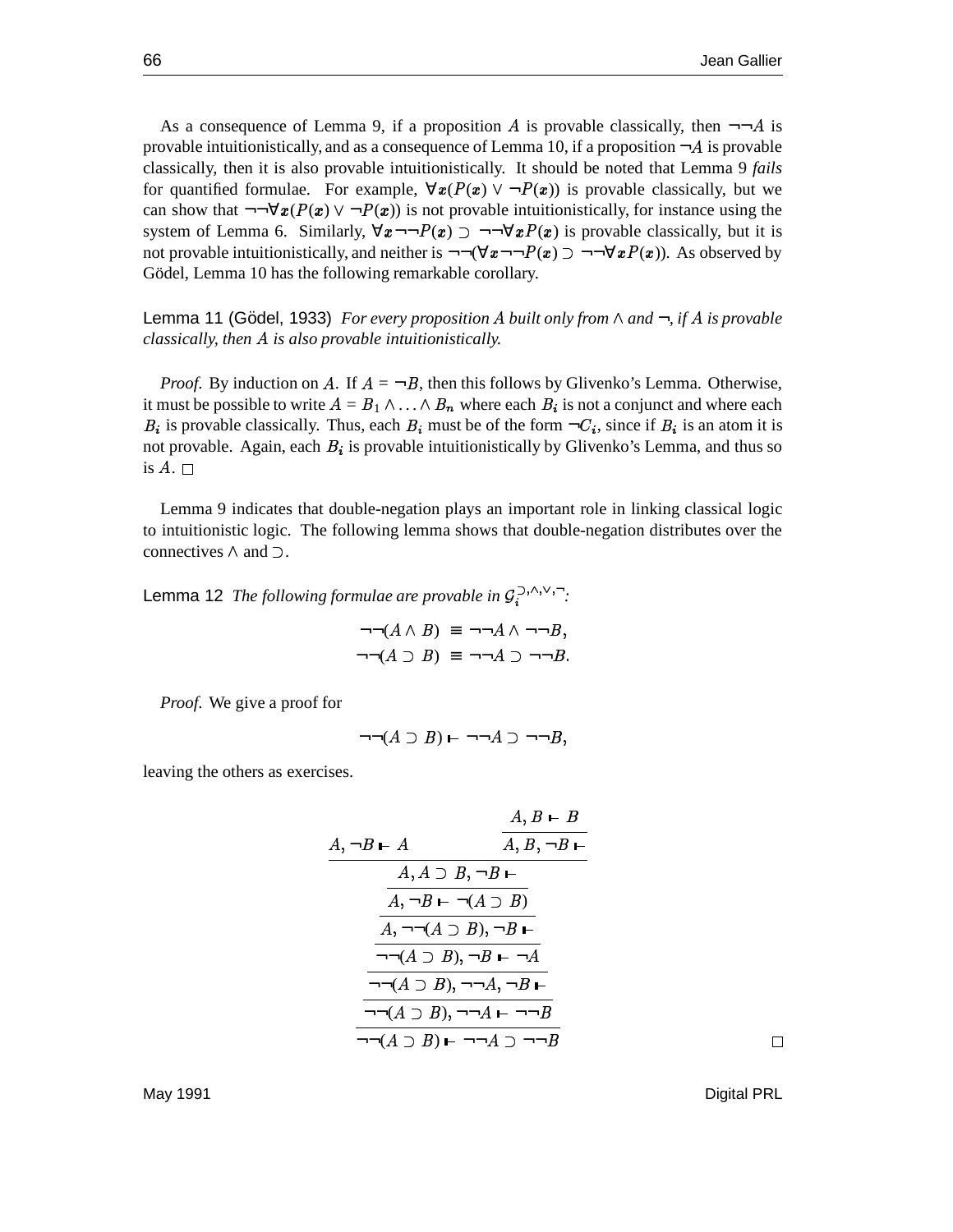As a consequence of Lemma 9, if a proposition $A$ is provable classically, then $\neg\neg A$ is provable intuitionistically, and as a consequence of Lemma 10, if a proposition $\neg A$ is provable classically, then it is also provable intuitionistically. It should be noted that Lemma 9 *fails* for quantified formulae. For example, $\forall x(P(x) \vee \neg P(x))$ is provable classically, but we can show that $\neg\neg\forall x(P(x) \vee \neg P(x))$ is not provable intuitionistically, for instance using the system of Lemma 6. Similarly, $\forall x \neg\neg P(x) \supset \neg\neg\forall x P(x)$ is provable classically, but it is not provable intuitionistically, and neither is $\neg\neg(\forall x \neg\neg P(x) \supset \neg\neg\forall x P(x))$. As observed by Gödel, Lemma 10 has the following remarkable corollary.

Lemma 11 (Gödel, 1933) *For every proposition $A$ built only from $\wedge$ and $\neg$, if $A$ is provable classically, then $A$ is also provable intuitionistically.*

*Proof.* By induction on $A$. If $A = \neg B$, then this follows by Glivenko's Lemma. Otherwise, it must be possible to write $A = B_1 \wedge \ldots \wedge B_n$ where each $B_i$ is not a conjunct and where each $B_i$ is provable classically. Thus, each $B_i$ must be of the form $\neg C_i$, since if $B_i$ is an atom it is not provable. Again, each $B_i$ is provable intuitionistically by Glivenko's Lemma, and thus so is $A$. $\square$

Lemma 9 indicates that double-negation plays an important role in linking classical logic to intuitionistic logic. The following lemma shows that double-negation distributes over the connectives $\wedge$ and $\supset$.

Lemma 12 *The following formulae are provable in $\mathcal{G}_i^{\supset,\wedge,\vee,\neg}$:*

$$
\begin{aligned}
\neg\neg(A \wedge B) &\equiv \neg\neg A \wedge \neg\neg B, \\
\neg\neg(A \supset B) &\equiv \neg\neg A \supset \neg\neg B.
\end{aligned}
$$

*Proof.* We give a proof for

$$\neg\neg(A \supset B) \vdash \neg\neg A \supset \neg\neg B,$$

leaving the others as exercises.

$$
\dfrac{\dfrac{\dfrac{\dfrac{\dfrac{\dfrac{\dfrac{A, \neg B \vdash A \qquad \dfrac{A, B \vdash B}{A, B, \neg B \vdash}}{A, A \supset B, \neg B \vdash}}{A, \neg B \vdash \neg(A \supset B)}}{A, \neg\neg(A \supset B), \neg B \vdash}}{\neg\neg(A \supset B), \neg B \vdash \neg A}}{\neg\neg(A \supset B), \neg\neg A, \neg B \vdash}}{\neg\neg(A \supset B), \neg\neg A \vdash \neg\neg B}}{\neg\neg(A \supset B) \vdash \neg\neg A \supset \neg\neg B}
$$

$\square$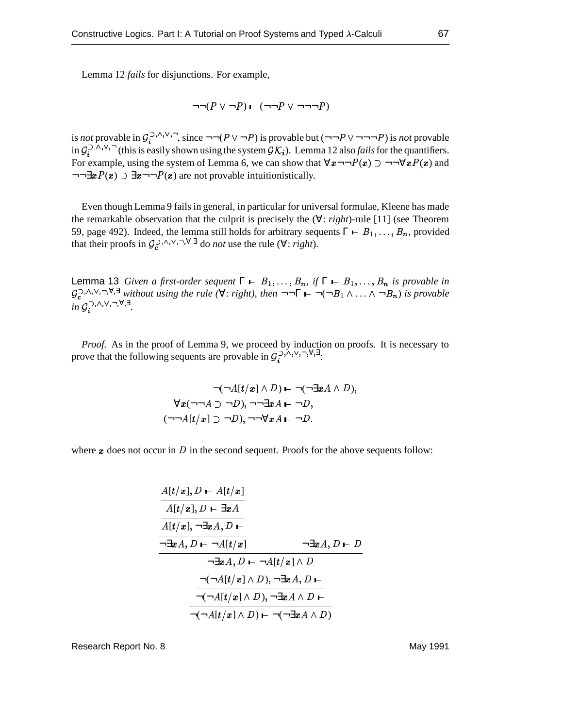Lemma 12 *fails* for disjunctions. For example,

$$\neg\neg(P \vee \neg P) \vdash (\neg\neg P \vee \neg\neg\neg P)$$

is *not* provable in $\mathcal{G}_i^{\supset,\wedge,\vee,\neg}$, since $\neg\neg(P \vee \neg P)$ is provable but $(\neg\neg P \vee \neg\neg\neg P)$ is *not* provable in $\mathcal{G}_i^{\supset,\wedge,\vee,\neg}$ (this is easily shown using the system $\mathcal{GK}_i$). Lemma 12 also *fails* for the quantifiers. For example, using the system of Lemma 6, we can show that $\forall x \neg\neg P(x) \supset \neg\neg\forall x P(x)$ and $\neg\neg\exists x P(x) \supset \exists x \neg\neg P(x)$ are not provable intuitionistically.

Even though Lemma 9 fails in general, in particular for universal formulae, Kleene has made the remarkable observation that the culprit is precisely the ($\forall$: *right*)-rule [11] (see Theorem 59, page 492). Indeed, the lemma still holds for arbitrary sequents $\Gamma \vdash B_1, \ldots, B_n$, provided that their proofs in $\mathcal{G}_c^{\supset,\wedge,\vee,\neg,\forall,\exists}$ do *not* use the rule ($\forall$: *right*).

Lemma 13 *Given a first-order sequent* $\Gamma \vdash B_1, \ldots, B_n$, *if* $\Gamma \vdash B_1, \ldots, B_n$ *is provable in* $\mathcal{G}_c^{\supset,\wedge,\vee,\neg,\forall,\exists}$ *without using the rule (*$\forall$: *right), then* $\neg\neg\Gamma \vdash \neg(\neg B_1 \wedge \ldots \wedge \neg B_n)$ *is provable in* $\mathcal{G}_i^{\supset,\wedge,\vee,\neg,\forall,\exists}$.

*Proof.* As in the proof of Lemma 9, we proceed by induction on proofs. It is necessary to prove that the following sequents are provable in $\mathcal{G}_i^{\supset,\wedge,\vee,\neg,\forall,\exists}$:

$$\neg(\neg A[t/x] \wedge D) \vdash \neg(\neg\exists x A \wedge D),$$
$$\forall x(\neg\neg A \supset \neg D), \neg\neg\exists x A \vdash \neg D,$$
$$(\neg\neg A[t/x] \supset \neg D), \neg\neg\forall x A \vdash \neg D.$$

where $x$ does not occur in $D$ in the second sequent. Proofs for the above sequents follow:

$$\dfrac{\dfrac{\dfrac{\dfrac{\dfrac{\dfrac{\dfrac{A[t/x], D \vdash A[t/x]}{A[t/x], D \vdash \exists x A}}{A[t/x], \neg\exists x A, D \vdash}}{\neg\exists x A, D \vdash \neg A[t/x]} \qquad \neg\exists x A, D \vdash D}{\neg\exists x A, D \vdash \neg A[t/x] \wedge D}}{\neg(\neg A[t/x] \wedge D), \neg\exists x A, D \vdash}}{\neg(\neg A[t/x] \wedge D), \neg\exists x A \wedge D \vdash}}{\neg(\neg A[t/x] \wedge D) \vdash \neg(\neg\exists x A \wedge D)}$$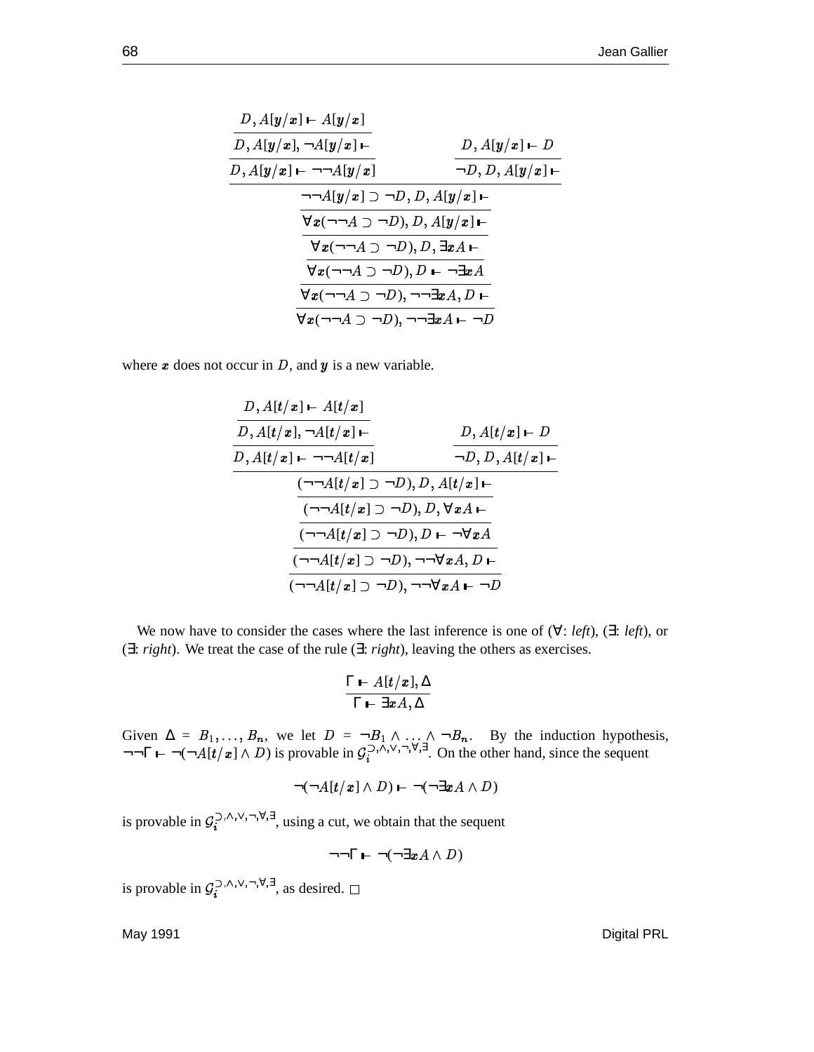$$
\dfrac{\dfrac{\dfrac{\dfrac{\dfrac{\dfrac{\dfrac{\dfrac{D, A[y/x] \vdash A[y/x]}{D, A[y/x], \neg A[y/x] \vdash}}{D, A[y/x] \vdash \neg\neg A[y/x]} \qquad \dfrac{D, A[y/x] \vdash D}{\neg D, D, A[y/x] \vdash}}{\neg\neg A[y/x] \supset \neg D, D, A[y/x] \vdash}}{\forall x(\neg\neg A \supset \neg D), D, A[y/x] \vdash}}{\forall x(\neg\neg A \supset \neg D), D, \exists x A \vdash}}{\forall x(\neg\neg A \supset \neg D), D \vdash \neg\exists x A}}{\forall x(\neg\neg A \supset \neg D), \neg\neg\exists x A, D \vdash}}{\forall x(\neg\neg A \supset \neg D), \neg\neg\exists x A \vdash \neg D}
$$

where $x$ does not occur in $D$, and $y$ is a new variable.

$$
\dfrac{\dfrac{\dfrac{\dfrac{\dfrac{\dfrac{\dfrac{\dfrac{D, A[t/x] \vdash A[t/x]}{D, A[t/x], \neg A[t/x] \vdash}}{D, A[t/x] \vdash \neg\neg A[t/x]} \qquad \dfrac{D, A[t/x] \vdash D}{\neg D, D, A[t/x] \vdash}}{(\neg\neg A[t/x] \supset \neg D), D, A[t/x] \vdash}}{(\neg\neg A[t/x] \supset \neg D), D, \forall x A \vdash}}{(\neg\neg A[t/x] \supset \neg D), D \vdash \neg\forall x A}}{(\neg\neg A[t/x] \supset \neg D), \neg\neg\forall x A, D \vdash}}{(\neg\neg A[t/x] \supset \neg D), \neg\neg\forall x A \vdash \neg D}
$$

We now have to consider the cases where the last inference is one of ($\forall$: *left*), ($\exists$: *left*), or ($\exists$: *right*). We treat the case of the rule ($\exists$: *right*), leaving the others as exercises.

$$
\dfrac{\Gamma \vdash A[t/x], \Delta}{\Gamma \vdash \exists x A, \Delta}
$$

Given $\Delta = B_1, \ldots, B_n$, we let $D = \neg B_1 \wedge \ldots \wedge \neg B_n$. By the induction hypothesis, $\neg\neg\Gamma \vdash \neg(\neg A[t/x] \wedge D)$ is provable in $\mathcal{G}_i^{\supset,\wedge,\vee,\neg,\forall,\exists}$. On the other hand, since the sequent

$$
\neg(\neg A[t/x] \wedge D) \vdash \neg(\neg\exists x A \wedge D)
$$

is provable in $\mathcal{G}_i^{\supset,\wedge,\vee,\neg,\forall,\exists}$, using a cut, we obtain that the sequent

$$
\neg\neg\Gamma \vdash \neg(\neg\exists x A \wedge D)
$$

is provable in $\mathcal{G}_i^{\supset,\wedge,\vee,\neg,\forall,\exists}$, as desired. $\square$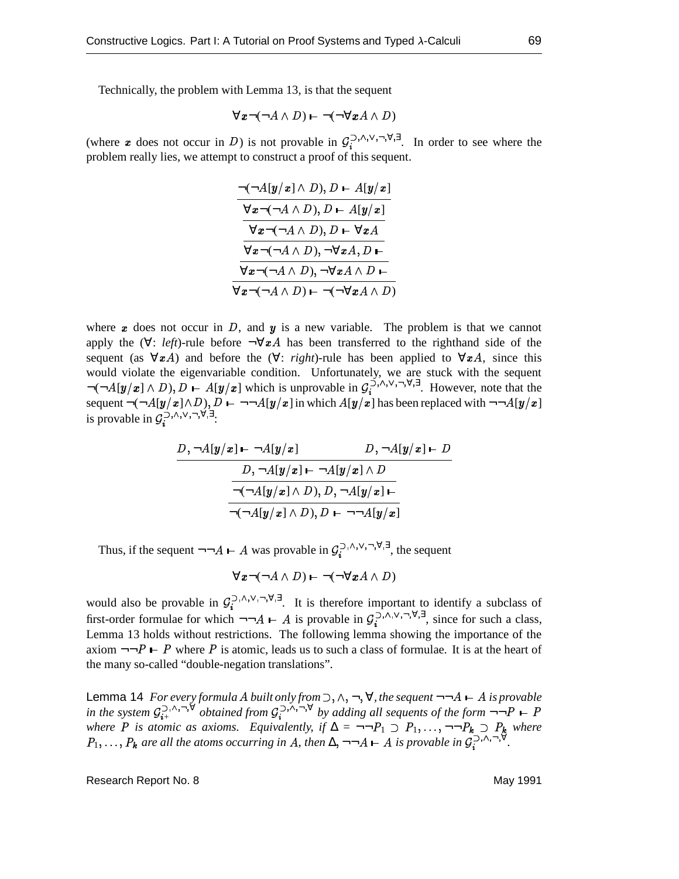Technically, the problem with Lemma 13, is that the sequent

$$\forall x \neg(\neg A \wedge D) \vdash \neg(\neg \forall x A \wedge D)$$

(where $x$ does not occur in $D$) is not provable in $\mathcal{G}_i^{\supset,\wedge,\vee,\neg,\forall,\exists}$. In order to see where the problem really lies, we attempt to construct a proof of this sequent.

$$\dfrac{\dfrac{\dfrac{\dfrac{\dfrac{\neg(\neg A[y/x] \wedge D), D \vdash A[y/x]}{\forall x \neg(\neg A \wedge D), D \vdash A[y/x]}}{\forall x \neg(\neg A \wedge D), D \vdash \forall x A}}{\forall x \neg(\neg A \wedge D), \neg \forall x A, D \vdash}}{\forall x \neg(\neg A \wedge D), \neg \forall x A \wedge D \vdash}}{\forall x \neg(\neg A \wedge D) \vdash \neg(\neg \forall x A \wedge D)}$$

where $x$ does not occur in $D$, and $y$ is a new variable. The problem is that we cannot apply the ($\forall$: *left*)-rule before $\neg \forall x A$ has been transferred to the righthand side of the sequent (as $\forall x A$) and before the ($\forall$: *right*)-rule has been applied to $\forall x A$, since this would violate the eigenvariable condition. Unfortunately, we are stuck with the sequent $\neg(\neg A[y/x] \wedge D), D \vdash A[y/x]$ which is unprovable in $\mathcal{G}_i^{\supset,\wedge,\vee,\neg,\forall,\exists}$. However, note that the sequent $\neg(\neg A[y/x] \wedge D), D \vdash \neg\neg A[y/x]$ in which $A[y/x]$ has been replaced with $\neg\neg A[y/x]$ is provable in $\mathcal{G}_i^{\supset,\wedge,\vee,\neg,\forall,\exists}$:

$$\dfrac{\dfrac{\dfrac{D, \neg A[y/x] \vdash \neg A[y/x] \qquad D, \neg A[y/x] \vdash D}{D, \neg A[y/x] \vdash \neg A[y/x] \wedge D}}{\neg(\neg A[y/x] \wedge D), D, \neg A[y/x] \vdash}}{\neg(\neg A[y/x] \wedge D), D \vdash \neg\neg A[y/x]}$$

Thus, if the sequent $\neg\neg A \vdash A$ was provable in $\mathcal{G}_i^{\supset,\wedge,\vee,\neg,\forall,\exists}$, the sequent

$$\forall x \neg(\neg A \wedge D) \vdash \neg(\neg \forall x A \wedge D)$$

would also be provable in $\mathcal{G}_i^{\supset,\wedge,\vee,\neg,\forall,\exists}$. It is therefore important to identify a subclass of first-order formulae for which $\neg\neg A \vdash A$ is provable in $\mathcal{G}_i^{\supset,\wedge,\vee,\neg,\forall,\exists}$, since for such a class, Lemma 13 holds without restrictions. The following lemma showing the importance of the axiom $\neg\neg P \vdash P$ where $P$ is atomic, leads us to such a class of formulae. It is at the heart of the many so-called "double-negation translations".

Lemma 14 *For every formula $A$ built only from $\supset, \wedge, \neg, \forall$, the sequent $\neg\neg A \vdash A$ is provable in the system $\mathcal{G}_{i^+}^{\supset,\wedge,\neg,\forall}$ obtained from $\mathcal{G}_i^{\supset,\wedge,\neg,\forall}$ by adding all sequents of the form $\neg\neg P \vdash P$ where $P$ is atomic as axioms. Equivalently, if $\Delta = \neg\neg P_1 \supset P_1, \ldots, \neg\neg P_k \supset P_k$ where $P_1, \ldots, P_k$ are all the atoms occurring in $A$, then $\Delta, \neg\neg A \vdash A$ is provable in $\mathcal{G}_i^{\supset,\wedge,\neg,\forall}$.*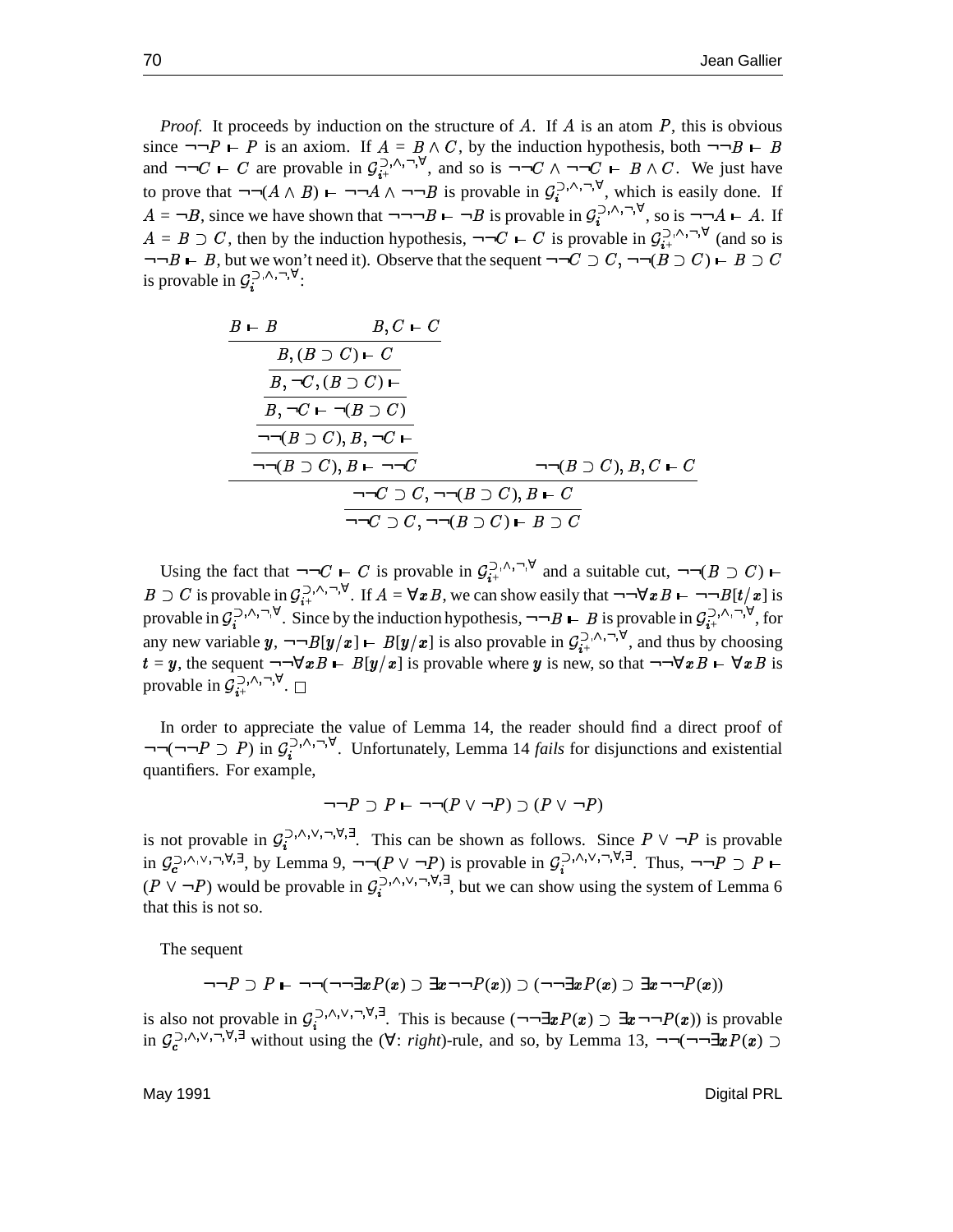*Proof.* It proceeds by induction on the structure of $A$. If $A$ is an atom $P$, this is obvious since $\neg\neg P \vdash P$ is an axiom. If $A = B \wedge C$, by the induction hypothesis, both $\neg\neg B \vdash B$ and $\neg\neg C \vdash C$ are provable in $\mathcal{G}_{i^+}^{\supset,\wedge,\neg,\forall}$, and so is $\neg\neg C \wedge \neg\neg C \vdash B \wedge C$. We just have to prove that $\neg\neg(A \wedge B) \vdash \neg\neg A \wedge \neg\neg B$ is provable in $\mathcal{G}_{i}^{\supset,\wedge,\neg,\forall}$, which is easily done. If $A = \neg B$, since we have shown that $\neg\neg\neg B \vdash \neg B$ is provable in $\mathcal{G}_{i}^{\supset,\wedge,\neg,\forall}$, so is $\neg\neg A \vdash A$. If $A = B \supset C$, then by the induction hypothesis, $\neg\neg C \vdash C$ is provable in $\mathcal{G}_{i^+}^{\supset,\wedge,\neg,\forall}$ (and so is $\neg\neg B \vdash B$, but we won't need it). Observe that the sequent $\neg\neg C \supset C, \neg\neg(B \supset C) \vdash B \supset C$ is provable in $\mathcal{G}_{i}^{\supset,\wedge,\neg,\forall}$:

$$
\dfrac{\dfrac{\dfrac{\dfrac{\dfrac{\dfrac{B \vdash B \qquad B, C \vdash C}{B, (B \supset C) \vdash C}}{B, \neg C, (B \supset C) \vdash}}{B, \neg C \vdash \neg(B \supset C)}}{\neg\neg(B \supset C), B, \neg C \vdash}}{\neg\neg(B \supset C), B \vdash \neg\neg C} \qquad \neg\neg(B \supset C), B, C \vdash C}{\dfrac{\neg\neg C \supset C, \neg\neg(B \supset C), B \vdash C}{\neg\neg C \supset C, \neg\neg(B \supset C) \vdash B \supset C}}
$$

Using the fact that $\neg\neg C \vdash C$ is provable in $\mathcal{G}_{i^+}^{\supset,\wedge,\neg,\forall}$ and a suitable cut, $\neg\neg(B \supset C) \vdash B \supset C$ is provable in $\mathcal{G}_{i^+}^{\supset,\wedge,\neg,\forall}$. If $A = \forall x B$, we can show easily that $\neg\neg\forall x B \vdash \neg\neg B[t/x]$ is provable in $\mathcal{G}_{i}^{\supset,\wedge,\neg,\forall}$. Since by the induction hypothesis, $\neg\neg B \vdash B$ is provable in $\mathcal{G}_{i^+}^{\supset,\wedge,\neg,\forall}$, for any new variable $y$, $\neg\neg B[y/x] \vdash B[y/x]$ is also provable in $\mathcal{G}_{i^+}^{\supset,\wedge,\neg,\forall}$, and thus by choosing $t = y$, the sequent $\neg\neg\forall x B \vdash B[y/x]$ is provable where $y$ is new, so that $\neg\neg\forall x B \vdash \forall x B$ is provable in $\mathcal{G}_{i^+}^{\supset,\wedge,\neg,\forall}$. $\square$

In order to appreciate the value of Lemma 14, the reader should find a direct proof of $\neg\neg(\neg\neg P \supset P)$ in $\mathcal{G}_{i}^{\supset,\wedge,\neg,\forall}$. Unfortunately, Lemma 14 *fails* for disjunctions and existential quantifiers. For example,

$$\neg\neg P \supset P \vdash \neg\neg(P \vee \neg P) \supset (P \vee \neg P)$$

is not provable in $\mathcal{G}_{i}^{\supset,\wedge,\vee,\neg,\forall,\exists}$. This can be shown as follows. Since $P \vee \neg P$ is provable in $\mathcal{G}_{c}^{\supset,\wedge,\vee,\neg,\forall,\exists}$, by Lemma 9, $\neg\neg(P \vee \neg P)$ is provable in $\mathcal{G}_{i}^{\supset,\wedge,\vee,\neg,\forall,\exists}$. Thus, $\neg\neg P \supset P \vdash (P \vee \neg P)$ would be provable in $\mathcal{G}_{i}^{\supset,\wedge,\vee,\neg,\forall,\exists}$, but we can show using the system of Lemma 6 that this is not so.

The sequent

$$\neg\neg P \supset P \vdash \neg\neg(\neg\neg\exists x P(x) \supset \exists x \neg\neg P(x)) \supset (\neg\neg\exists x P(x) \supset \exists x \neg\neg P(x))$$

is also not provable in $\mathcal{G}_{i}^{\supset,\wedge,\vee,\neg,\forall,\exists}$. This is because $(\neg\neg\exists x P(x) \supset \exists x \neg\neg P(x))$ is provable in $\mathcal{G}_{c}^{\supset,\wedge,\vee,\neg,\forall,\exists}$ without using the ($\forall$: *right*)-rule, and so, by Lemma 13, $\neg\neg(\neg\neg\exists x P(x) \supset$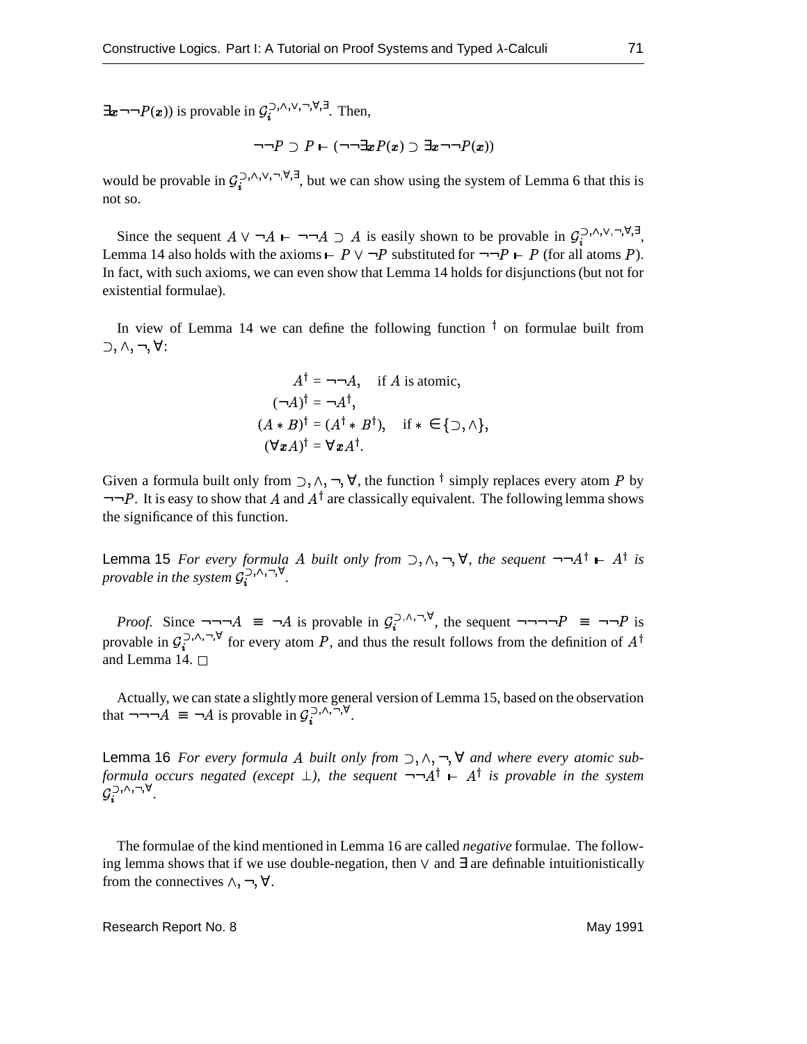$\exists x \neg\neg P(x)$) is provable in $\mathcal{G}_i^{\supset,\wedge,\vee,\neg,\forall,\exists}$. Then,

$$\neg\neg P \supset P \vdash (\neg\neg\exists x P(x) \supset \exists x \neg\neg P(x))$$

would be provable in $\mathcal{G}_i^{\supset,\wedge,\vee,\neg,\forall,\exists}$, but we can show using the system of Lemma 6 that this is not so.

Since the sequent $A \vee \neg A \vdash \neg\neg A \supset A$ is easily shown to be provable in $\mathcal{G}_i^{\supset,\wedge,\vee,\neg,\forall,\exists}$, Lemma 14 also holds with the axioms $\vdash P \vee \neg P$ substituted for $\neg\neg P \vdash P$ (for all atoms $P$). In fact, with such axioms, we can even show that Lemma 14 holds for disjunctions (but not for existential formulae).

In view of Lemma 14 we can define the following function $^\dagger$ on formulae built from $\supset, \wedge, \neg, \forall$:

$$\begin{aligned} A^\dagger &= \neg\neg A, \quad \text{if } A \text{ is atomic,} \\ (\neg A)^\dagger &= \neg A^\dagger, \\ (A * B)^\dagger &= (A^\dagger * B^\dagger), \quad \text{if } * \in \{\supset, \wedge\}, \\ (\forall x A)^\dagger &= \forall x A^\dagger. \end{aligned}$$

Given a formula built only from $\supset, \wedge, \neg, \forall$, the function $^\dagger$ simply replaces every atom $P$ by $\neg\neg P$. It is easy to show that $A$ and $A^\dagger$ are classically equivalent. The following lemma shows the significance of this function.

**Lemma 15** *For every formula $A$ built only from $\supset, \wedge, \neg, \forall$, the sequent $\neg\neg A^\dagger \vdash A^\dagger$ is provable in the system $\mathcal{G}_i^{\supset,\wedge,\neg,\forall}$.*

*Proof.* Since $\neg\neg\neg A \equiv \neg A$ is provable in $\mathcal{G}_i^{\supset,\wedge,\neg,\forall}$, the sequent $\neg\neg\neg\neg P \equiv \neg\neg P$ is provable in $\mathcal{G}_i^{\supset,\wedge,\neg,\forall}$ for every atom $P$, and thus the result follows from the definition of $A^\dagger$ and Lemma 14. □

Actually, we can state a slightly more general version of Lemma 15, based on the observation that $\neg\neg\neg A \equiv \neg A$ is provable in $\mathcal{G}_i^{\supset,\wedge,\neg,\forall}$.

**Lemma 16** *For every formula $A$ built only from $\supset, \wedge, \neg, \forall$ and where every atomic subformula occurs negated (except $\perp$), the sequent $\neg\neg A^\dagger \vdash A^\dagger$ is provable in the system $\mathcal{G}_i^{\supset,\wedge,\neg,\forall}$.*

The formulae of the kind mentioned in Lemma 16 are called *negative* formulae. The following lemma shows that if we use double-negation, then $\vee$ and $\exists$ are definable intuitionistically from the connectives $\wedge, \neg, \forall$.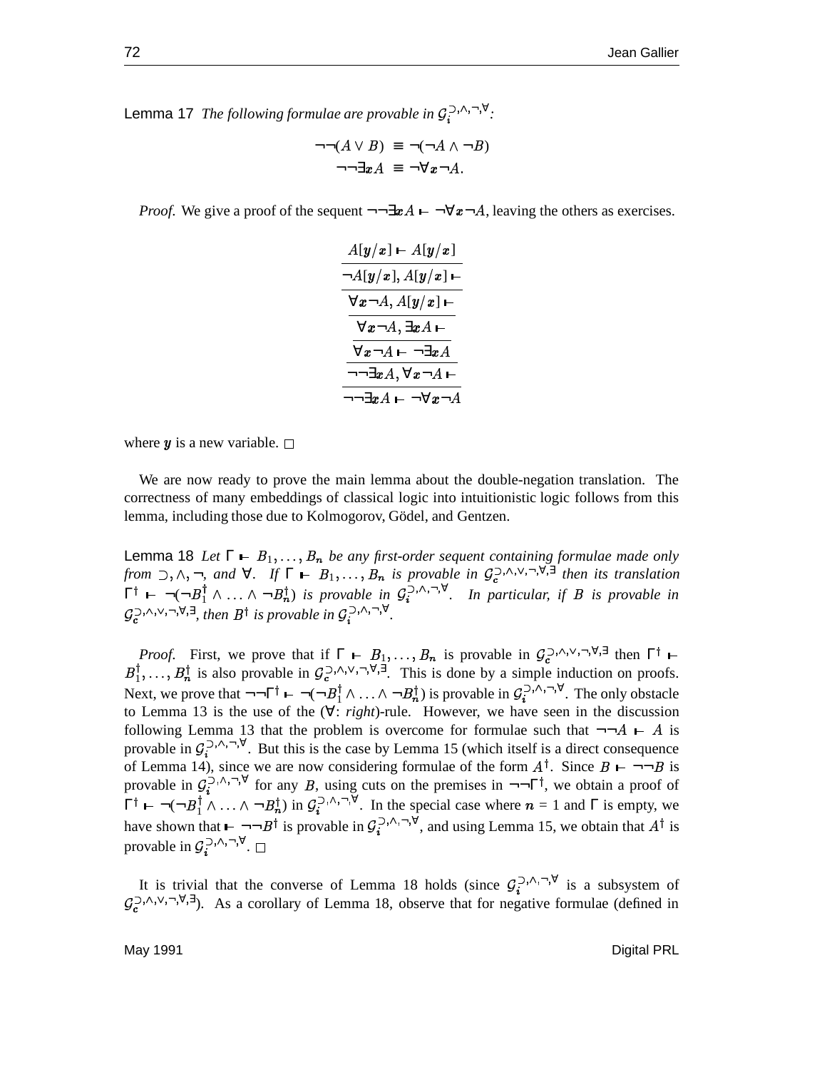Lemma 17 *The following formulae are provable in* $\mathcal{G}_i^{\supset,\wedge,\neg,\forall}$*:*

$$\neg\neg(A \vee B) \equiv \neg(\neg A \wedge \neg B)$$
$$\neg\neg\exists x A \equiv \neg\forall x \neg A.$$

*Proof.* We give a proof of the sequent $\neg\neg\exists x A \vdash \neg\forall x \neg A$, leaving the others as exercises.

$$\dfrac{\dfrac{\dfrac{\dfrac{\dfrac{\dfrac{A[y/x] \vdash A[y/x]}{\neg A[y/x], A[y/x] \vdash}}{\forall x \neg A, A[y/x] \vdash}}{\forall x \neg A, \exists x A \vdash}}{\forall x \neg A \vdash \neg\exists x A}}{\neg\neg\exists x A, \forall x \neg A \vdash}}{\neg\neg\exists x A \vdash \neg\forall x \neg A}$$

where $y$ is a new variable. $\square$

We are now ready to prove the main lemma about the double-negation translation. The correctness of many embeddings of classical logic into intuitionistic logic follows from this lemma, including those due to Kolmogorov, Gödel, and Gentzen.

Lemma 18 *Let* $\Gamma \vdash B_1, \ldots, B_n$ *be any first-order sequent containing formulae made only from* $\supset, \wedge, \neg$*, and* $\forall$*. If* $\Gamma \vdash B_1, \ldots, B_n$ *is provable in* $\mathcal{G}_c^{\supset,\wedge,\vee,\neg,\forall,\exists}$ *then its translation* $\Gamma^\dagger \vdash \neg(\neg B_1^\dagger \wedge \ldots \wedge \neg B_n^\dagger)$ *is provable in* $\mathcal{G}_i^{\supset,\wedge,\neg,\forall}$*. In particular, if* $B$ *is provable in* $\mathcal{G}_c^{\supset,\wedge,\vee,\neg,\forall,\exists}$*, then* $B^\dagger$ *is provable in* $\mathcal{G}_i^{\supset,\wedge,\neg,\forall}$*.*

*Proof.* First, we prove that if $\Gamma \vdash B_1, \ldots, B_n$ is provable in $\mathcal{G}_c^{\supset,\wedge,\vee,\neg,\forall,\exists}$ then $\Gamma^\dagger \vdash B_1^\dagger, \ldots, B_n^\dagger$ is also provable in $\mathcal{G}_c^{\supset,\wedge,\vee,\neg,\forall,\exists}$. This is done by a simple induction on proofs. Next, we prove that $\neg\neg\Gamma^\dagger \vdash \neg(\neg B_1^\dagger \wedge \ldots \wedge \neg B_n^\dagger)$ is provable in $\mathcal{G}_i^{\supset,\wedge,\neg,\forall}$. The only obstacle to Lemma 13 is the use of the ($\forall$: *right*)-rule. However, we have seen in the discussion following Lemma 13 that the problem is overcome for formulae such that $\neg\neg A \vdash A$ is provable in $\mathcal{G}_i^{\supset,\wedge,\neg,\forall}$. But this is the case by Lemma 15 (which itself is a direct consequence of Lemma 14), since we are now considering formulae of the form $A^\dagger$. Since $B \vdash \neg\neg B$ is provable in $\mathcal{G}_i^{\supset,\wedge,\neg,\forall}$ for any $B$, using cuts on the premises in $\neg\neg\Gamma^\dagger$, we obtain a proof of $\Gamma^\dagger \vdash \neg(\neg B_1^\dagger \wedge \ldots \wedge \neg B_n^\dagger)$ in $\mathcal{G}_i^{\supset,\wedge,\neg,\forall}$. In the special case where $n = 1$ and $\Gamma$ is empty, we have shown that $\vdash \neg\neg B^\dagger$ is provable in $\mathcal{G}_i^{\supset,\wedge,\neg,\forall}$, and using Lemma 15, we obtain that $A^\dagger$ is provable in $\mathcal{G}_i^{\supset,\wedge,\neg,\forall}$. $\square$

It is trivial that the converse of Lemma 18 holds (since $\mathcal{G}_i^{\supset,\wedge,\neg,\forall}$ is a subsystem of $\mathcal{G}_c^{\supset,\wedge,\vee,\neg,\forall,\exists}$). As a corollary of Lemma 18, observe that for negative formulae (defined in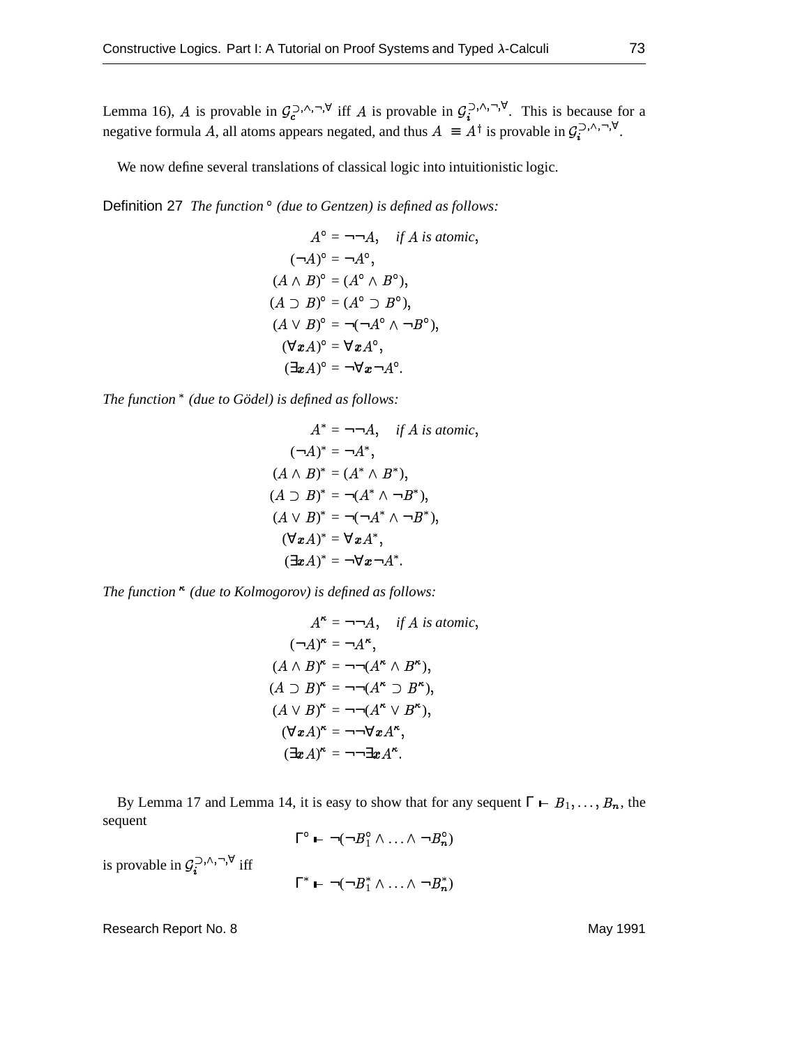Lemma 16), $A$ is provable in $\mathcal{G}_c^{\supset,\wedge,\neg,\forall}$ iff $A$ is provable in $\mathcal{G}_i^{\supset,\wedge,\neg,\forall}$. This is because for a negative formula $A$, all atoms appears negated, and thus $A \equiv A^\dagger$ is provable in $\mathcal{G}_i^{\supset,\wedge,\neg,\forall}$.

We now define several translations of classical logic into intuitionistic logic.

Definition 27 *The function* $^\circ$ *(due to Gentzen) is defined as follows:*

$$
\begin{aligned}
A^\circ &= \neg\neg A, \quad \textit{if } A \textit{ is atomic},\\
(\neg A)^\circ &= \neg A^\circ,\\
(A \wedge B)^\circ &= (A^\circ \wedge B^\circ),\\
(A \supset B)^\circ &= (A^\circ \supset B^\circ),\\
(A \vee B)^\circ &= \neg(\neg A^\circ \wedge \neg B^\circ),\\
(\forall x A)^\circ &= \forall x A^\circ,\\
(\exists x A)^\circ &= \neg\forall x \neg A^\circ.
\end{aligned}
$$

*The function* $^*$ *(due to Gödel) is defined as follows:*

$$
\begin{aligned}
A^* &= \neg\neg A, \quad \textit{if } A \textit{ is atomic},\\
(\neg A)^* &= \neg A^*,\\
(A \wedge B)^* &= (A^* \wedge B^*),\\
(A \supset B)^* &= \neg(A^* \wedge \neg B^*),\\
(A \vee B)^* &= \neg(\neg A^* \wedge \neg B^*),\\
(\forall x A)^* &= \forall x A^*,\\
(\exists x A)^* &= \neg\forall x \neg A^*.
\end{aligned}
$$

*The function* $^\kappa$ *(due to Kolmogorov) is defined as follows:*

$$
\begin{aligned}
A^\kappa &= \neg\neg A, \quad \textit{if } A \textit{ is atomic},\\
(\neg A)^\kappa &= \neg A^\kappa,\\
(A \wedge B)^\kappa &= \neg\neg(A^\kappa \wedge B^\kappa),\\
(A \supset B)^\kappa &= \neg\neg(A^\kappa \supset B^\kappa),\\
(A \vee B)^\kappa &= \neg\neg(A^\kappa \vee B^\kappa),\\
(\forall x A)^\kappa &= \neg\neg\forall x A^\kappa,\\
(\exists x A)^\kappa &= \neg\neg\exists x A^\kappa.
\end{aligned}
$$

By Lemma 17 and Lemma 14, it is easy to show that for any sequent $\Gamma \vdash B_1, \ldots, B_n$, the sequent

$$\Gamma^\circ \vdash \neg(\neg B_1^\circ \wedge \ldots \wedge \neg B_n^\circ)$$

is provable in $\mathcal{G}_i^{\supset,\wedge,\neg,\forall}$ iff

$$\Gamma^* \vdash \neg(\neg B_1^* \wedge \ldots \wedge \neg B_n^*)$$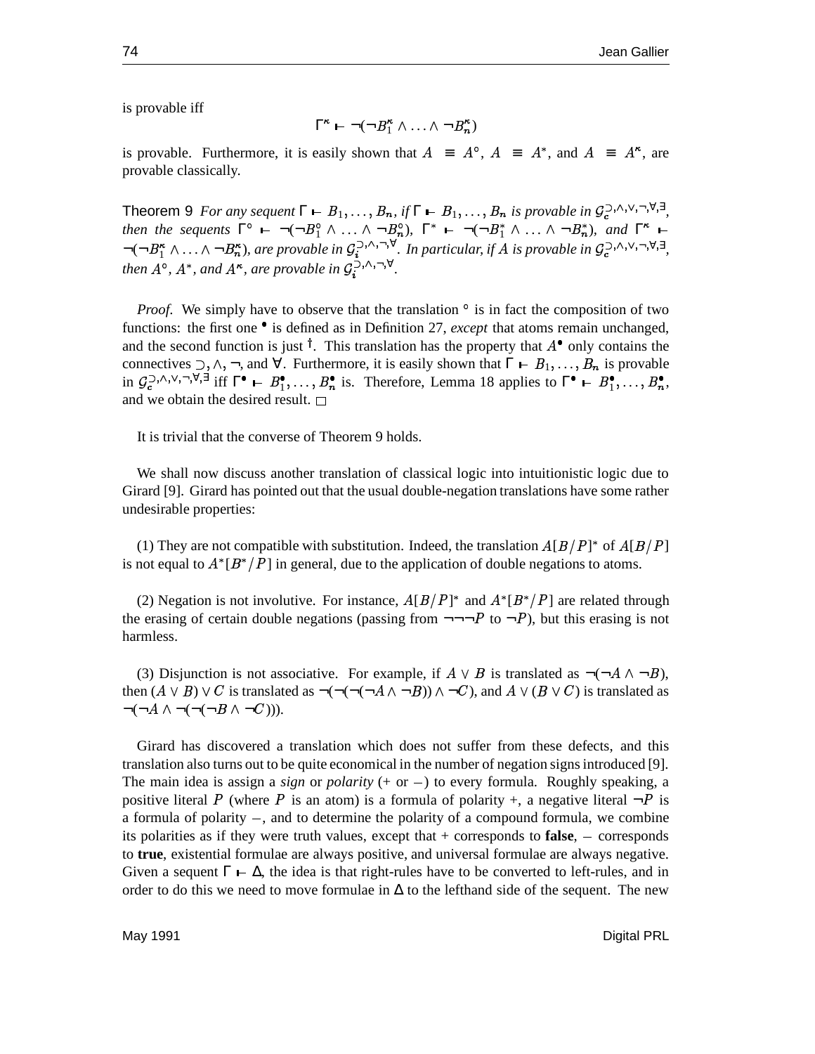is provable iff

$$\Gamma^{\kappa} \vdash \neg(\neg B_1^{\kappa} \wedge \ldots \wedge \neg B_n^{\kappa})$$

is provable. Furthermore, it is easily shown that $A \equiv A^{\circ}$, $A \equiv A^{*}$, and $A \equiv A^{\kappa}$, are provable classically.

Theorem 9 *For any sequent $\Gamma \vdash B_1, \ldots, B_n$, if $\Gamma \vdash B_1, \ldots, B_n$ is provable in $\mathcal{G}_c^{\supset,\wedge,\vee,\neg,\forall,\exists}$, then the sequents $\Gamma^{\circ} \vdash \neg(\neg B_1^{\circ} \wedge \ldots \wedge \neg B_n^{\circ})$, $\Gamma^{*} \vdash \neg(\neg B_1^{*} \wedge \ldots \wedge \neg B_n^{*})$, and $\Gamma^{\kappa} \vdash \neg(\neg B_1^{\kappa} \wedge \ldots \wedge \neg B_n^{\kappa})$, are provable in $\mathcal{G}_i^{\supset,\wedge,\neg,\forall}$. In particular, if $A$ is provable in $\mathcal{G}_c^{\supset,\wedge,\vee,\neg,\forall,\exists}$, then $A^{\circ}$, $A^{*}$, and $A^{\kappa}$, are provable in $\mathcal{G}_i^{\supset,\wedge,\neg,\forall}$.*

*Proof*. We simply have to observe that the translation $^{\circ}$ is in fact the composition of two functions: the first one $^{\bullet}$ is defined as in Definition 27, *except* that atoms remain unchanged, and the second function is just $^{\dagger}$. This translation has the property that $A^{\bullet}$ only contains the connectives $\supset, \wedge, \neg$, and $\forall$. Furthermore, it is easily shown that $\Gamma \vdash B_1, \ldots, B_n$ is provable in $\mathcal{G}_c^{\supset,\wedge,\vee,\neg,\forall,\exists}$ iff $\Gamma^{\bullet} \vdash B_1^{\bullet}, \ldots, B_n^{\bullet}$ is. Therefore, Lemma 18 applies to $\Gamma^{\bullet} \vdash B_1^{\bullet}, \ldots, B_n^{\bullet}$, and we obtain the desired result. $\square$

It is trivial that the converse of Theorem 9 holds.

We shall now discuss another translation of classical logic into intuitionistic logic due to Girard [9]. Girard has pointed out that the usual double-negation translations have some rather undesirable properties:

(1) They are not compatible with substitution. Indeed, the translation $A[B/P]^{*}$ of $A[B/P]$ is not equal to $A^{*}[B^{*}/P]$ in general, due to the application of double negations to atoms.

(2) Negation is not involutive. For instance, $A[B/P]^{*}$ and $A^{*}[B^{*}/P]$ are related through the erasing of certain double negations (passing from $\neg\neg\neg P$ to $\neg P$), but this erasing is not harmless.

(3) Disjunction is not associative. For example, if $A \vee B$ is translated as $\neg(\neg A \wedge \neg B)$, then $(A \vee B) \vee C$ is translated as $\neg(\neg(\neg(\neg A \wedge \neg B)) \wedge \neg C)$, and $A \vee (B \vee C)$ is translated as $\neg(\neg A \wedge \neg(\neg(\neg B \wedge \neg C)))$.

Girard has discovered a translation which does not suffer from these defects, and this translation also turns out to be quite economical in the number of negation signs introduced [9]. The main idea is assign a *sign* or *polarity* (+ or −) to every formula. Roughly speaking, a positive literal $P$ (where $P$ is an atom) is a formula of polarity +, a negative literal $\neg P$ is a formula of polarity −, and to determine the polarity of a compound formula, we combine its polarities as if they were truth values, except that + corresponds to **false**, − corresponds to **true**, existential formulae are always positive, and universal formulae are always negative. Given a sequent $\Gamma \vdash \Delta$, the idea is that right-rules have to be converted to left-rules, and in order to do this we need to move formulae in $\Delta$ to the lefthand side of the sequent. The new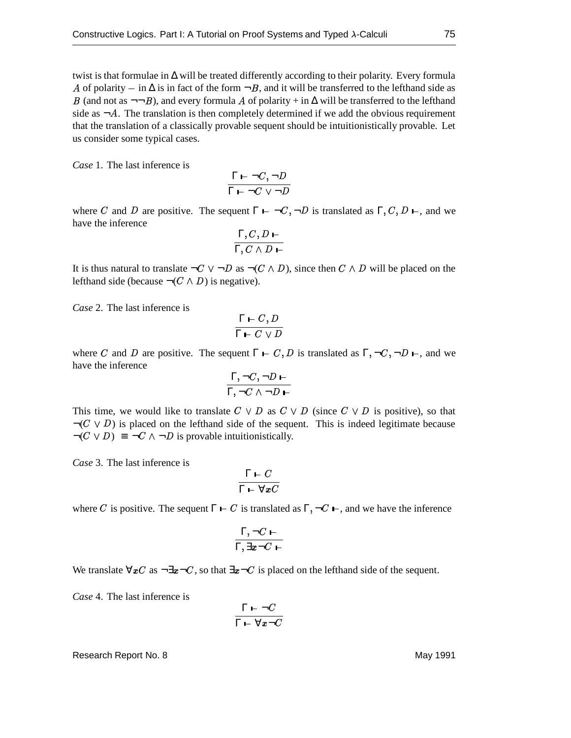twist is that formulae in $\Delta$ will be treated differently according to their polarity. Every formula $A$ of polarity $-$ in $\Delta$ is in fact of the form $\neg B$, and it will be transferred to the lefthand side as $B$ (and not as $\neg\neg B$), and every formula $A$ of polarity + in $\Delta$ will be transferred to the lefthand side as $\neg A$. The translation is then completely determined if we add the obvious requirement that the translation of a classically provable sequent should be intuitionistically provable. Let us consider some typical cases.

*Case* 1. The last inference is

$$\frac{\Gamma \vdash \neg C, \neg D}{\Gamma \vdash \neg C \vee \neg D}$$

where $C$ and $D$ are positive. The sequent $\Gamma \vdash \neg C, \neg D$ is translated as $\Gamma, C, D \vdash$, and we have the inference

$$\frac{\Gamma, C, D \vdash}{\Gamma, C \wedge D \vdash}$$

It is thus natural to translate $\neg C \vee \neg D$ as $\neg(C \wedge D)$, since then $C \wedge D$ will be placed on the lefthand side (because $\neg(C \wedge D)$ is negative).

*Case* 2. The last inference is

$$\frac{\Gamma \vdash C, D}{\Gamma \vdash C \vee D}$$

where $C$ and $D$ are positive. The sequent $\Gamma \vdash C, D$ is translated as $\Gamma, \neg C, \neg D \vdash$, and we have the inference

$$\frac{\Gamma, \neg C, \neg D \vdash}{\Gamma, \neg C \wedge \neg D \vdash}$$

This time, we would like to translate $C \vee D$ as $C \vee D$ (since $C \vee D$ is positive), so that $\neg(C \vee D)$ is placed on the lefthand side of the sequent. This is indeed legitimate because $\neg(C \vee D) \equiv \neg C \wedge \neg D$ is provable intuitionistically.

*Case* 3. The last inference is

$$\frac{\Gamma \vdash C}{\Gamma \vdash \forall x C}$$

where $C$ is positive. The sequent $\Gamma \vdash C$ is translated as $\Gamma, \neg C \vdash$, and we have the inference

$$\frac{\Gamma, \neg C \vdash}{\Gamma, \exists x \neg C \vdash}$$

We translate $\forall x C$ as $\neg\exists x \neg C$, so that $\exists x \neg C$ is placed on the lefthand side of the sequent.

*Case* 4. The last inference is

$$\frac{\Gamma \vdash \neg C}{\Gamma \vdash \forall x \neg C}$$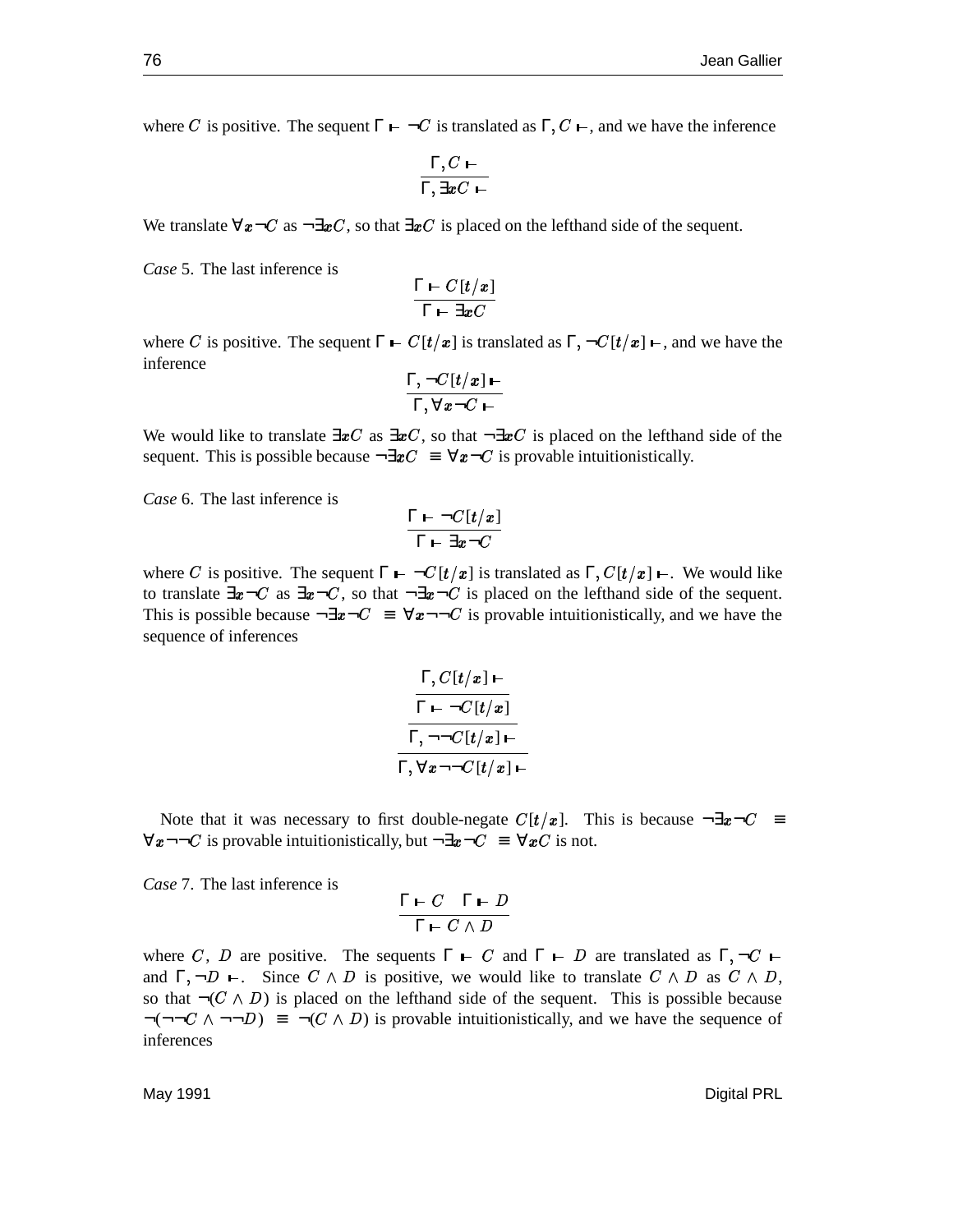where $C$ is positive. The sequent $\Gamma \vdash \neg C$ is translated as $\Gamma, C \vdash$, and we have the inference

$$\frac{\Gamma, C \vdash}{\Gamma, \exists x C \vdash}$$

We translate $\forall x \neg C$ as $\neg \exists x C$, so that $\exists x C$ is placed on the lefthand side of the sequent.

*Case* 5. The last inference is

$$\frac{\Gamma \vdash C[t/x]}{\Gamma \vdash \exists x C}$$

where $C$ is positive. The sequent $\Gamma \vdash C[t/x]$ is translated as $\Gamma, \neg C[t/x] \vdash$, and we have the inference

$$\frac{\Gamma, \neg C[t/x] \vdash}{\Gamma, \forall x \neg C \vdash}$$

We would like to translate $\exists x C$ as $\exists x C$, so that $\neg \exists x C$ is placed on the lefthand side of the sequent. This is possible because $\neg \exists x C \equiv \forall x \neg C$ is provable intuitionistically.

*Case* 6. The last inference is

$$\frac{\Gamma \vdash \neg C[t/x]}{\Gamma \vdash \exists x \neg C}$$

where $C$ is positive. The sequent $\Gamma \vdash \neg C[t/x]$ is translated as $\Gamma, C[t/x] \vdash$. We would like to translate $\exists x \neg C$ as $\exists x \neg C$, so that $\neg \exists x \neg C$ is placed on the lefthand side of the sequent. This is possible because $\neg \exists x \neg C \equiv \forall x \neg\neg C$ is provable intuitionistically, and we have the sequence of inferences

$$\cfrac{\cfrac{\cfrac{\Gamma, C[t/x] \vdash}{\Gamma \vdash \neg C[t/x]}}{\Gamma, \neg\neg C[t/x] \vdash}}{\Gamma, \forall x \neg\neg C[t/x] \vdash}$$

Note that it was necessary to first double-negate $C[t/x]$. This is because $\neg \exists x \neg C \equiv \forall x \neg\neg C$ is provable intuitionistically, but $\neg \exists x \neg C \equiv \forall x C$ is not.

*Case* 7. The last inference is

$$\frac{\Gamma \vdash C \quad \Gamma \vdash D}{\Gamma \vdash C \wedge D}$$

where $C$, $D$ are positive. The sequents $\Gamma \vdash C$ and $\Gamma \vdash D$ are translated as $\Gamma, \neg C \vdash$ and $\Gamma, \neg D \vdash$. Since $C \wedge D$ is positive, we would like to translate $C \wedge D$ as $C \wedge D$, so that $\neg(C \wedge D)$ is placed on the lefthand side of the sequent. This is possible because $\neg(\neg\neg C \wedge \neg\neg D) \equiv \neg(C \wedge D)$ is provable intuitionistically, and we have the sequence of inferences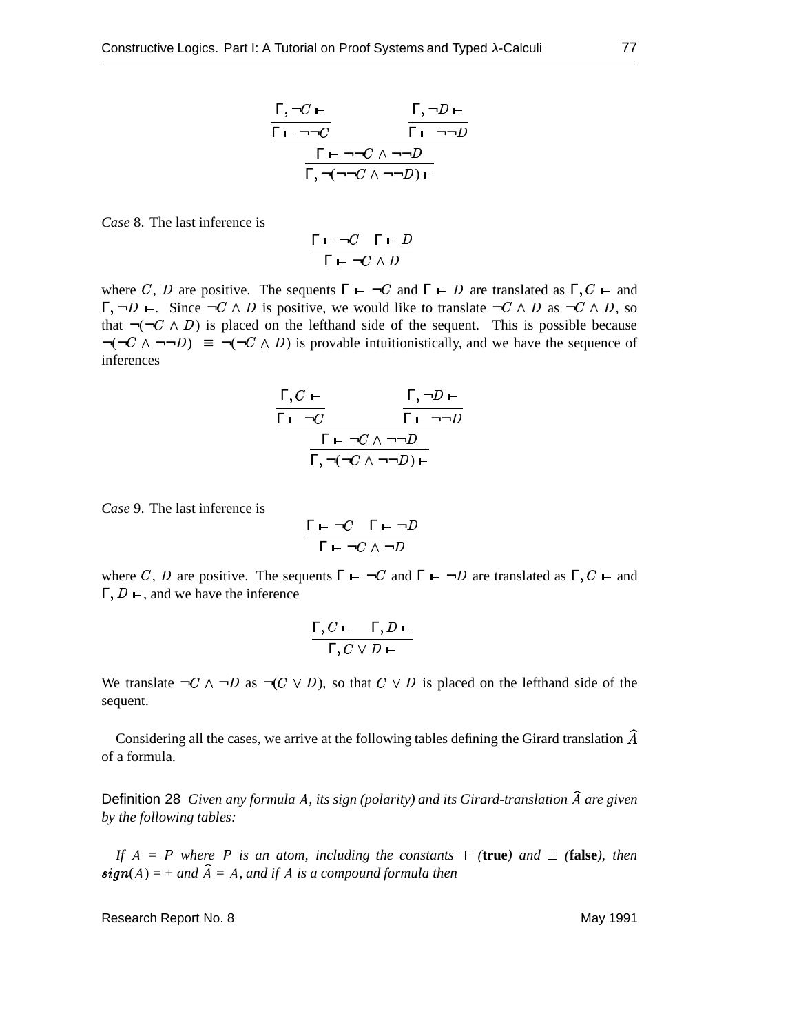$$\dfrac{\dfrac{\Gamma, \neg C \vdash}{\Gamma \vdash \neg\neg C} \qquad \dfrac{\Gamma, \neg D \vdash}{\Gamma \vdash \neg\neg D}}{\dfrac{\Gamma \vdash \neg\neg C \wedge \neg\neg D}{\Gamma, \neg(\neg\neg C \wedge \neg\neg D) \vdash}}$$

*Case* 8. The last inference is

$$\frac{\Gamma \vdash \neg C \quad \Gamma \vdash D}{\Gamma \vdash \neg C \wedge D}$$

where $C$, $D$ are positive. The sequents $\Gamma \vdash \neg C$ and $\Gamma \vdash D$ are translated as $\Gamma, C \vdash$ and $\Gamma, \neg D \vdash$. Since $\neg C \wedge D$ is positive, we would like to translate $\neg C \wedge D$ as $\neg C \wedge D$, so that $\neg(\neg C \wedge D)$ is placed on the lefthand side of the sequent. This is possible because $\neg(\neg C \wedge \neg\neg D) \equiv \neg(\neg C \wedge D)$ is provable intuitionistically, and we have the sequence of inferences

$$\dfrac{\dfrac{\Gamma, C \vdash}{\Gamma \vdash \neg C} \qquad \dfrac{\Gamma, \neg D \vdash}{\Gamma \vdash \neg\neg D}}{\dfrac{\Gamma \vdash \neg C \wedge \neg\neg D}{\Gamma, \neg(\neg C \wedge \neg\neg D) \vdash}}$$

*Case* 9. The last inference is

$$\frac{\Gamma \vdash \neg C \quad \Gamma \vdash \neg D}{\Gamma \vdash \neg C \wedge \neg D}$$

where $C$, $D$ are positive. The sequents $\Gamma \vdash \neg C$ and $\Gamma \vdash \neg D$ are translated as $\Gamma, C \vdash$ and $\Gamma, D \vdash$, and we have the inference

$$\frac{\Gamma, C \vdash \quad \Gamma, D \vdash}{\Gamma, C \vee D \vdash}$$

We translate $\neg C \wedge \neg D$ as $\neg(C \vee D)$, so that $C \vee D$ is placed on the lefthand side of the sequent.

Considering all the cases, we arrive at the following tables defining the Girard translation $\widehat{A}$ of a formula.

**Definition 28** *Given any formula $A$, its sign (polarity) and its Girard-translation $\widehat{A}$ are given by the following tables:*

*If $A = P$ where $P$ is an atom, including the constants $\top$ (**true**) and $\perp$ (**false**), then $\boldsymbol{sign}(A) = +$ and $\widehat{A} = A$, and if $A$ is a compound formula then*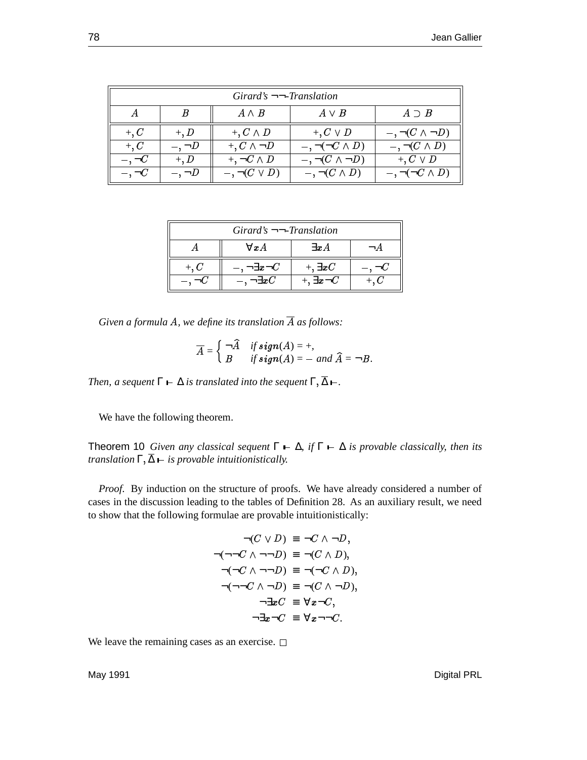| *Girard's $\neg\neg$-Translation* | | | | |
|---|---|---|---|---|
| $A$ | $B$ | $A \wedge B$ | $A \vee B$ | $A \supset B$ |
| $+, C$ | $+, D$ | $+, C \wedge D$ | $+, C \vee D$ | $-, \neg(C \wedge \neg D)$ |
| $+, C$ | $-, \neg D$ | $+, C \wedge \neg D$ | $-, \neg(\neg C \wedge D)$ | $-, \neg(C \wedge D)$ |
| $-, \neg C$ | $+, D$ | $+, \neg C \wedge D$ | $-, \neg(C \wedge \neg D)$ | $+, C \vee D$ |
| $-, \neg C$ | $-, \neg D$ | $-, \neg(C \vee D)$ | $-, \neg(C \wedge D)$ | $-, \neg(\neg C \wedge D)$ |

| *Girard's $\neg\neg$-Translation* | | | |
|---|---|---|---|
| $A$ | $\forall x A$ | $\exists x A$ | $\neg A$ |
| $+, C$ | $-, \neg\exists x \neg C$ | $+, \exists x C$ | $-, \neg C$ |
| $-, \neg C$ | $-, \neg\exists x C$ | $+, \exists x \neg C$ | $+, C$ |

*Given a formula $A$, we define its translation $\overline{A}$ as follows:*

$$\overline{A} = \begin{cases} \neg\widehat{A} & \text{if } \textit{sign}(A) = +, \\ B & \text{if } \textit{sign}(A) = - \text{ and } \widehat{A} = \neg B. \end{cases}$$

*Then, a sequent $\Gamma \vdash \Delta$ is translated into the sequent $\Gamma, \overline{\Delta} \vdash$.*

We have the following theorem.

**Theorem 10** *Given any classical sequent $\Gamma \vdash \Delta$, if $\Gamma \vdash \Delta$ is provable classically, then its translation $\Gamma, \overline{\Delta} \vdash$ is provable intuitionistically.*

*Proof.* By induction on the structure of proofs. We have already considered a number of cases in the discussion leading to the tables of Definition 28. As an auxiliary result, we need to show that the following formulae are provable intuitionistically:

$$\begin{aligned}
\neg(C \vee D) &\equiv \neg C \wedge \neg D, \\
\neg(\neg\neg C \wedge \neg\neg D) &\equiv \neg(C \wedge D), \\
\neg(\neg C \wedge \neg\neg D) &\equiv \neg(\neg C \wedge D), \\
\neg(\neg\neg C \wedge \neg D) &\equiv \neg(C \wedge \neg D), \\
\neg\exists x C &\equiv \forall x \neg C, \\
\neg\exists x \neg C &\equiv \forall x \neg\neg C.
\end{aligned}$$

We leave the remaining cases as an exercise. □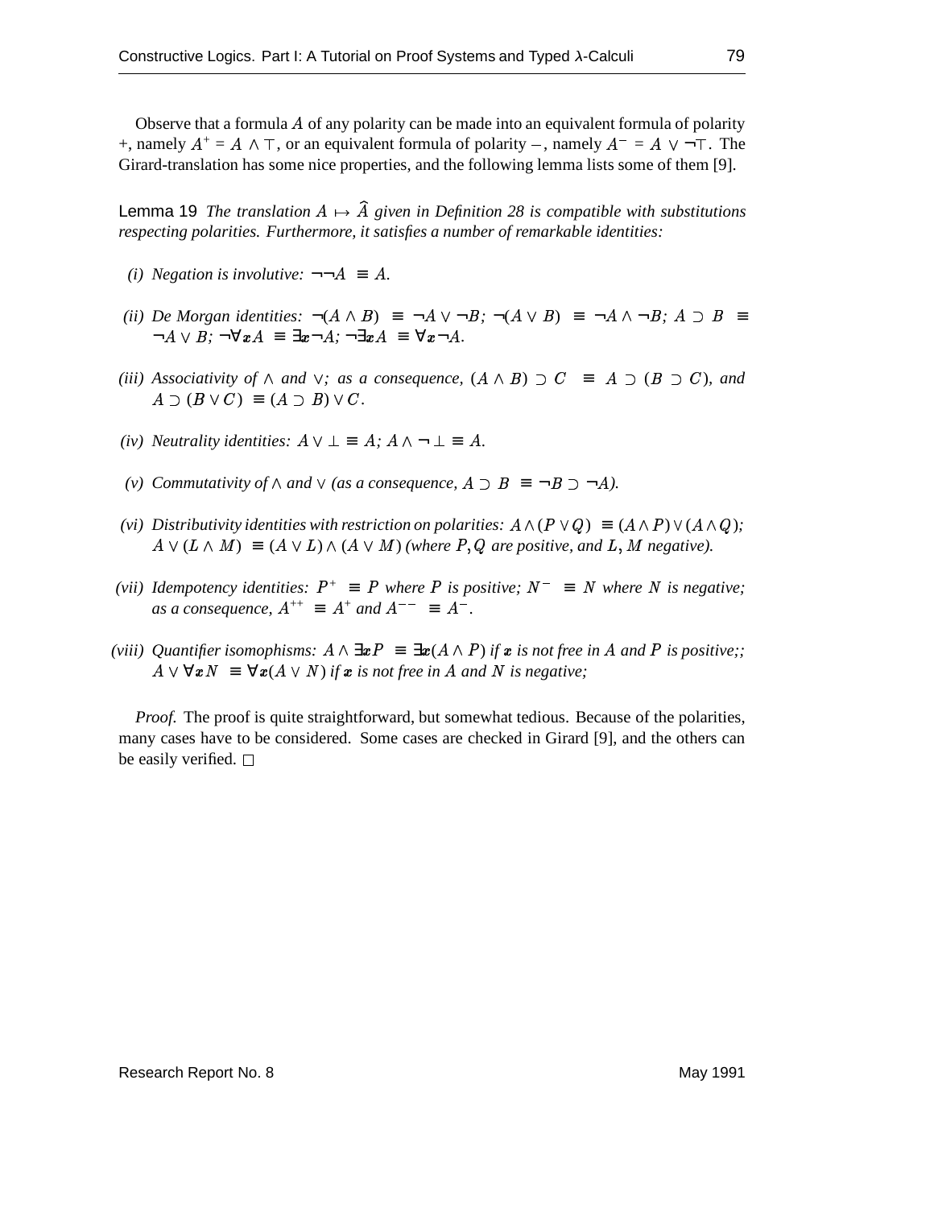Observe that a formula $A$ of any polarity can be made into an equivalent formula of polarity $+$, namely $A^+ = A \wedge \top$, or an equivalent formula of polarity $-$, namely $A^- = A \vee \neg\top$. The Girard-translation has some nice properties, and the following lemma lists some of them [9].

**Lemma 19** *The translation $A \mapsto \widehat{A}$ given in Definition 28 is compatible with substitutions respecting polarities. Furthermore, it satisfies a number of remarkable identities:*

*(i) Negation is involutive: $\neg\neg A \equiv A$.*

*(ii) De Morgan identities: $\neg(A \wedge B) \equiv \neg A \vee \neg B$; $\neg(A \vee B) \equiv \neg A \wedge \neg B$; $A \supset B \equiv \neg A \vee B$; $\neg\forall x A \equiv \exists x \neg A$; $\neg\exists x A \equiv \forall x \neg A$.*

*(iii) Associativity of $\wedge$ and $\vee$; as a consequence, $(A \wedge B) \supset C \equiv A \supset (B \supset C)$, and $A \supset (B \vee C) \equiv (A \supset B) \vee C$.*

*(iv) Neutrality identities: $A \vee \perp \equiv A$; $A \wedge \neg\perp \equiv A$.*

*(v) Commutativity of $\wedge$ and $\vee$ (as a consequence, $A \supset B \equiv \neg B \supset \neg A$).*

*(vi) Distributivity identities with restriction on polarities: $A \wedge (P \vee Q) \equiv (A \wedge P) \vee (A \wedge Q)$; $A \vee (L \wedge M) \equiv (A \vee L) \wedge (A \vee M)$ (where $P, Q$ are positive, and $L, M$ negative).*

*(vii) Idempotency identities: $P^+ \equiv P$ where $P$ is positive; $N^- \equiv N$ where $N$ is negative; as a consequence, $A^{++} \equiv A^+$ and $A^{--} \equiv A^-$.*

*(viii) Quantifier isomophisms: $A \wedge \exists x P \equiv \exists x(A \wedge P)$ if $x$ is not free in $A$ and $P$ is positive;; $A \vee \forall x N \equiv \forall x(A \vee N)$ if $x$ is not free in $A$ and $N$ is negative;*

*Proof.* The proof is quite straightforward, but somewhat tedious. Because of the polarities, many cases have to be considered. Some cases are checked in Girard [9], and the others can be easily verified. $\square$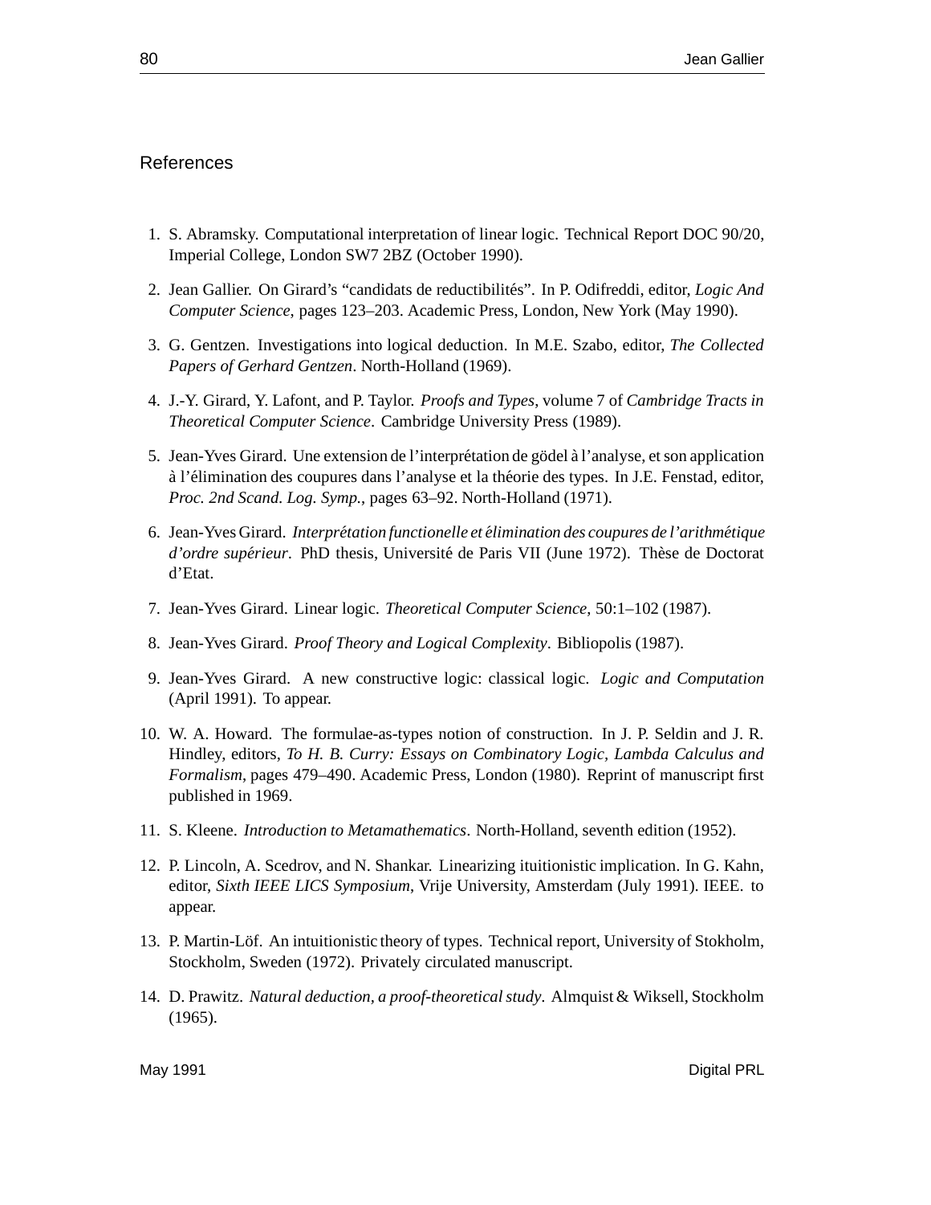## References

1. S. Abramsky. Computational interpretation of linear logic. Technical Report DOC 90/20, Imperial College, London SW7 2BZ (October 1990).

2. Jean Gallier. On Girard's "candidats de reductibilités". In P. Odifreddi, editor, *Logic And Computer Science*, pages 123–203. Academic Press, London, New York (May 1990).

3. G. Gentzen. Investigations into logical deduction. In M.E. Szabo, editor, *The Collected Papers of Gerhard Gentzen*. North-Holland (1969).

4. J.-Y. Girard, Y. Lafont, and P. Taylor. *Proofs and Types*, volume 7 of *Cambridge Tracts in Theoretical Computer Science*. Cambridge University Press (1989).

5. Jean-Yves Girard. Une extension de l'interprétation de gödel à l'analyse, et son application à l'élimination des coupures dans l'analyse et la théorie des types. In J.E. Fenstad, editor, *Proc. 2nd Scand. Log. Symp.*, pages 63–92. North-Holland (1971).

6. Jean-Yves Girard. *Interprétation functionelle et élimination des coupures de l'arithmétique d'ordre supérieur*. PhD thesis, Université de Paris VII (June 1972). Thèse de Doctorat d'Etat.

7. Jean-Yves Girard. Linear logic. *Theoretical Computer Science*, 50:1–102 (1987).

8. Jean-Yves Girard. *Proof Theory and Logical Complexity*. Bibliopolis (1987).

9. Jean-Yves Girard. A new constructive logic: classical logic. *Logic and Computation* (April 1991). To appear.

10. W. A. Howard. The formulae-as-types notion of construction. In J. P. Seldin and J. R. Hindley, editors, *To H. B. Curry: Essays on Combinatory Logic, Lambda Calculus and Formalism*, pages 479–490. Academic Press, London (1980). Reprint of manuscript first published in 1969.

11. S. Kleene. *Introduction to Metamathematics*. North-Holland, seventh edition (1952).

12. P. Lincoln, A. Scedrov, and N. Shankar. Linearizing ituitionistic implication. In G. Kahn, editor, *Sixth IEEE LICS Symposium*, Vrije University, Amsterdam (July 1991). IEEE. to appear.

13. P. Martin-Löf. An intuitionistic theory of types. Technical report, University of Stokholm, Stockholm, Sweden (1972). Privately circulated manuscript.

14. D. Prawitz. *Natural deduction, a proof-theoretical study*. Almquist & Wiksell, Stockholm (1965).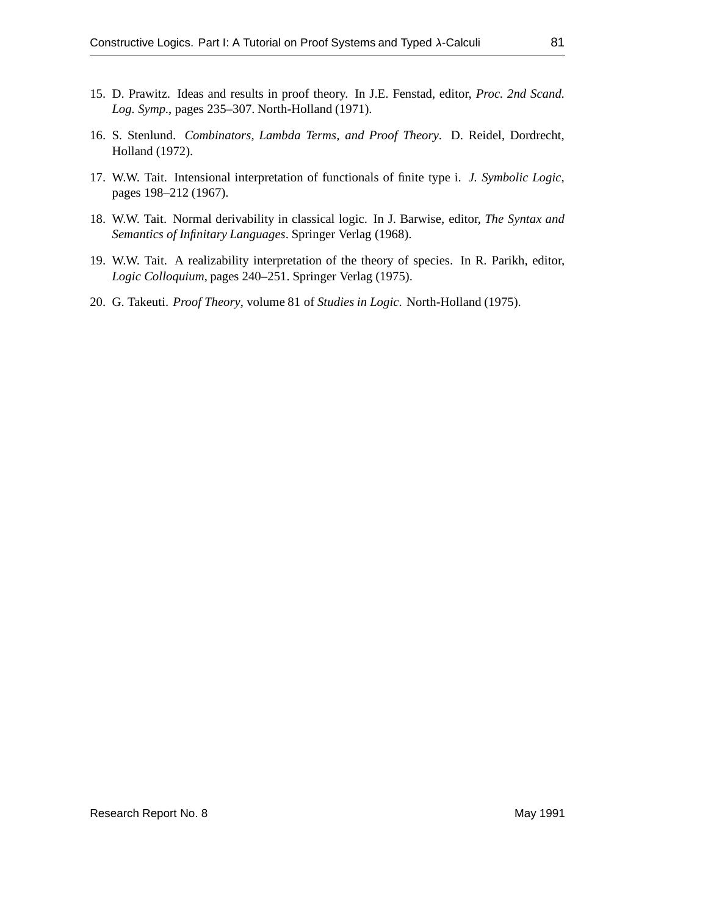15. D. Prawitz. Ideas and results in proof theory. In J.E. Fenstad, editor, *Proc. 2nd Scand. Log. Symp.*, pages 235–307. North-Holland (1971).

16. S. Stenlund. *Combinators, Lambda Terms, and Proof Theory*. D. Reidel, Dordrecht, Holland (1972).

17. W.W. Tait. Intensional interpretation of functionals of finite type i. *J. Symbolic Logic*, pages 198–212 (1967).

18. W.W. Tait. Normal derivability in classical logic. In J. Barwise, editor, *The Syntax and Semantics of Infinitary Languages*. Springer Verlag (1968).

19. W.W. Tait. A realizability interpretation of the theory of species. In R. Parikh, editor, *Logic Colloquium*, pages 240–251. Springer Verlag (1975).

20. G. Takeuti. *Proof Theory*, volume 81 of *Studies in Logic*. North-Holland (1975).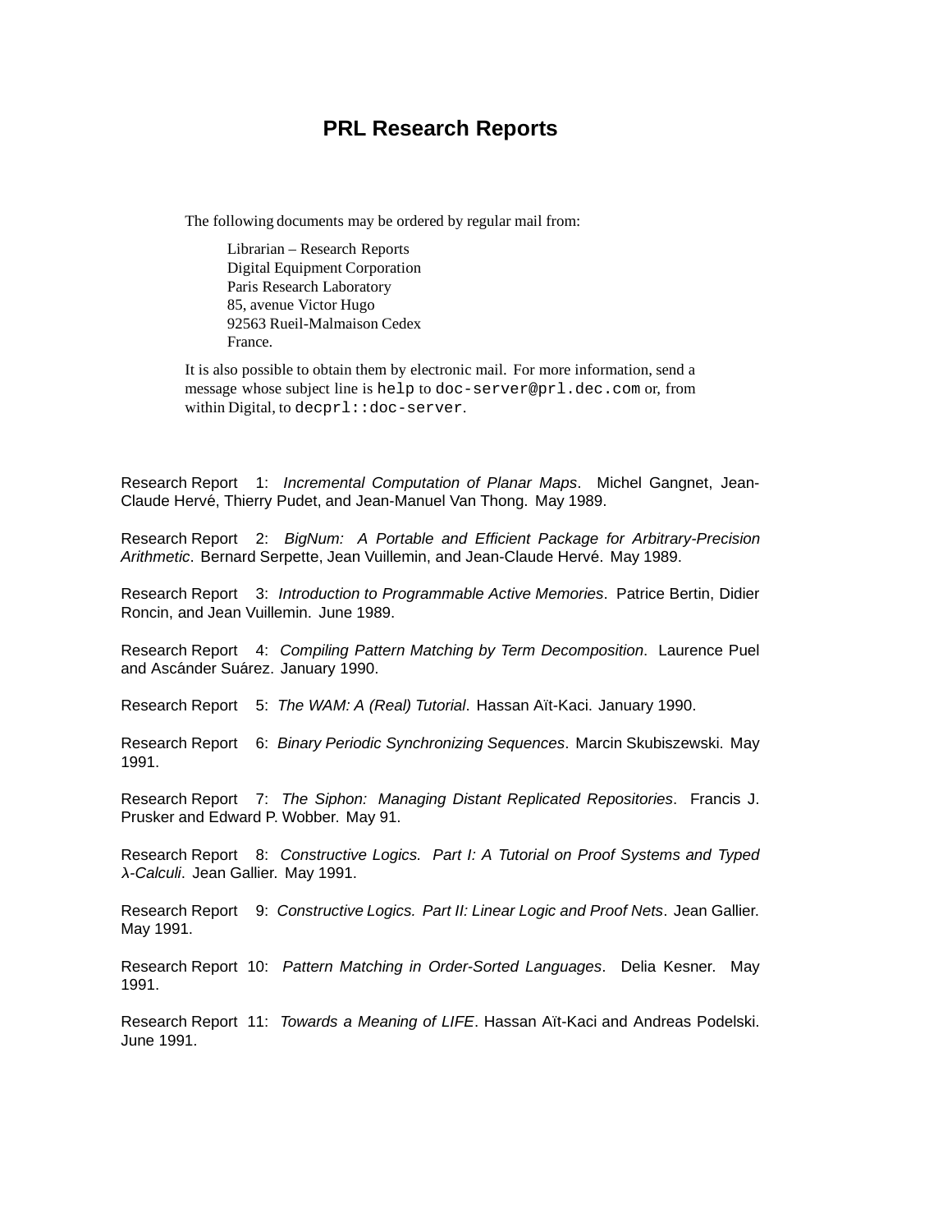# PRL Research Reports

The following documents may be ordered by regular mail from:

Librarian – Research Reports
Digital Equipment Corporation
Paris Research Laboratory
85, avenue Victor Hugo
92563 Rueil-Malmaison Cedex
France.

It is also possible to obtain them by electronic mail. For more information, send a message whose subject line is `help` to `doc-server@prl.dec.com` or, from within Digital, to `decprl::doc-server`.

Research Report 1: *Incremental Computation of Planar Maps*. Michel Gangnet, Jean-Claude Hervé, Thierry Pudet, and Jean-Manuel Van Thong. May 1989.

Research Report 2: *BigNum: A Portable and Efficient Package for Arbitrary-Precision Arithmetic*. Bernard Serpette, Jean Vuillemin, and Jean-Claude Hervé. May 1989.

Research Report 3: *Introduction to Programmable Active Memories*. Patrice Bertin, Didier Roncin, and Jean Vuillemin. June 1989.

Research Report 4: *Compiling Pattern Matching by Term Decomposition*. Laurence Puel and Ascánder Suárez. January 1990.

Research Report 5: *The WAM: A (Real) Tutorial*. Hassan Aït-Kaci. January 1990.

Research Report 6: *Binary Periodic Synchronizing Sequences*. Marcin Skubiszewski. May 1991.

Research Report 7: *The Siphon: Managing Distant Replicated Repositories*. Francis J. Prusker and Edward P. Wobber. May 91.

Research Report 8: *Constructive Logics. Part I: A Tutorial on Proof Systems and Typed $\lambda$-Calculi*. Jean Gallier. May 1991.

Research Report 9: *Constructive Logics. Part II: Linear Logic and Proof Nets*. Jean Gallier. May 1991.

Research Report 10: *Pattern Matching in Order-Sorted Languages*. Delia Kesner. May 1991.

Research Report 11: *Towards a Meaning of LIFE*. Hassan Aït-Kaci and Andreas Podelski. June 1991.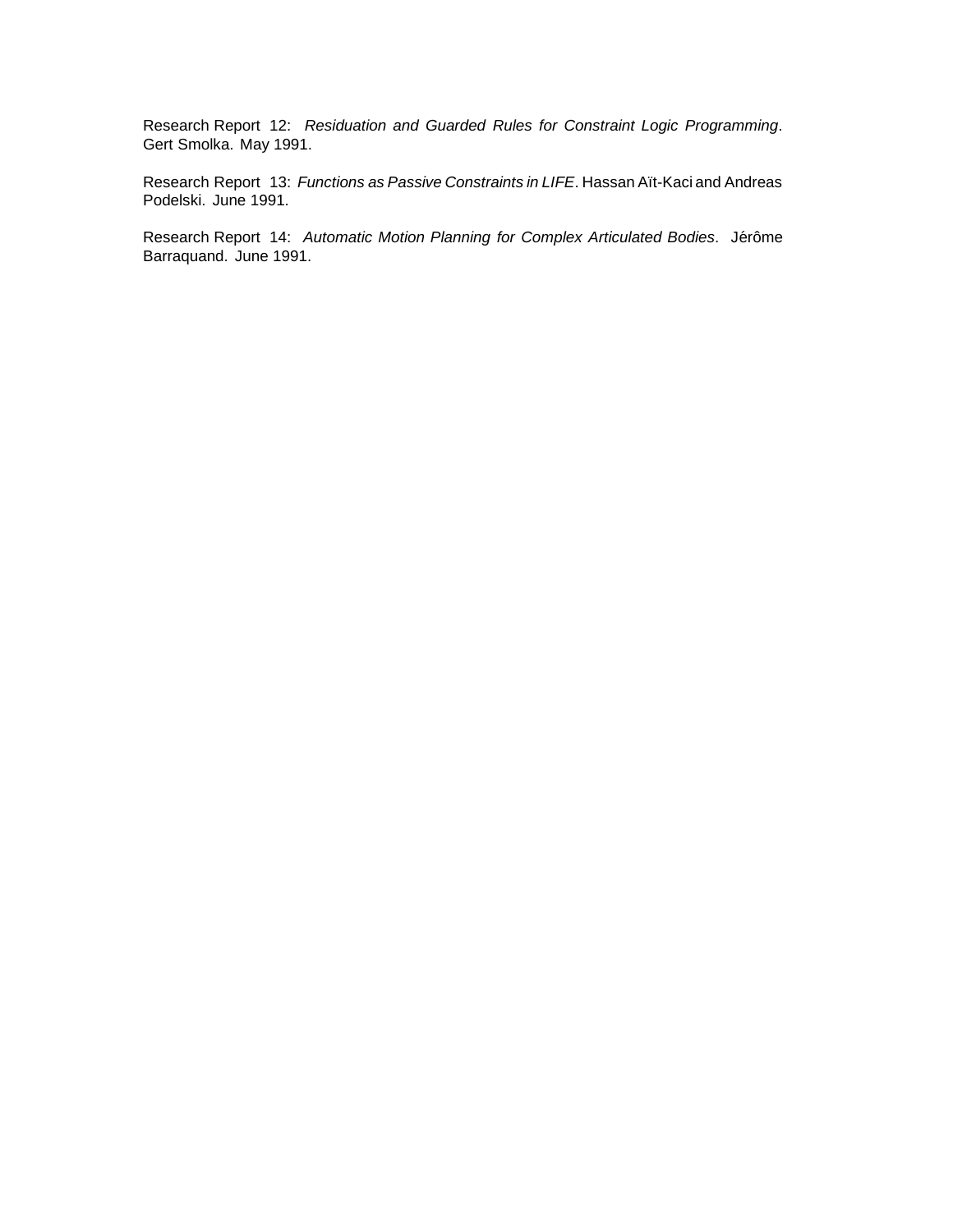Research Report 12: *Residuation and Guarded Rules for Constraint Logic Programming*. Gert Smolka. May 1991.

Research Report 13: *Functions as Passive Constraints in LIFE*. Hassan Aït-Kaci and Andreas Podelski. June 1991.

Research Report 14: *Automatic Motion Planning for Complex Articulated Bodies*. Jérôme Barraquand. June 1991.